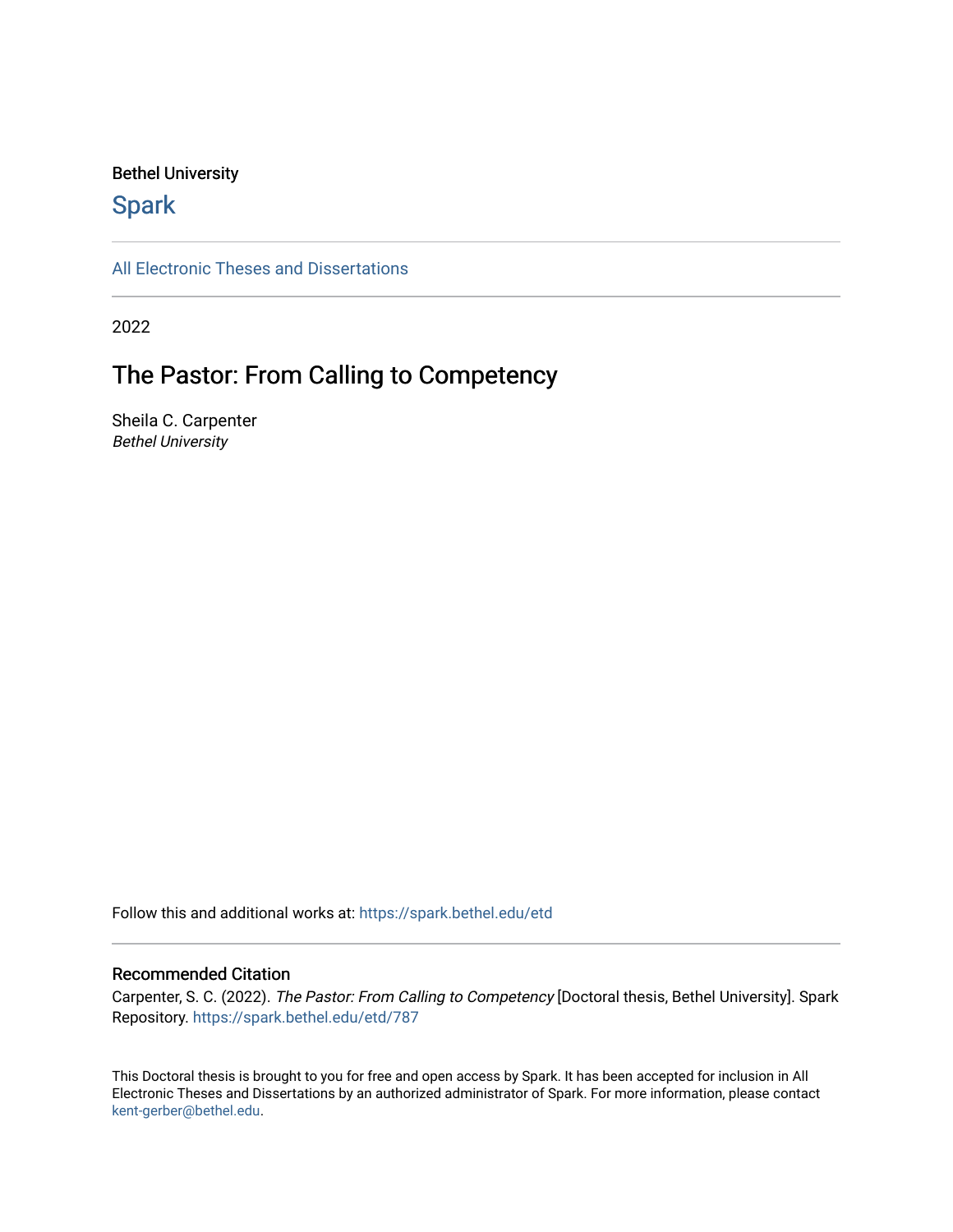Bethel University

# Spark

All Electronic Theses and Dissertations

2022

## The Pastor: From Calling to Competency

Sheila C. Carpenter
*Bethel University*

Follow this and additional works at: https://spark.bethel.edu/etd

### Recommended Citation

Carpenter, S. C. (2022). *The Pastor: From Calling to Competency* [Doctoral thesis, Bethel University]. Spark Repository. https://spark.bethel.edu/etd/787

This Doctoral thesis is brought to you for free and open access by Spark. It has been accepted for inclusion in All Electronic Theses and Dissertations by an authorized administrator of Spark. For more information, please contact kent-gerber@bethel.edu.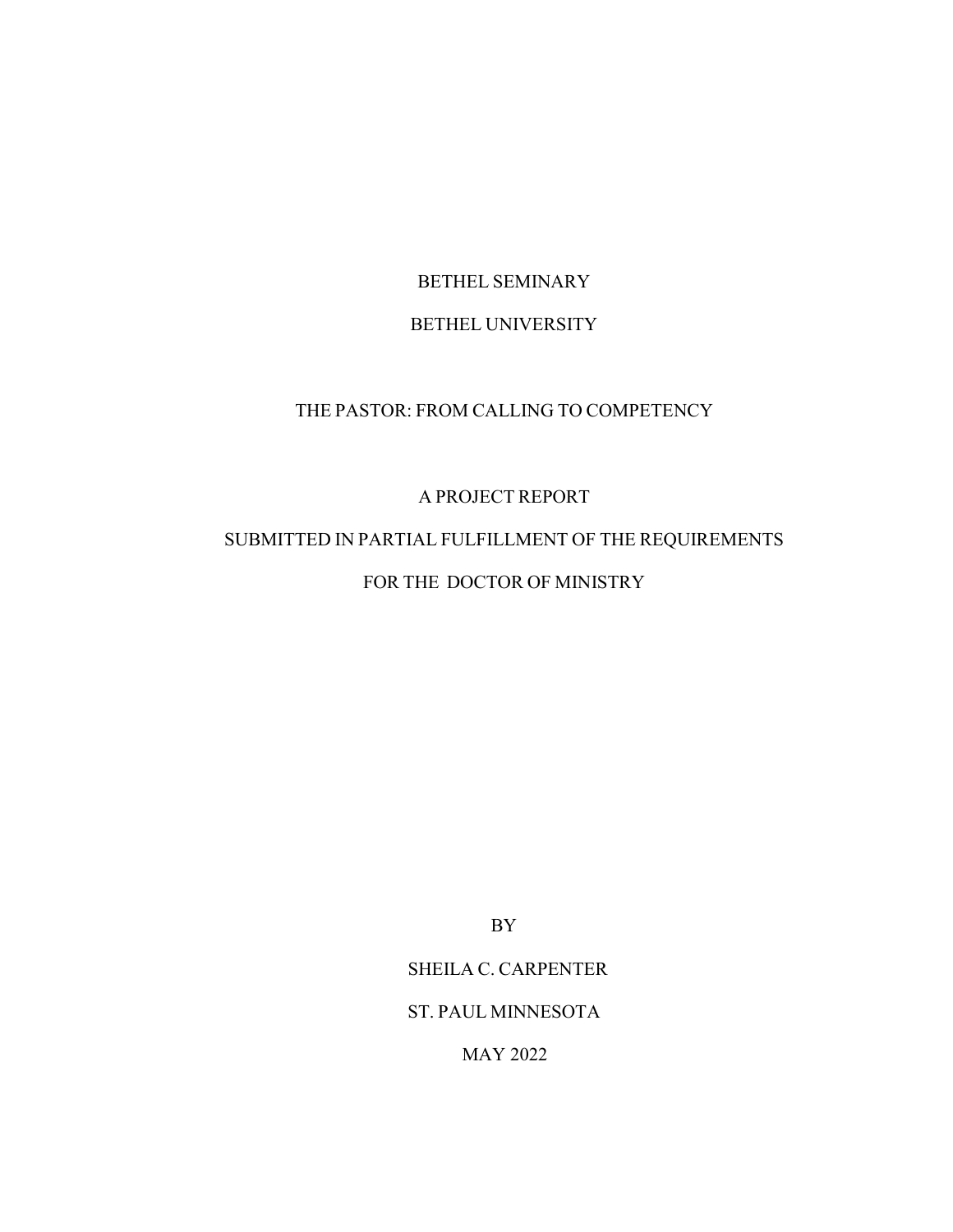BETHEL SEMINARY

BETHEL UNIVERSITY

THE PASTOR: FROM CALLING TO COMPETENCY

A PROJECT REPORT

SUBMITTED IN PARTIAL FULFILLMENT OF THE REQUIREMENTS

FOR THE DOCTOR OF MINISTRY

BY

SHEILA C. CARPENTER

ST. PAUL MINNESOTA

MAY 2022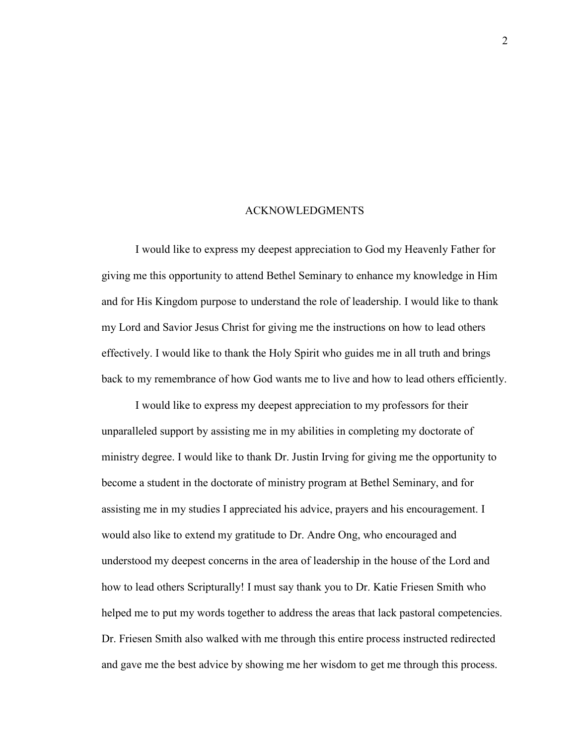# ACKNOWLEDGMENTS

I would like to express my deepest appreciation to God my Heavenly Father for giving me this opportunity to attend Bethel Seminary to enhance my knowledge in Him and for His Kingdom purpose to understand the role of leadership. I would like to thank my Lord and Savior Jesus Christ for giving me the instructions on how to lead others effectively. I would like to thank the Holy Spirit who guides me in all truth and brings back to my remembrance of how God wants me to live and how to lead others efficiently.

I would like to express my deepest appreciation to my professors for their unparalleled support by assisting me in my abilities in completing my doctorate of ministry degree. I would like to thank Dr. Justin Irving for giving me the opportunity to become a student in the doctorate of ministry program at Bethel Seminary, and for assisting me in my studies I appreciated his advice, prayers and his encouragement. I would also like to extend my gratitude to Dr. Andre Ong, who encouraged and understood my deepest concerns in the area of leadership in the house of the Lord and how to lead others Scripturally! I must say thank you to Dr. Katie Friesen Smith who helped me to put my words together to address the areas that lack pastoral competencies. Dr. Friesen Smith also walked with me through this entire process instructed redirected and gave me the best advice by showing me her wisdom to get me through this process.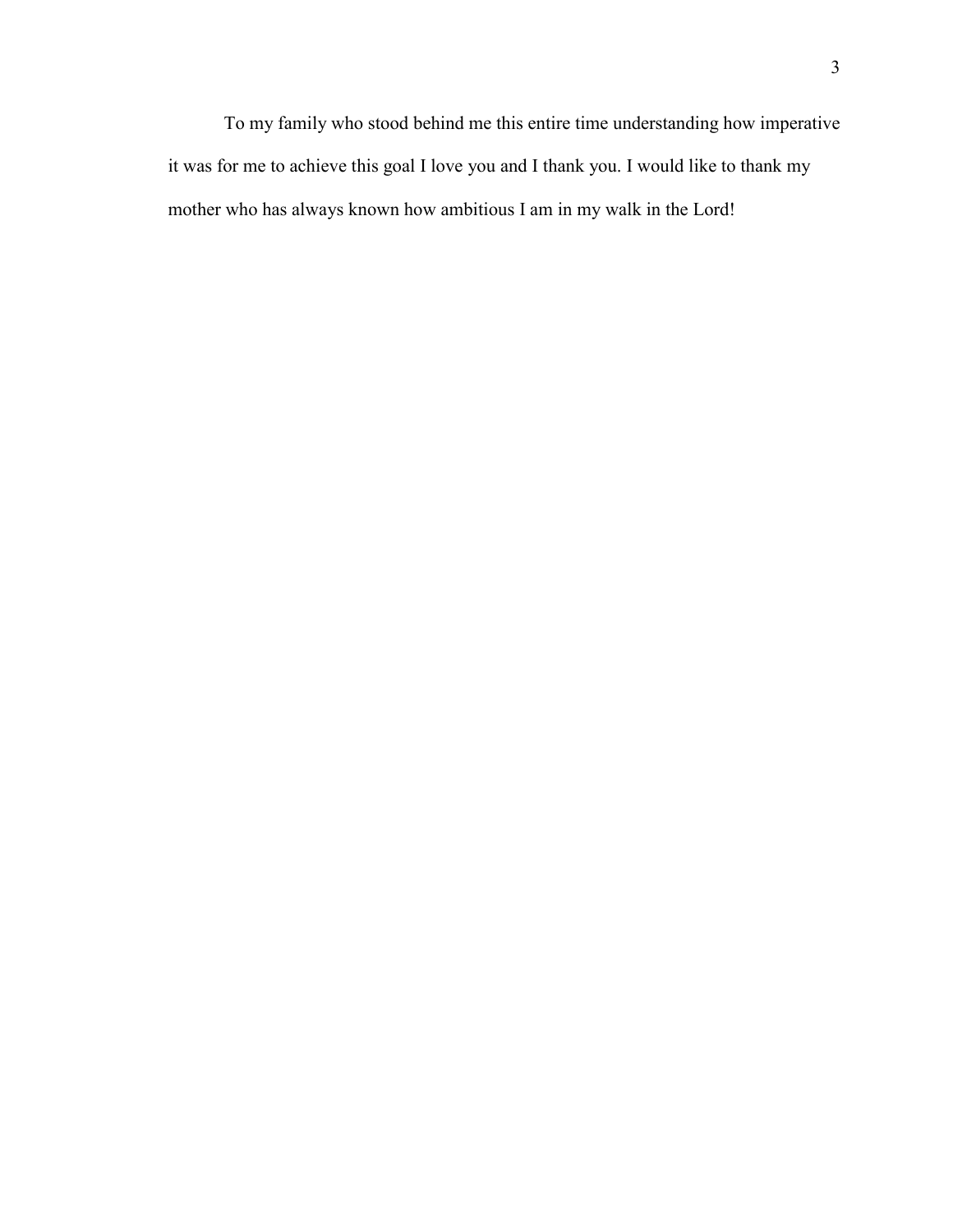To my family who stood behind me this entire time understanding how imperative it was for me to achieve this goal I love you and I thank you. I would like to thank my mother who has always known how ambitious I am in my walk in the Lord!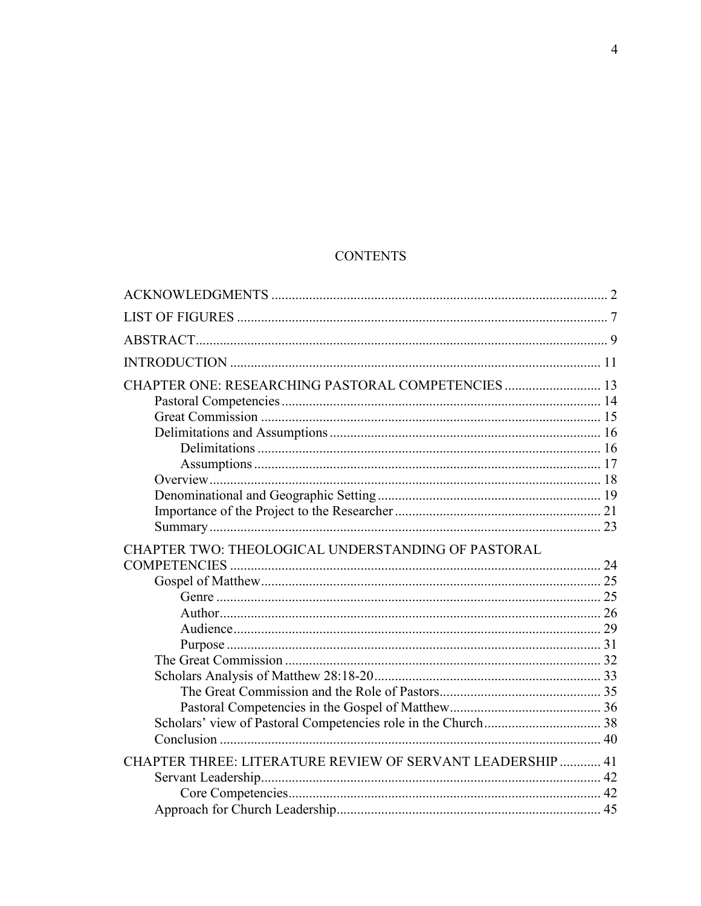# CONTENTS

ACKNOWLEDGMENTS ........................................................................................ 2

LIST OF FIGURES ........................................................................................... 7

ABSTRACT ........................................................................................................ 9

INTRODUCTION .............................................................................................. 11

CHAPTER ONE: RESEARCHING PASTORAL COMPETENCIES ................ 13
- Pastoral Competencies ................................................................................ 14
- Great Commission ...................................................................................... 15
- Delimitations and Assumptions .................................................................. 16
  - Delimitations ......................................................................................... 16
  - Assumptions .......................................................................................... 17
- Overview ..................................................................................................... 18
- Denominational and Geographic Setting .................................................... 19
- Importance of the Project to the Researcher ............................................... 21
- Summary ...................................................................................................... 23

CHAPTER TWO: THEOLOGICAL UNDERSTANDING OF PASTORAL COMPETENCIES ........................................................................................... 24
- Gospel of Matthew ...................................................................................... 25
  - Genre .................................................................................................... 25
  - Author ................................................................................................... 26
  - Audience ............................................................................................... 29
  - Purpose ................................................................................................. 31
- The Great Commission ................................................................................ 32
- Scholars Analysis of Matthew 28:18-20 ...................................................... 33
  - The Great Commission and the Role of Pastors .................................... 35
  - Pastoral Competencies in the Gospel of Matthew ................................. 36
- Scholars' view of Pastoral Competencies role in the Church ...................... 38
- Conclusion ................................................................................................... 40

CHAPTER THREE: LITERATURE REVIEW OF SERVANT LEADERSHIP ............ 41
- Servant Leadership ...................................................................................... 42
  - Core Competencies ................................................................................ 42
- Approach for Church Leadership ................................................................ 45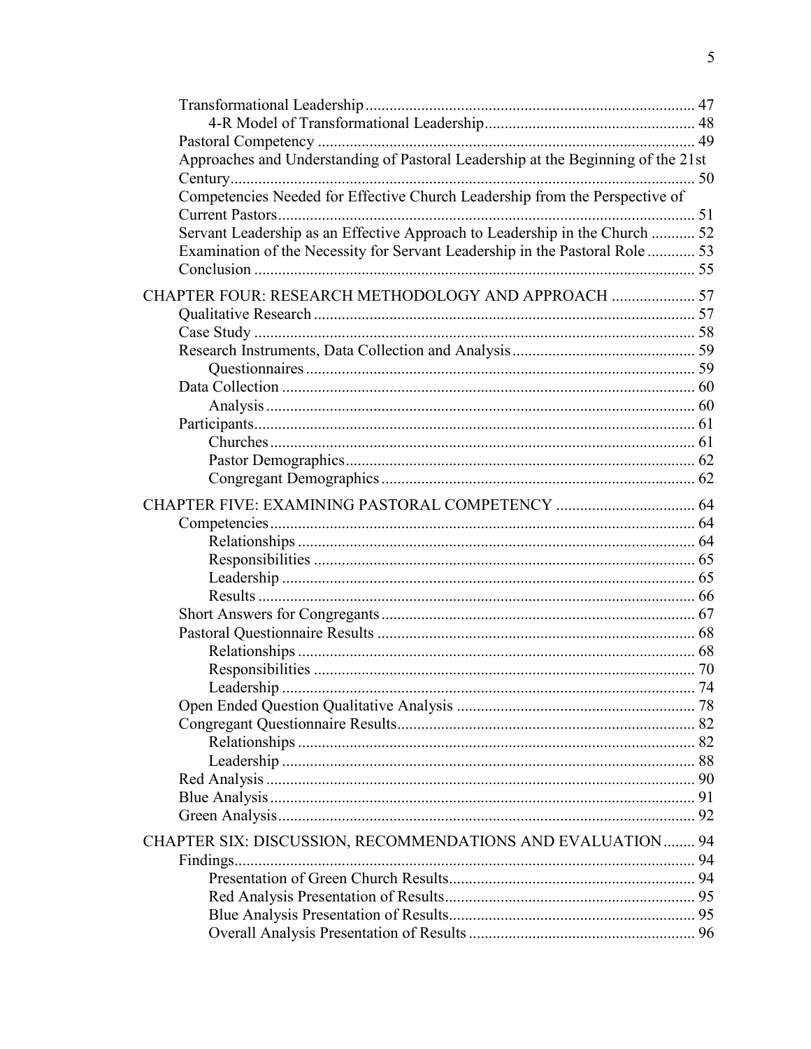Transformational Leadership ........................................................................ 47
    4-R Model of Transformational Leadership .................................................... 48
Pastoral Competency ...................................................................................... 49
Approaches and Understanding of Pastoral Leadership at the Beginning of the 21st Century ................................................................................................................ 50
Competencies Needed for Effective Church Leadership from the Perspective of Current Pastors ................................................................................................. 51
Servant Leadership as an Effective Approach to Leadership in the Church ........... 52
Examination of the Necessity for Servant Leadership in the Pastoral Role ............ 53
Conclusion ...................................................................................................... 55

CHAPTER FOUR: RESEARCH METHODOLOGY AND APPROACH ..................... 57
Qualitative Research ....................................................................................... 57
Case Study ...................................................................................................... 58
Research Instruments, Data Collection and Analysis ......................................... 59
    Questionnaires ............................................................................................ 59
Data Collection ................................................................................................ 60
    Analysis ...................................................................................................... 60
Participants ...................................................................................................... 61
    Churches ..................................................................................................... 61
    Pastor Demographics ................................................................................... 62
    Congregant Demographics ........................................................................... 62

CHAPTER FIVE: EXAMINING PASTORAL COMPETENCY .................................. 64
Competencies .................................................................................................. 64
    Relationships ............................................................................................... 64
    Responsibilities ........................................................................................... 65
    Leadership ................................................................................................... 65
    Results ........................................................................................................ 66
Short Answers for Congregants ........................................................................ 67
Pastoral Questionnaire Results ......................................................................... 68
    Relationships ............................................................................................... 68
    Responsibilities ........................................................................................... 70
    Leadership ................................................................................................... 74
Open Ended Question Qualitative Analysis ....................................................... 78
Congregant Questionnaire Results .................................................................... 82
    Relationships ............................................................................................... 82
    Leadership ................................................................................................... 88
Red Analysis .................................................................................................... 90
Blue Analysis ................................................................................................... 91
Green Analysis ................................................................................................. 92

CHAPTER SIX: DISCUSSION, RECOMMENDATIONS AND EVALUATION ........ 94
Findings ........................................................................................................... 94
    Presentation of Green Church Results ......................................................... 94
    Red Analysis Presentation of Results ........................................................... 95
    Blue Analysis Presentation of Results .......................................................... 95
    Overall Analysis Presentation of Results ...................................................... 96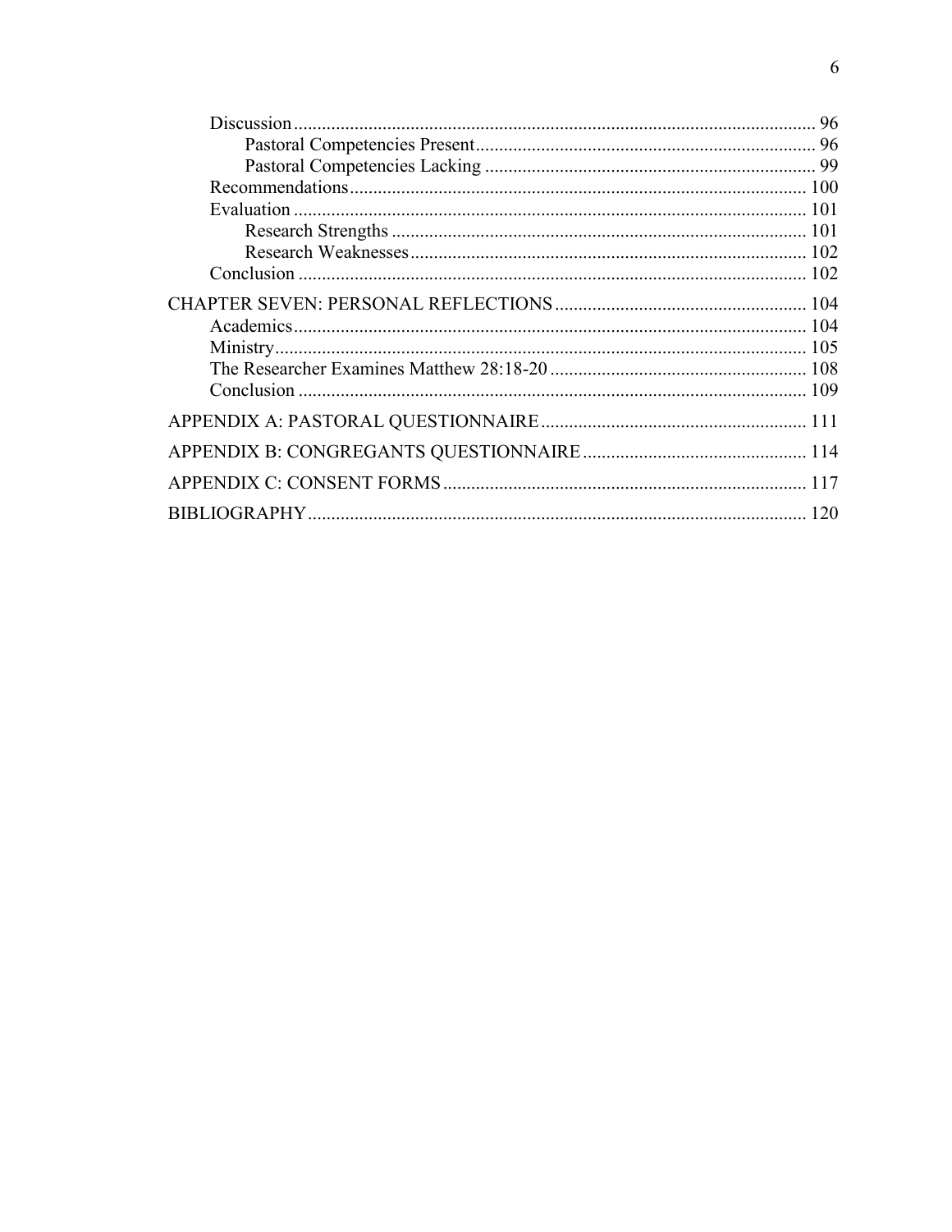Discussion ............................................................ 96
    Pastoral Competencies Present ............................................................ 96
    Pastoral Competencies Lacking ............................................................ 99
Recommendations ............................................................ 100
Evaluation ............................................................ 101
    Research Strengths ............................................................ 101
    Research Weaknesses ............................................................ 102
Conclusion ............................................................ 102

CHAPTER SEVEN: PERSONAL REFLECTIONS ............................................................ 104
Academics ............................................................ 104
Ministry ............................................................ 105
The Researcher Examines Matthew 28:18-20 ............................................................ 108
Conclusion ............................................................ 109

APPENDIX A: PASTORAL QUESTIONNAIRE ............................................................ 111

APPENDIX B: CONGREGANTS QUESTIONNAIRE ............................................................ 114

APPENDIX C: CONSENT FORMS ............................................................ 117

BIBLIOGRAPHY ............................................................ 120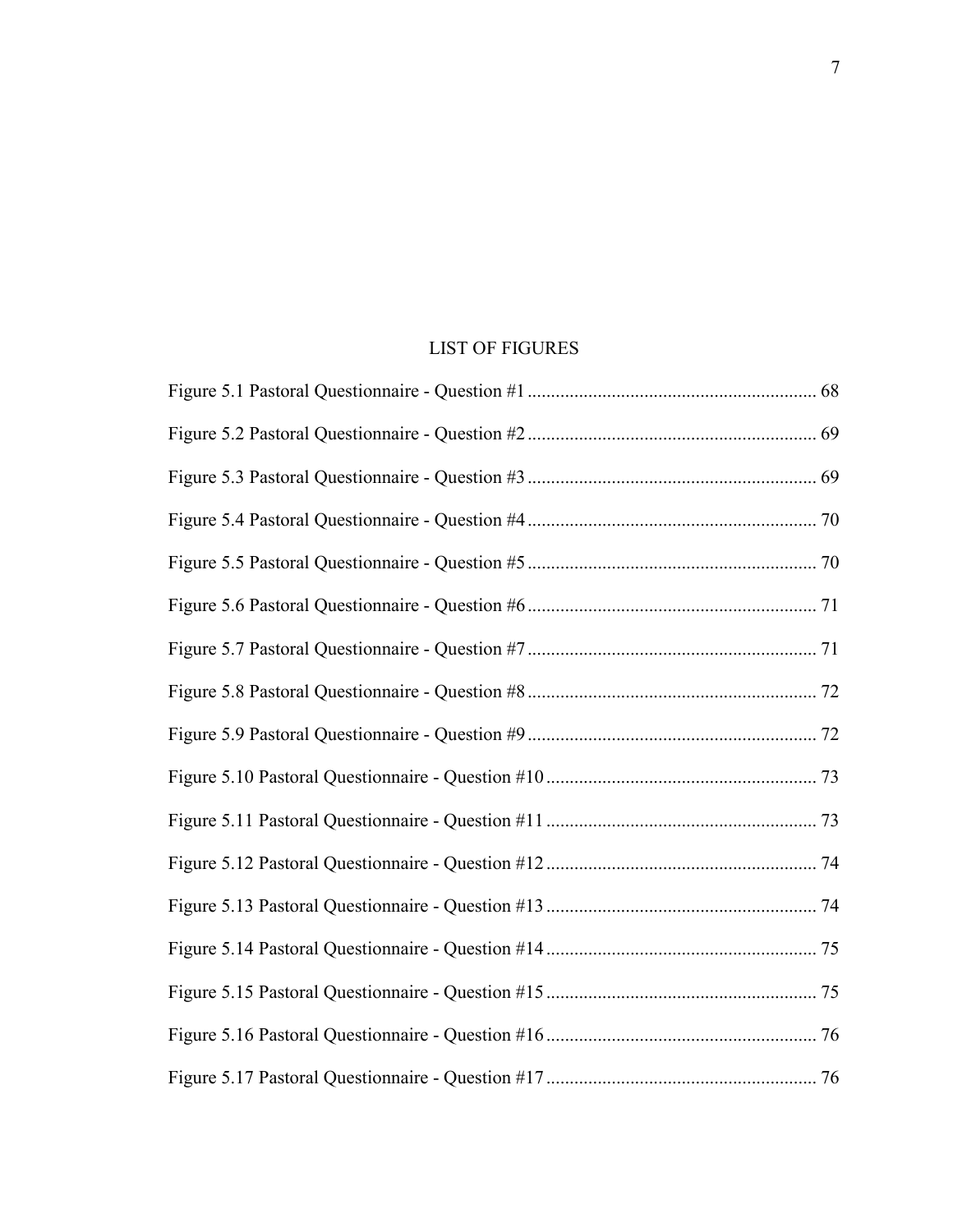# LIST OF FIGURES

Figure 5.1 Pastoral Questionnaire - Question #1 ............................................................. 68

Figure 5.2 Pastoral Questionnaire - Question #2 ............................................................. 69

Figure 5.3 Pastoral Questionnaire - Question #3 ............................................................. 69

Figure 5.4 Pastoral Questionnaire - Question #4 ............................................................. 70

Figure 5.5 Pastoral Questionnaire - Question #5 ............................................................. 70

Figure 5.6 Pastoral Questionnaire - Question #6 ............................................................. 71

Figure 5.7 Pastoral Questionnaire - Question #7 ............................................................. 71

Figure 5.8 Pastoral Questionnaire - Question #8 ............................................................. 72

Figure 5.9 Pastoral Questionnaire - Question #9 ............................................................. 72

Figure 5.10 Pastoral Questionnaire - Question #10 ......................................................... 73

Figure 5.11 Pastoral Questionnaire - Question #11 ......................................................... 73

Figure 5.12 Pastoral Questionnaire - Question #12 ......................................................... 74

Figure 5.13 Pastoral Questionnaire - Question #13 ......................................................... 74

Figure 5.14 Pastoral Questionnaire - Question #14 ......................................................... 75

Figure 5.15 Pastoral Questionnaire - Question #15 ......................................................... 75

Figure 5.16 Pastoral Questionnaire - Question #16 ......................................................... 76

Figure 5.17 Pastoral Questionnaire - Question #17 ......................................................... 76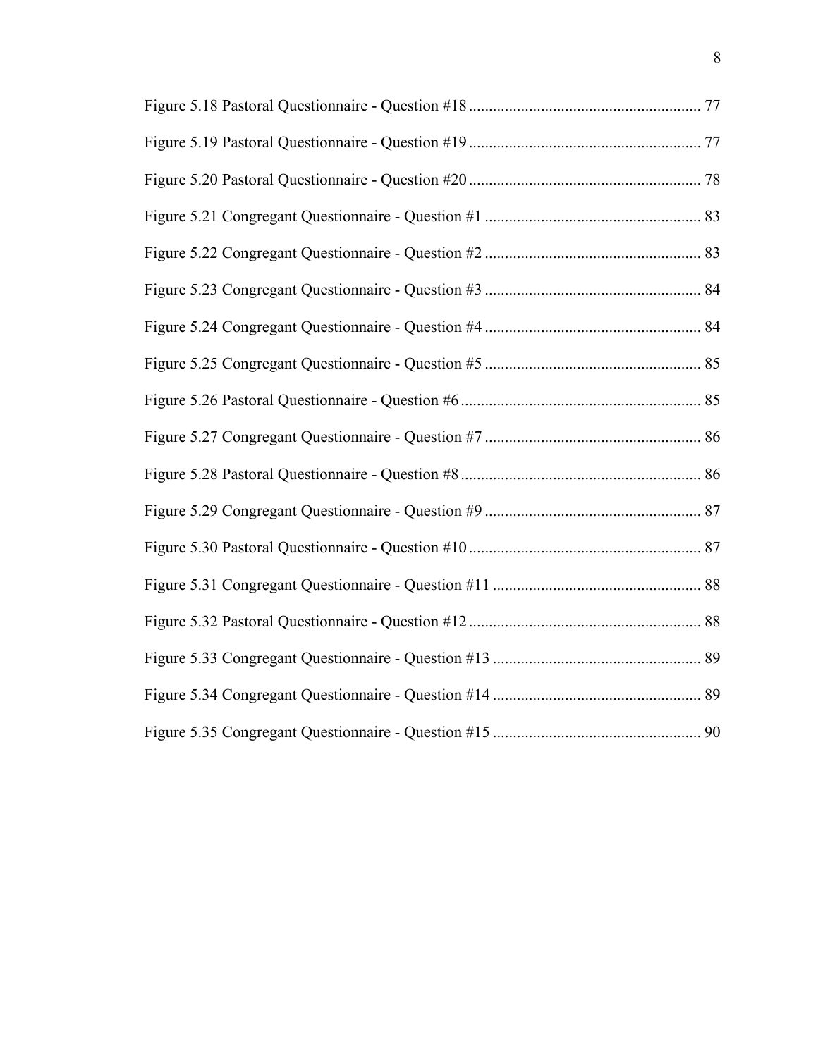Figure 5.18 Pastoral Questionnaire - Question #18 ........................................................ 77

Figure 5.19 Pastoral Questionnaire - Question #19 ........................................................ 77

Figure 5.20 Pastoral Questionnaire - Question #20 ........................................................ 78

Figure 5.21 Congregant Questionnaire - Question #1 ..................................................... 83

Figure 5.22 Congregant Questionnaire - Question #2 ..................................................... 83

Figure 5.23 Congregant Questionnaire - Question #3 ..................................................... 84

Figure 5.24 Congregant Questionnaire - Question #4 ..................................................... 84

Figure 5.25 Congregant Questionnaire - Question #5 ..................................................... 85

Figure 5.26 Pastoral Questionnaire - Question #6 .......................................................... 85

Figure 5.27 Congregant Questionnaire - Question #7 ..................................................... 86

Figure 5.28 Pastoral Questionnaire - Question #8 .......................................................... 86

Figure 5.29 Congregant Questionnaire - Question #9 ..................................................... 87

Figure 5.30 Pastoral Questionnaire - Question #10 ........................................................ 87

Figure 5.31 Congregant Questionnaire - Question #11 ................................................... 88

Figure 5.32 Pastoral Questionnaire - Question #12 ........................................................ 88

Figure 5.33 Congregant Questionnaire - Question #13 ................................................... 89

Figure 5.34 Congregant Questionnaire - Question #14 ................................................... 89

Figure 5.35 Congregant Questionnaire - Question #15 ................................................... 90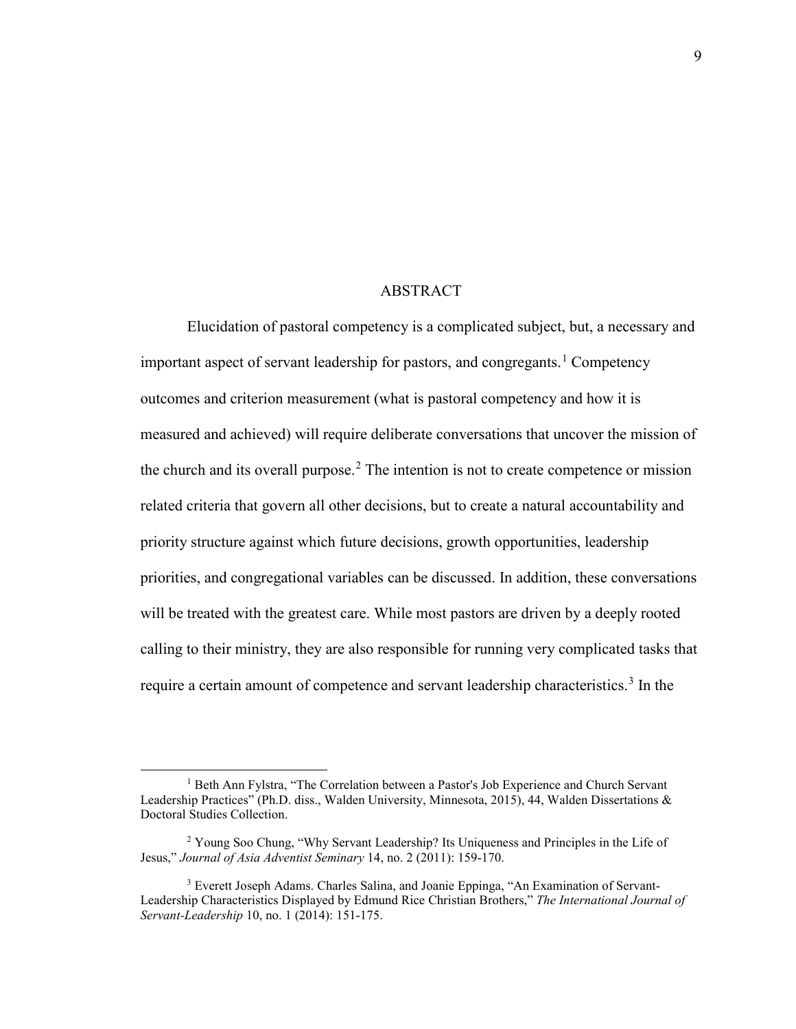# ABSTRACT

Elucidation of pastoral competency is a complicated subject, but, a necessary and important aspect of servant leadership for pastors, and congregants.[1] Competency outcomes and criterion measurement (what is pastoral competency and how it is measured and achieved) will require deliberate conversations that uncover the mission of the church and its overall purpose.[2] The intention is not to create competence or mission related criteria that govern all other decisions, but to create a natural accountability and priority structure against which future decisions, growth opportunities, leadership priorities, and congregational variables can be discussed. In addition, these conversations will be treated with the greatest care. While most pastors are driven by a deeply rooted calling to their ministry, they are also responsible for running very complicated tasks that require a certain amount of competence and servant leadership characteristics.[3] In the

---

[1] Beth Ann Fylstra, "The Correlation between a Pastor's Job Experience and Church Servant Leadership Practices" (Ph.D. diss., Walden University, Minnesota, 2015), 44, Walden Dissertations & Doctoral Studies Collection.

[2] Young Soo Chung, "Why Servant Leadership? Its Uniqueness and Principles in the Life of Jesus," *Journal of Asia Adventist Seminary* 14, no. 2 (2011): 159-170.

[3] Everett Joseph Adams. Charles Salina, and Joanie Eppinga, "An Examination of Servant-Leadership Characteristics Displayed by Edmund Rice Christian Brothers," *The International Journal of Servant-Leadership* 10, no. 1 (2014): 151-175.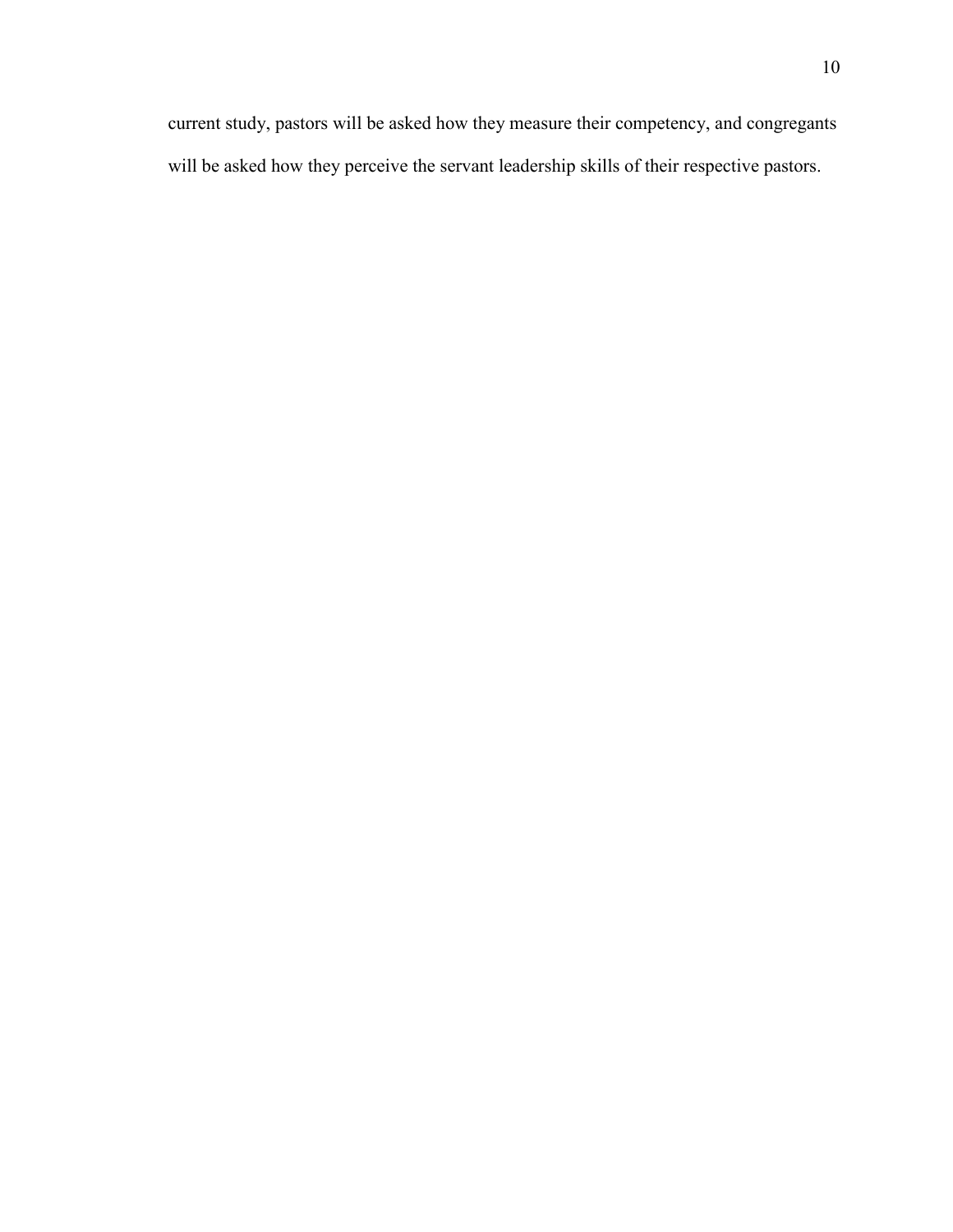current study, pastors will be asked how they measure their competency, and congregants will be asked how they perceive the servant leadership skills of their respective pastors.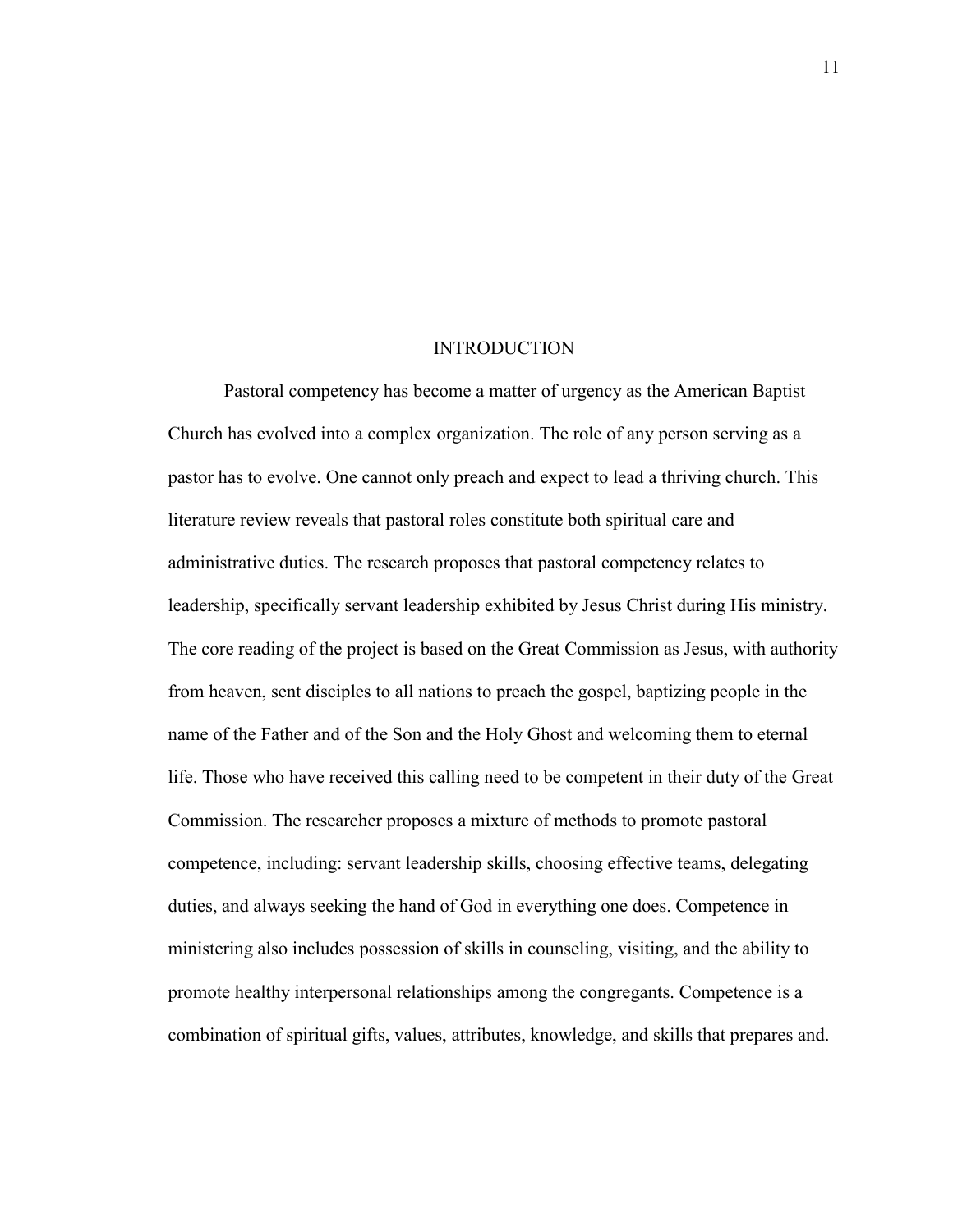# INTRODUCTION

Pastoral competency has become a matter of urgency as the American Baptist Church has evolved into a complex organization. The role of any person serving as a pastor has to evolve. One cannot only preach and expect to lead a thriving church. This literature review reveals that pastoral roles constitute both spiritual care and administrative duties. The research proposes that pastoral competency relates to leadership, specifically servant leadership exhibited by Jesus Christ during His ministry. The core reading of the project is based on the Great Commission as Jesus, with authority from heaven, sent disciples to all nations to preach the gospel, baptizing people in the name of the Father and of the Son and the Holy Ghost and welcoming them to eternal life. Those who have received this calling need to be competent in their duty of the Great Commission. The researcher proposes a mixture of methods to promote pastoral competence, including: servant leadership skills, choosing effective teams, delegating duties, and always seeking the hand of God in everything one does. Competence in ministering also includes possession of skills in counseling, visiting, and the ability to promote healthy interpersonal relationships among the congregants. Competence is a combination of spiritual gifts, values, attributes, knowledge, and skills that prepares and.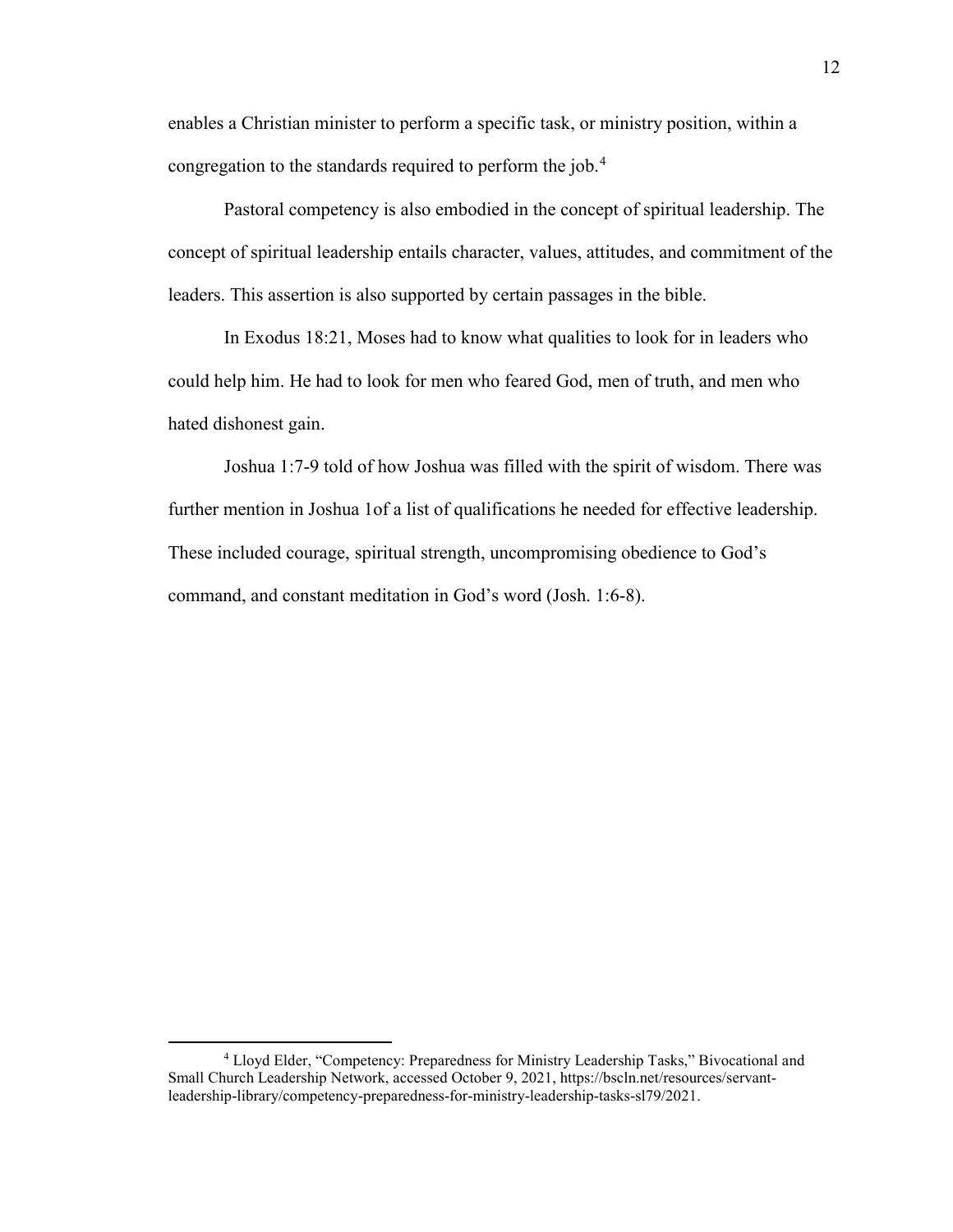enables a Christian minister to perform a specific task, or ministry position, within a congregation to the standards required to perform the job.[4]

Pastoral competency is also embodied in the concept of spiritual leadership. The concept of spiritual leadership entails character, values, attitudes, and commitment of the leaders. This assertion is also supported by certain passages in the bible.

In Exodus 18:21, Moses had to know what qualities to look for in leaders who could help him. He had to look for men who feared God, men of truth, and men who hated dishonest gain.

Joshua 1:7-9 told of how Joshua was filled with the spirit of wisdom. There was further mention in Joshua 1of a list of qualifications he needed for effective leadership. These included courage, spiritual strength, uncompromising obedience to God's command, and constant meditation in God's word (Josh. 1:6-8).

---

[4] Lloyd Elder, "Competency: Preparedness for Ministry Leadership Tasks," Bivocational and Small Church Leadership Network, accessed October 9, 2021, https://bscln.net/resources/servant-leadership-library/competency-preparedness-for-ministry-leadership-tasks-sl79/2021.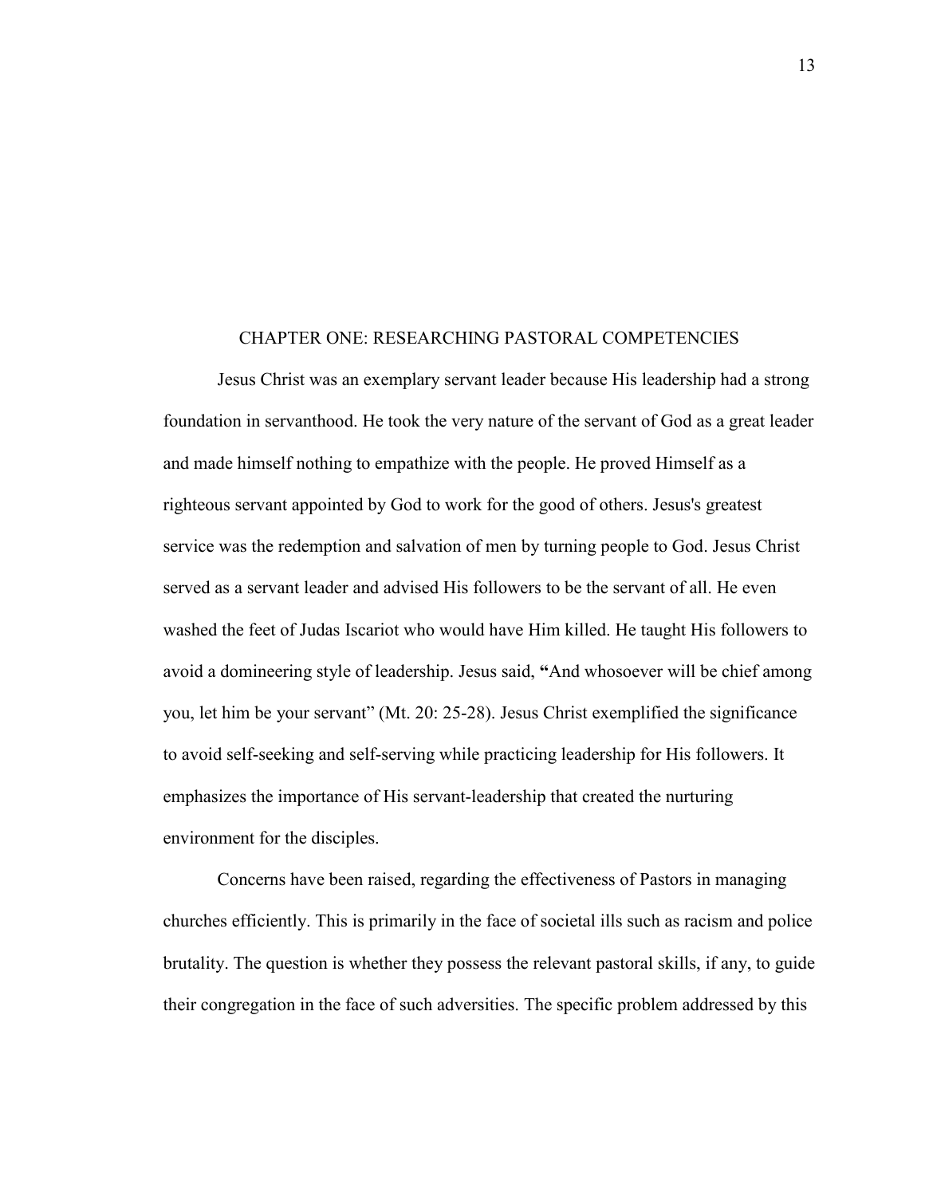# CHAPTER ONE: RESEARCHING PASTORAL COMPETENCIES

Jesus Christ was an exemplary servant leader because His leadership had a strong foundation in servanthood. He took the very nature of the servant of God as a great leader and made himself nothing to empathize with the people. He proved Himself as a righteous servant appointed by God to work for the good of others. Jesus's greatest service was the redemption and salvation of men by turning people to God. Jesus Christ served as a servant leader and advised His followers to be the servant of all. He even washed the feet of Judas Iscariot who would have Him killed. He taught His followers to avoid a domineering style of leadership. Jesus said, **"**And whosoever will be chief among you, let him be your servant" (Mt. 20: 25-28). Jesus Christ exemplified the significance to avoid self-seeking and self-serving while practicing leadership for His followers. It emphasizes the importance of His servant-leadership that created the nurturing environment for the disciples.

Concerns have been raised, regarding the effectiveness of Pastors in managing churches efficiently. This is primarily in the face of societal ills such as racism and police brutality. The question is whether they possess the relevant pastoral skills, if any, to guide their congregation in the face of such adversities. The specific problem addressed by this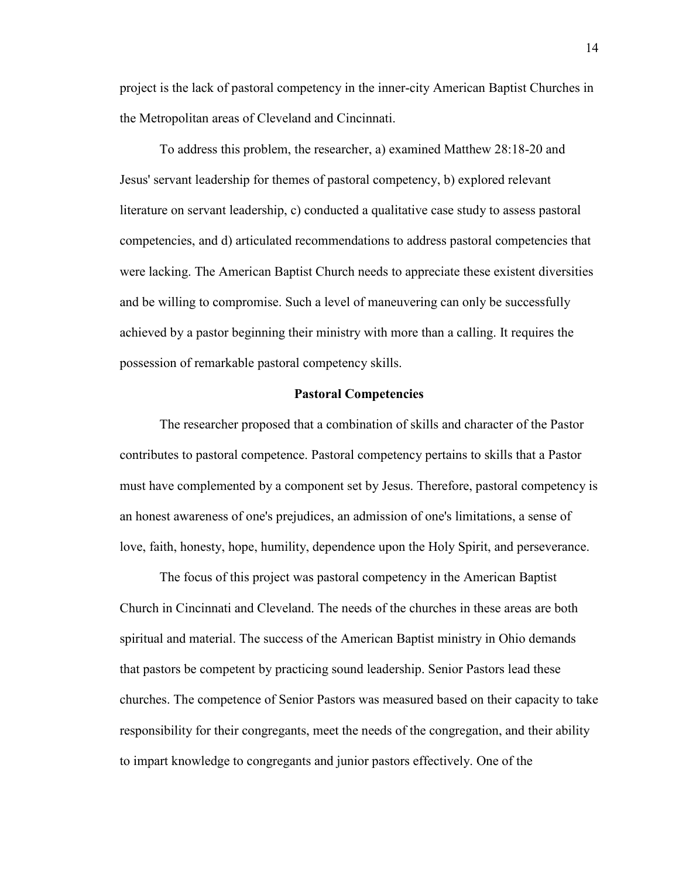project is the lack of pastoral competency in the inner-city American Baptist Churches in the Metropolitan areas of Cleveland and Cincinnati.

To address this problem, the researcher, a) examined Matthew 28:18-20 and Jesus' servant leadership for themes of pastoral competency, b) explored relevant literature on servant leadership, c) conducted a qualitative case study to assess pastoral competencies, and d) articulated recommendations to address pastoral competencies that were lacking. The American Baptist Church needs to appreciate these existent diversities and be willing to compromise. Such a level of maneuvering can only be successfully achieved by a pastor beginning their ministry with more than a calling. It requires the possession of remarkable pastoral competency skills.

## Pastoral Competencies

The researcher proposed that a combination of skills and character of the Pastor contributes to pastoral competence. Pastoral competency pertains to skills that a Pastor must have complemented by a component set by Jesus. Therefore, pastoral competency is an honest awareness of one's prejudices, an admission of one's limitations, a sense of love, faith, honesty, hope, humility, dependence upon the Holy Spirit, and perseverance.

The focus of this project was pastoral competency in the American Baptist Church in Cincinnati and Cleveland. The needs of the churches in these areas are both spiritual and material. The success of the American Baptist ministry in Ohio demands that pastors be competent by practicing sound leadership. Senior Pastors lead these churches. The competence of Senior Pastors was measured based on their capacity to take responsibility for their congregants, meet the needs of the congregation, and their ability to impart knowledge to congregants and junior pastors effectively. One of the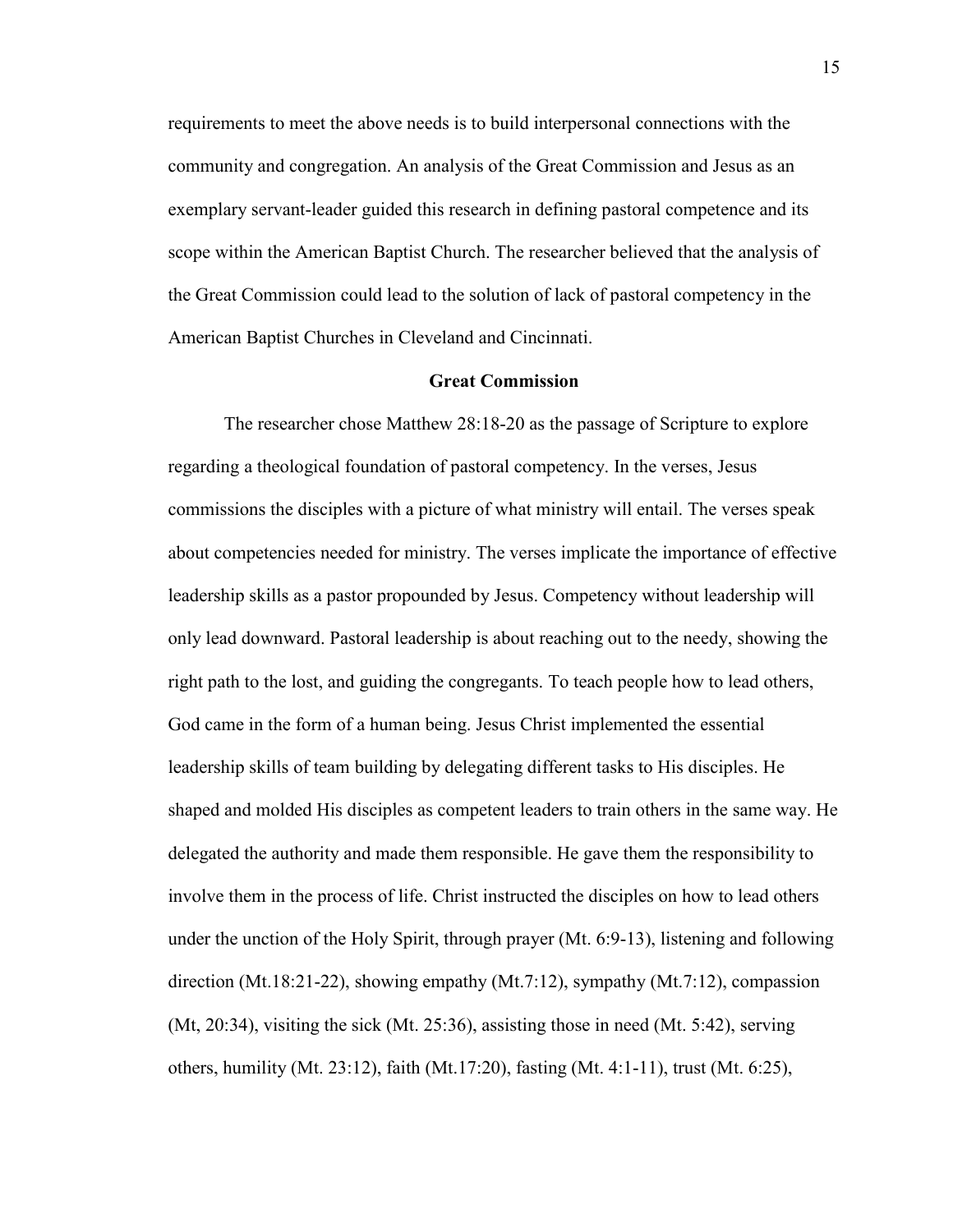requirements to meet the above needs is to build interpersonal connections with the community and congregation. An analysis of the Great Commission and Jesus as an exemplary servant-leader guided this research in defining pastoral competence and its scope within the American Baptist Church. The researcher believed that the analysis of the Great Commission could lead to the solution of lack of pastoral competency in the American Baptist Churches in Cleveland and Cincinnati.

## Great Commission

The researcher chose Matthew 28:18-20 as the passage of Scripture to explore regarding a theological foundation of pastoral competency. In the verses, Jesus commissions the disciples with a picture of what ministry will entail. The verses speak about competencies needed for ministry. The verses implicate the importance of effective leadership skills as a pastor propounded by Jesus. Competency without leadership will only lead downward. Pastoral leadership is about reaching out to the needy, showing the right path to the lost, and guiding the congregants. To teach people how to lead others, God came in the form of a human being. Jesus Christ implemented the essential leadership skills of team building by delegating different tasks to His disciples. He shaped and molded His disciples as competent leaders to train others in the same way. He delegated the authority and made them responsible. He gave them the responsibility to involve them in the process of life. Christ instructed the disciples on how to lead others under the unction of the Holy Spirit, through prayer (Mt. 6:9-13), listening and following direction (Mt.18:21-22), showing empathy (Mt.7:12), sympathy (Mt.7:12), compassion (Mt, 20:34), visiting the sick (Mt. 25:36), assisting those in need (Mt. 5:42), serving others, humility (Mt. 23:12), faith (Mt.17:20), fasting (Mt. 4:1-11), trust (Mt. 6:25),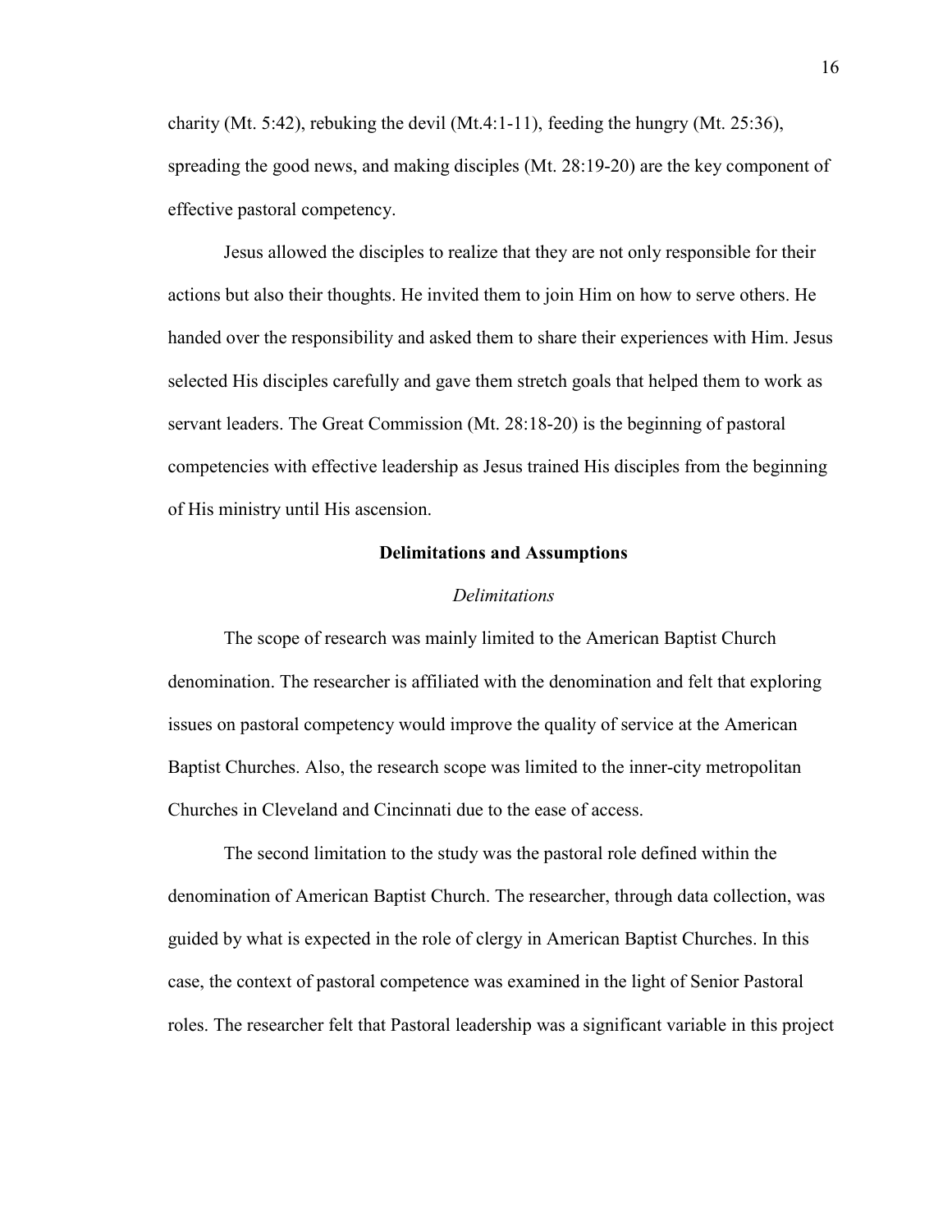charity (Mt. 5:42), rebuking the devil (Mt.4:1-11), feeding the hungry (Mt. 25:36), spreading the good news, and making disciples (Mt. 28:19-20) are the key component of effective pastoral competency.

Jesus allowed the disciples to realize that they are not only responsible for their actions but also their thoughts. He invited them to join Him on how to serve others. He handed over the responsibility and asked them to share their experiences with Him. Jesus selected His disciples carefully and gave them stretch goals that helped them to work as servant leaders. The Great Commission (Mt. 28:18-20) is the beginning of pastoral competencies with effective leadership as Jesus trained His disciples from the beginning of His ministry until His ascension.

## Delimitations and Assumptions

### *Delimitations*

The scope of research was mainly limited to the American Baptist Church denomination. The researcher is affiliated with the denomination and felt that exploring issues on pastoral competency would improve the quality of service at the American Baptist Churches. Also, the research scope was limited to the inner-city metropolitan Churches in Cleveland and Cincinnati due to the ease of access.

The second limitation to the study was the pastoral role defined within the denomination of American Baptist Church. The researcher, through data collection, was guided by what is expected in the role of clergy in American Baptist Churches. In this case, the context of pastoral competence was examined in the light of Senior Pastoral roles. The researcher felt that Pastoral leadership was a significant variable in this project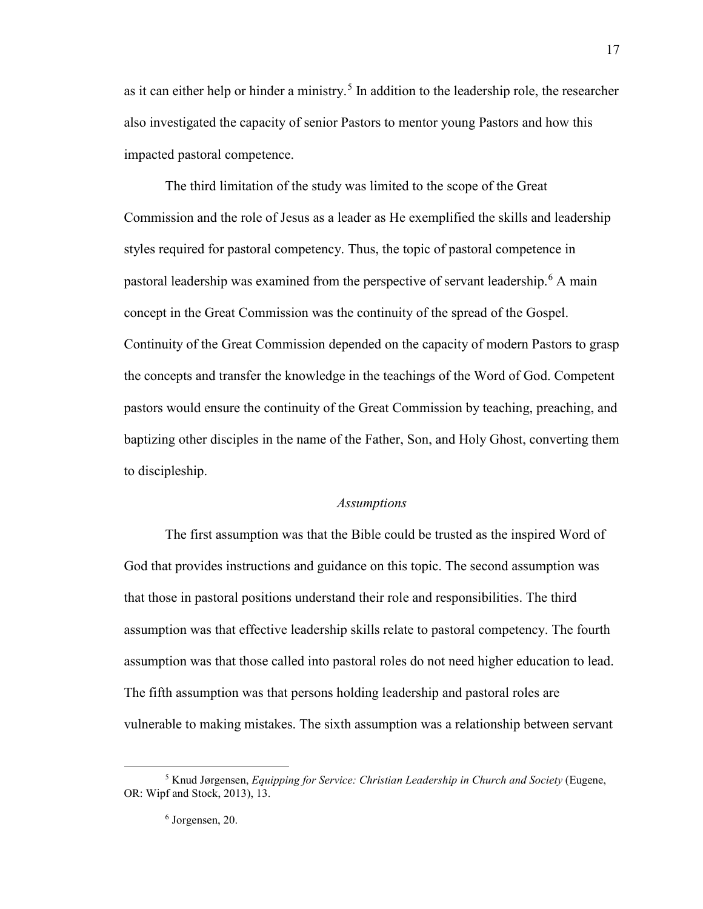as it can either help or hinder a ministry.[5] In addition to the leadership role, the researcher also investigated the capacity of senior Pastors to mentor young Pastors and how this impacted pastoral competence.

The third limitation of the study was limited to the scope of the Great Commission and the role of Jesus as a leader as He exemplified the skills and leadership styles required for pastoral competency. Thus, the topic of pastoral competence in pastoral leadership was examined from the perspective of servant leadership.[6] A main concept in the Great Commission was the continuity of the spread of the Gospel. Continuity of the Great Commission depended on the capacity of modern Pastors to grasp the concepts and transfer the knowledge in the teachings of the Word of God. Competent pastors would ensure the continuity of the Great Commission by teaching, preaching, and baptizing other disciples in the name of the Father, Son, and Holy Ghost, converting them to discipleship.

### *Assumptions*

The first assumption was that the Bible could be trusted as the inspired Word of God that provides instructions and guidance on this topic. The second assumption was that those in pastoral positions understand their role and responsibilities. The third assumption was that effective leadership skills relate to pastoral competency. The fourth assumption was that those called into pastoral roles do not need higher education to lead. The fifth assumption was that persons holding leadership and pastoral roles are vulnerable to making mistakes. The sixth assumption was a relationship between servant

---

[5] Knud Jørgensen, *Equipping for Service: Christian Leadership in Church and Society* (Eugene, OR: Wipf and Stock, 2013), 13.

[6] Jorgensen, 20.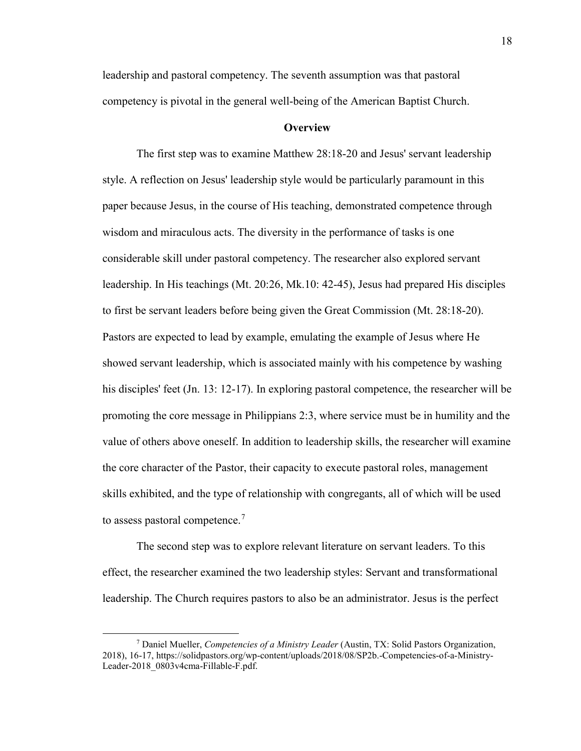leadership and pastoral competency. The seventh assumption was that pastoral competency is pivotal in the general well-being of the American Baptist Church.

## Overview

The first step was to examine Matthew 28:18-20 and Jesus' servant leadership style. A reflection on Jesus' leadership style would be particularly paramount in this paper because Jesus, in the course of His teaching, demonstrated competence through wisdom and miraculous acts. The diversity in the performance of tasks is one considerable skill under pastoral competency. The researcher also explored servant leadership. In His teachings (Mt. 20:26, Mk.10: 42-45), Jesus had prepared His disciples to first be servant leaders before being given the Great Commission (Mt. 28:18-20). Pastors are expected to lead by example, emulating the example of Jesus where He showed servant leadership, which is associated mainly with his competence by washing his disciples' feet (Jn. 13: 12-17). In exploring pastoral competence, the researcher will be promoting the core message in Philippians 2:3, where service must be in humility and the value of others above oneself. In addition to leadership skills, the researcher will examine the core character of the Pastor, their capacity to execute pastoral roles, management skills exhibited, and the type of relationship with congregants, all of which will be used to assess pastoral competence.[7]

The second step was to explore relevant literature on servant leaders. To this effect, the researcher examined the two leadership styles: Servant and transformational leadership. The Church requires pastors to also be an administrator. Jesus is the perfect

---

[7] Daniel Mueller, *Competencies of a Ministry Leader* (Austin, TX: Solid Pastors Organization, 2018), 16-17, https://solidpastors.org/wp-content/uploads/2018/08/SP2b.-Competencies-of-a-Ministry-Leader-2018_0803v4cma-Fillable-F.pdf.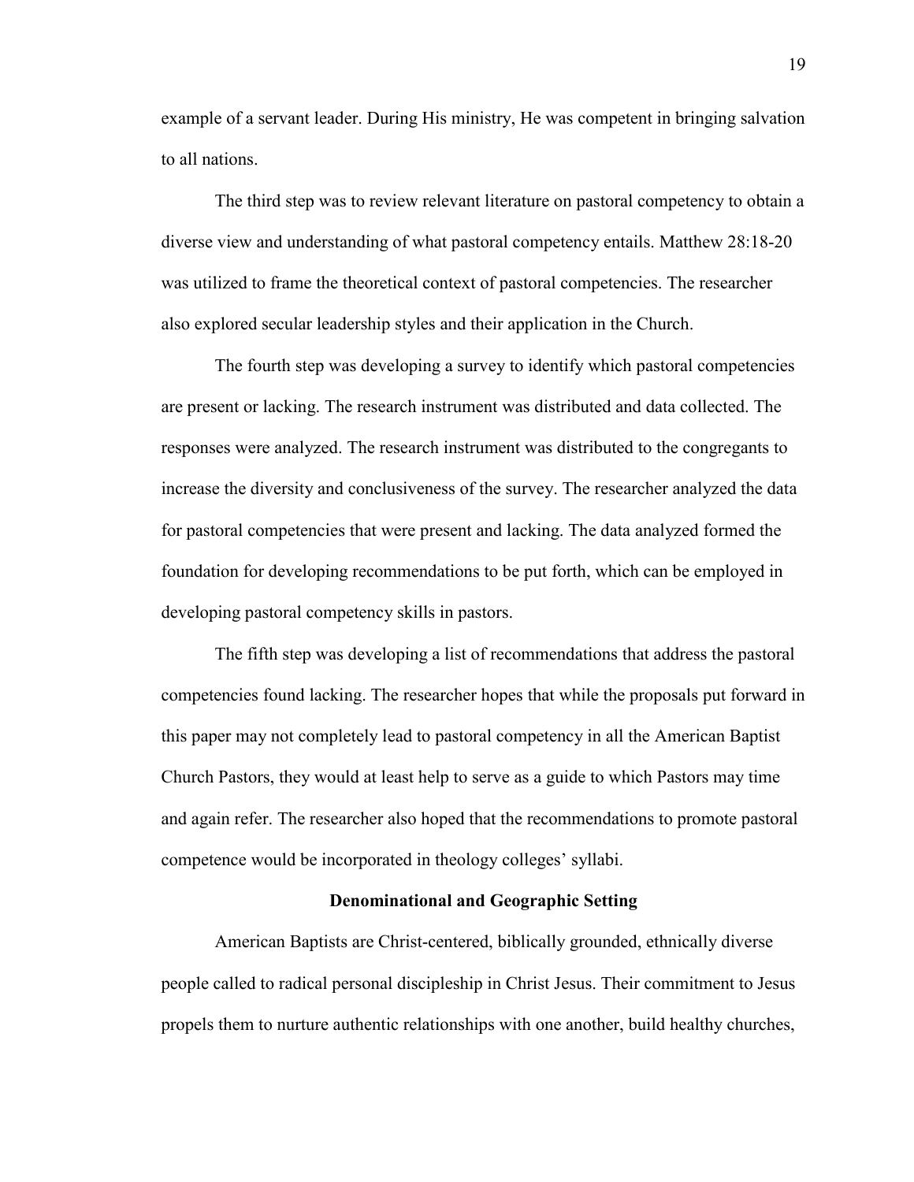example of a servant leader. During His ministry, He was competent in bringing salvation to all nations.

The third step was to review relevant literature on pastoral competency to obtain a diverse view and understanding of what pastoral competency entails. Matthew 28:18-20 was utilized to frame the theoretical context of pastoral competencies. The researcher also explored secular leadership styles and their application in the Church.

The fourth step was developing a survey to identify which pastoral competencies are present or lacking. The research instrument was distributed and data collected. The responses were analyzed. The research instrument was distributed to the congregants to increase the diversity and conclusiveness of the survey. The researcher analyzed the data for pastoral competencies that were present and lacking. The data analyzed formed the foundation for developing recommendations to be put forth, which can be employed in developing pastoral competency skills in pastors.

The fifth step was developing a list of recommendations that address the pastoral competencies found lacking. The researcher hopes that while the proposals put forward in this paper may not completely lead to pastoral competency in all the American Baptist Church Pastors, they would at least help to serve as a guide to which Pastors may time and again refer. The researcher also hoped that the recommendations to promote pastoral competence would be incorporated in theology colleges' syllabi.

## Denominational and Geographic Setting

American Baptists are Christ-centered, biblically grounded, ethnically diverse people called to radical personal discipleship in Christ Jesus. Their commitment to Jesus propels them to nurture authentic relationships with one another, build healthy churches,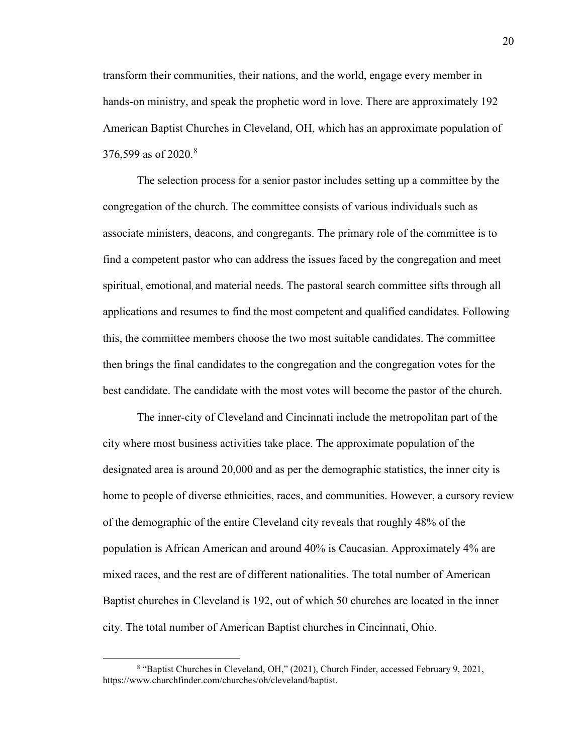transform their communities, their nations, and the world, engage every member in hands-on ministry, and speak the prophetic word in love. There are approximately 192 American Baptist Churches in Cleveland, OH, which has an approximate population of 376,599 as of 2020.[8]

The selection process for a senior pastor includes setting up a committee by the congregation of the church. The committee consists of various individuals such as associate ministers, deacons, and congregants. The primary role of the committee is to find a competent pastor who can address the issues faced by the congregation and meet spiritual, emotional, and material needs. The pastoral search committee sifts through all applications and resumes to find the most competent and qualified candidates. Following this, the committee members choose the two most suitable candidates. The committee then brings the final candidates to the congregation and the congregation votes for the best candidate. The candidate with the most votes will become the pastor of the church.

The inner-city of Cleveland and Cincinnati include the metropolitan part of the city where most business activities take place. The approximate population of the designated area is around 20,000 and as per the demographic statistics, the inner city is home to people of diverse ethnicities, races, and communities. However, a cursory review of the demographic of the entire Cleveland city reveals that roughly 48% of the population is African American and around 40% is Caucasian. Approximately 4% are mixed races, and the rest are of different nationalities. The total number of American Baptist churches in Cleveland is 192, out of which 50 churches are located in the inner city. The total number of American Baptist churches in Cincinnati, Ohio.

[8] "Baptist Churches in Cleveland, OH," (2021), Church Finder, accessed February 9, 2021, https://www.churchfinder.com/churches/oh/cleveland/baptist.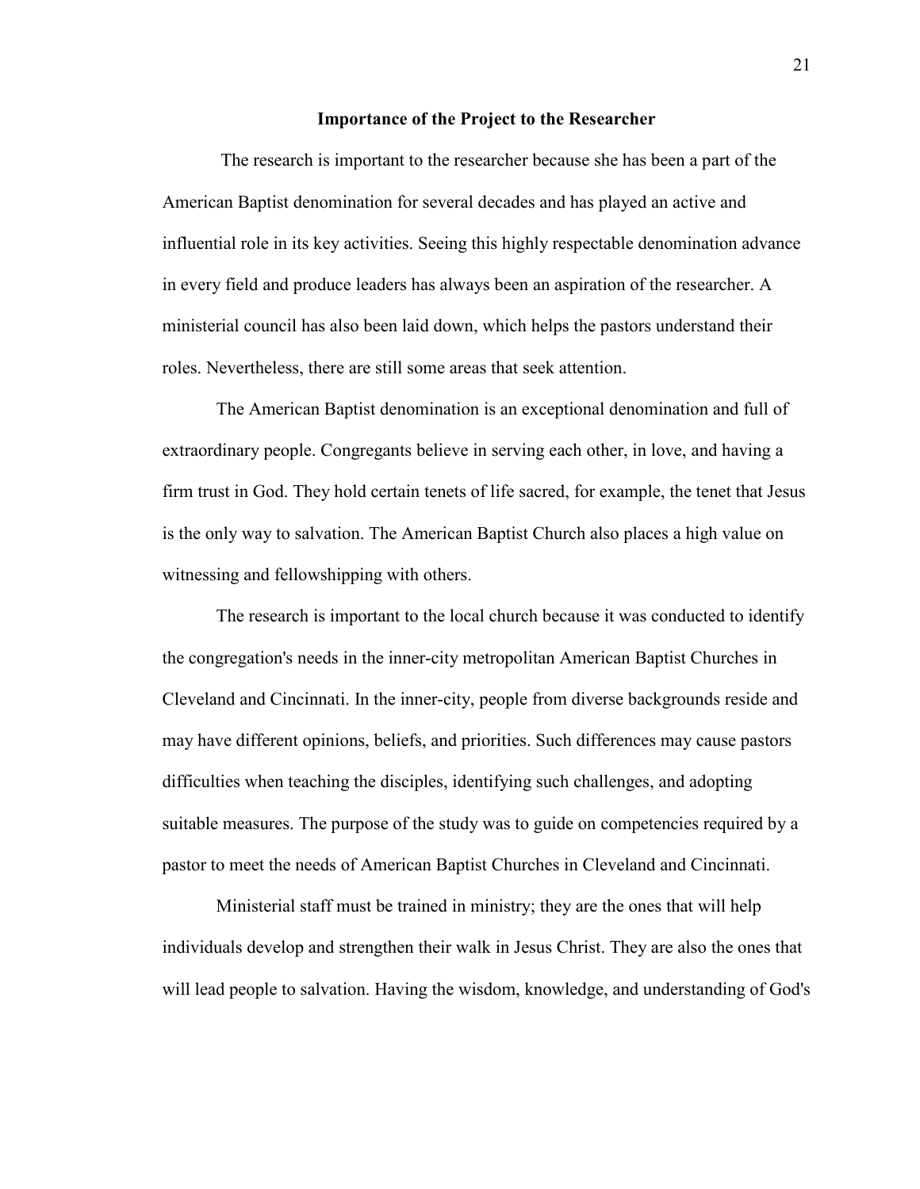**Importance of the Project to the Researcher**

The research is important to the researcher because she has been a part of the American Baptist denomination for several decades and has played an active and influential role in its key activities. Seeing this highly respectable denomination advance in every field and produce leaders has always been an aspiration of the researcher. A ministerial council has also been laid down, which helps the pastors understand their roles. Nevertheless, there are still some areas that seek attention.

The American Baptist denomination is an exceptional denomination and full of extraordinary people. Congregants believe in serving each other, in love, and having a firm trust in God. They hold certain tenets of life sacred, for example, the tenet that Jesus is the only way to salvation. The American Baptist Church also places a high value on witnessing and fellowshipping with others.

The research is important to the local church because it was conducted to identify the congregation's needs in the inner-city metropolitan American Baptist Churches in Cleveland and Cincinnati. In the inner-city, people from diverse backgrounds reside and may have different opinions, beliefs, and priorities. Such differences may cause pastors difficulties when teaching the disciples, identifying such challenges, and adopting suitable measures. The purpose of the study was to guide on competencies required by a pastor to meet the needs of American Baptist Churches in Cleveland and Cincinnati.

Ministerial staff must be trained in ministry; they are the ones that will help individuals develop and strengthen their walk in Jesus Christ. They are also the ones that will lead people to salvation. Having the wisdom, knowledge, and understanding of God's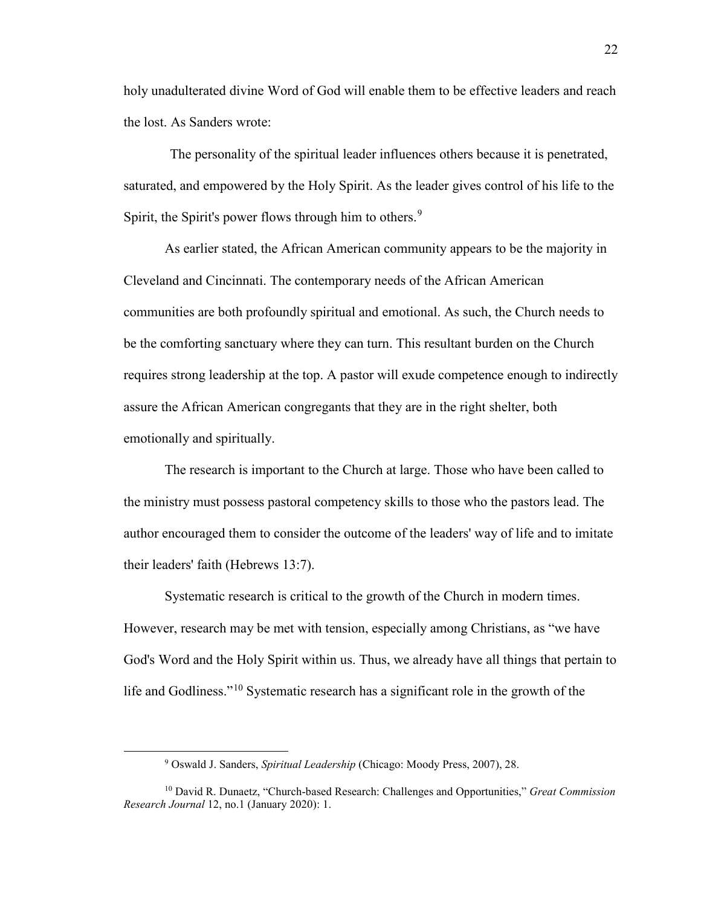holy unadulterated divine Word of God will enable them to be effective leaders and reach the lost. As Sanders wrote:

> The personality of the spiritual leader influences others because it is penetrated, saturated, and empowered by the Holy Spirit. As the leader gives control of his life to the Spirit, the Spirit's power flows through him to others.[9]

As earlier stated, the African American community appears to be the majority in Cleveland and Cincinnati. The contemporary needs of the African American communities are both profoundly spiritual and emotional. As such, the Church needs to be the comforting sanctuary where they can turn. This resultant burden on the Church requires strong leadership at the top. A pastor will exude competence enough to indirectly assure the African American congregants that they are in the right shelter, both emotionally and spiritually.

The research is important to the Church at large. Those who have been called to the ministry must possess pastoral competency skills to those who the pastors lead. The author encouraged them to consider the outcome of the leaders' way of life and to imitate their leaders' faith (Hebrews 13:7).

Systematic research is critical to the growth of the Church in modern times. However, research may be met with tension, especially among Christians, as "we have God's Word and the Holy Spirit within us. Thus, we already have all things that pertain to life and Godliness."[10] Systematic research has a significant role in the growth of the

---

[9] Oswald J. Sanders, *Spiritual Leadership* (Chicago: Moody Press, 2007), 28.

[10] David R. Dunaetz, "Church-based Research: Challenges and Opportunities," *Great Commission Research Journal* 12, no.1 (January 2020): 1.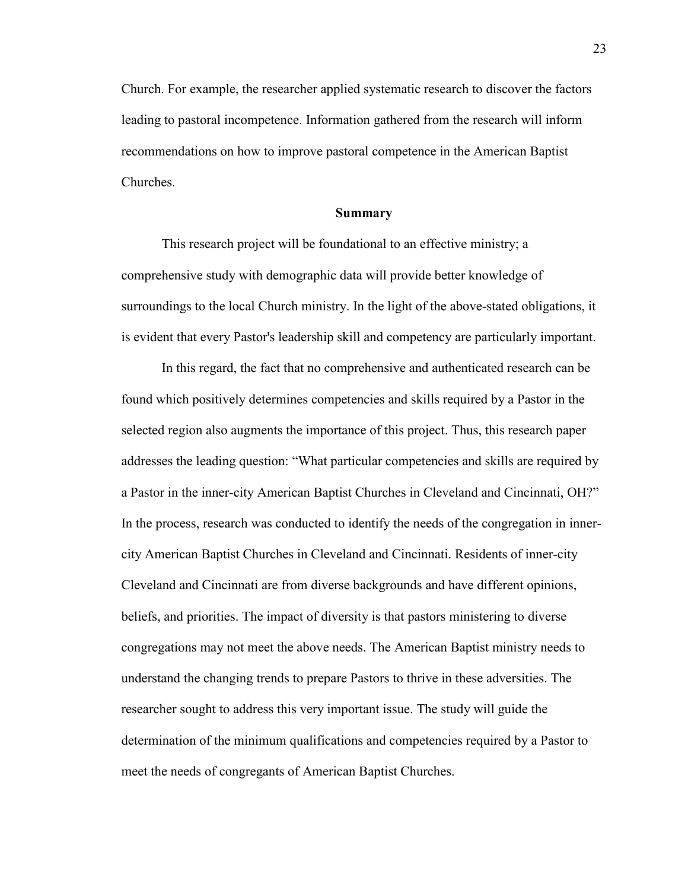Church. For example, the researcher applied systematic research to discover the factors leading to pastoral incompetence. Information gathered from the research will inform recommendations on how to improve pastoral competence in the American Baptist Churches.

## Summary

This research project will be foundational to an effective ministry; a comprehensive study with demographic data will provide better knowledge of surroundings to the local Church ministry. In the light of the above-stated obligations, it is evident that every Pastor's leadership skill and competency are particularly important.

In this regard, the fact that no comprehensive and authenticated research can be found which positively determines competencies and skills required by a Pastor in the selected region also augments the importance of this project. Thus, this research paper addresses the leading question: "What particular competencies and skills are required by a Pastor in the inner-city American Baptist Churches in Cleveland and Cincinnati, OH?" In the process, research was conducted to identify the needs of the congregation in inner-city American Baptist Churches in Cleveland and Cincinnati. Residents of inner-city Cleveland and Cincinnati are from diverse backgrounds and have different opinions, beliefs, and priorities. The impact of diversity is that pastors ministering to diverse congregations may not meet the above needs. The American Baptist ministry needs to understand the changing trends to prepare Pastors to thrive in these adversities. The researcher sought to address this very important issue. The study will guide the determination of the minimum qualifications and competencies required by a Pastor to meet the needs of congregants of American Baptist Churches.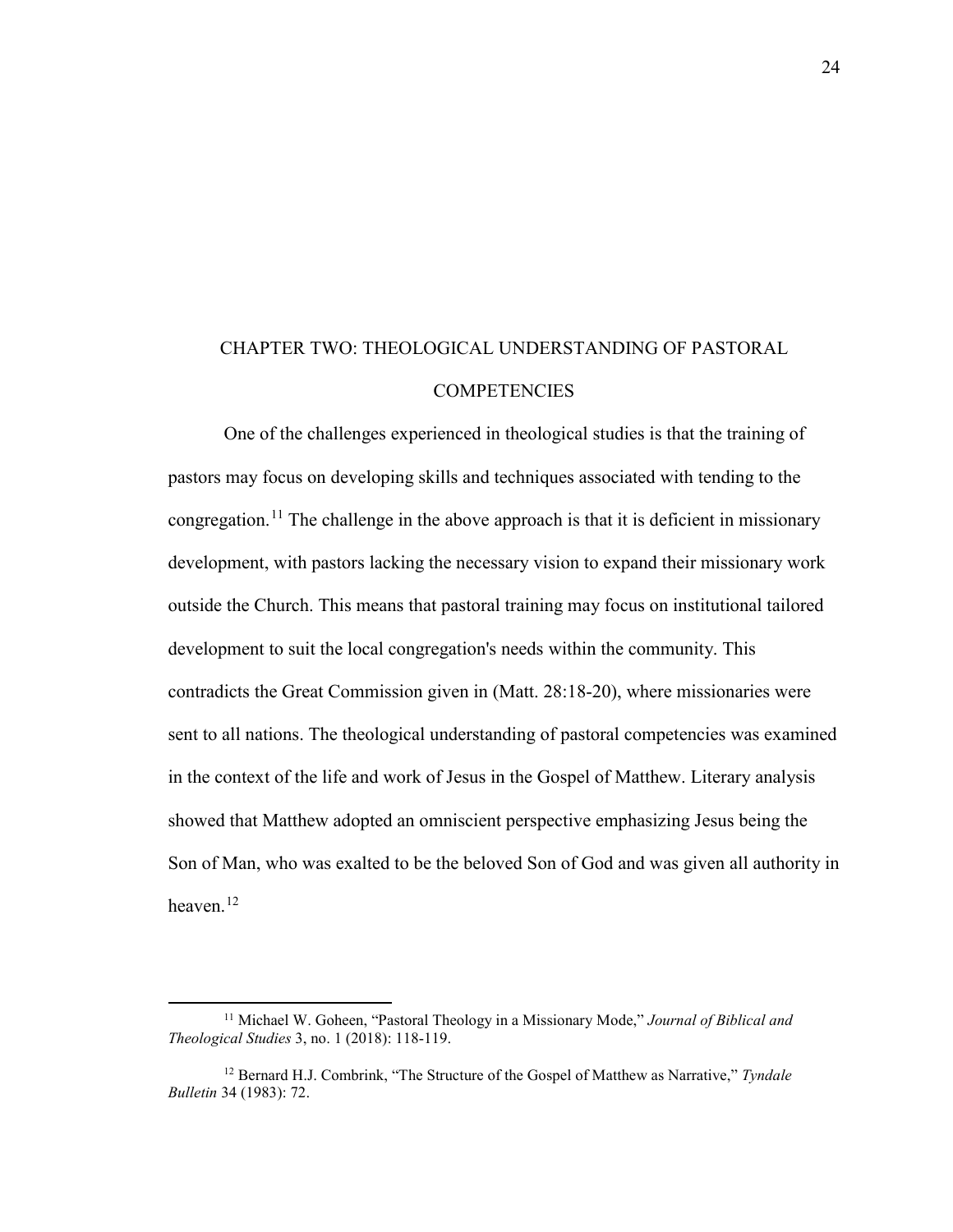# CHAPTER TWO: THEOLOGICAL UNDERSTANDING OF PASTORAL COMPETENCIES

One of the challenges experienced in theological studies is that the training of pastors may focus on developing skills and techniques associated with tending to the congregation.[11] The challenge in the above approach is that it is deficient in missionary development, with pastors lacking the necessary vision to expand their missionary work outside the Church. This means that pastoral training may focus on institutional tailored development to suit the local congregation's needs within the community. This contradicts the Great Commission given in (Matt. 28:18-20), where missionaries were sent to all nations. The theological understanding of pastoral competencies was examined in the context of the life and work of Jesus in the Gospel of Matthew. Literary analysis showed that Matthew adopted an omniscient perspective emphasizing Jesus being the Son of Man, who was exalted to be the beloved Son of God and was given all authority in heaven.[12]

---

[11] Michael W. Goheen, "Pastoral Theology in a Missionary Mode," *Journal of Biblical and Theological Studies* 3, no. 1 (2018): 118-119.

[12] Bernard H.J. Combrink, "The Structure of the Gospel of Matthew as Narrative," *Tyndale Bulletin* 34 (1983): 72.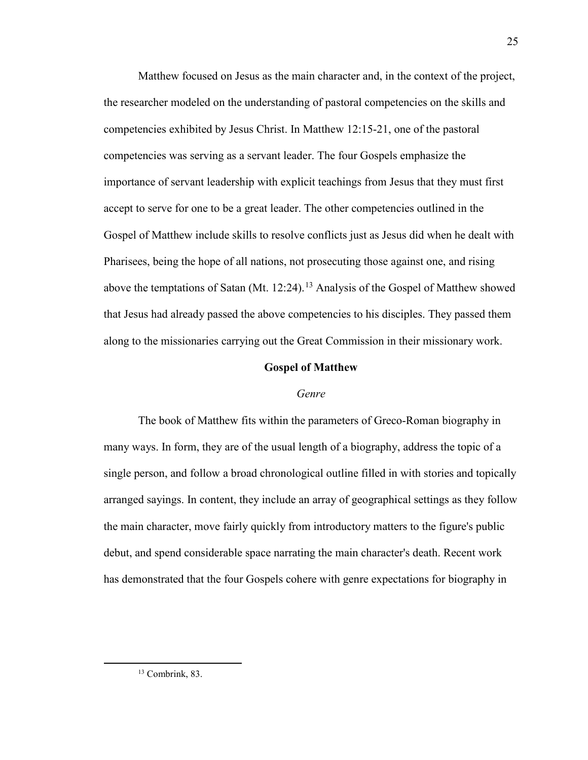Matthew focused on Jesus as the main character and, in the context of the project, the researcher modeled on the understanding of pastoral competencies on the skills and competencies exhibited by Jesus Christ. In Matthew 12:15-21, one of the pastoral competencies was serving as a servant leader. The four Gospels emphasize the importance of servant leadership with explicit teachings from Jesus that they must first accept to serve for one to be a great leader. The other competencies outlined in the Gospel of Matthew include skills to resolve conflicts just as Jesus did when he dealt with Pharisees, being the hope of all nations, not prosecuting those against one, and rising above the temptations of Satan (Mt. 12:24).[13] Analysis of the Gospel of Matthew showed that Jesus had already passed the above competencies to his disciples. They passed them along to the missionaries carrying out the Great Commission in their missionary work.

## Gospel of Matthew

### *Genre*

The book of Matthew fits within the parameters of Greco-Roman biography in many ways. In form, they are of the usual length of a biography, address the topic of a single person, and follow a broad chronological outline filled in with stories and topically arranged sayings. In content, they include an array of geographical settings as they follow the main character, move fairly quickly from introductory matters to the figure's public debut, and spend considerable space narrating the main character's death. Recent work has demonstrated that the four Gospels cohere with genre expectations for biography in

---

[13] Combrink, 83.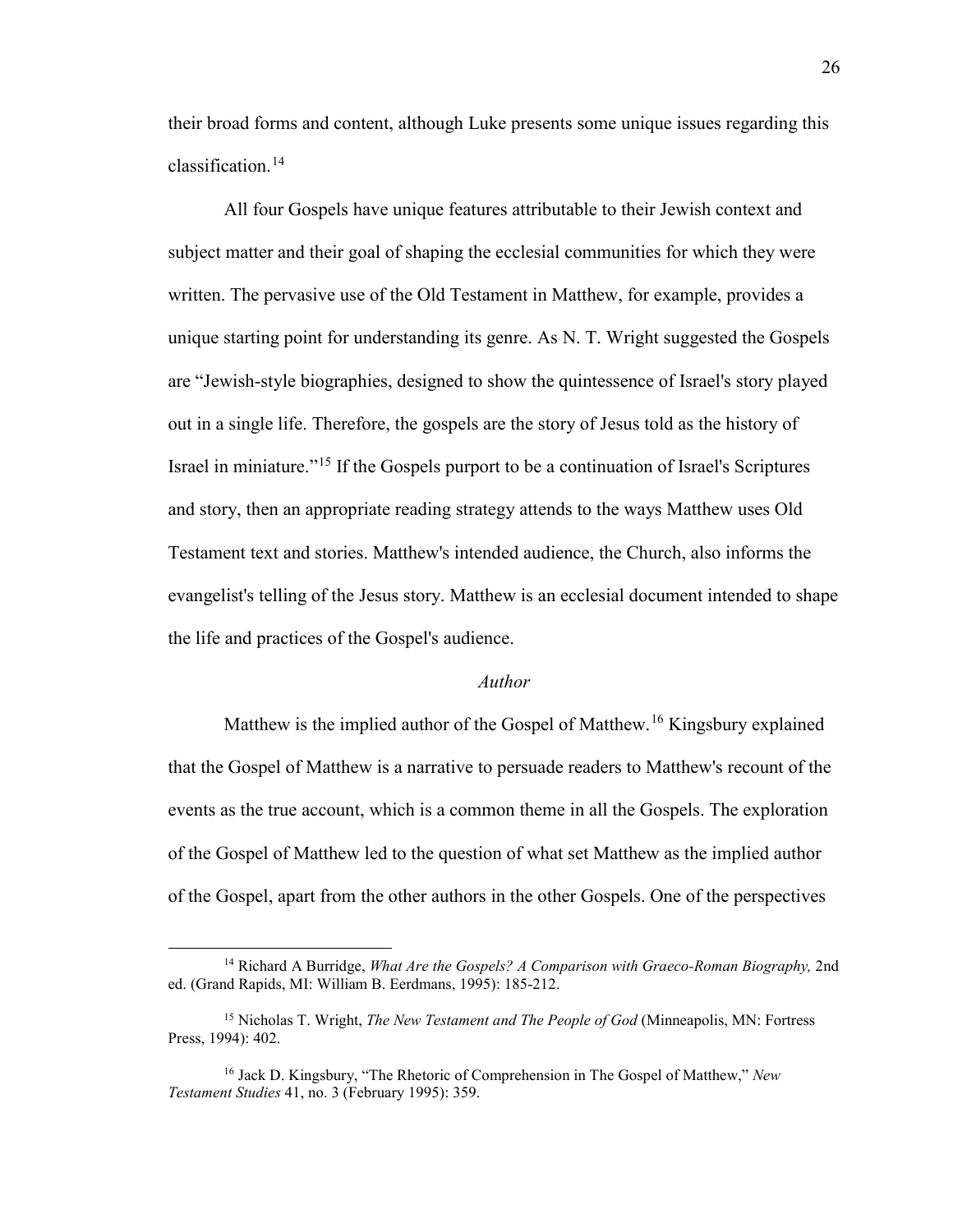their broad forms and content, although Luke presents some unique issues regarding this classification.[14]

All four Gospels have unique features attributable to their Jewish context and subject matter and their goal of shaping the ecclesial communities for which they were written. The pervasive use of the Old Testament in Matthew, for example, provides a unique starting point for understanding its genre. As N. T. Wright suggested the Gospels are "Jewish-style biographies, designed to show the quintessence of Israel's story played out in a single life. Therefore, the gospels are the story of Jesus told as the history of Israel in miniature."[15] If the Gospels purport to be a continuation of Israel's Scriptures and story, then an appropriate reading strategy attends to the ways Matthew uses Old Testament text and stories. Matthew's intended audience, the Church, also informs the evangelist's telling of the Jesus story. Matthew is an ecclesial document intended to shape the life and practices of the Gospel's audience.

*Author*

Matthew is the implied author of the Gospel of Matthew.[16] Kingsbury explained that the Gospel of Matthew is a narrative to persuade readers to Matthew's recount of the events as the true account, which is a common theme in all the Gospels. The exploration of the Gospel of Matthew led to the question of what set Matthew as the implied author of the Gospel, apart from the other authors in the other Gospels. One of the perspectives

---

[14] Richard A Burridge, *What Are the Gospels? A Comparison with Graeco-Roman Biography,* 2nd ed. (Grand Rapids, MI: William B. Eerdmans, 1995): 185-212.

[15] Nicholas T. Wright, *The New Testament and The People of God* (Minneapolis, MN: Fortress Press, 1994): 402.

[16] Jack D. Kingsbury, "The Rhetoric of Comprehension in The Gospel of Matthew," *New Testament Studies* 41, no. 3 (February 1995): 359.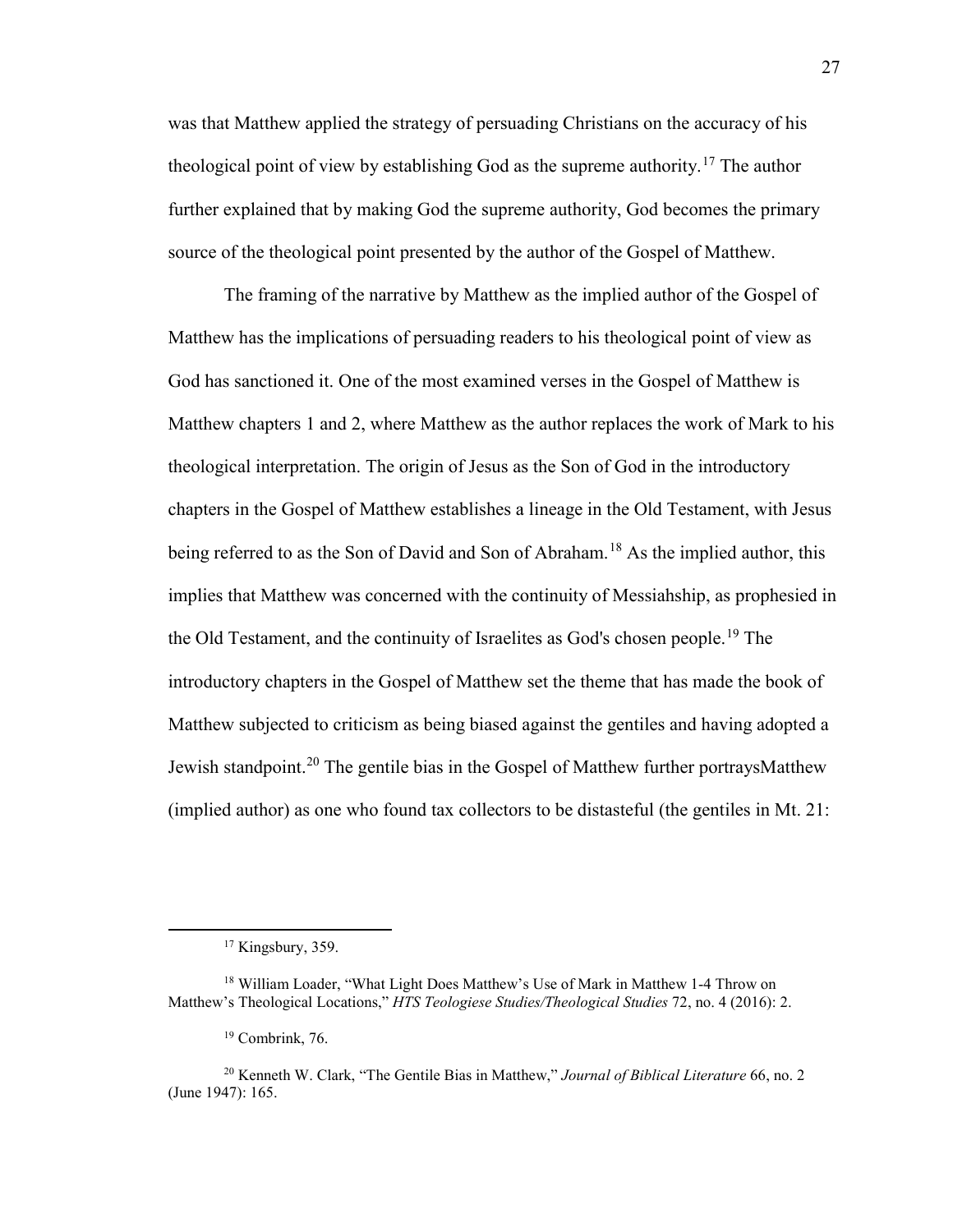was that Matthew applied the strategy of persuading Christians on the accuracy of his theological point of view by establishing God as the supreme authority.[17] The author further explained that by making God the supreme authority, God becomes the primary source of the theological point presented by the author of the Gospel of Matthew.

The framing of the narrative by Matthew as the implied author of the Gospel of Matthew has the implications of persuading readers to his theological point of view as God has sanctioned it. One of the most examined verses in the Gospel of Matthew is Matthew chapters 1 and 2, where Matthew as the author replaces the work of Mark to his theological interpretation. The origin of Jesus as the Son of God in the introductory chapters in the Gospel of Matthew establishes a lineage in the Old Testament, with Jesus being referred to as the Son of David and Son of Abraham.[18] As the implied author, this implies that Matthew was concerned with the continuity of Messiahship, as prophesied in the Old Testament, and the continuity of Israelites as God's chosen people.[19] The introductory chapters in the Gospel of Matthew set the theme that has made the book of Matthew subjected to criticism as being biased against the gentiles and having adopted a Jewish standpoint.[20] The gentile bias in the Gospel of Matthew further portraysMatthew (implied author) as one who found tax collectors to be distasteful (the gentiles in Mt. 21:

---

[17] Kingsbury, 359.

[18] William Loader, "What Light Does Matthew's Use of Mark in Matthew 1-4 Throw on Matthew's Theological Locations," *HTS Teologiese Studies/Theological Studies* 72, no. 4 (2016): 2.

[19] Combrink, 76.

[20] Kenneth W. Clark, "The Gentile Bias in Matthew," *Journal of Biblical Literature* 66, no. 2 (June 1947): 165.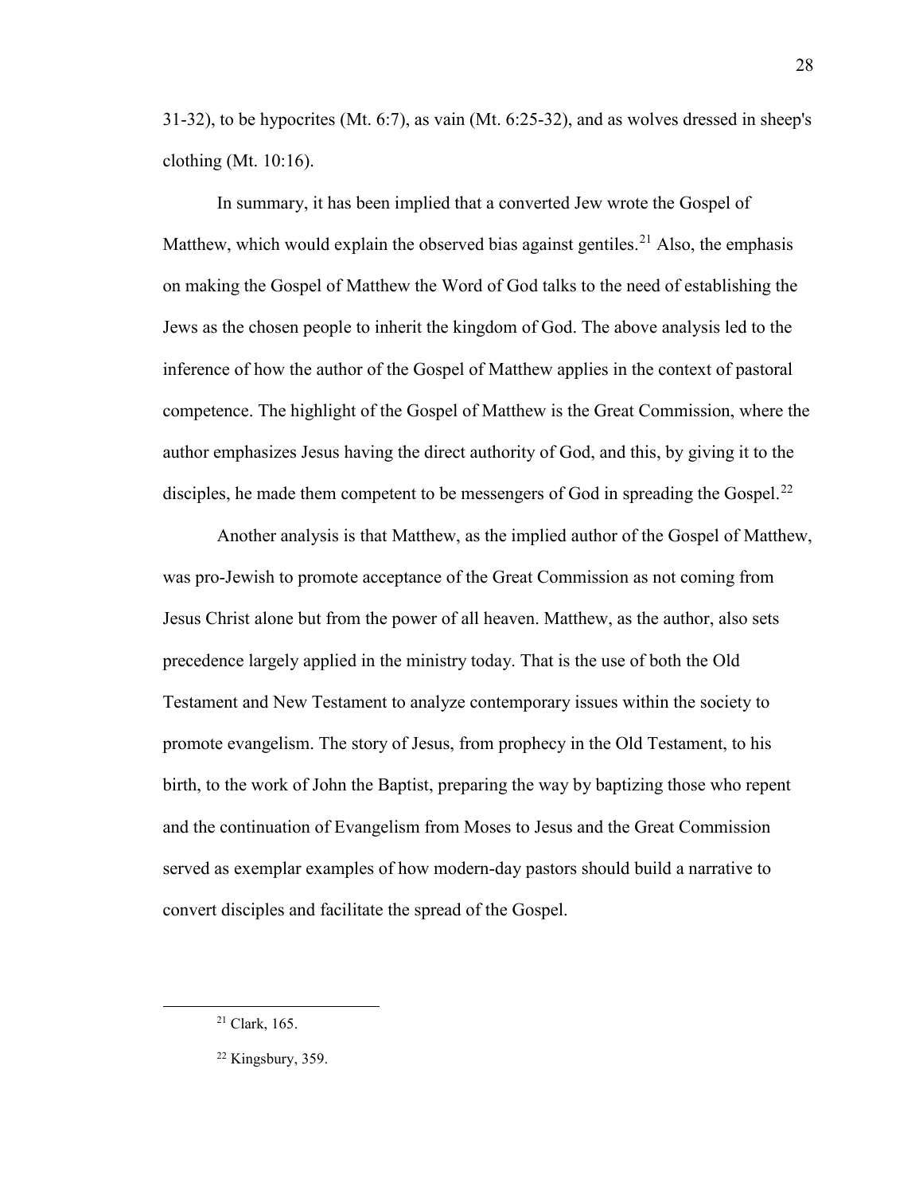31-32), to be hypocrites (Mt. 6:7), as vain (Mt. 6:25-32), and as wolves dressed in sheep's clothing (Mt. 10:16).

In summary, it has been implied that a converted Jew wrote the Gospel of Matthew, which would explain the observed bias against gentiles.[21] Also, the emphasis on making the Gospel of Matthew the Word of God talks to the need of establishing the Jews as the chosen people to inherit the kingdom of God. The above analysis led to the inference of how the author of the Gospel of Matthew applies in the context of pastoral competence. The highlight of the Gospel of Matthew is the Great Commission, where the author emphasizes Jesus having the direct authority of God, and this, by giving it to the disciples, he made them competent to be messengers of God in spreading the Gospel.[22]

Another analysis is that Matthew, as the implied author of the Gospel of Matthew, was pro-Jewish to promote acceptance of the Great Commission as not coming from Jesus Christ alone but from the power of all heaven. Matthew, as the author, also sets precedence largely applied in the ministry today. That is the use of both the Old Testament and New Testament to analyze contemporary issues within the society to promote evangelism. The story of Jesus, from prophecy in the Old Testament, to his birth, to the work of John the Baptist, preparing the way by baptizing those who repent and the continuation of Evangelism from Moses to Jesus and the Great Commission served as exemplar examples of how modern-day pastors should build a narrative to convert disciples and facilitate the spread of the Gospel.

---

[21] Clark, 165.

[22] Kingsbury, 359.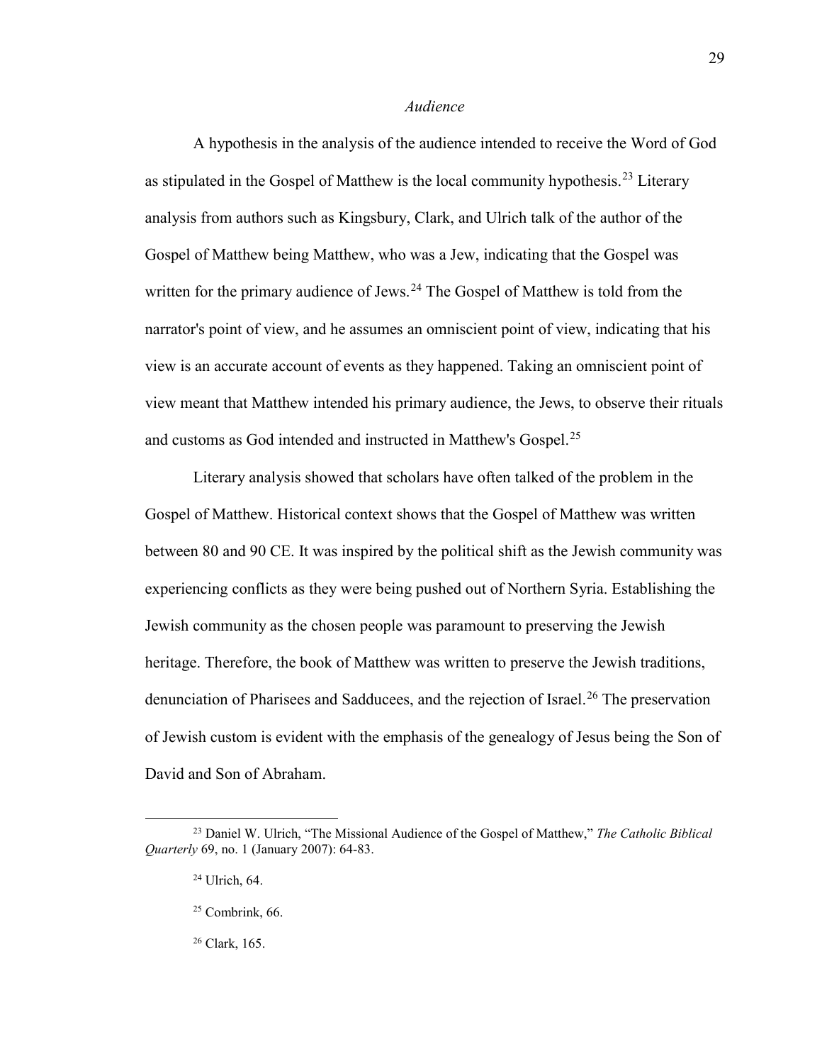*Audience*

A hypothesis in the analysis of the audience intended to receive the Word of God as stipulated in the Gospel of Matthew is the local community hypothesis.[23] Literary analysis from authors such as Kingsbury, Clark, and Ulrich talk of the author of the Gospel of Matthew being Matthew, who was a Jew, indicating that the Gospel was written for the primary audience of Jews.[24] The Gospel of Matthew is told from the narrator's point of view, and he assumes an omniscient point of view, indicating that his view is an accurate account of events as they happened. Taking an omniscient point of view meant that Matthew intended his primary audience, the Jews, to observe their rituals and customs as God intended and instructed in Matthew's Gospel.[25]

Literary analysis showed that scholars have often talked of the problem in the Gospel of Matthew. Historical context shows that the Gospel of Matthew was written between 80 and 90 CE. It was inspired by the political shift as the Jewish community was experiencing conflicts as they were being pushed out of Northern Syria. Establishing the Jewish community as the chosen people was paramount to preserving the Jewish heritage. Therefore, the book of Matthew was written to preserve the Jewish traditions, denunciation of Pharisees and Sadducees, and the rejection of Israel.[26] The preservation of Jewish custom is evident with the emphasis of the genealogy of Jesus being the Son of David and Son of Abraham.

---

[23] Daniel W. Ulrich, "The Missional Audience of the Gospel of Matthew," *The Catholic Biblical Quarterly* 69, no. 1 (January 2007): 64-83.

[24] Ulrich, 64.

[25] Combrink, 66.

[26] Clark, 165.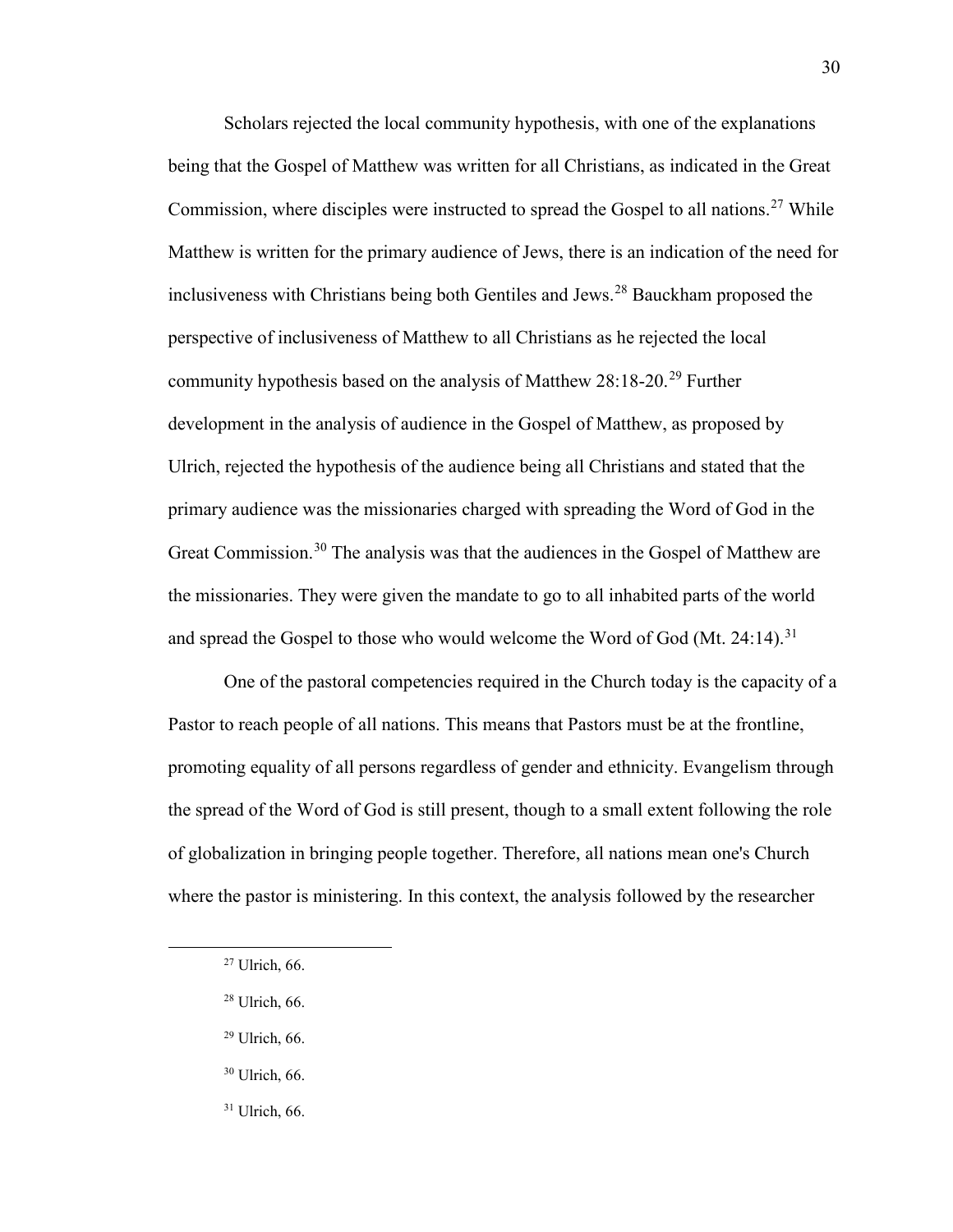Scholars rejected the local community hypothesis, with one of the explanations being that the Gospel of Matthew was written for all Christians, as indicated in the Great Commission, where disciples were instructed to spread the Gospel to all nations.[27] While Matthew is written for the primary audience of Jews, there is an indication of the need for inclusiveness with Christians being both Gentiles and Jews.[28] Bauckham proposed the perspective of inclusiveness of Matthew to all Christians as he rejected the local community hypothesis based on the analysis of Matthew 28:18-20.[29] Further development in the analysis of audience in the Gospel of Matthew, as proposed by Ulrich, rejected the hypothesis of the audience being all Christians and stated that the primary audience was the missionaries charged with spreading the Word of God in the Great Commission.[30] The analysis was that the audiences in the Gospel of Matthew are the missionaries. They were given the mandate to go to all inhabited parts of the world and spread the Gospel to those who would welcome the Word of God (Mt. 24:14).[31]

One of the pastoral competencies required in the Church today is the capacity of a Pastor to reach people of all nations. This means that Pastors must be at the frontline, promoting equality of all persons regardless of gender and ethnicity. Evangelism through the spread of the Word of God is still present, though to a small extent following the role of globalization in bringing people together. Therefore, all nations mean one's Church where the pastor is ministering. In this context, the analysis followed by the researcher

---

[27] Ulrich, 66.

[28] Ulrich, 66.

[29] Ulrich, 66.

[30] Ulrich, 66.

[31] Ulrich, 66.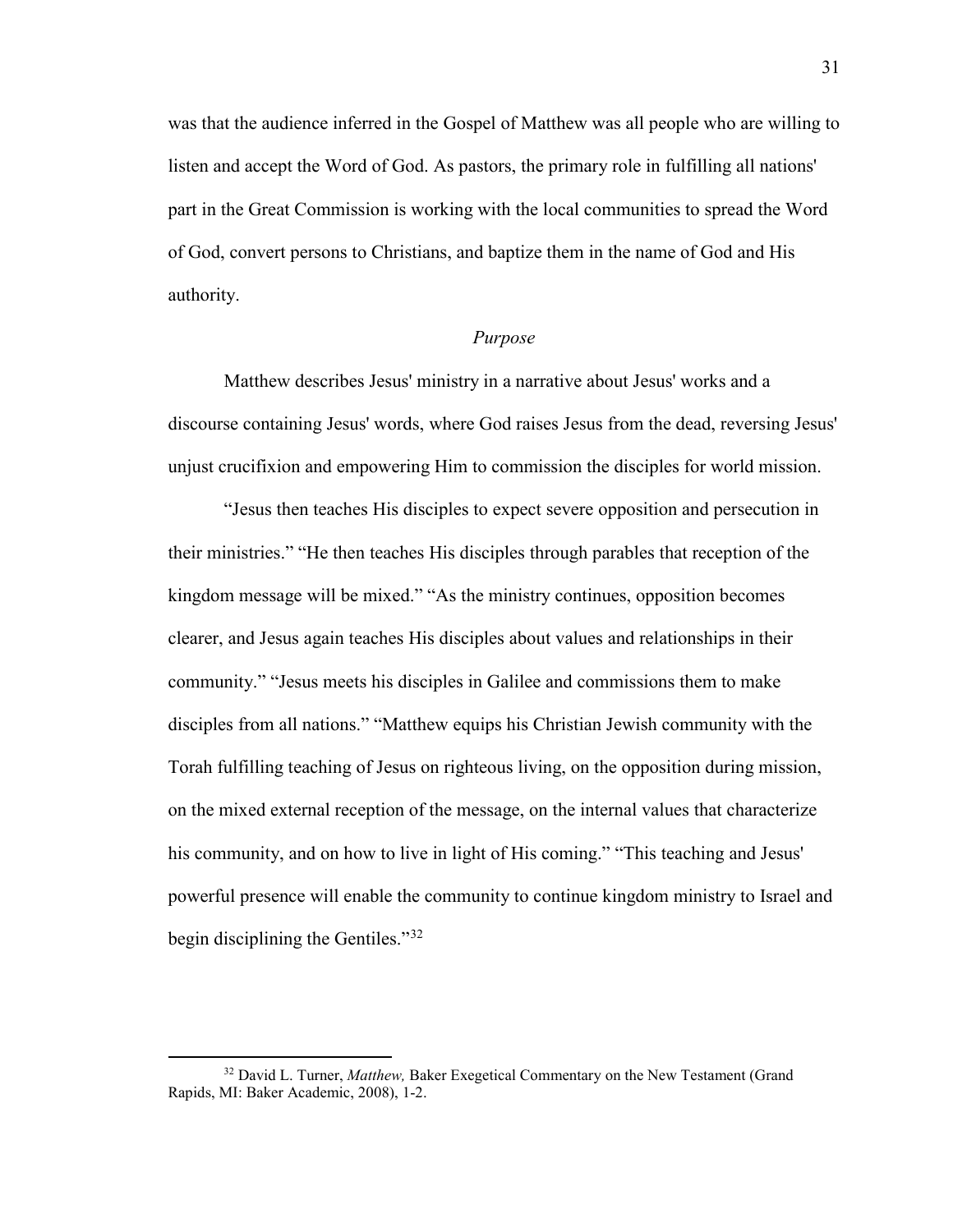was that the audience inferred in the Gospel of Matthew was all people who are willing to listen and accept the Word of God. As pastors, the primary role in fulfilling all nations' part in the Great Commission is working with the local communities to spread the Word of God, convert persons to Christians, and baptize them in the name of God and His authority.

### *Purpose*

Matthew describes Jesus' ministry in a narrative about Jesus' works and a discourse containing Jesus' words, where God raises Jesus from the dead, reversing Jesus' unjust crucifixion and empowering Him to commission the disciples for world mission.

"Jesus then teaches His disciples to expect severe opposition and persecution in their ministries." "He then teaches His disciples through parables that reception of the kingdom message will be mixed." "As the ministry continues, opposition becomes clearer, and Jesus again teaches His disciples about values and relationships in their community." "Jesus meets his disciples in Galilee and commissions them to make disciples from all nations." "Matthew equips his Christian Jewish community with the Torah fulfilling teaching of Jesus on righteous living, on the opposition during mission, on the mixed external reception of the message, on the internal values that characterize his community, and on how to live in light of His coming." "This teaching and Jesus' powerful presence will enable the community to continue kingdom ministry to Israel and begin disciplining the Gentiles."[32]

---

[32] David L. Turner, *Matthew,* Baker Exegetical Commentary on the New Testament (Grand Rapids, MI: Baker Academic, 2008), 1-2.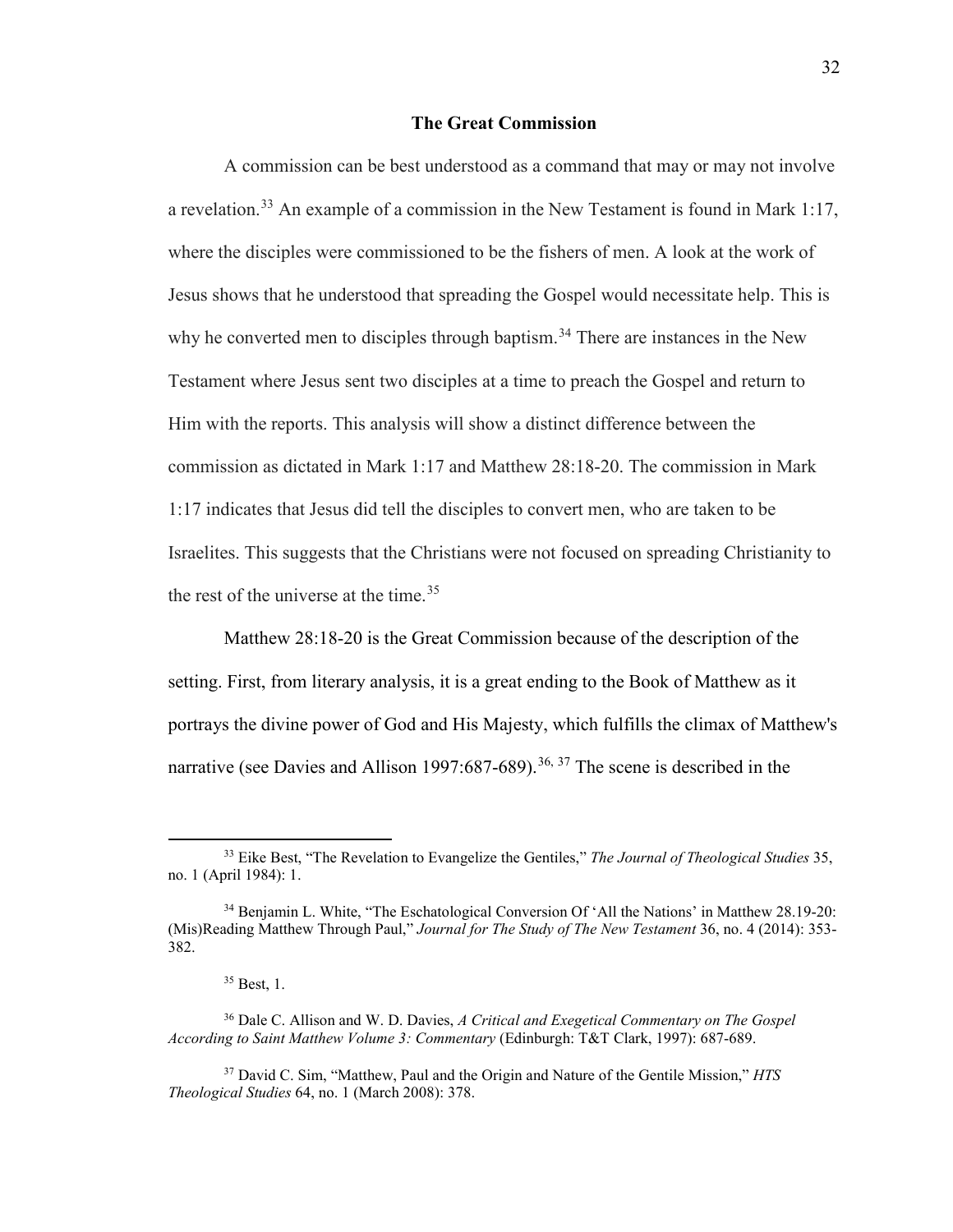## The Great Commission

A commission can be best understood as a command that may or may not involve a revelation.[33] An example of a commission in the New Testament is found in Mark 1:17, where the disciples were commissioned to be the fishers of men. A look at the work of Jesus shows that he understood that spreading the Gospel would necessitate help. This is why he converted men to disciples through baptism.[34] There are instances in the New Testament where Jesus sent two disciples at a time to preach the Gospel and return to Him with the reports. This analysis will show a distinct difference between the commission as dictated in Mark 1:17 and Matthew 28:18-20. The commission in Mark 1:17 indicates that Jesus did tell the disciples to convert men, who are taken to be Israelites. This suggests that the Christians were not focused on spreading Christianity to the rest of the universe at the time.[35]

Matthew 28:18-20 is the Great Commission because of the description of the setting. First, from literary analysis, it is a great ending to the Book of Matthew as it portrays the divine power of God and His Majesty, which fulfills the climax of Matthew's narrative (see Davies and Allison 1997:687-689).[36, 37] The scene is described in the

---

[33] Eike Best, "The Revelation to Evangelize the Gentiles," *The Journal of Theological Studies* 35, no. 1 (April 1984): 1.

[34] Benjamin L. White, "The Eschatological Conversion Of 'All the Nations' in Matthew 28.19-20: (Mis)Reading Matthew Through Paul," *Journal for The Study of The New Testament* 36, no. 4 (2014): 353-382.

[35] Best, 1.

[36] Dale C. Allison and W. D. Davies, *A Critical and Exegetical Commentary on The Gospel According to Saint Matthew Volume 3: Commentary* (Edinburgh: T&T Clark, 1997): 687-689.

[37] David C. Sim, "Matthew, Paul and the Origin and Nature of the Gentile Mission," *HTS Theological Studies* 64, no. 1 (March 2008): 378.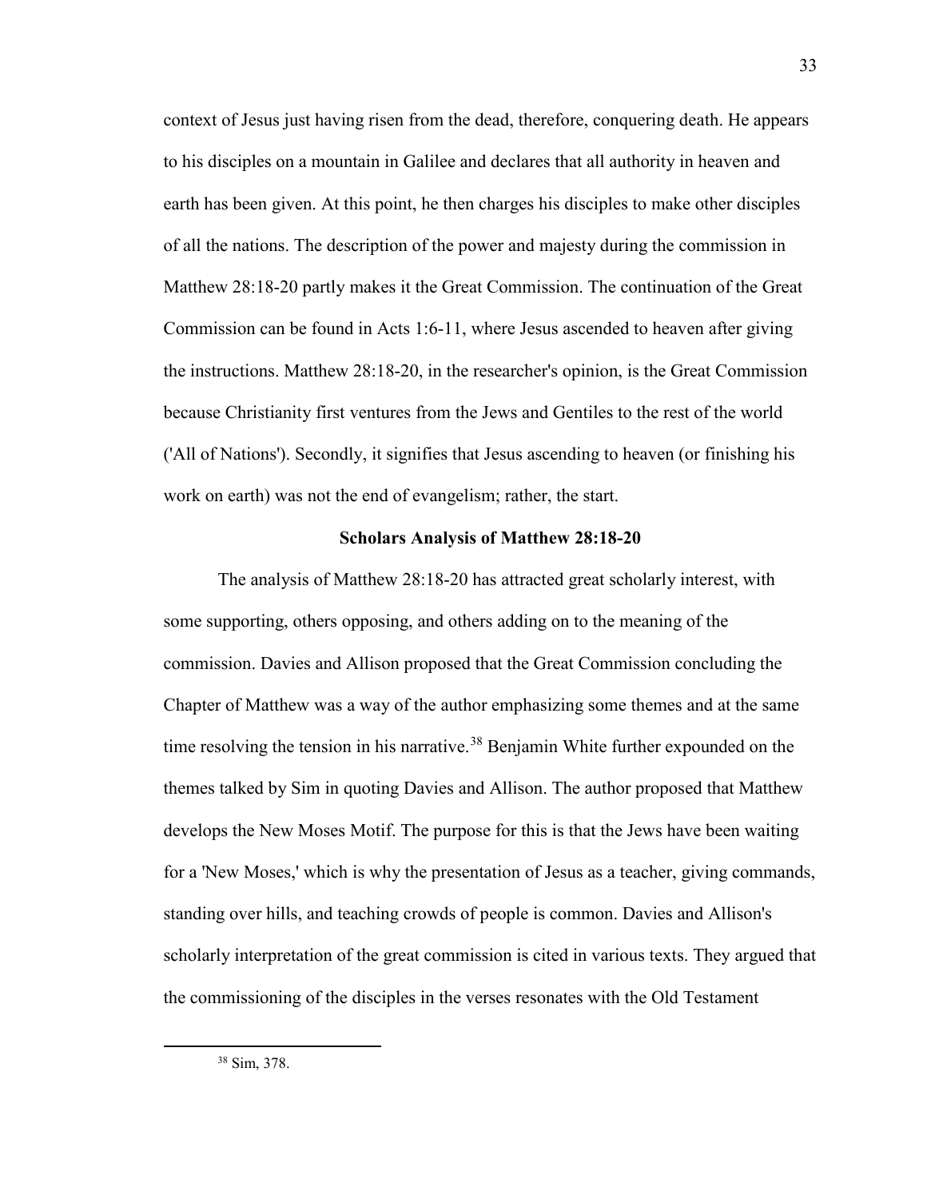context of Jesus just having risen from the dead, therefore, conquering death. He appears to his disciples on a mountain in Galilee and declares that all authority in heaven and earth has been given. At this point, he then charges his disciples to make other disciples of all the nations. The description of the power and majesty during the commission in Matthew 28:18-20 partly makes it the Great Commission. The continuation of the Great Commission can be found in Acts 1:6-11, where Jesus ascended to heaven after giving the instructions. Matthew 28:18-20, in the researcher's opinion, is the Great Commission because Christianity first ventures from the Jews and Gentiles to the rest of the world ('All of Nations'). Secondly, it signifies that Jesus ascending to heaven (or finishing his work on earth) was not the end of evangelism; rather, the start.

### Scholars Analysis of Matthew 28:18-20

The analysis of Matthew 28:18-20 has attracted great scholarly interest, with some supporting, others opposing, and others adding on to the meaning of the commission. Davies and Allison proposed that the Great Commission concluding the Chapter of Matthew was a way of the author emphasizing some themes and at the same time resolving the tension in his narrative.[38] Benjamin White further expounded on the themes talked by Sim in quoting Davies and Allison. The author proposed that Matthew develops the New Moses Motif. The purpose for this is that the Jews have been waiting for a 'New Moses,' which is why the presentation of Jesus as a teacher, giving commands, standing over hills, and teaching crowds of people is common. Davies and Allison's scholarly interpretation of the great commission is cited in various texts. They argued that the commissioning of the disciples in the verses resonates with the Old Testament

---

[38] Sim, 378.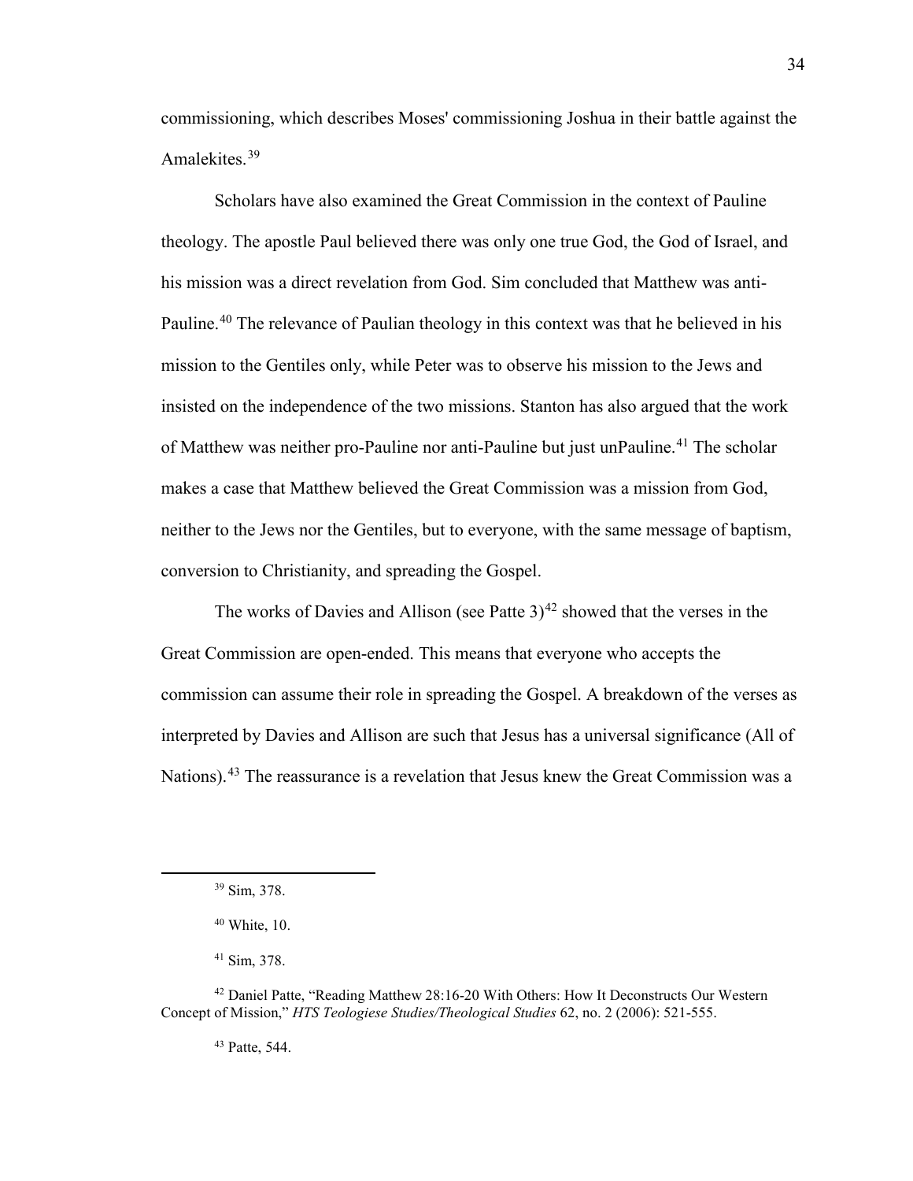commissioning, which describes Moses' commissioning Joshua in their battle against the Amalekites.[39]

Scholars have also examined the Great Commission in the context of Pauline theology. The apostle Paul believed there was only one true God, the God of Israel, and his mission was a direct revelation from God. Sim concluded that Matthew was anti-Pauline.[40] The relevance of Paulian theology in this context was that he believed in his mission to the Gentiles only, while Peter was to observe his mission to the Jews and insisted on the independence of the two missions. Stanton has also argued that the work of Matthew was neither pro-Pauline nor anti-Pauline but just unPauline.[41] The scholar makes a case that Matthew believed the Great Commission was a mission from God, neither to the Jews nor the Gentiles, but to everyone, with the same message of baptism, conversion to Christianity, and spreading the Gospel.

The works of Davies and Allison (see Patte 3)[42] showed that the verses in the Great Commission are open-ended. This means that everyone who accepts the commission can assume their role in spreading the Gospel. A breakdown of the verses as interpreted by Davies and Allison are such that Jesus has a universal significance (All of Nations).[43] The reassurance is a revelation that Jesus knew the Great Commission was a

---

[39] Sim, 378.

[40] White, 10.

[41] Sim, 378.

[42] Daniel Patte, "Reading Matthew 28:16-20 With Others: How It Deconstructs Our Western Concept of Mission," *HTS Teologiese Studies/Theological Studies* 62, no. 2 (2006): 521-555.

[43] Patte, 544.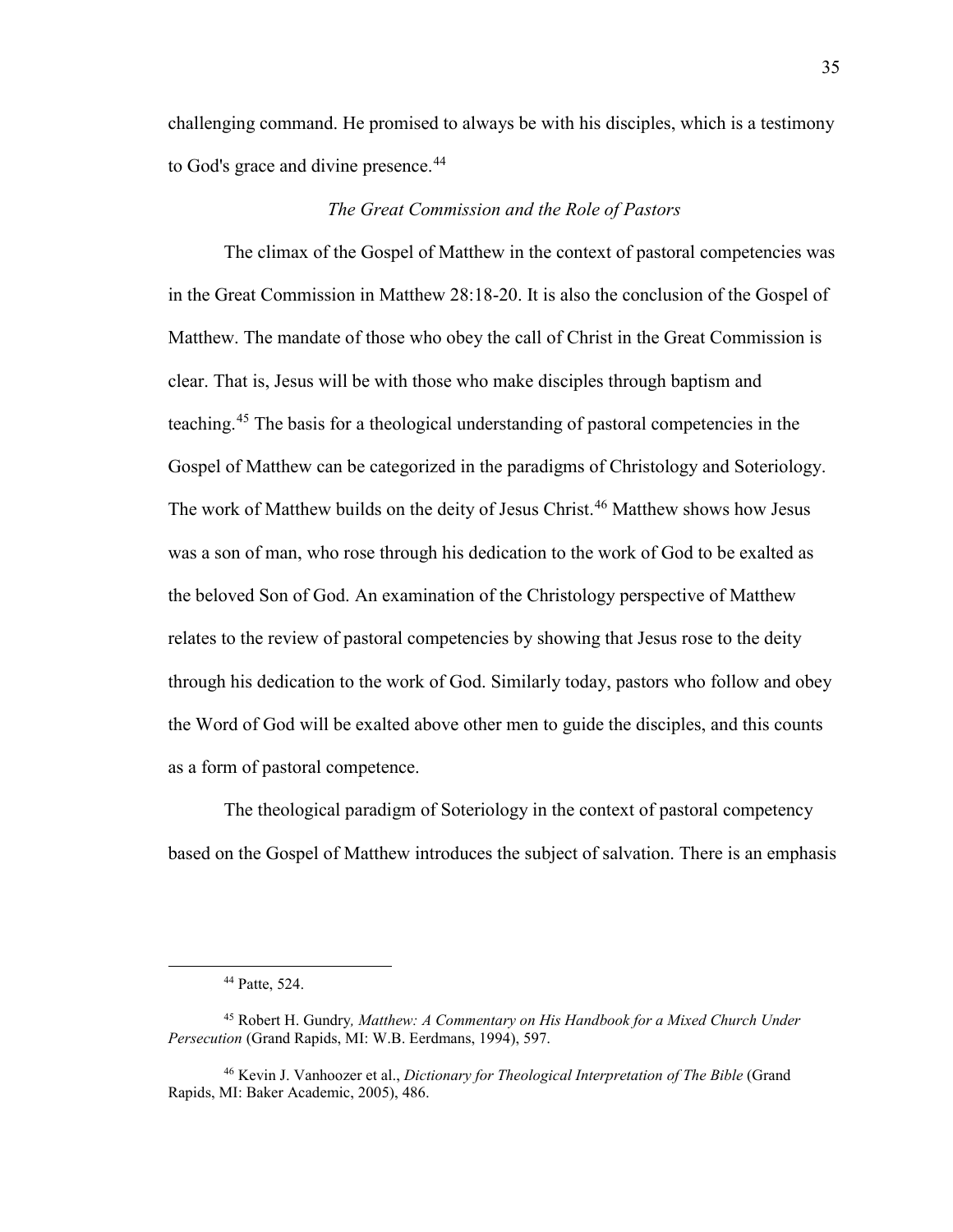challenging command. He promised to always be with his disciples, which is a testimony to God's grace and divine presence.[44]

### *The Great Commission and the Role of Pastors*

The climax of the Gospel of Matthew in the context of pastoral competencies was in the Great Commission in Matthew 28:18-20. It is also the conclusion of the Gospel of Matthew. The mandate of those who obey the call of Christ in the Great Commission is clear. That is, Jesus will be with those who make disciples through baptism and teaching.[45] The basis for a theological understanding of pastoral competencies in the Gospel of Matthew can be categorized in the paradigms of Christology and Soteriology. The work of Matthew builds on the deity of Jesus Christ.[46] Matthew shows how Jesus was a son of man, who rose through his dedication to the work of God to be exalted as the beloved Son of God. An examination of the Christology perspective of Matthew relates to the review of pastoral competencies by showing that Jesus rose to the deity through his dedication to the work of God. Similarly today, pastors who follow and obey the Word of God will be exalted above other men to guide the disciples, and this counts as a form of pastoral competence.

The theological paradigm of Soteriology in the context of pastoral competency based on the Gospel of Matthew introduces the subject of salvation. There is an emphasis

---

[44] Patte, 524.

[45] Robert H. Gundry, *Matthew: A Commentary on His Handbook for a Mixed Church Under Persecution* (Grand Rapids, MI: W.B. Eerdmans, 1994), 597.

[46] Kevin J. Vanhoozer et al., *Dictionary for Theological Interpretation of The Bible* (Grand Rapids, MI: Baker Academic, 2005), 486.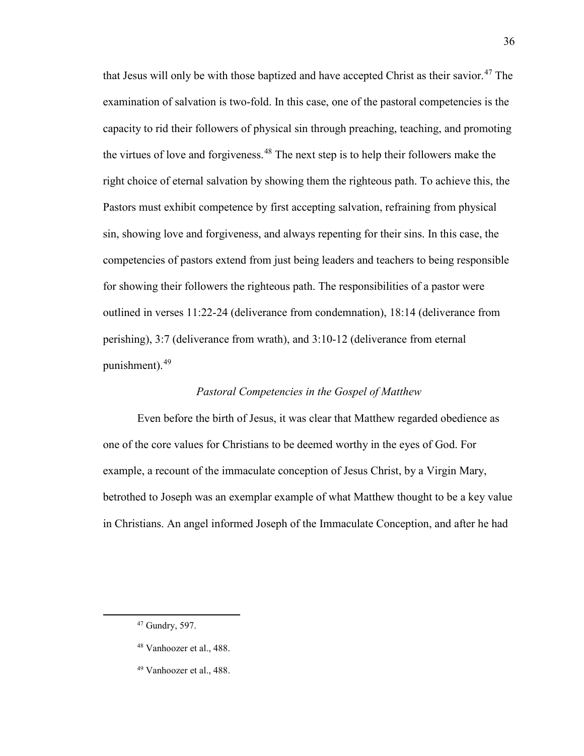that Jesus will only be with those baptized and have accepted Christ as their savior.[47] The examination of salvation is two-fold. In this case, one of the pastoral competencies is the capacity to rid their followers of physical sin through preaching, teaching, and promoting the virtues of love and forgiveness.[48] The next step is to help their followers make the right choice of eternal salvation by showing them the righteous path. To achieve this, the Pastors must exhibit competence by first accepting salvation, refraining from physical sin, showing love and forgiveness, and always repenting for their sins. In this case, the competencies of pastors extend from just being leaders and teachers to being responsible for showing their followers the righteous path. The responsibilities of a pastor were outlined in verses 11:22-24 (deliverance from condemnation), 18:14 (deliverance from perishing), 3:7 (deliverance from wrath), and 3:10-12 (deliverance from eternal punishment).[49]

### *Pastoral Competencies in the Gospel of Matthew*

Even before the birth of Jesus, it was clear that Matthew regarded obedience as one of the core values for Christians to be deemed worthy in the eyes of God. For example, a recount of the immaculate conception of Jesus Christ, by a Virgin Mary, betrothed to Joseph was an exemplar example of what Matthew thought to be a key value in Christians. An angel informed Joseph of the Immaculate Conception, and after he had

---

[47] Gundry, 597.

[48] Vanhoozer et al., 488.

[49] Vanhoozer et al., 488.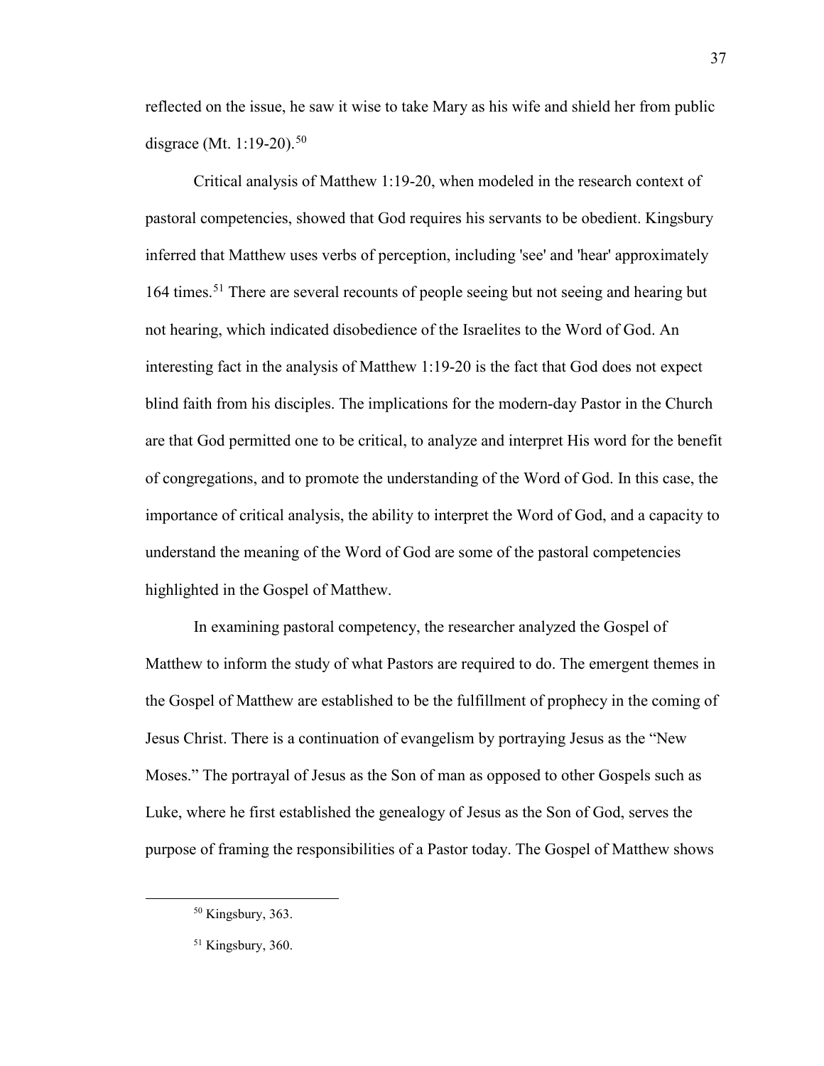reflected on the issue, he saw it wise to take Mary as his wife and shield her from public disgrace (Mt. 1:19-20).[50]

Critical analysis of Matthew 1:19-20, when modeled in the research context of pastoral competencies, showed that God requires his servants to be obedient. Kingsbury inferred that Matthew uses verbs of perception, including 'see' and 'hear' approximately 164 times.[51] There are several recounts of people seeing but not seeing and hearing but not hearing, which indicated disobedience of the Israelites to the Word of God. An interesting fact in the analysis of Matthew 1:19-20 is the fact that God does not expect blind faith from his disciples. The implications for the modern-day Pastor in the Church are that God permitted one to be critical, to analyze and interpret His word for the benefit of congregations, and to promote the understanding of the Word of God. In this case, the importance of critical analysis, the ability to interpret the Word of God, and a capacity to understand the meaning of the Word of God are some of the pastoral competencies highlighted in the Gospel of Matthew.

In examining pastoral competency, the researcher analyzed the Gospel of Matthew to inform the study of what Pastors are required to do. The emergent themes in the Gospel of Matthew are established to be the fulfillment of prophecy in the coming of Jesus Christ. There is a continuation of evangelism by portraying Jesus as the "New Moses." The portrayal of Jesus as the Son of man as opposed to other Gospels such as Luke, where he first established the genealogy of Jesus as the Son of God, serves the purpose of framing the responsibilities of a Pastor today. The Gospel of Matthew shows

---

[50] Kingsbury, 363.

[51] Kingsbury, 360.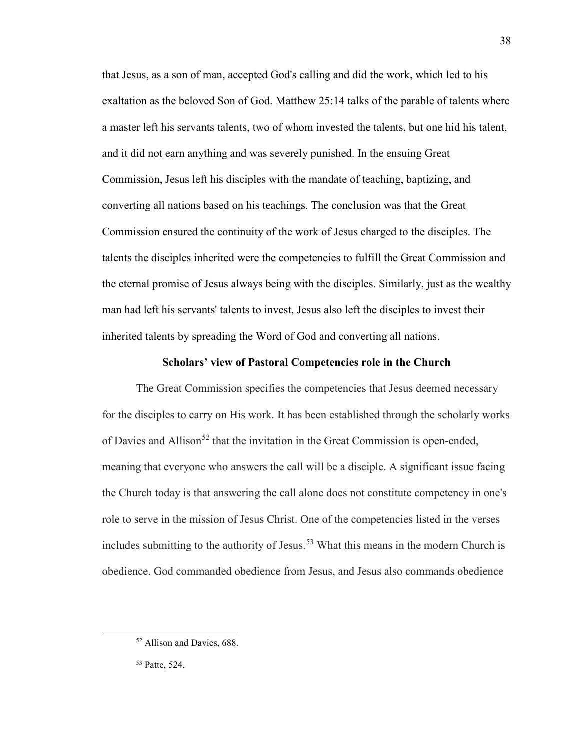that Jesus, as a son of man, accepted God's calling and did the work, which led to his exaltation as the beloved Son of God. Matthew 25:14 talks of the parable of talents where a master left his servants talents, two of whom invested the talents, but one hid his talent, and it did not earn anything and was severely punished. In the ensuing Great Commission, Jesus left his disciples with the mandate of teaching, baptizing, and converting all nations based on his teachings. The conclusion was that the Great Commission ensured the continuity of the work of Jesus charged to the disciples. The talents the disciples inherited were the competencies to fulfill the Great Commission and the eternal promise of Jesus always being with the disciples. Similarly, just as the wealthy man had left his servants' talents to invest, Jesus also left the disciples to invest their inherited talents by spreading the Word of God and converting all nations.

### Scholars' view of Pastoral Competencies role in the Church

The Great Commission specifies the competencies that Jesus deemed necessary for the disciples to carry on His work. It has been established through the scholarly works of Davies and Allison[52] that the invitation in the Great Commission is open-ended, meaning that everyone who answers the call will be a disciple. A significant issue facing the Church today is that answering the call alone does not constitute competency in one's role to serve in the mission of Jesus Christ. One of the competencies listed in the verses includes submitting to the authority of Jesus.[53] What this means in the modern Church is obedience. God commanded obedience from Jesus, and Jesus also commands obedience

---

[52] Allison and Davies, 688.

[53] Patte, 524.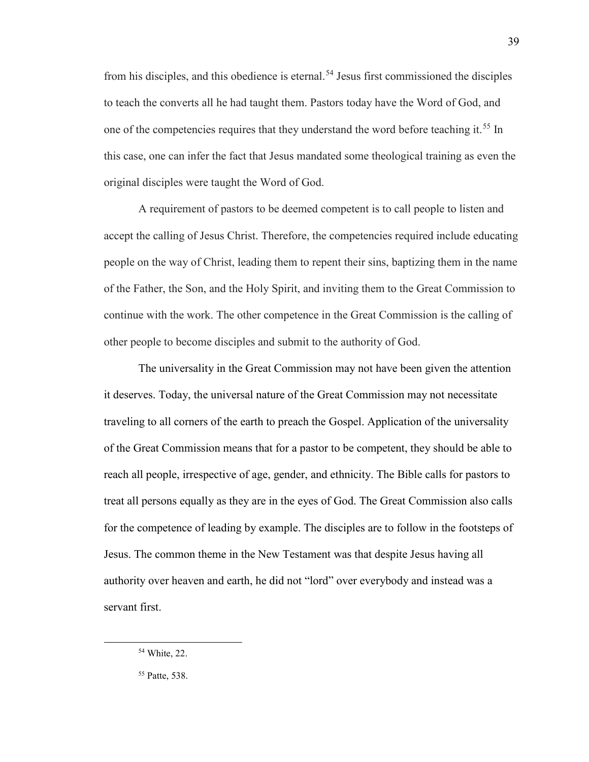from his disciples, and this obedience is eternal.[54] Jesus first commissioned the disciples to teach the converts all he had taught them. Pastors today have the Word of God, and one of the competencies requires that they understand the word before teaching it.[55] In this case, one can infer the fact that Jesus mandated some theological training as even the original disciples were taught the Word of God.

A requirement of pastors to be deemed competent is to call people to listen and accept the calling of Jesus Christ. Therefore, the competencies required include educating people on the way of Christ, leading them to repent their sins, baptizing them in the name of the Father, the Son, and the Holy Spirit, and inviting them to the Great Commission to continue with the work. The other competence in the Great Commission is the calling of other people to become disciples and submit to the authority of God.

The universality in the Great Commission may not have been given the attention it deserves. Today, the universal nature of the Great Commission may not necessitate traveling to all corners of the earth to preach the Gospel. Application of the universality of the Great Commission means that for a pastor to be competent, they should be able to reach all people, irrespective of age, gender, and ethnicity. The Bible calls for pastors to treat all persons equally as they are in the eyes of God. The Great Commission also calls for the competence of leading by example. The disciples are to follow in the footsteps of Jesus. The common theme in the New Testament was that despite Jesus having all authority over heaven and earth, he did not "lord" over everybody and instead was a servant first.

---

[54] White, 22.

[55] Patte, 538.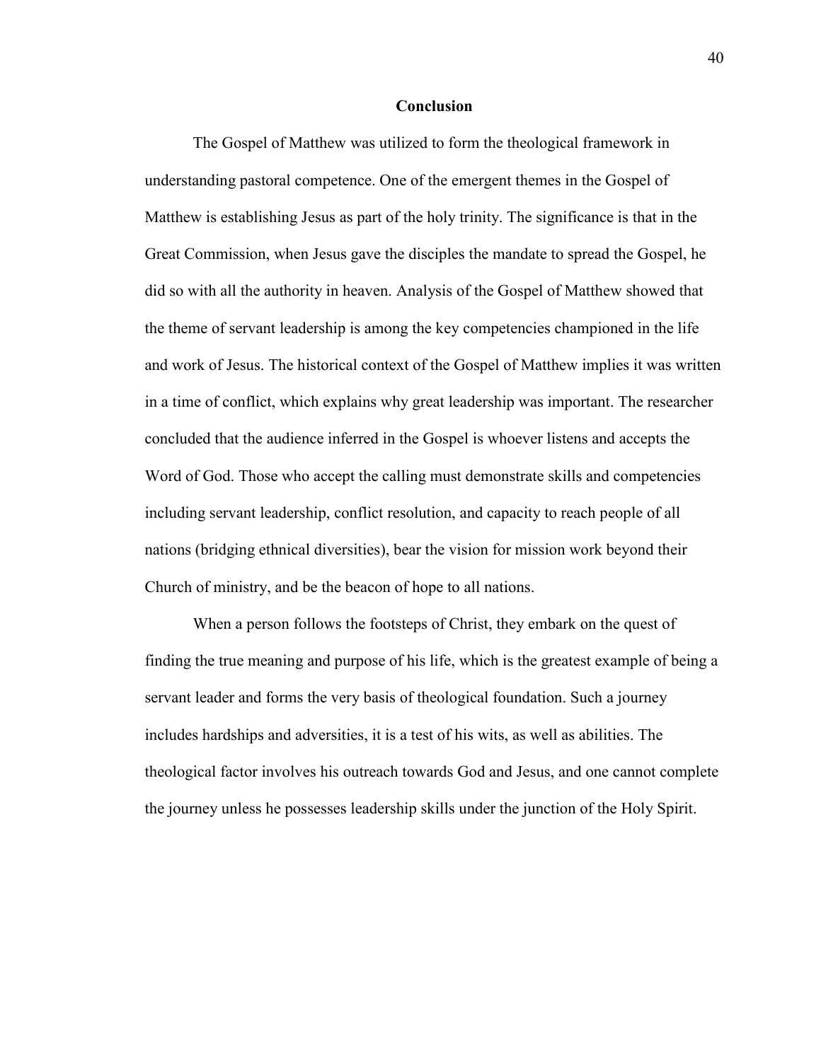## Conclusion

The Gospel of Matthew was utilized to form the theological framework in understanding pastoral competence. One of the emergent themes in the Gospel of Matthew is establishing Jesus as part of the holy trinity. The significance is that in the Great Commission, when Jesus gave the disciples the mandate to spread the Gospel, he did so with all the authority in heaven. Analysis of the Gospel of Matthew showed that the theme of servant leadership is among the key competencies championed in the life and work of Jesus. The historical context of the Gospel of Matthew implies it was written in a time of conflict, which explains why great leadership was important. The researcher concluded that the audience inferred in the Gospel is whoever listens and accepts the Word of God. Those who accept the calling must demonstrate skills and competencies including servant leadership, conflict resolution, and capacity to reach people of all nations (bridging ethnical diversities), bear the vision for mission work beyond their Church of ministry, and be the beacon of hope to all nations.

When a person follows the footsteps of Christ, they embark on the quest of finding the true meaning and purpose of his life, which is the greatest example of being a servant leader and forms the very basis of theological foundation. Such a journey includes hardships and adversities, it is a test of his wits, as well as abilities. The theological factor involves his outreach towards God and Jesus, and one cannot complete the journey unless he possesses leadership skills under the junction of the Holy Spirit.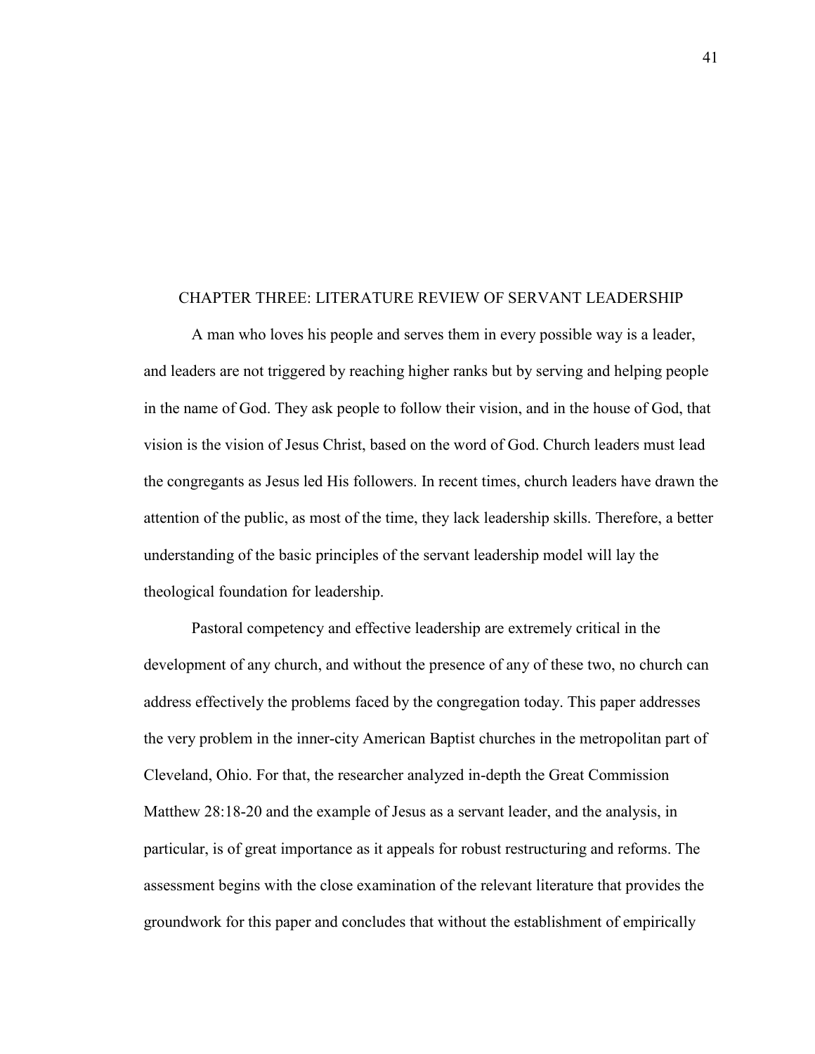# CHAPTER THREE: LITERATURE REVIEW OF SERVANT LEADERSHIP

A man who loves his people and serves them in every possible way is a leader, and leaders are not triggered by reaching higher ranks but by serving and helping people in the name of God. They ask people to follow their vision, and in the house of God, that vision is the vision of Jesus Christ, based on the word of God. Church leaders must lead the congregants as Jesus led His followers. In recent times, church leaders have drawn the attention of the public, as most of the time, they lack leadership skills. Therefore, a better understanding of the basic principles of the servant leadership model will lay the theological foundation for leadership.

Pastoral competency and effective leadership are extremely critical in the development of any church, and without the presence of any of these two, no church can address effectively the problems faced by the congregation today. This paper addresses the very problem in the inner-city American Baptist churches in the metropolitan part of Cleveland, Ohio. For that, the researcher analyzed in-depth the Great Commission Matthew 28:18-20 and the example of Jesus as a servant leader, and the analysis, in particular, is of great importance as it appeals for robust restructuring and reforms. The assessment begins with the close examination of the relevant literature that provides the groundwork for this paper and concludes that without the establishment of empirically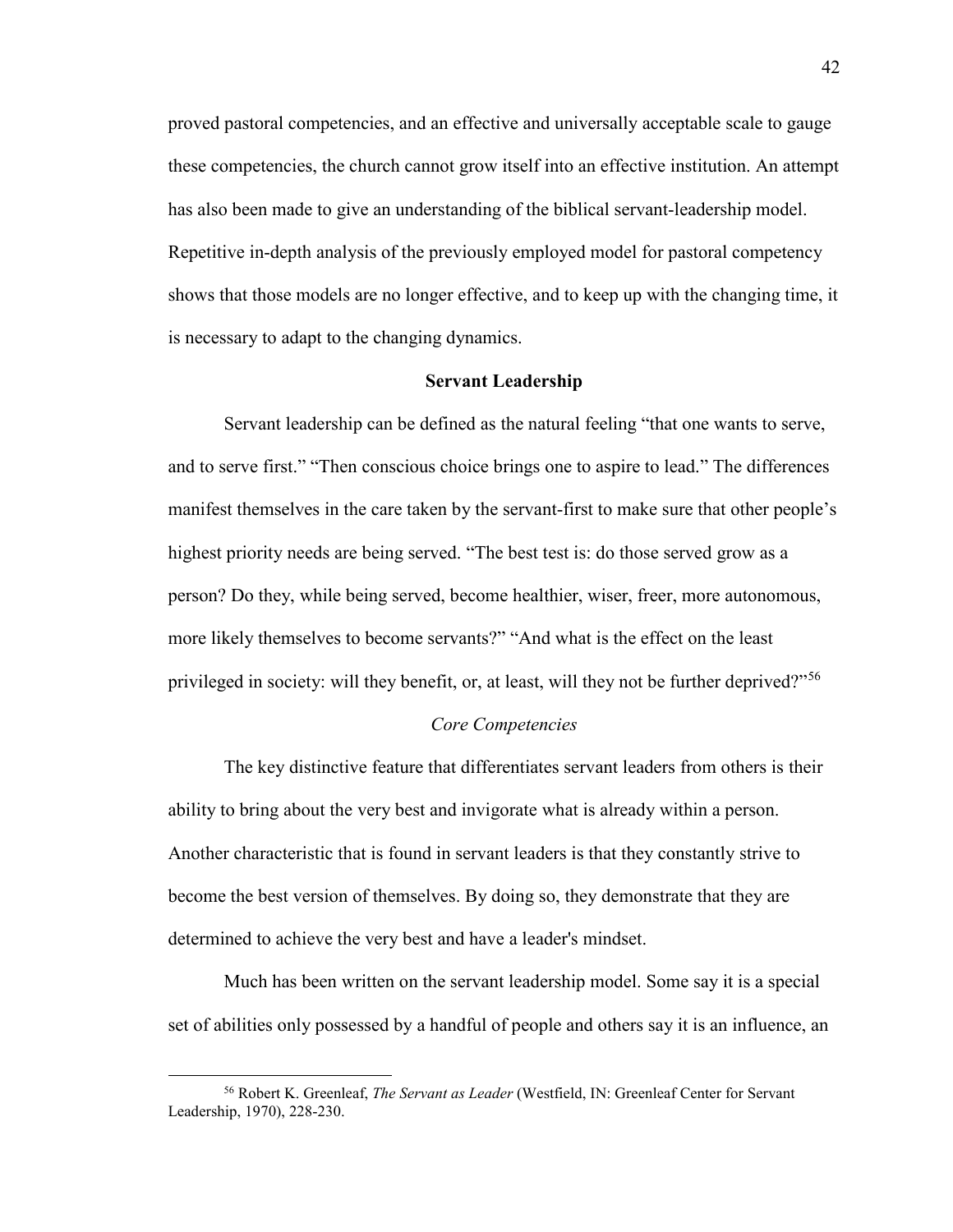proved pastoral competencies, and an effective and universally acceptable scale to gauge these competencies, the church cannot grow itself into an effective institution. An attempt has also been made to give an understanding of the biblical servant-leadership model. Repetitive in-depth analysis of the previously employed model for pastoral competency shows that those models are no longer effective, and to keep up with the changing time, it is necessary to adapt to the changing dynamics.

## Servant Leadership

Servant leadership can be defined as the natural feeling "that one wants to serve, and to serve first." "Then conscious choice brings one to aspire to lead." The differences manifest themselves in the care taken by the servant-first to make sure that other people's highest priority needs are being served. "The best test is: do those served grow as a person? Do they, while being served, become healthier, wiser, freer, more autonomous, more likely themselves to become servants?" "And what is the effect on the least privileged in society: will they benefit, or, at least, will they not be further deprived?"[56]

### *Core Competencies*

The key distinctive feature that differentiates servant leaders from others is their ability to bring about the very best and invigorate what is already within a person. Another characteristic that is found in servant leaders is that they constantly strive to become the best version of themselves. By doing so, they demonstrate that they are determined to achieve the very best and have a leader's mindset.

Much has been written on the servant leadership model. Some say it is a special set of abilities only possessed by a handful of people and others say it is an influence, an

---

[56] Robert K. Greenleaf, *The Servant as Leader* (Westfield, IN: Greenleaf Center for Servant Leadership, 1970), 228-230.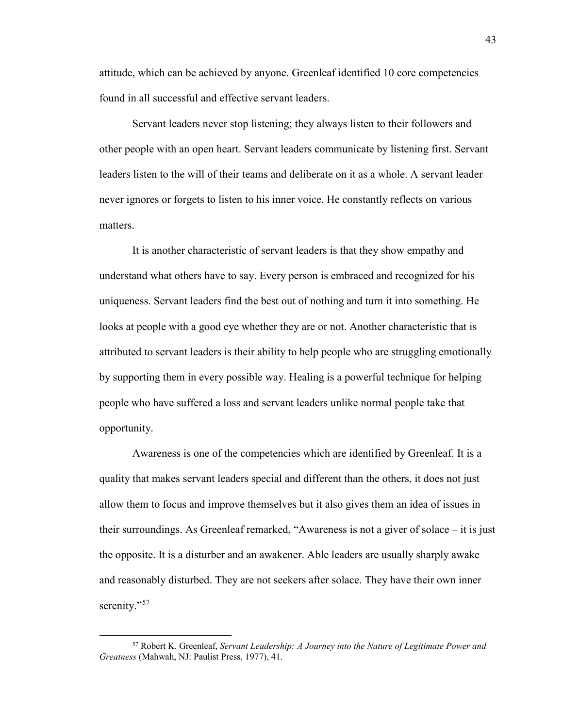attitude, which can be achieved by anyone. Greenleaf identified 10 core competencies found in all successful and effective servant leaders.

Servant leaders never stop listening; they always listen to their followers and other people with an open heart. Servant leaders communicate by listening first. Servant leaders listen to the will of their teams and deliberate on it as a whole. A servant leader never ignores or forgets to listen to his inner voice. He constantly reflects on various matters.

It is another characteristic of servant leaders is that they show empathy and understand what others have to say. Every person is embraced and recognized for his uniqueness. Servant leaders find the best out of nothing and turn it into something. He looks at people with a good eye whether they are or not. Another characteristic that is attributed to servant leaders is their ability to help people who are struggling emotionally by supporting them in every possible way. Healing is a powerful technique for helping people who have suffered a loss and servant leaders unlike normal people take that opportunity.

Awareness is one of the competencies which are identified by Greenleaf. It is a quality that makes servant leaders special and different than the others, it does not just allow them to focus and improve themselves but it also gives them an idea of issues in their surroundings. As Greenleaf remarked, "Awareness is not a giver of solace – it is just the opposite. It is a disturber and an awakener. Able leaders are usually sharply awake and reasonably disturbed. They are not seekers after solace. They have their own inner serenity."[57]

---

[57] Robert K. Greenleaf, *Servant Leadership: A Journey into the Nature of Legitimate Power and Greatness* (Mahwah, NJ: Paulist Press, 1977), 41.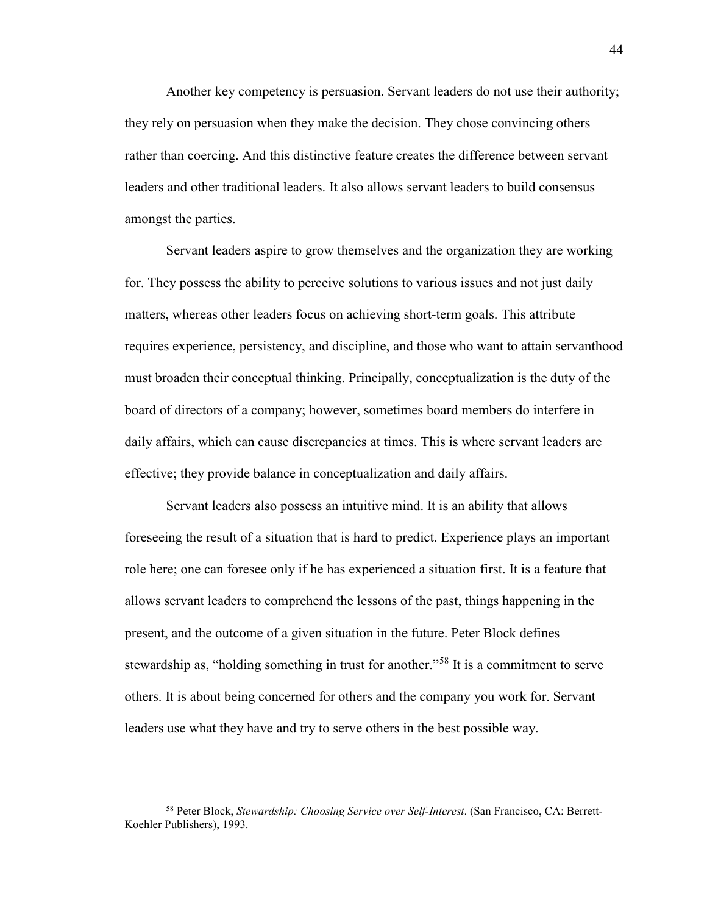Another key competency is persuasion. Servant leaders do not use their authority; they rely on persuasion when they make the decision. They chose convincing others rather than coercing. And this distinctive feature creates the difference between servant leaders and other traditional leaders. It also allows servant leaders to build consensus amongst the parties.

Servant leaders aspire to grow themselves and the organization they are working for. They possess the ability to perceive solutions to various issues and not just daily matters, whereas other leaders focus on achieving short-term goals. This attribute requires experience, persistency, and discipline, and those who want to attain servanthood must broaden their conceptual thinking. Principally, conceptualization is the duty of the board of directors of a company; however, sometimes board members do interfere in daily affairs, which can cause discrepancies at times. This is where servant leaders are effective; they provide balance in conceptualization and daily affairs.

Servant leaders also possess an intuitive mind. It is an ability that allows foreseeing the result of a situation that is hard to predict. Experience plays an important role here; one can foresee only if he has experienced a situation first. It is a feature that allows servant leaders to comprehend the lessons of the past, things happening in the present, and the outcome of a given situation in the future. Peter Block defines stewardship as, "holding something in trust for another."[58] It is a commitment to serve others. It is about being concerned for others and the company you work for. Servant leaders use what they have and try to serve others in the best possible way.

---

[58] Peter Block, *Stewardship: Choosing Service over Self-Interest*. (San Francisco, CA: Berrett-Koehler Publishers), 1993.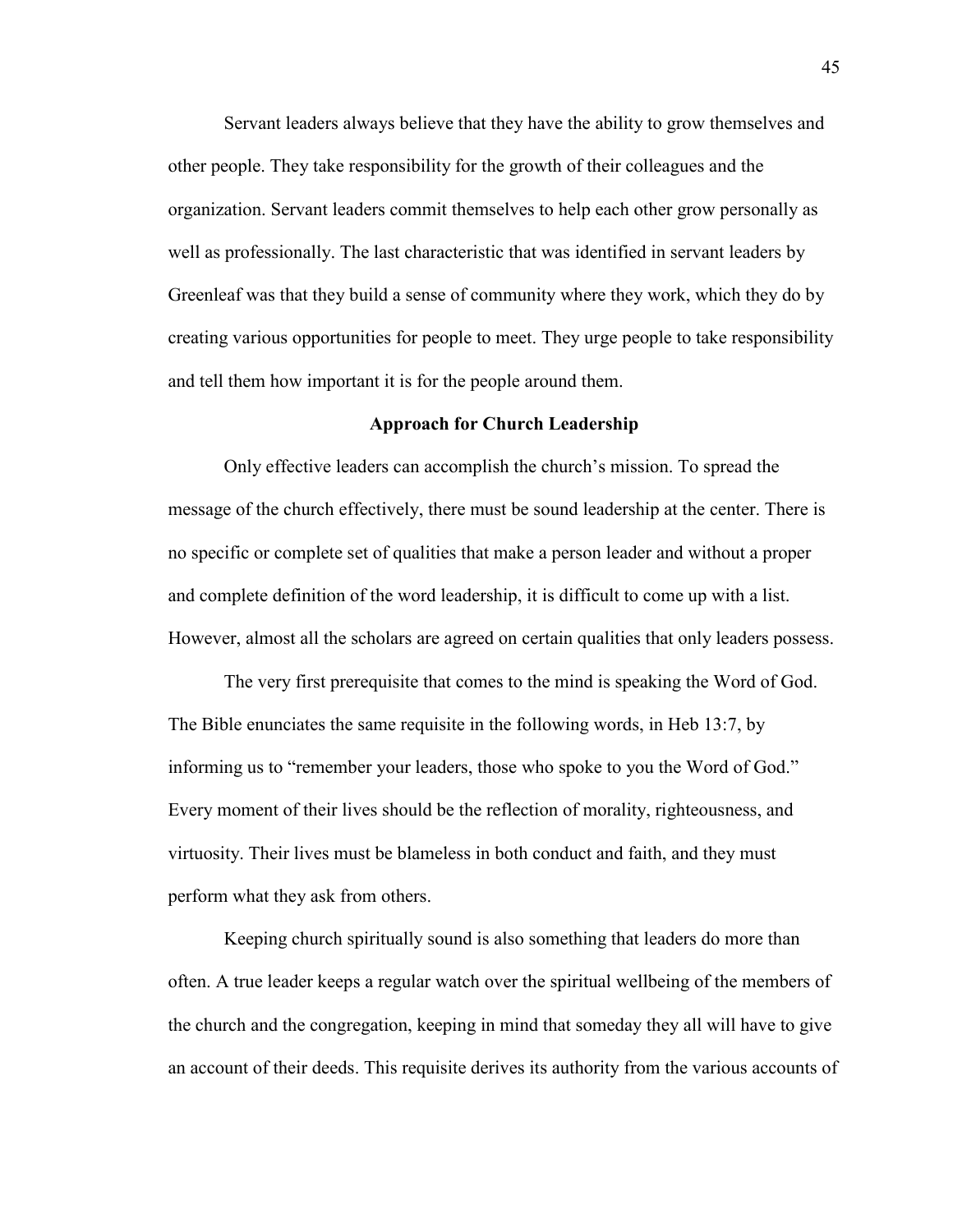Servant leaders always believe that they have the ability to grow themselves and other people. They take responsibility for the growth of their colleagues and the organization. Servant leaders commit themselves to help each other grow personally as well as professionally. The last characteristic that was identified in servant leaders by Greenleaf was that they build a sense of community where they work, which they do by creating various opportunities for people to meet. They urge people to take responsibility and tell them how important it is for the people around them.

## Approach for Church Leadership

Only effective leaders can accomplish the church's mission. To spread the message of the church effectively, there must be sound leadership at the center. There is no specific or complete set of qualities that make a person leader and without a proper and complete definition of the word leadership, it is difficult to come up with a list. However, almost all the scholars are agreed on certain qualities that only leaders possess.

The very first prerequisite that comes to the mind is speaking the Word of God. The Bible enunciates the same requisite in the following words, in Heb 13:7, by informing us to "remember your leaders, those who spoke to you the Word of God." Every moment of their lives should be the reflection of morality, righteousness, and virtuosity. Their lives must be blameless in both conduct and faith, and they must perform what they ask from others.

Keeping church spiritually sound is also something that leaders do more than often. A true leader keeps a regular watch over the spiritual wellbeing of the members of the church and the congregation, keeping in mind that someday they all will have to give an account of their deeds. This requisite derives its authority from the various accounts of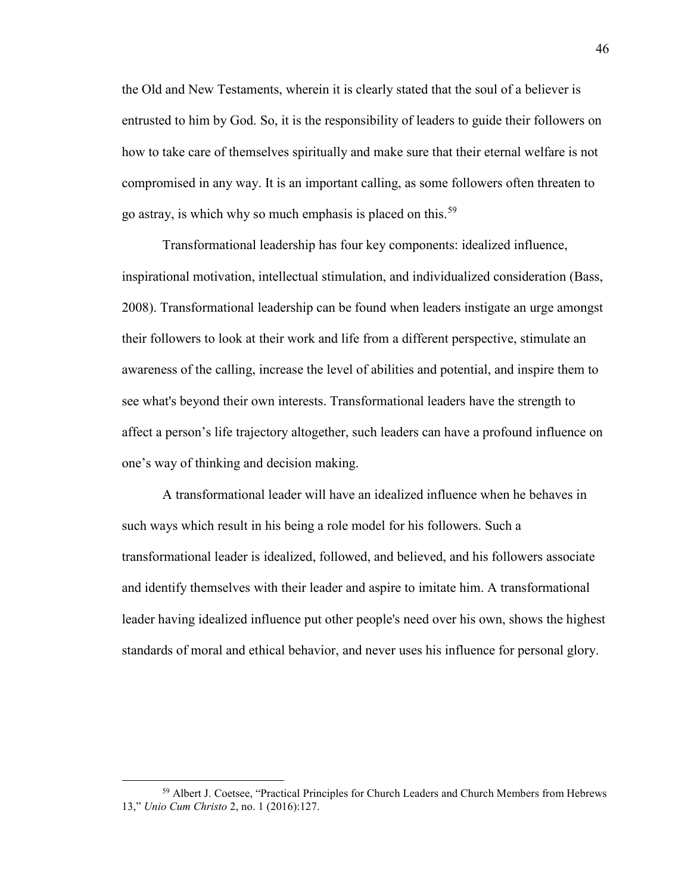the Old and New Testaments, wherein it is clearly stated that the soul of a believer is entrusted to him by God. So, it is the responsibility of leaders to guide their followers on how to take care of themselves spiritually and make sure that their eternal welfare is not compromised in any way. It is an important calling, as some followers often threaten to go astray, is which why so much emphasis is placed on this.[59]

Transformational leadership has four key components: idealized influence, inspirational motivation, intellectual stimulation, and individualized consideration (Bass, 2008). Transformational leadership can be found when leaders instigate an urge amongst their followers to look at their work and life from a different perspective, stimulate an awareness of the calling, increase the level of abilities and potential, and inspire them to see what's beyond their own interests. Transformational leaders have the strength to affect a person's life trajectory altogether, such leaders can have a profound influence on one's way of thinking and decision making.

A transformational leader will have an idealized influence when he behaves in such ways which result in his being a role model for his followers. Such a transformational leader is idealized, followed, and believed, and his followers associate and identify themselves with their leader and aspire to imitate him. A transformational leader having idealized influence put other people's need over his own, shows the highest standards of moral and ethical behavior, and never uses his influence for personal glory.

---

[59] Albert J. Coetsee, "Practical Principles for Church Leaders and Church Members from Hebrews 13," *Unio Cum Christo* 2, no. 1 (2016):127.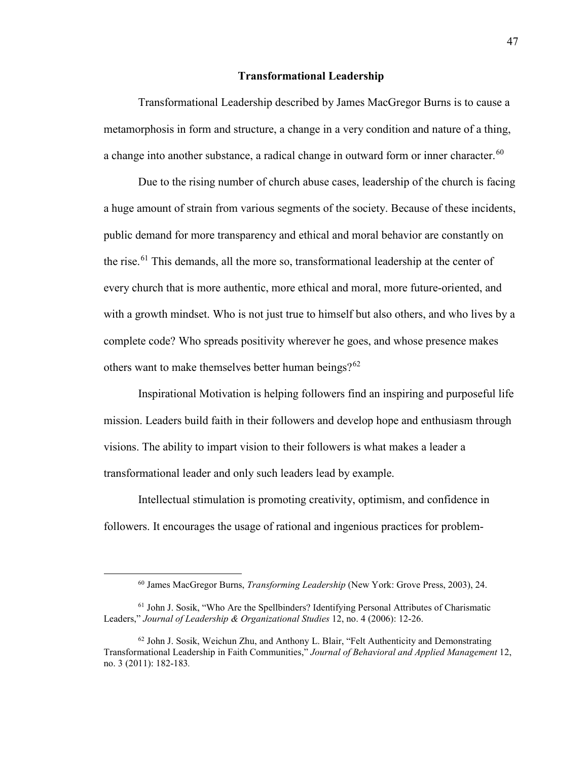## Transformational Leadership

Transformational Leadership described by James MacGregor Burns is to cause a metamorphosis in form and structure, a change in a very condition and nature of a thing, a change into another substance, a radical change in outward form or inner character.[60]

Due to the rising number of church abuse cases, leadership of the church is facing a huge amount of strain from various segments of the society. Because of these incidents, public demand for more transparency and ethical and moral behavior are constantly on the rise.[61] This demands, all the more so, transformational leadership at the center of every church that is more authentic, more ethical and moral, more future-oriented, and with a growth mindset. Who is not just true to himself but also others, and who lives by a complete code? Who spreads positivity wherever he goes, and whose presence makes others want to make themselves better human beings?[62]

Inspirational Motivation is helping followers find an inspiring and purposeful life mission. Leaders build faith in their followers and develop hope and enthusiasm through visions. The ability to impart vision to their followers is what makes a leader a transformational leader and only such leaders lead by example.

Intellectual stimulation is promoting creativity, optimism, and confidence in followers. It encourages the usage of rational and ingenious practices for problem-

---

[60] James MacGregor Burns, *Transforming Leadership* (New York: Grove Press, 2003), 24.

[61] John J. Sosik, "Who Are the Spellbinders? Identifying Personal Attributes of Charismatic Leaders," *Journal of Leadership & Organizational Studies* 12, no. 4 (2006): 12-26.

[62] John J. Sosik, Weichun Zhu, and Anthony L. Blair, "Felt Authenticity and Demonstrating Transformational Leadership in Faith Communities," *Journal of Behavioral and Applied Management* 12, no. 3 (2011): 182-183.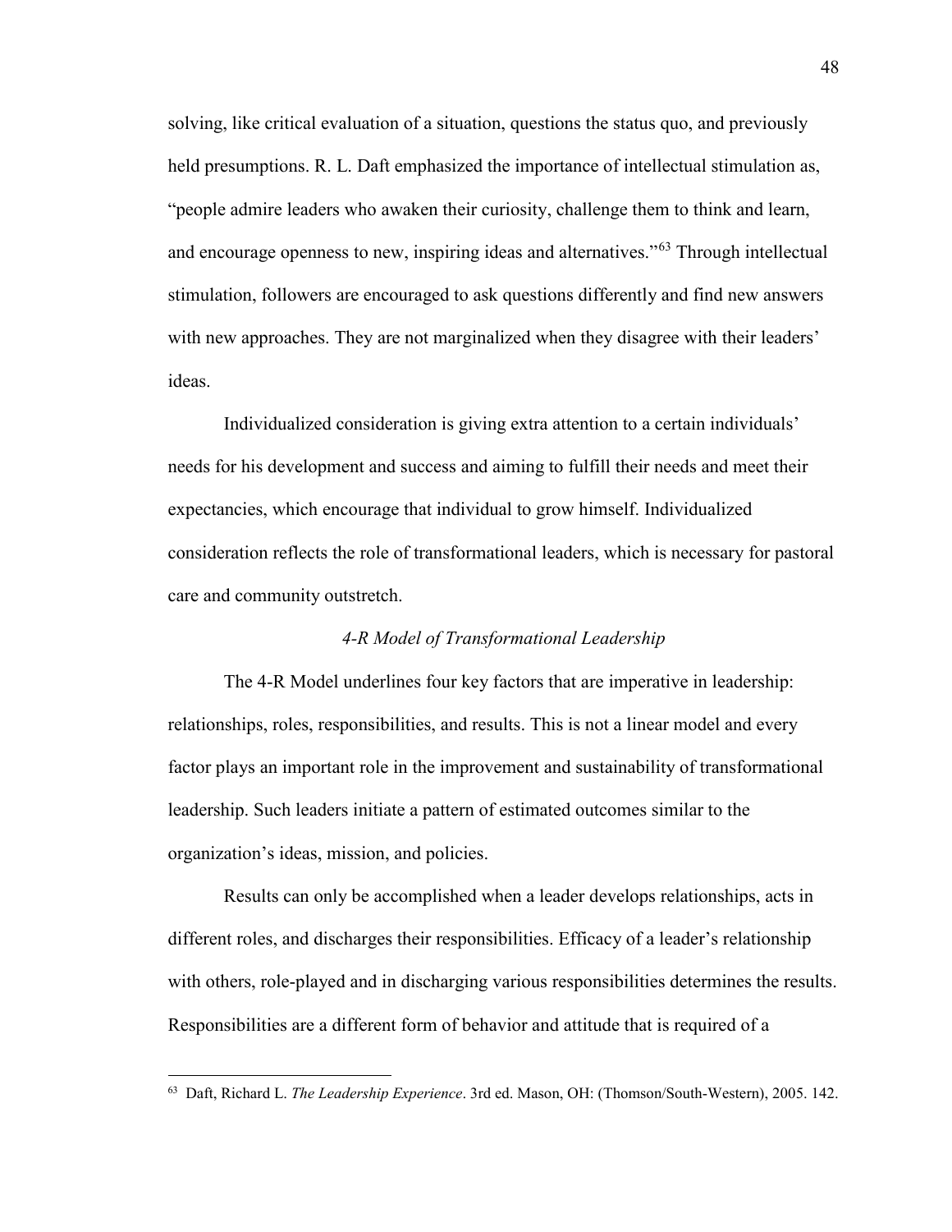solving, like critical evaluation of a situation, questions the status quo, and previously held presumptions. R. L. Daft emphasized the importance of intellectual stimulation as, "people admire leaders who awaken their curiosity, challenge them to think and learn, and encourage openness to new, inspiring ideas and alternatives."[63] Through intellectual stimulation, followers are encouraged to ask questions differently and find new answers with new approaches. They are not marginalized when they disagree with their leaders' ideas.

Individualized consideration is giving extra attention to a certain individuals' needs for his development and success and aiming to fulfill their needs and meet their expectancies, which encourage that individual to grow himself. Individualized consideration reflects the role of transformational leaders, which is necessary for pastoral care and community outstretch.

### *4-R Model of Transformational Leadership*

The 4-R Model underlines four key factors that are imperative in leadership: relationships, roles, responsibilities, and results. This is not a linear model and every factor plays an important role in the improvement and sustainability of transformational leadership. Such leaders initiate a pattern of estimated outcomes similar to the organization's ideas, mission, and policies.

Results can only be accomplished when a leader develops relationships, acts in different roles, and discharges their responsibilities. Efficacy of a leader's relationship with others, role-played and in discharging various responsibilities determines the results. Responsibilities are a different form of behavior and attitude that is required of a

---

[63] Daft, Richard L. *The Leadership Experience*. 3rd ed. Mason, OH: (Thomson/South-Western), 2005. 142.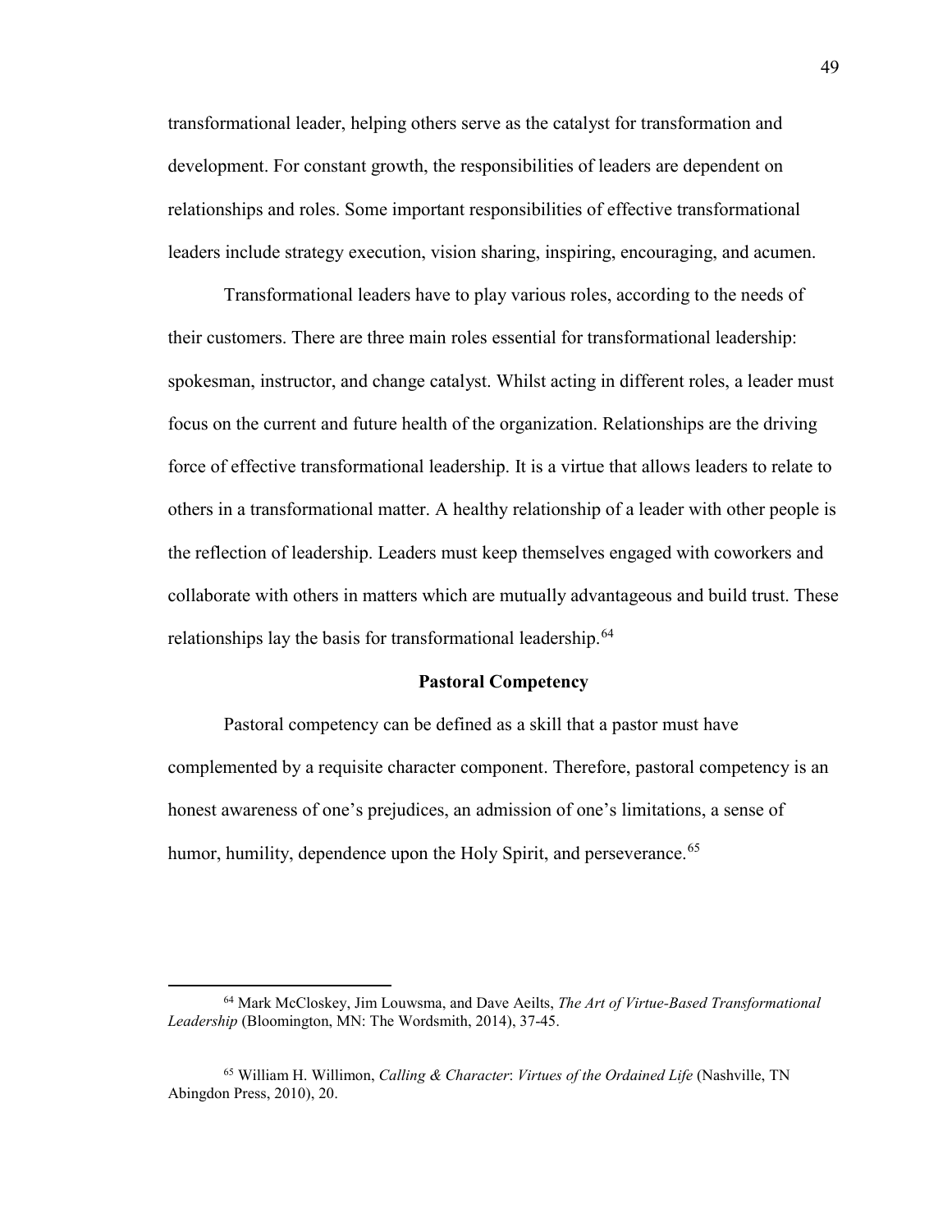transformational leader, helping others serve as the catalyst for transformation and development. For constant growth, the responsibilities of leaders are dependent on relationships and roles. Some important responsibilities of effective transformational leaders include strategy execution, vision sharing, inspiring, encouraging, and acumen.

Transformational leaders have to play various roles, according to the needs of their customers. There are three main roles essential for transformational leadership: spokesman, instructor, and change catalyst. Whilst acting in different roles, a leader must focus on the current and future health of the organization. Relationships are the driving force of effective transformational leadership. It is a virtue that allows leaders to relate to others in a transformational matter. A healthy relationship of a leader with other people is the reflection of leadership. Leaders must keep themselves engaged with coworkers and collaborate with others in matters which are mutually advantageous and build trust. These relationships lay the basis for transformational leadership.[64]

**Pastoral Competency**

Pastoral competency can be defined as a skill that a pastor must have complemented by a requisite character component. Therefore, pastoral competency is an honest awareness of one's prejudices, an admission of one's limitations, a sense of humor, humility, dependence upon the Holy Spirit, and perseverance.[65]

---

[64] Mark McCloskey, Jim Louwsma, and Dave Aeilts, *The Art of Virtue-Based Transformational Leadership* (Bloomington, MN: The Wordsmith, 2014), 37-45.

[65] William H. Willimon, *Calling & Character*: *Virtues of the Ordained Life* (Nashville, TN Abingdon Press, 2010), 20.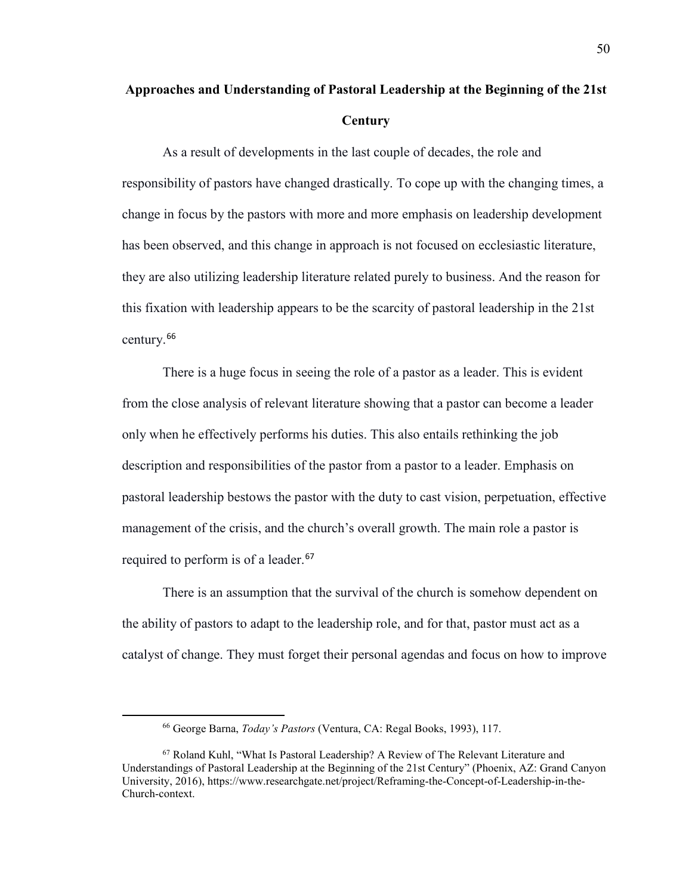## Approaches and Understanding of Pastoral Leadership at the Beginning of the 21st Century

As a result of developments in the last couple of decades, the role and responsibility of pastors have changed drastically. To cope up with the changing times, a change in focus by the pastors with more and more emphasis on leadership development has been observed, and this change in approach is not focused on ecclesiastic literature, they are also utilizing leadership literature related purely to business. And the reason for this fixation with leadership appears to be the scarcity of pastoral leadership in the 21st century.[66]

There is a huge focus in seeing the role of a pastor as a leader. This is evident from the close analysis of relevant literature showing that a pastor can become a leader only when he effectively performs his duties. This also entails rethinking the job description and responsibilities of the pastor from a pastor to a leader. Emphasis on pastoral leadership bestows the pastor with the duty to cast vision, perpetuation, effective management of the crisis, and the church's overall growth. The main role a pastor is required to perform is of a leader.[67]

There is an assumption that the survival of the church is somehow dependent on the ability of pastors to adapt to the leadership role, and for that, pastor must act as a catalyst of change. They must forget their personal agendas and focus on how to improve

---

[66] George Barna, *Today's Pastors* (Ventura, CA: Regal Books, 1993), 117.

[67] Roland Kuhl, "What Is Pastoral Leadership? A Review of The Relevant Literature and Understandings of Pastoral Leadership at the Beginning of the 21st Century" (Phoenix, AZ: Grand Canyon University, 2016), https://www.researchgate.net/project/Reframing-the-Concept-of-Leadership-in-the-Church-context.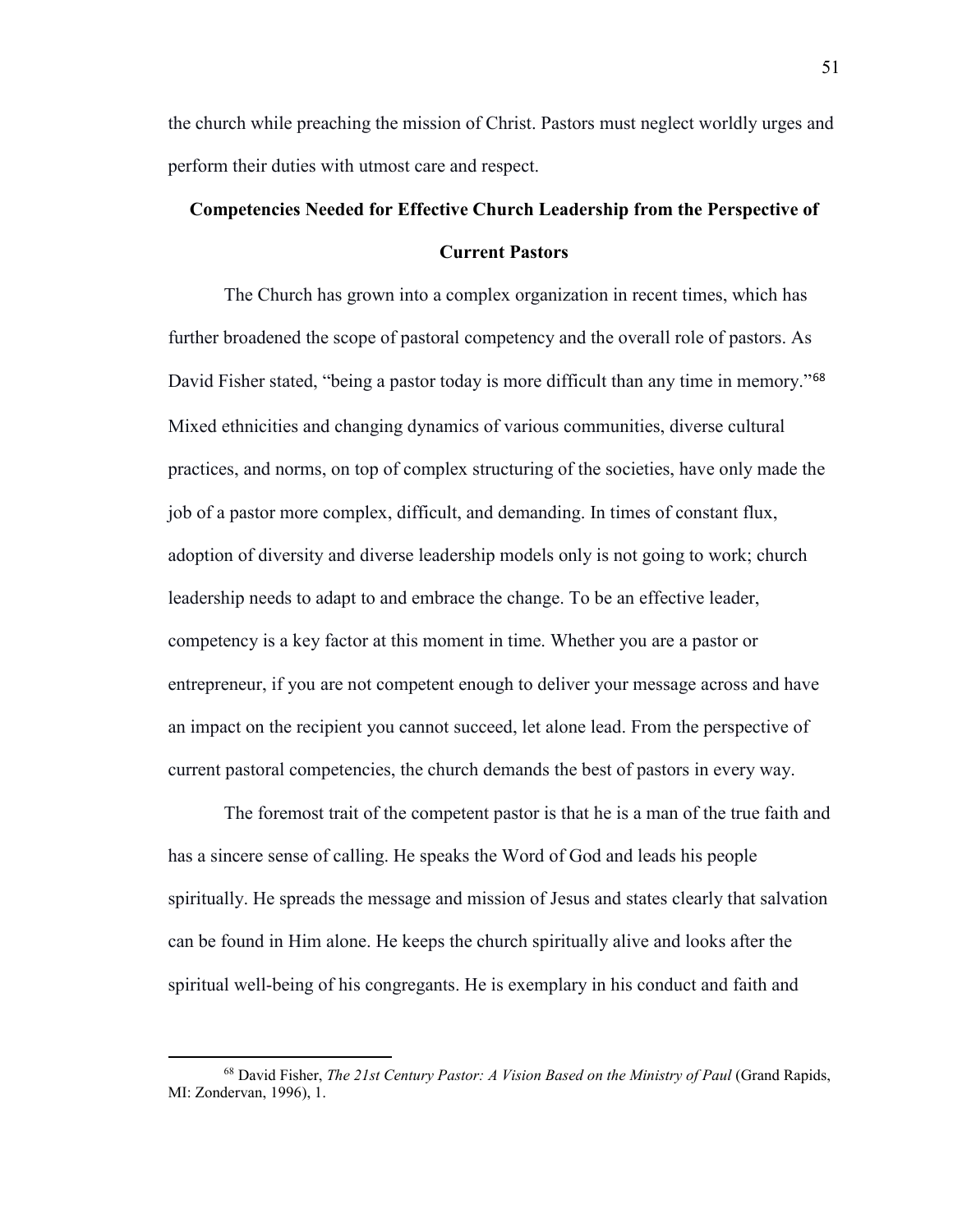the church while preaching the mission of Christ. Pastors must neglect worldly urges and perform their duties with utmost care and respect.

## Competencies Needed for Effective Church Leadership from the Perspective of Current Pastors

The Church has grown into a complex organization in recent times, which has further broadened the scope of pastoral competency and the overall role of pastors. As David Fisher stated, "being a pastor today is more difficult than any time in memory."[68] Mixed ethnicities and changing dynamics of various communities, diverse cultural practices, and norms, on top of complex structuring of the societies, have only made the job of a pastor more complex, difficult, and demanding. In times of constant flux, adoption of diversity and diverse leadership models only is not going to work; church leadership needs to adapt to and embrace the change. To be an effective leader, competency is a key factor at this moment in time. Whether you are a pastor or entrepreneur, if you are not competent enough to deliver your message across and have an impact on the recipient you cannot succeed, let alone lead. From the perspective of current pastoral competencies, the church demands the best of pastors in every way.

The foremost trait of the competent pastor is that he is a man of the true faith and has a sincere sense of calling. He speaks the Word of God and leads his people spiritually. He spreads the message and mission of Jesus and states clearly that salvation can be found in Him alone. He keeps the church spiritually alive and looks after the spiritual well-being of his congregants. He is exemplary in his conduct and faith and

---

[68] David Fisher, *The 21st Century Pastor: A Vision Based on the Ministry of Paul* (Grand Rapids, MI: Zondervan, 1996), 1.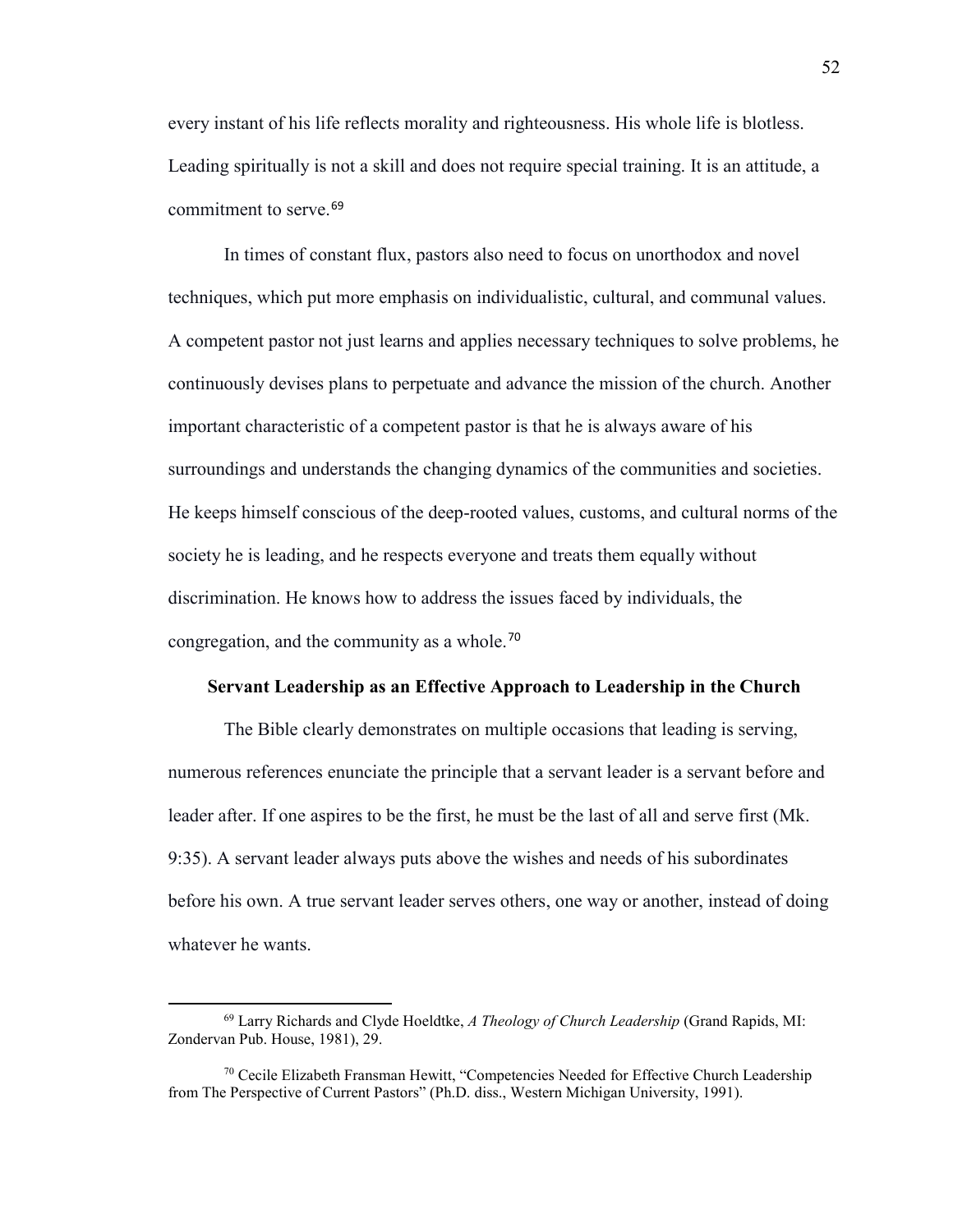every instant of his life reflects morality and righteousness. His whole life is blotless. Leading spiritually is not a skill and does not require special training. It is an attitude, a commitment to serve.[69]

In times of constant flux, pastors also need to focus on unorthodox and novel techniques, which put more emphasis on individualistic, cultural, and communal values. A competent pastor not just learns and applies necessary techniques to solve problems, he continuously devises plans to perpetuate and advance the mission of the church. Another important characteristic of a competent pastor is that he is always aware of his surroundings and understands the changing dynamics of the communities and societies. He keeps himself conscious of the deep-rooted values, customs, and cultural norms of the society he is leading, and he respects everyone and treats them equally without discrimination. He knows how to address the issues faced by individuals, the congregation, and the community as a whole.[70]

### Servant Leadership as an Effective Approach to Leadership in the Church

The Bible clearly demonstrates on multiple occasions that leading is serving, numerous references enunciate the principle that a servant leader is a servant before and leader after. If one aspires to be the first, he must be the last of all and serve first (Mk. 9:35). A servant leader always puts above the wishes and needs of his subordinates before his own. A true servant leader serves others, one way or another, instead of doing whatever he wants.

---

[69] Larry Richards and Clyde Hoeldtke, *A Theology of Church Leadership* (Grand Rapids, MI: Zondervan Pub. House, 1981), 29.

[70] Cecile Elizabeth Fransman Hewitt, "Competencies Needed for Effective Church Leadership from The Perspective of Current Pastors" (Ph.D. diss., Western Michigan University, 1991).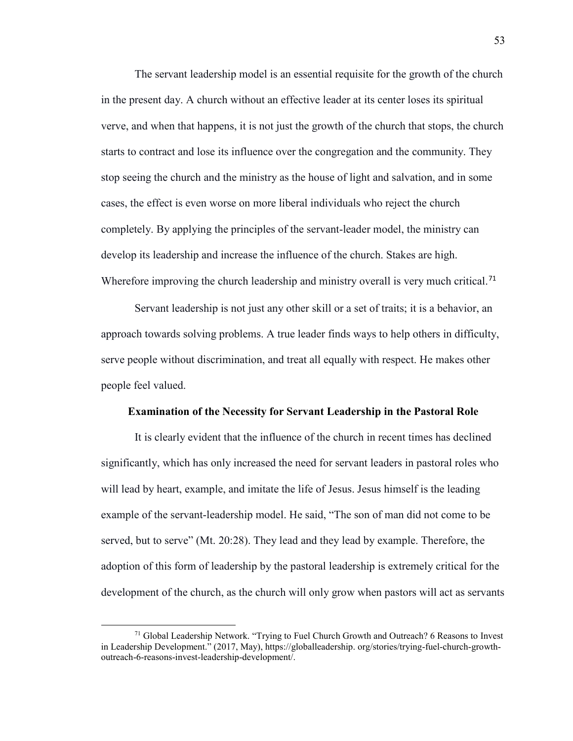The servant leadership model is an essential requisite for the growth of the church in the present day. A church without an effective leader at its center loses its spiritual verve, and when that happens, it is not just the growth of the church that stops, the church starts to contract and lose its influence over the congregation and the community. They stop seeing the church and the ministry as the house of light and salvation, and in some cases, the effect is even worse on more liberal individuals who reject the church completely. By applying the principles of the servant-leader model, the ministry can develop its leadership and increase the influence of the church. Stakes are high. Wherefore improving the church leadership and ministry overall is very much critical.[71]

Servant leadership is not just any other skill or a set of traits; it is a behavior, an approach towards solving problems. A true leader finds ways to help others in difficulty, serve people without discrimination, and treat all equally with respect. He makes other people feel valued.

### Examination of the Necessity for Servant Leadership in the Pastoral Role

It is clearly evident that the influence of the church in recent times has declined significantly, which has only increased the need for servant leaders in pastoral roles who will lead by heart, example, and imitate the life of Jesus. Jesus himself is the leading example of the servant-leadership model. He said, "The son of man did not come to be served, but to serve" (Mt. 20:28). They lead and they lead by example. Therefore, the adoption of this form of leadership by the pastoral leadership is extremely critical for the development of the church, as the church will only grow when pastors will act as servants

---

[71] Global Leadership Network. "Trying to Fuel Church Growth and Outreach? 6 Reasons to Invest in Leadership Development." (2017, May), https://globalleadership. org/stories/trying-fuel-church-growth-outreach-6-reasons-invest-leadership-development/.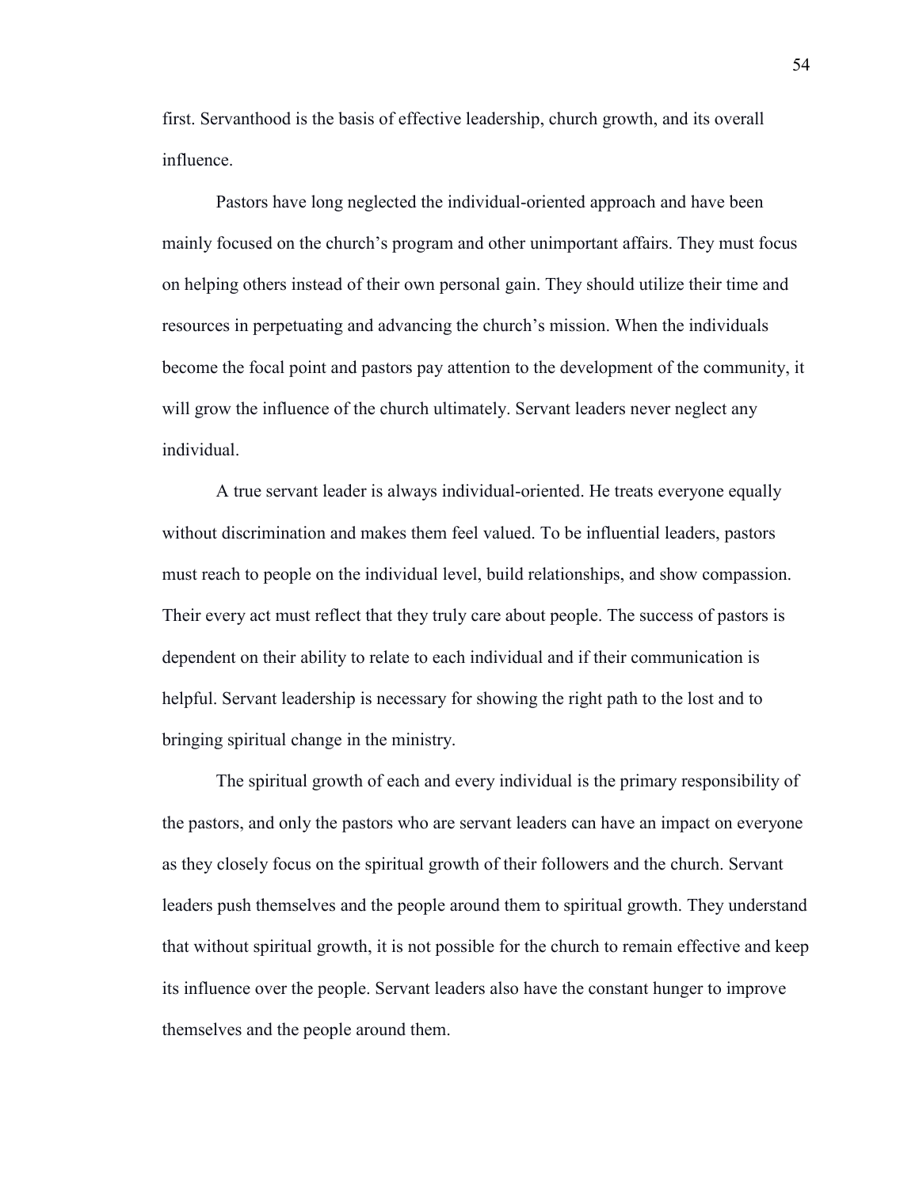first. Servanthood is the basis of effective leadership, church growth, and its overall influence.

Pastors have long neglected the individual-oriented approach and have been mainly focused on the church's program and other unimportant affairs. They must focus on helping others instead of their own personal gain. They should utilize their time and resources in perpetuating and advancing the church's mission. When the individuals become the focal point and pastors pay attention to the development of the community, it will grow the influence of the church ultimately. Servant leaders never neglect any individual.

A true servant leader is always individual-oriented. He treats everyone equally without discrimination and makes them feel valued. To be influential leaders, pastors must reach to people on the individual level, build relationships, and show compassion. Their every act must reflect that they truly care about people. The success of pastors is dependent on their ability to relate to each individual and if their communication is helpful. Servant leadership is necessary for showing the right path to the lost and to bringing spiritual change in the ministry.

The spiritual growth of each and every individual is the primary responsibility of the pastors, and only the pastors who are servant leaders can have an impact on everyone as they closely focus on the spiritual growth of their followers and the church. Servant leaders push themselves and the people around them to spiritual growth. They understand that without spiritual growth, it is not possible for the church to remain effective and keep its influence over the people. Servant leaders also have the constant hunger to improve themselves and the people around them.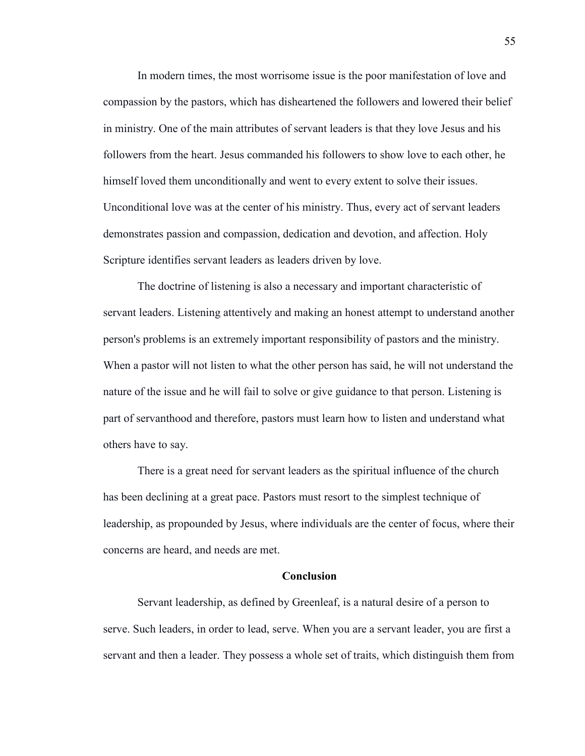In modern times, the most worrisome issue is the poor manifestation of love and compassion by the pastors, which has disheartened the followers and lowered their belief in ministry. One of the main attributes of servant leaders is that they love Jesus and his followers from the heart. Jesus commanded his followers to show love to each other, he himself loved them unconditionally and went to every extent to solve their issues. Unconditional love was at the center of his ministry. Thus, every act of servant leaders demonstrates passion and compassion, dedication and devotion, and affection. Holy Scripture identifies servant leaders as leaders driven by love.

The doctrine of listening is also a necessary and important characteristic of servant leaders. Listening attentively and making an honest attempt to understand another person's problems is an extremely important responsibility of pastors and the ministry. When a pastor will not listen to what the other person has said, he will not understand the nature of the issue and he will fail to solve or give guidance to that person. Listening is part of servanthood and therefore, pastors must learn how to listen and understand what others have to say.

There is a great need for servant leaders as the spiritual influence of the church has been declining at a great pace. Pastors must resort to the simplest technique of leadership, as propounded by Jesus, where individuals are the center of focus, where their concerns are heard, and needs are met.

## Conclusion

Servant leadership, as defined by Greenleaf, is a natural desire of a person to serve. Such leaders, in order to lead, serve. When you are a servant leader, you are first a servant and then a leader. They possess a whole set of traits, which distinguish them from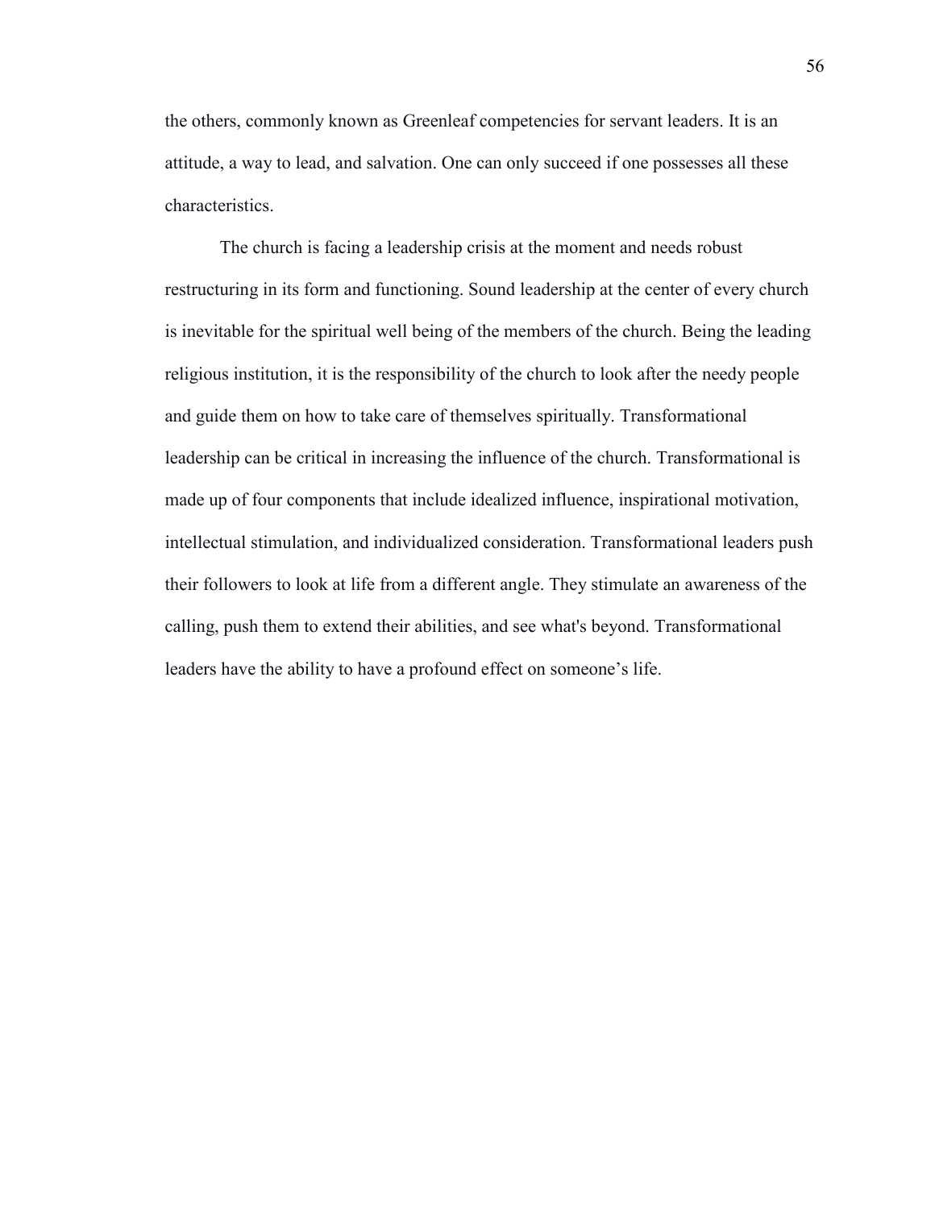the others, commonly known as Greenleaf competencies for servant leaders. It is an attitude, a way to lead, and salvation. One can only succeed if one possesses all these characteristics.

The church is facing a leadership crisis at the moment and needs robust restructuring in its form and functioning. Sound leadership at the center of every church is inevitable for the spiritual well being of the members of the church. Being the leading religious institution, it is the responsibility of the church to look after the needy people and guide them on how to take care of themselves spiritually. Transformational leadership can be critical in increasing the influence of the church. Transformational is made up of four components that include idealized influence, inspirational motivation, intellectual stimulation, and individualized consideration. Transformational leaders push their followers to look at life from a different angle. They stimulate an awareness of the calling, push them to extend their abilities, and see what's beyond. Transformational leaders have the ability to have a profound effect on someone’s life.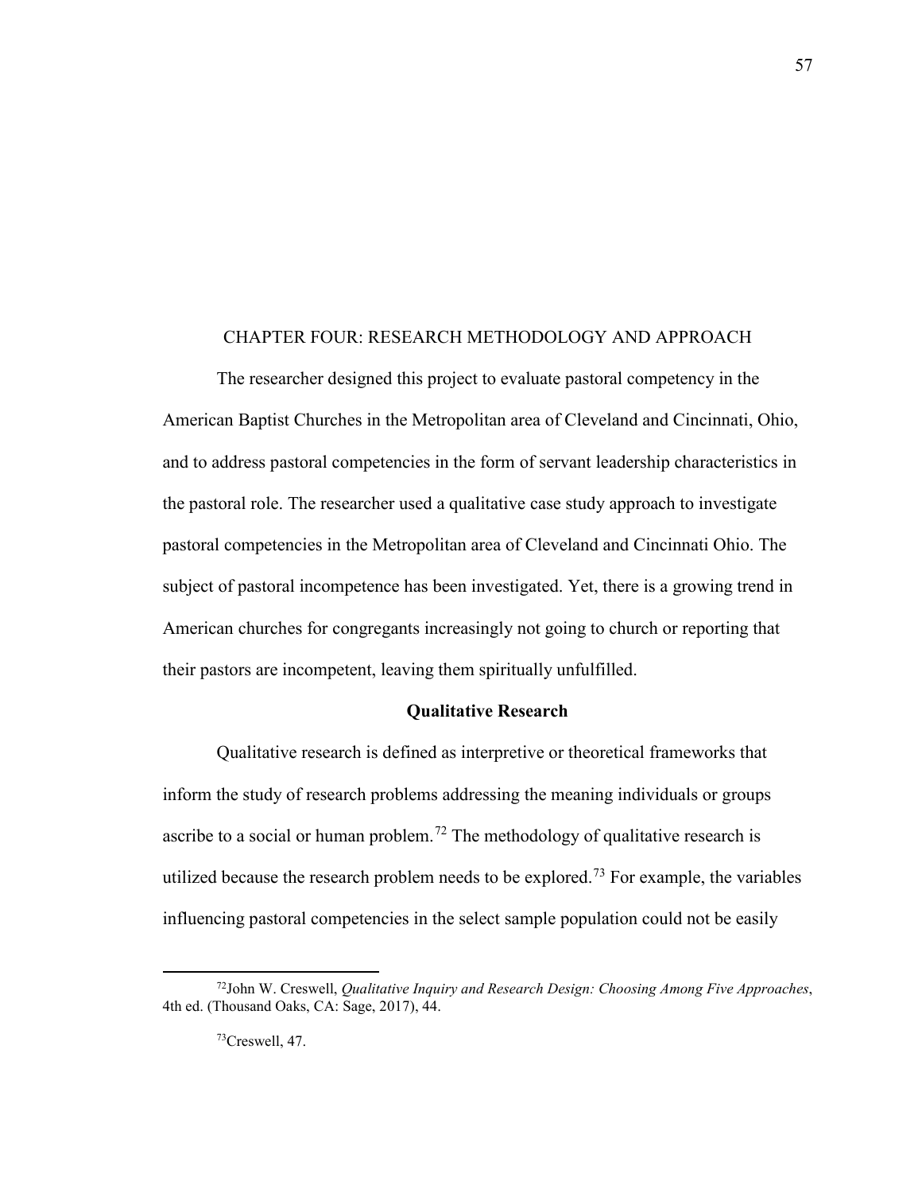# CHAPTER FOUR: RESEARCH METHODOLOGY AND APPROACH

The researcher designed this project to evaluate pastoral competency in the American Baptist Churches in the Metropolitan area of Cleveland and Cincinnati, Ohio, and to address pastoral competencies in the form of servant leadership characteristics in the pastoral role. The researcher used a qualitative case study approach to investigate pastoral competencies in the Metropolitan area of Cleveland and Cincinnati Ohio. The subject of pastoral incompetence has been investigated. Yet, there is a growing trend in American churches for congregants increasingly not going to church or reporting that their pastors are incompetent, leaving them spiritually unfulfilled.

## Qualitative Research

Qualitative research is defined as interpretive or theoretical frameworks that inform the study of research problems addressing the meaning individuals or groups ascribe to a social or human problem.[72] The methodology of qualitative research is utilized because the research problem needs to be explored.[73] For example, the variables influencing pastoral competencies in the select sample population could not be easily

---

[72]John W. Creswell, *Qualitative Inquiry and Research Design: Choosing Among Five Approaches*, 4th ed. (Thousand Oaks, CA: Sage, 2017), 44.

[73]Creswell, 47.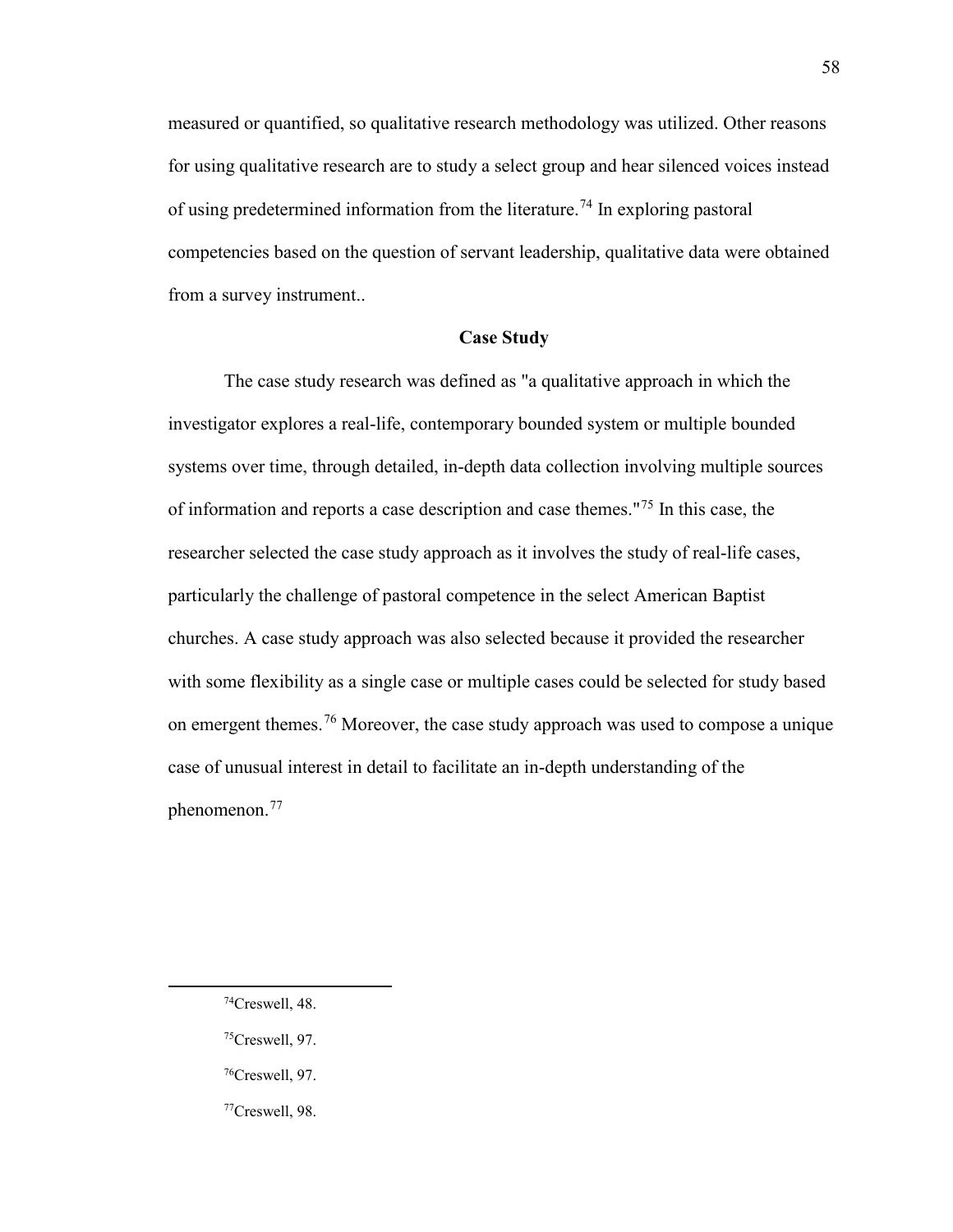measured or quantified, so qualitative research methodology was utilized. Other reasons for using qualitative research are to study a select group and hear silenced voices instead of using predetermined information from the literature.[74] In exploring pastoral competencies based on the question of servant leadership, qualitative data were obtained from a survey instrument..

## Case Study

The case study research was defined as "a qualitative approach in which the investigator explores a real-life, contemporary bounded system or multiple bounded systems over time, through detailed, in-depth data collection involving multiple sources of information and reports a case description and case themes."[75] In this case, the researcher selected the case study approach as it involves the study of real-life cases, particularly the challenge of pastoral competence in the select American Baptist churches. A case study approach was also selected because it provided the researcher with some flexibility as a single case or multiple cases could be selected for study based on emergent themes.[76] Moreover, the case study approach was used to compose a unique case of unusual interest in detail to facilitate an in-depth understanding of the phenomenon.[77]

---

[74]Creswell, 48.

[75]Creswell, 97.

[76]Creswell, 97.

[77]Creswell, 98.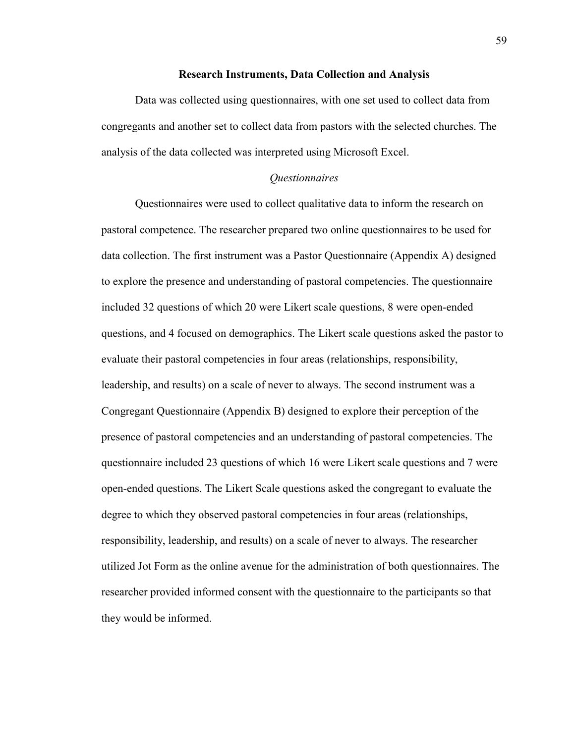## Research Instruments, Data Collection and Analysis

Data was collected using questionnaires, with one set used to collect data from congregants and another set to collect data from pastors with the selected churches. The analysis of the data collected was interpreted using Microsoft Excel.

### *Questionnaires*

Questionnaires were used to collect qualitative data to inform the research on pastoral competence. The researcher prepared two online questionnaires to be used for data collection. The first instrument was a Pastor Questionnaire (Appendix A) designed to explore the presence and understanding of pastoral competencies. The questionnaire included 32 questions of which 20 were Likert scale questions, 8 were open-ended questions, and 4 focused on demographics. The Likert scale questions asked the pastor to evaluate their pastoral competencies in four areas (relationships, responsibility, leadership, and results) on a scale of never to always. The second instrument was a Congregant Questionnaire (Appendix B) designed to explore their perception of the presence of pastoral competencies and an understanding of pastoral competencies. The questionnaire included 23 questions of which 16 were Likert scale questions and 7 were open-ended questions. The Likert Scale questions asked the congregant to evaluate the degree to which they observed pastoral competencies in four areas (relationships, responsibility, leadership, and results) on a scale of never to always. The researcher utilized Jot Form as the online avenue for the administration of both questionnaires. The researcher provided informed consent with the questionnaire to the participants so that they would be informed.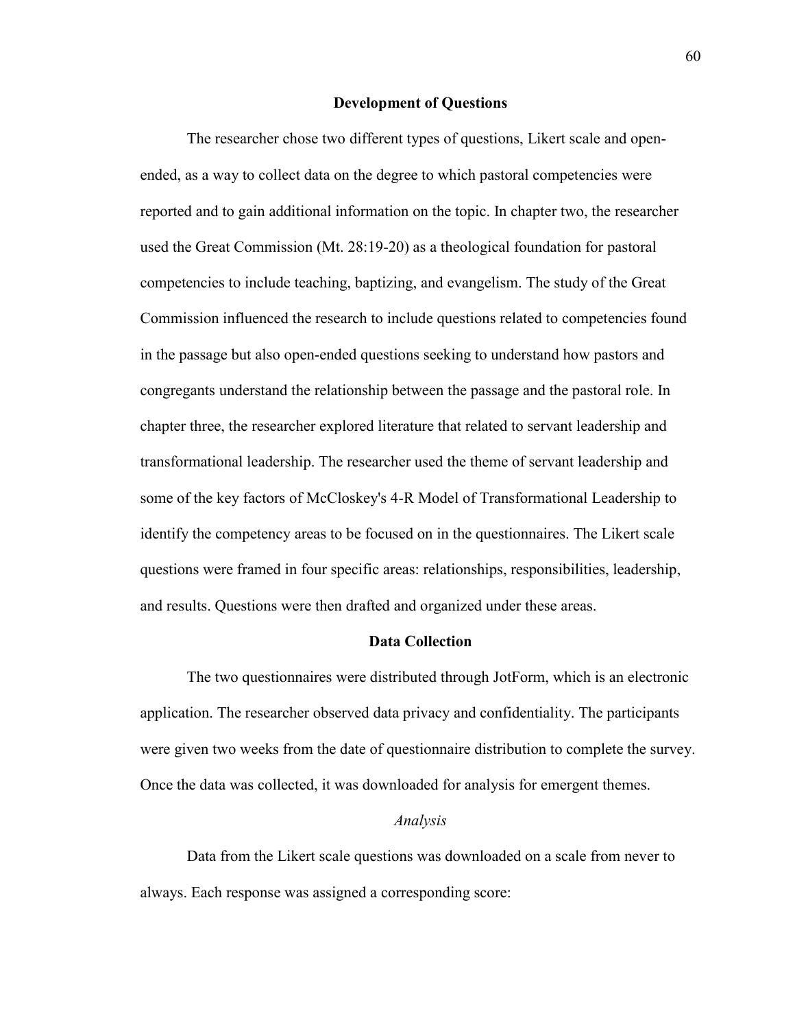## Development of Questions

The researcher chose two different types of questions, Likert scale and open-ended, as a way to collect data on the degree to which pastoral competencies were reported and to gain additional information on the topic. In chapter two, the researcher used the Great Commission (Mt. 28:19-20) as a theological foundation for pastoral competencies to include teaching, baptizing, and evangelism. The study of the Great Commission influenced the research to include questions related to competencies found in the passage but also open-ended questions seeking to understand how pastors and congregants understand the relationship between the passage and the pastoral role. In chapter three, the researcher explored literature that related to servant leadership and transformational leadership. The researcher used the theme of servant leadership and some of the key factors of McCloskey's 4-R Model of Transformational Leadership to identify the competency areas to be focused on in the questionnaires. The Likert scale questions were framed in four specific areas: relationships, responsibilities, leadership, and results. Questions were then drafted and organized under these areas.

## Data Collection

The two questionnaires were distributed through JotForm, which is an electronic application. The researcher observed data privacy and confidentiality. The participants were given two weeks from the date of questionnaire distribution to complete the survey. Once the data was collected, it was downloaded for analysis for emergent themes.

### *Analysis*

Data from the Likert scale questions was downloaded on a scale from never to always. Each response was assigned a corresponding score: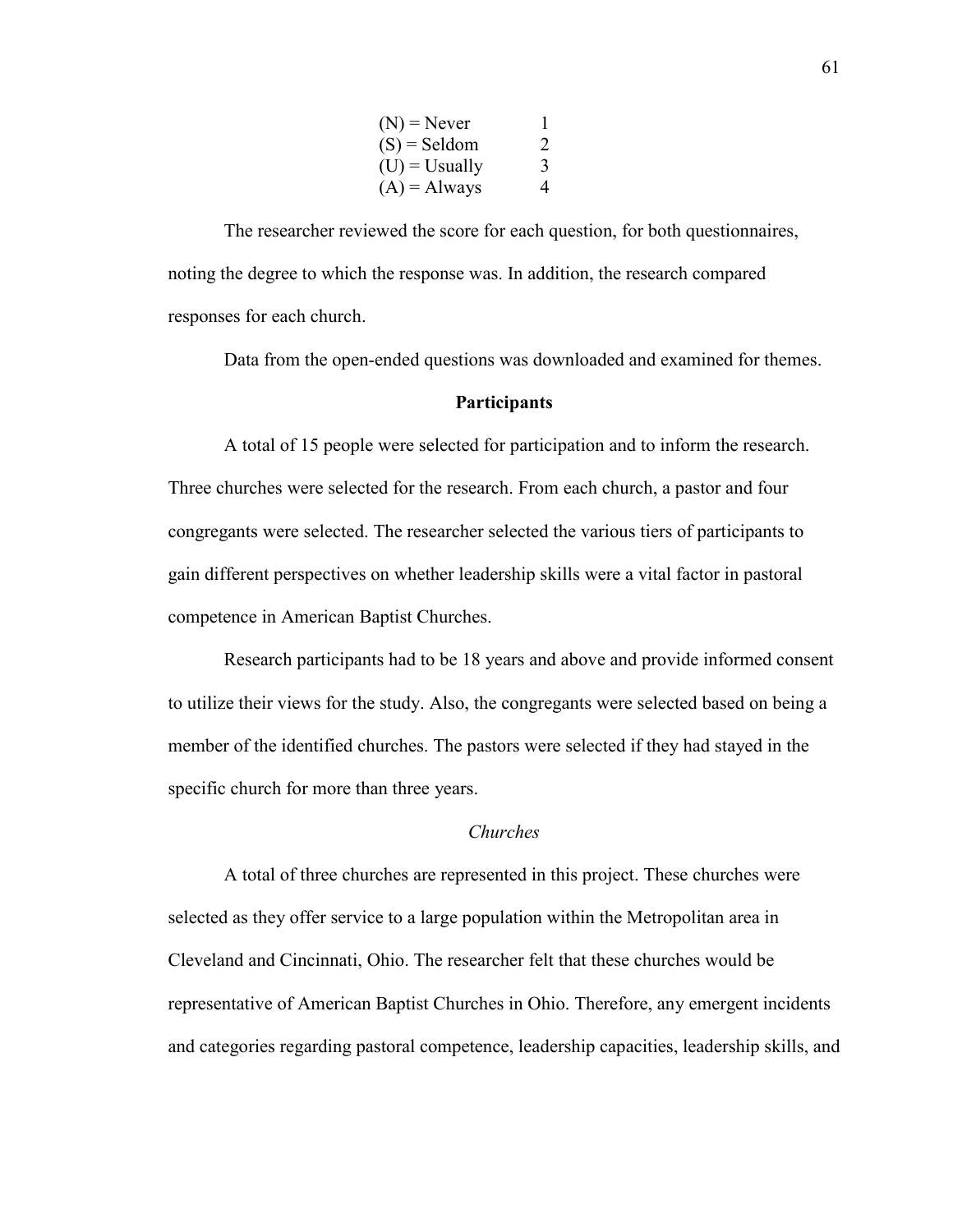| | |
|---|---|
| (N) = Never | 1 |
| (S) = Seldom | 2 |
| (U) = Usually | 3 |
| (A) = Always | 4 |

The researcher reviewed the score for each question, for both questionnaires, noting the degree to which the response was. In addition, the research compared responses for each church.

Data from the open-ended questions was downloaded and examined for themes.

## Participants

A total of 15 people were selected for participation and to inform the research. Three churches were selected for the research. From each church, a pastor and four congregants were selected. The researcher selected the various tiers of participants to gain different perspectives on whether leadership skills were a vital factor in pastoral competence in American Baptist Churches.

Research participants had to be 18 years and above and provide informed consent to utilize their views for the study. Also, the congregants were selected based on being a member of the identified churches. The pastors were selected if they had stayed in the specific church for more than three years.

### *Churches*

A total of three churches are represented in this project. These churches were selected as they offer service to a large population within the Metropolitan area in Cleveland and Cincinnati, Ohio. The researcher felt that these churches would be representative of American Baptist Churches in Ohio. Therefore, any emergent incidents and categories regarding pastoral competence, leadership capacities, leadership skills, and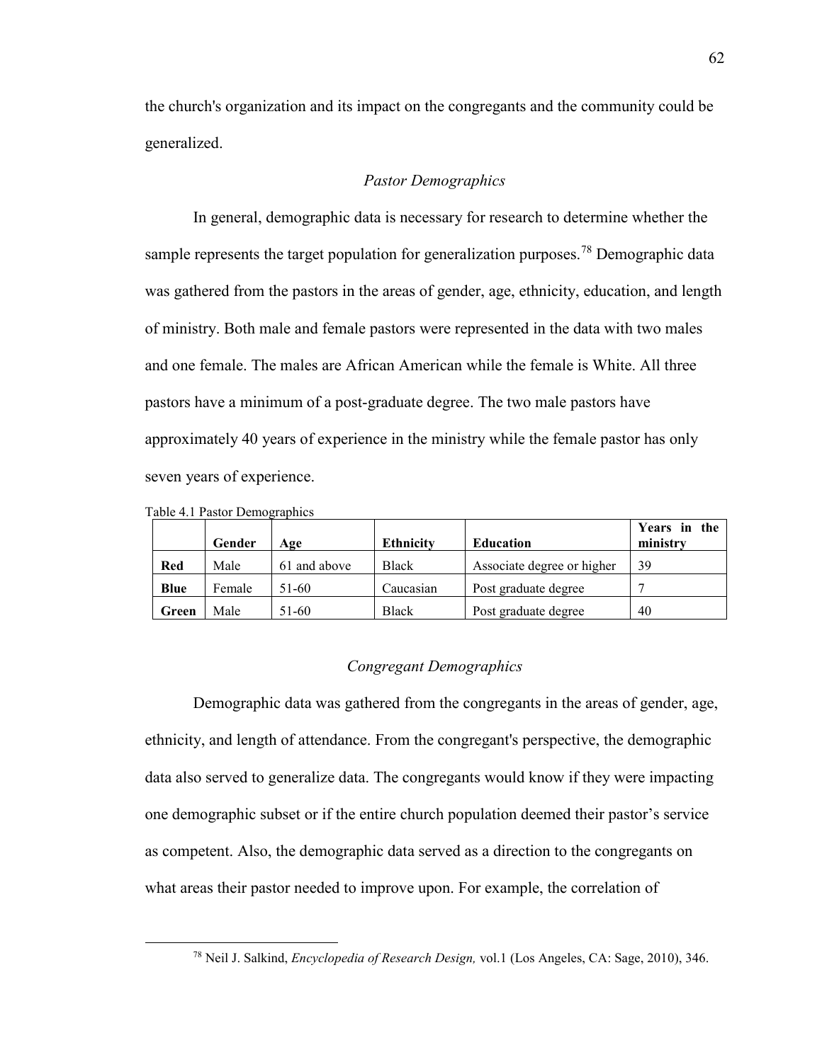the church's organization and its impact on the congregants and the community could be generalized.

### *Pastor Demographics*

In general, demographic data is necessary for research to determine whether the sample represents the target population for generalization purposes.[78] Demographic data was gathered from the pastors in the areas of gender, age, ethnicity, education, and length of ministry. Both male and female pastors were represented in the data with two males and one female. The males are African American while the female is White. All three pastors have a minimum of a post-graduate degree. The two male pastors have approximately 40 years of experience in the ministry while the female pastor has only seven years of experience.

Table 4.1 Pastor Demographics

| | Gender | Age | Ethnicity | Education | Years in the ministry |
|---|---|---|---|---|---|
| **Red** | Male | 61 and above | Black | Associate degree or higher | 39 |
| **Blue** | Female | 51-60 | Caucasian | Post graduate degree | 7 |
| **Green** | Male | 51-60 | Black | Post graduate degree | 40 |

### *Congregant Demographics*

Demographic data was gathered from the congregants in the areas of gender, age, ethnicity, and length of attendance. From the congregant's perspective, the demographic data also served to generalize data. The congregants would know if they were impacting one demographic subset or if the entire church population deemed their pastor's service as competent. Also, the demographic data served as a direction to the congregants on what areas their pastor needed to improve upon. For example, the correlation of

---

[78] Neil J. Salkind, *Encyclopedia of Research Design,* vol.1 (Los Angeles, CA: Sage, 2010), 346.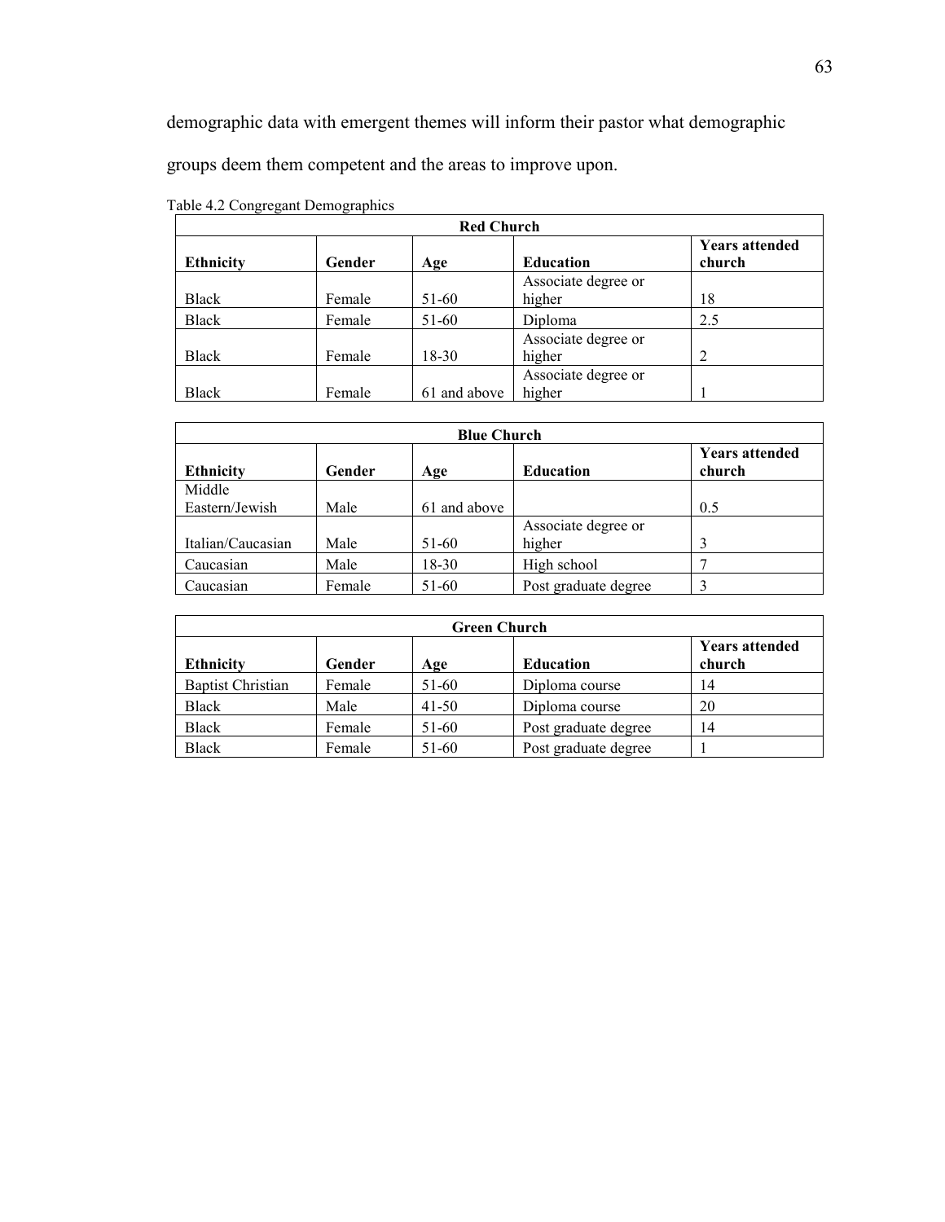demographic data with emergent themes will inform their pastor what demographic groups deem them competent and the areas to improve upon.

Table 4.2 Congregant Demographics

| Red Church | | | | |
|---|---|---|---|---|
| **Ethnicity** | **Gender** | **Age** | **Education** | **Years attended church** |
| Black | Female | 51-60 | Associate degree or higher | 18 |
| Black | Female | 51-60 | Diploma | 2.5 |
| Black | Female | 18-30 | Associate degree or higher | 2 |
| Black | Female | 61 and above | Associate degree or higher | 1 |

| Blue Church | | | | |
|---|---|---|---|---|
| **Ethnicity** | **Gender** | **Age** | **Education** | **Years attended church** |
| Middle Eastern/Jewish | Male | 61 and above | | 0.5 |
| Italian/Caucasian | Male | 51-60 | Associate degree or higher | 3 |
| Caucasian | Male | 18-30 | High school | 7 |
| Caucasian | Female | 51-60 | Post graduate degree | 3 |

| Green Church | | | | |
|---|---|---|---|---|
| **Ethnicity** | **Gender** | **Age** | **Education** | **Years attended church** |
| Baptist Christian | Female | 51-60 | Diploma course | 14 |
| Black | Male | 41-50 | Diploma course | 20 |
| Black | Female | 51-60 | Post graduate degree | 14 |
| Black | Female | 51-60 | Post graduate degree | 1 |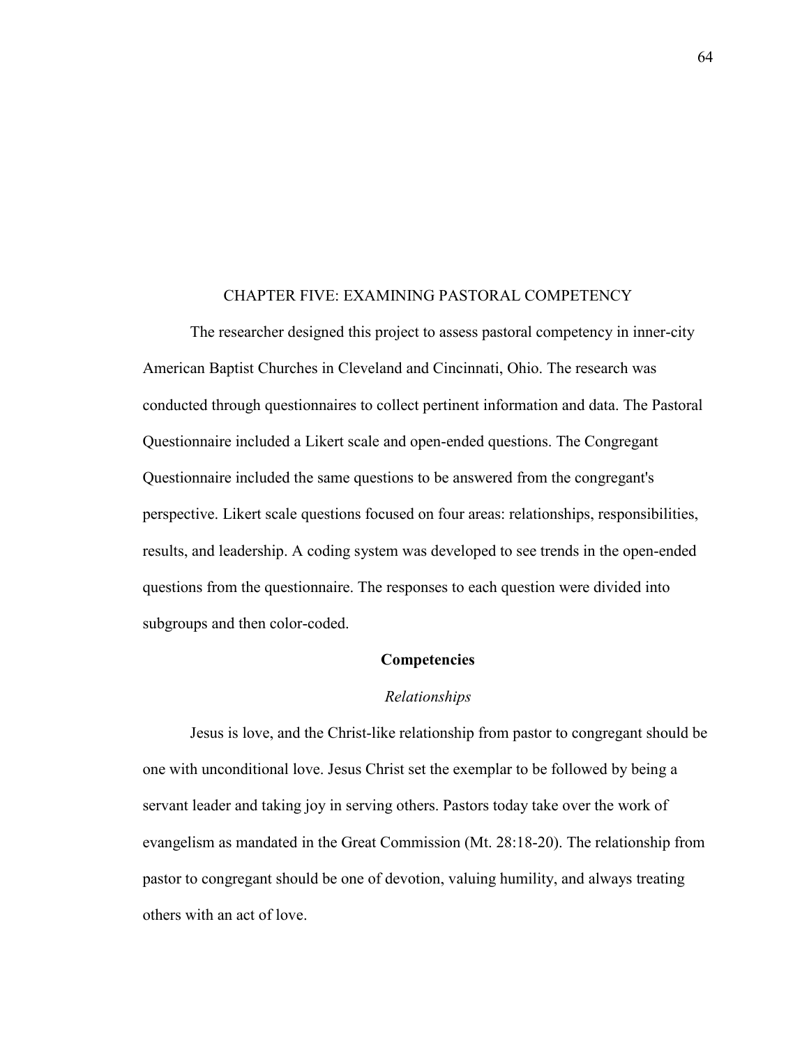# CHAPTER FIVE: EXAMINING PASTORAL COMPETENCY

The researcher designed this project to assess pastoral competency in inner-city American Baptist Churches in Cleveland and Cincinnati, Ohio. The research was conducted through questionnaires to collect pertinent information and data. The Pastoral Questionnaire included a Likert scale and open-ended questions. The Congregant Questionnaire included the same questions to be answered from the congregant's perspective. Likert scale questions focused on four areas: relationships, responsibilities, results, and leadership. A coding system was developed to see trends in the open-ended questions from the questionnaire. The responses to each question were divided into subgroups and then color-coded.

## Competencies

### *Relationships*

Jesus is love, and the Christ-like relationship from pastor to congregant should be one with unconditional love. Jesus Christ set the exemplar to be followed by being a servant leader and taking joy in serving others. Pastors today take over the work of evangelism as mandated in the Great Commission (Mt. 28:18-20). The relationship from pastor to congregant should be one of devotion, valuing humility, and always treating others with an act of love.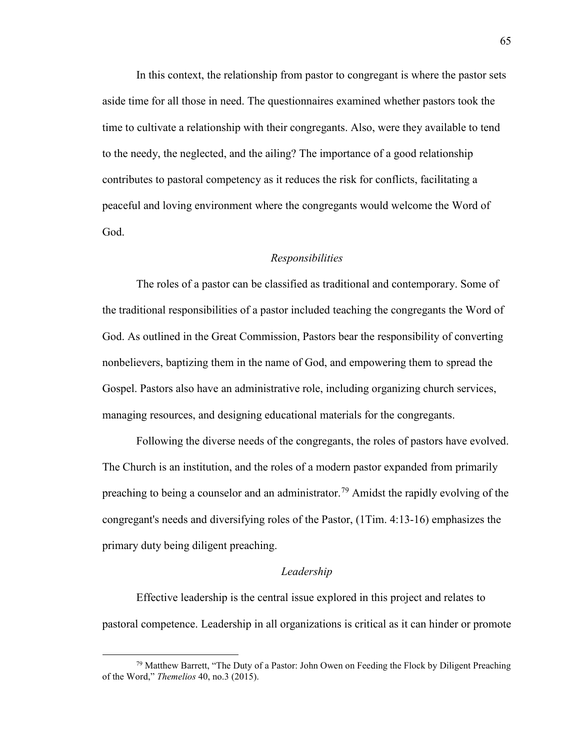In this context, the relationship from pastor to congregant is where the pastor sets aside time for all those in need. The questionnaires examined whether pastors took the time to cultivate a relationship with their congregants. Also, were they available to tend to the needy, the neglected, and the ailing? The importance of a good relationship contributes to pastoral competency as it reduces the risk for conflicts, facilitating a peaceful and loving environment where the congregants would welcome the Word of God.

### *Responsibilities*

The roles of a pastor can be classified as traditional and contemporary. Some of the traditional responsibilities of a pastor included teaching the congregants the Word of God. As outlined in the Great Commission, Pastors bear the responsibility of converting nonbelievers, baptizing them in the name of God, and empowering them to spread the Gospel. Pastors also have an administrative role, including organizing church services, managing resources, and designing educational materials for the congregants.

Following the diverse needs of the congregants, the roles of pastors have evolved. The Church is an institution, and the roles of a modern pastor expanded from primarily preaching to being a counselor and an administrator.[79] Amidst the rapidly evolving of the congregant's needs and diversifying roles of the Pastor, (1Tim. 4:13-16) emphasizes the primary duty being diligent preaching.

### *Leadership*

Effective leadership is the central issue explored in this project and relates to pastoral competence. Leadership in all organizations is critical as it can hinder or promote

---

[79] Matthew Barrett, "The Duty of a Pastor: John Owen on Feeding the Flock by Diligent Preaching of the Word," *Themelios* 40, no.3 (2015).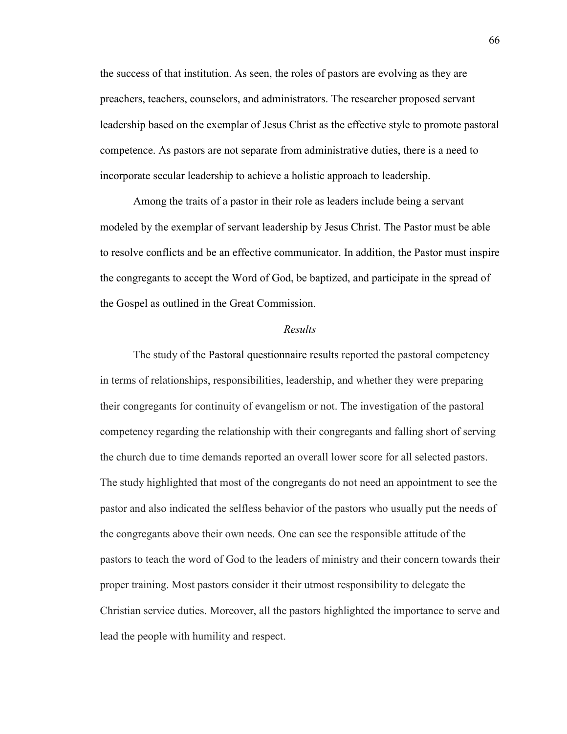the success of that institution. As seen, the roles of pastors are evolving as they are preachers, teachers, counselors, and administrators. The researcher proposed servant leadership based on the exemplar of Jesus Christ as the effective style to promote pastoral competence. As pastors are not separate from administrative duties, there is a need to incorporate secular leadership to achieve a holistic approach to leadership.

Among the traits of a pastor in their role as leaders include being a servant modeled by the exemplar of servant leadership by Jesus Christ. The Pastor must be able to resolve conflicts and be an effective communicator. In addition, the Pastor must inspire the congregants to accept the Word of God, be baptized, and participate in the spread of the Gospel as outlined in the Great Commission.

### *Results*

The study of the Pastoral questionnaire results reported the pastoral competency in terms of relationships, responsibilities, leadership, and whether they were preparing their congregants for continuity of evangelism or not. The investigation of the pastoral competency regarding the relationship with their congregants and falling short of serving the church due to time demands reported an overall lower score for all selected pastors. The study highlighted that most of the congregants do not need an appointment to see the pastor and also indicated the selfless behavior of the pastors who usually put the needs of the congregants above their own needs. One can see the responsible attitude of the pastors to teach the word of God to the leaders of ministry and their concern towards their proper training. Most pastors consider it their utmost responsibility to delegate the Christian service duties. Moreover, all the pastors highlighted the importance to serve and lead the people with humility and respect.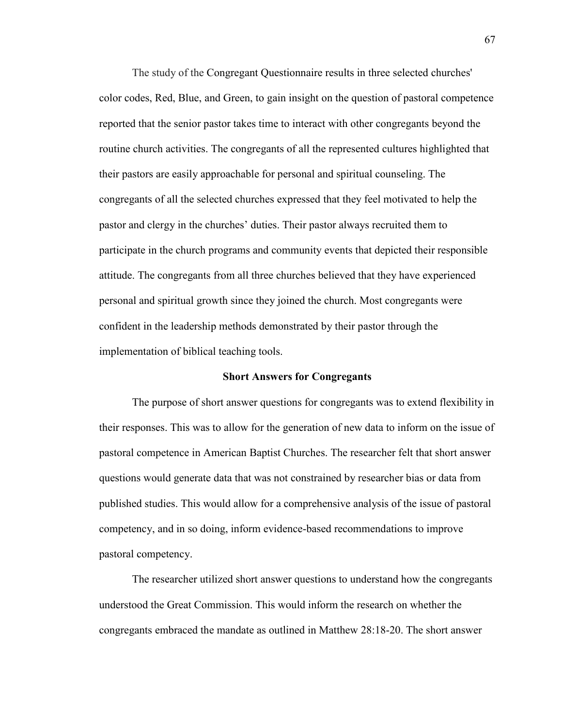The study of the Congregant Questionnaire results in three selected churches' color codes, Red, Blue, and Green, to gain insight on the question of pastoral competence reported that the senior pastor takes time to interact with other congregants beyond the routine church activities. The congregants of all the represented cultures highlighted that their pastors are easily approachable for personal and spiritual counseling. The congregants of all the selected churches expressed that they feel motivated to help the pastor and clergy in the churches' duties. Their pastor always recruited them to participate in the church programs and community events that depicted their responsible attitude. The congregants from all three churches believed that they have experienced personal and spiritual growth since they joined the church. Most congregants were confident in the leadership methods demonstrated by their pastor through the implementation of biblical teaching tools.

## Short Answers for Congregants

The purpose of short answer questions for congregants was to extend flexibility in their responses. This was to allow for the generation of new data to inform on the issue of pastoral competence in American Baptist Churches. The researcher felt that short answer questions would generate data that was not constrained by researcher bias or data from published studies. This would allow for a comprehensive analysis of the issue of pastoral competency, and in so doing, inform evidence-based recommendations to improve pastoral competency.

The researcher utilized short answer questions to understand how the congregants understood the Great Commission. This would inform the research on whether the congregants embraced the mandate as outlined in Matthew 28:18-20. The short answer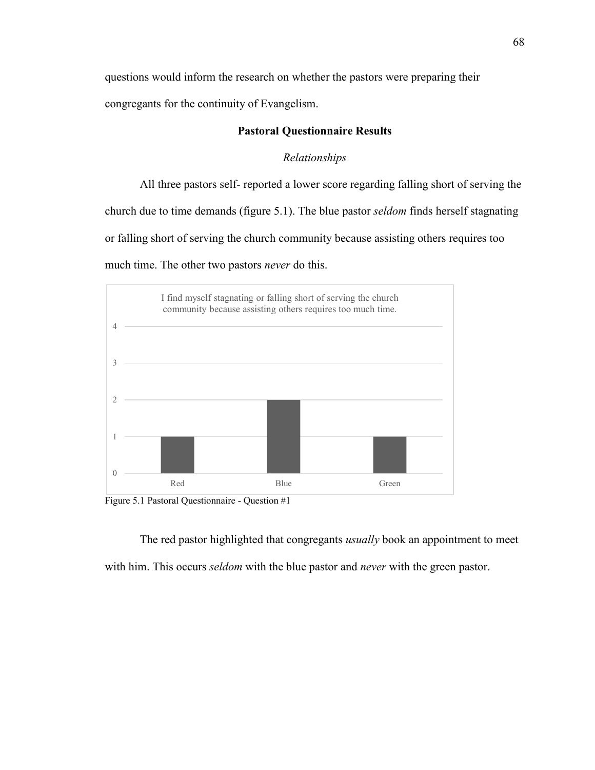questions would inform the research on whether the pastors were preparing their congregants for the continuity of Evangelism.

## Pastoral Questionnaire Results

### *Relationships*

All three pastors self- reported a lower score regarding falling short of serving the church due to time demands (figure 5.1). The blue pastor *seldom* finds herself stagnating or falling short of serving the church community because assisting others requires too much time. The other two pastors *never* do this.

I find myself stagnating or falling short of serving the church community because assisting others requires too much time.

| | Red | Blue | Green |
|---|---|---|---|
| Score | 1 | 2 | 1 |

Figure 5.1 Pastoral Questionnaire - Question #1

The red pastor highlighted that congregants *usually* book an appointment to meet with him. This occurs *seldom* with the blue pastor and *never* with the green pastor.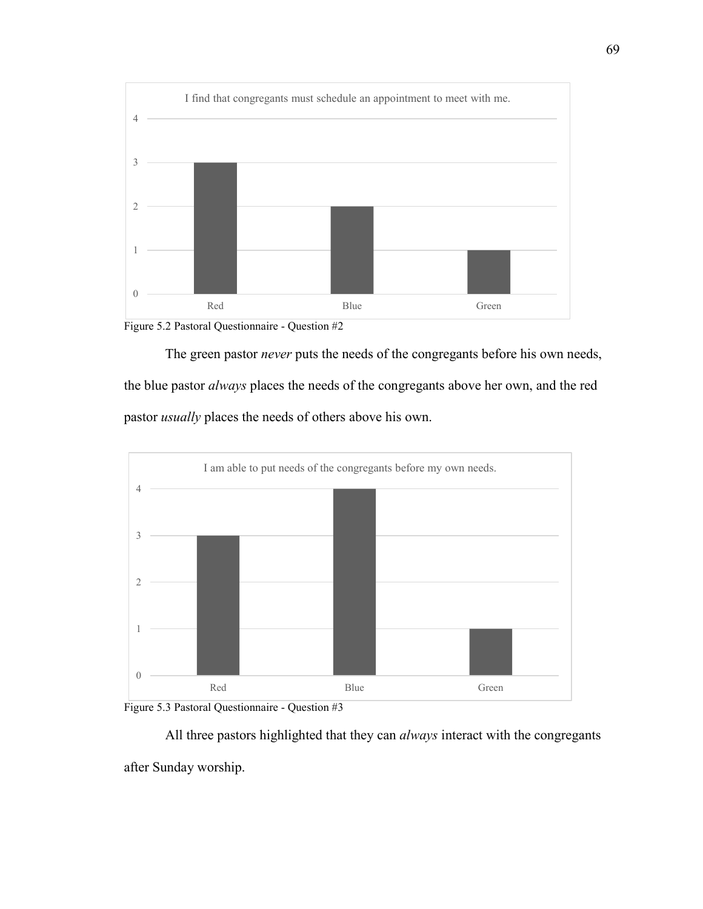I find that congregants must schedule an appointment to meet with me.

| | Red | Blue | Green |
|---|---|---|---|
| Value | 3 | 2 | 1 |

Figure 5.2 Pastoral Questionnaire - Question #2

The green pastor *never* puts the needs of the congregants before his own needs, the blue pastor *always* places the needs of the congregants above her own, and the red pastor *usually* places the needs of others above his own.

I am able to put needs of the congregants before my own needs.

| | Red | Blue | Green |
|---|---|---|---|
| Value | 3 | 4 | 1 |

Figure 5.3 Pastoral Questionnaire - Question #3

All three pastors highlighted that they can *always* interact with the congregants after Sunday worship.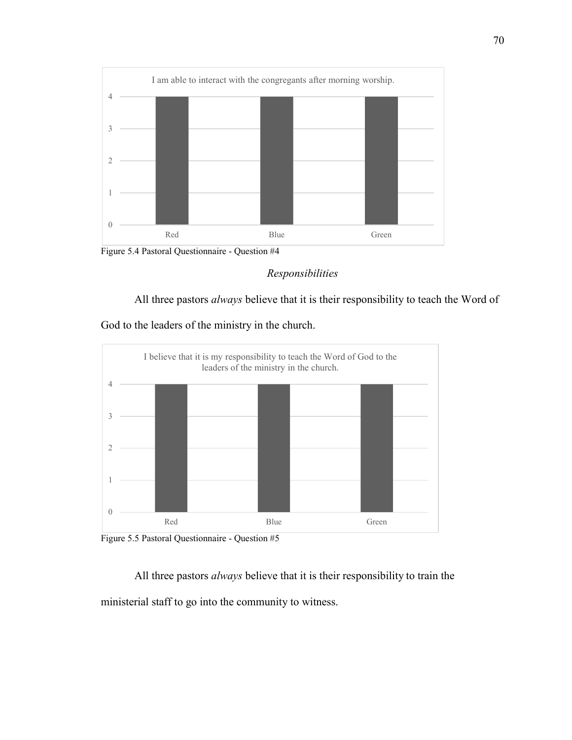I am able to interact with the congregants after morning worship.

| Pastor | Response |
| --- | --- |
| Red | 4 |
| Blue | 4 |
| Green | 4 |

Figure 5.4 Pastoral Questionnaire - Question #4

### *Responsibilities*

All three pastors *always* believe that it is their responsibility to teach the Word of God to the leaders of the ministry in the church.

I believe that it is my responsibility to teach the Word of God to the leaders of the ministry in the church.

| Pastor | Response |
| --- | --- |
| Red | 4 |
| Blue | 4 |
| Green | 4 |

Figure 5.5 Pastoral Questionnaire - Question #5

All three pastors *always* believe that it is their responsibility to train the ministerial staff to go into the community to witness.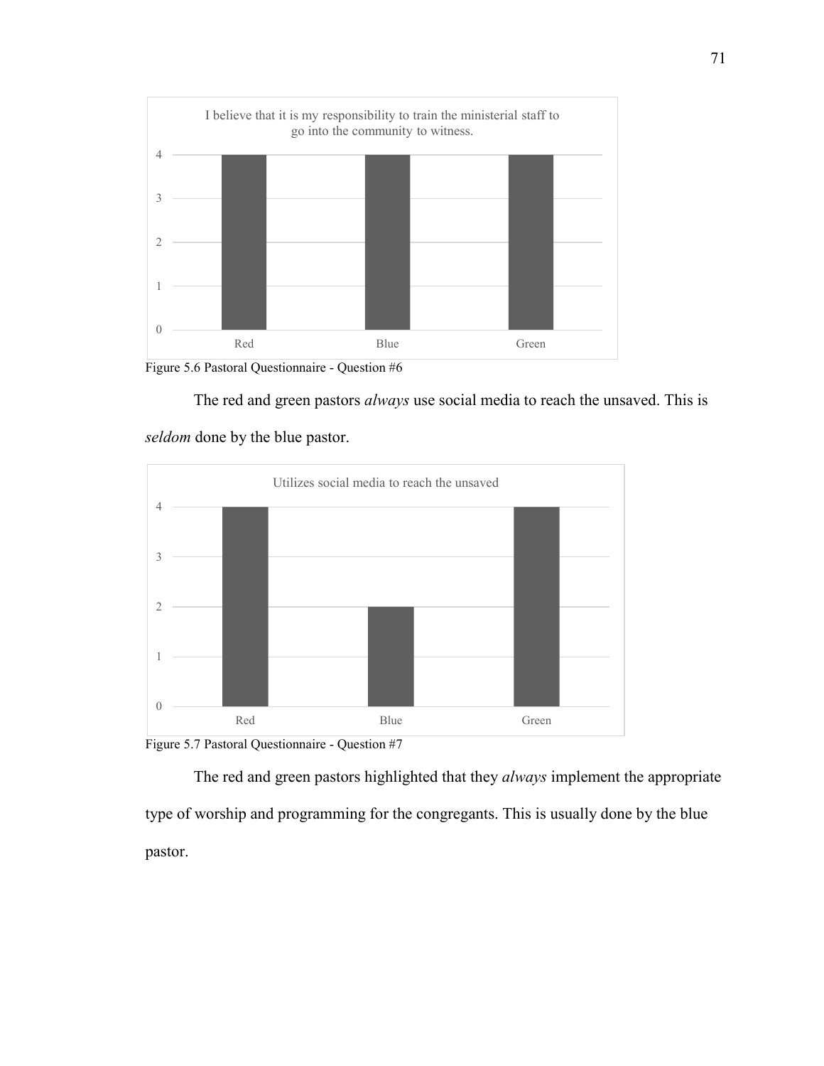Figure 5.6 Pastoral Questionnaire - Question #6

The red and green pastors *always* use social media to reach the unsaved. This is *seldom* done by the blue pastor.

Figure 5.7 Pastoral Questionnaire - Question #7

The red and green pastors highlighted that they *always* implement the appropriate type of worship and programming for the congregants. This is usually done by the blue pastor.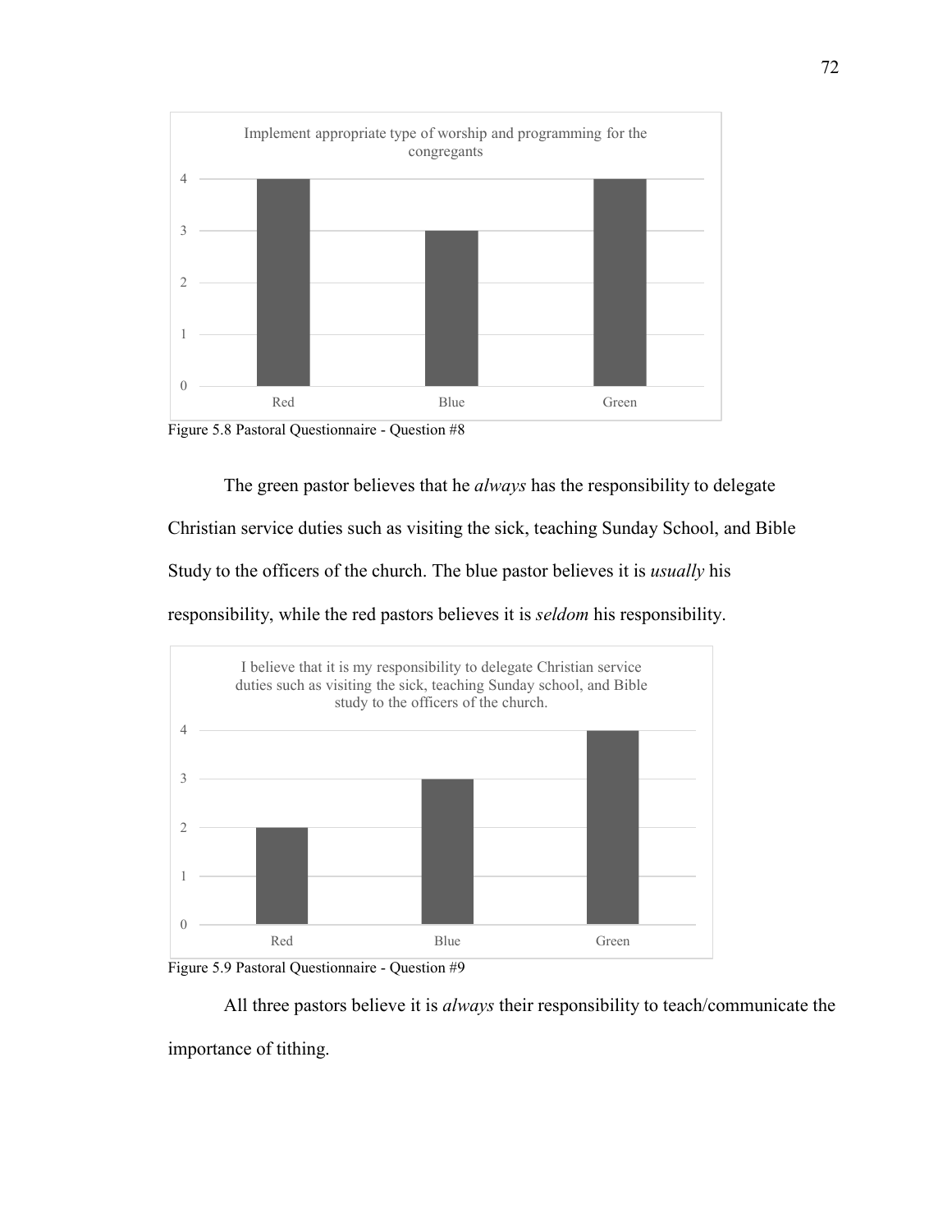Figure 5.8 Pastoral Questionnaire - Question #8

The green pastor believes that he *always* has the responsibility to delegate Christian service duties such as visiting the sick, teaching Sunday School, and Bible Study to the officers of the church. The blue pastor believes it is *usually* his responsibility, while the red pastors believes it is *seldom* his responsibility.

Figure 5.9 Pastoral Questionnaire - Question #9

All three pastors believe it is *always* their responsibility to teach/communicate the importance of tithing.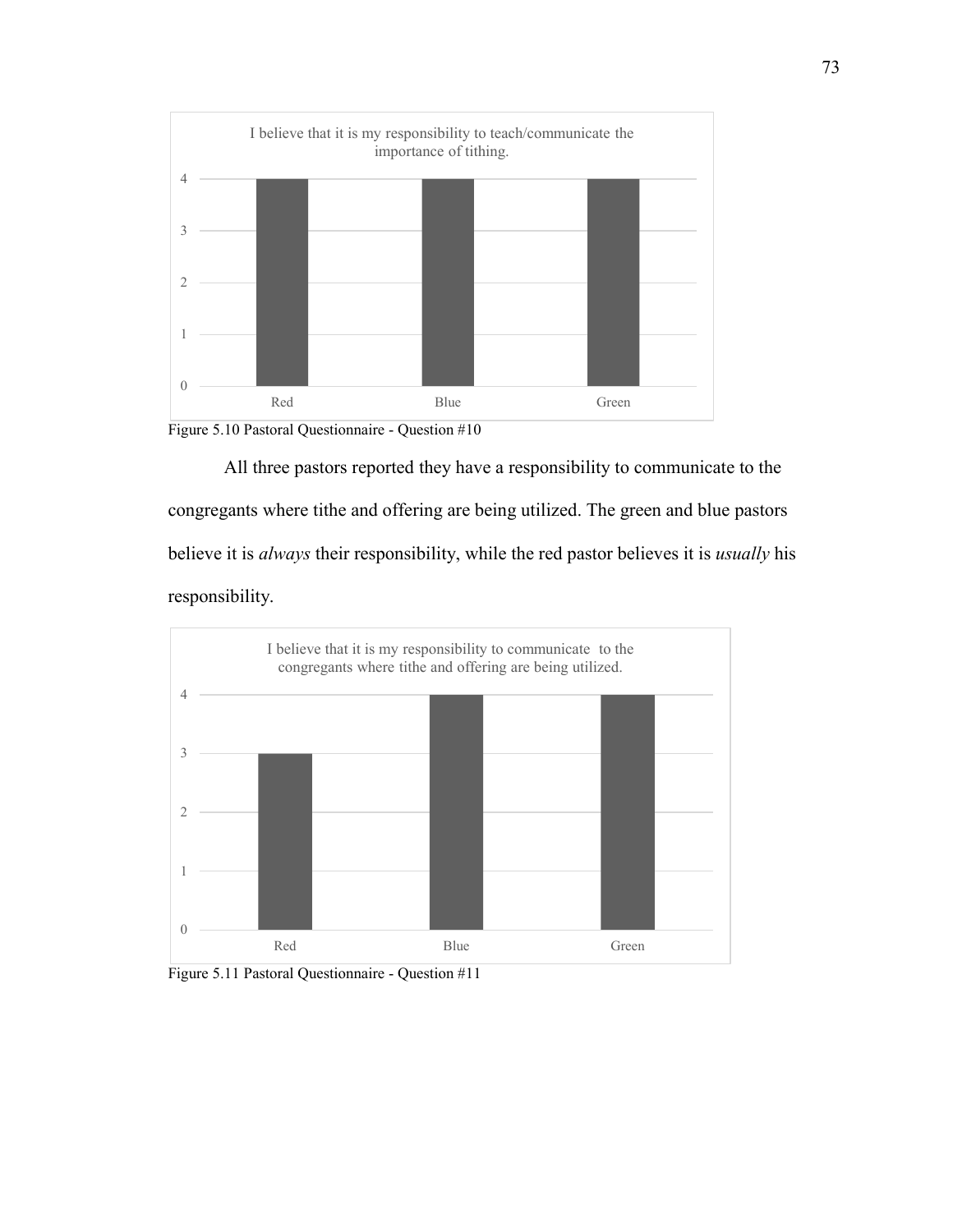I believe that it is my responsibility to teach/communicate the importance of tithing.

| | Red | Blue | Green |
|---|---|---|---|
| Response | 4 | 4 | 4 |

Figure 5.10 Pastoral Questionnaire - Question #10

All three pastors reported they have a responsibility to communicate to the congregants where tithe and offering are being utilized. The green and blue pastors believe it is *always* their responsibility, while the red pastor believes it is *usually* his responsibility.

I believe that it is my responsibility to communicate to the congregants where tithe and offering are being utilized.

| | Red | Blue | Green |
|---|---|---|---|
| Response | 3 | 4 | 4 |

Figure 5.11 Pastoral Questionnaire - Question #11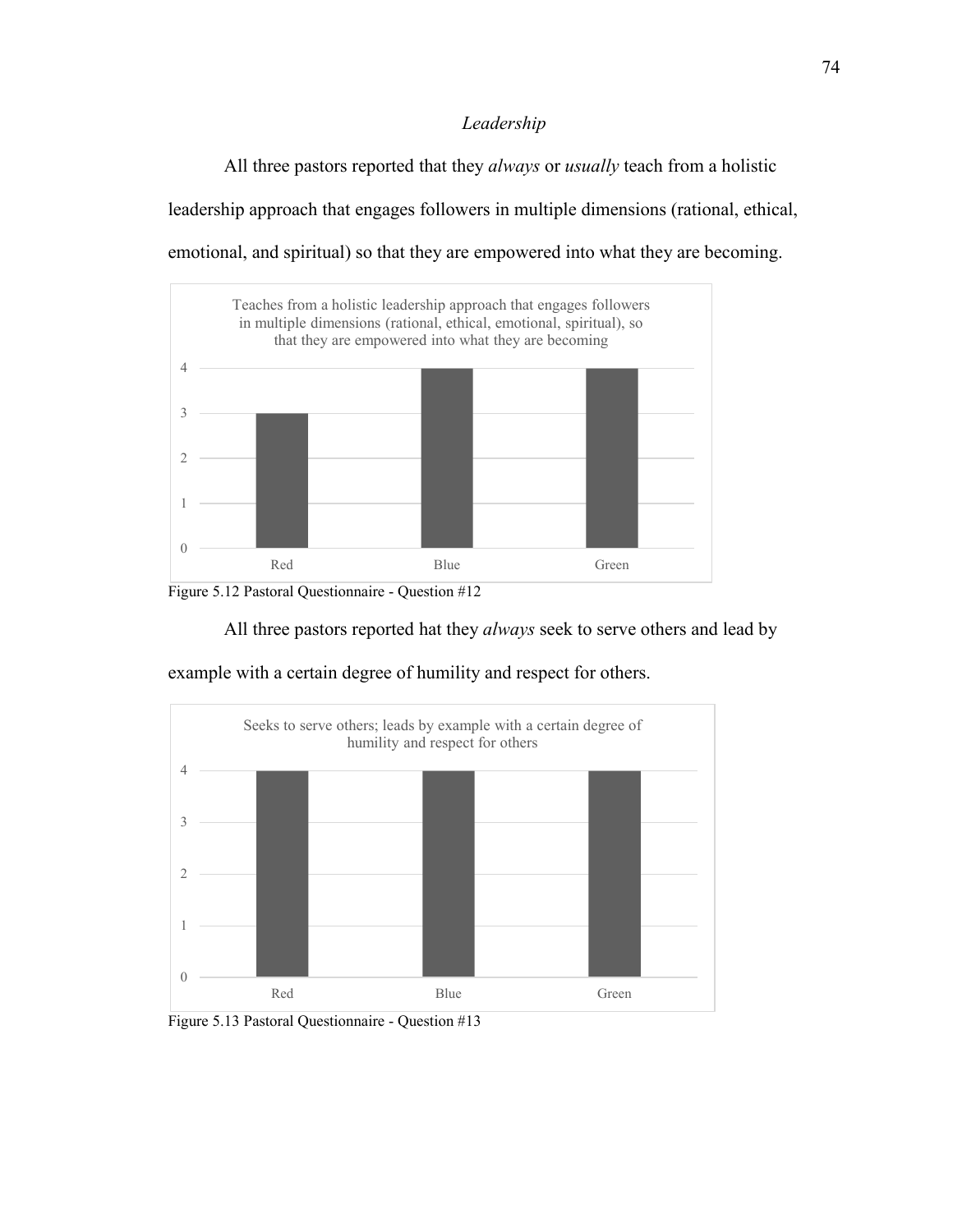*Leadership*

All three pastors reported that they *always* or *usually* teach from a holistic leadership approach that engages followers in multiple dimensions (rational, ethical, emotional, and spiritual) so that they are empowered into what they are becoming.

Teaches from a holistic leadership approach that engages followers in multiple dimensions (rational, ethical, emotional, spiritual), so that they are empowered into what they are becoming

| Pastor | Response |
|---|---|
| Red | 3 |
| Blue | 4 |
| Green | 4 |

Figure 5.12 Pastoral Questionnaire - Question #12

All three pastors reported hat they *always* seek to serve others and lead by example with a certain degree of humility and respect for others.

Seeks to serve others; leads by example with a certain degree of humility and respect for others

| Pastor | Response |
|---|---|
| Red | 4 |
| Blue | 4 |
| Green | 4 |

Figure 5.13 Pastoral Questionnaire - Question #13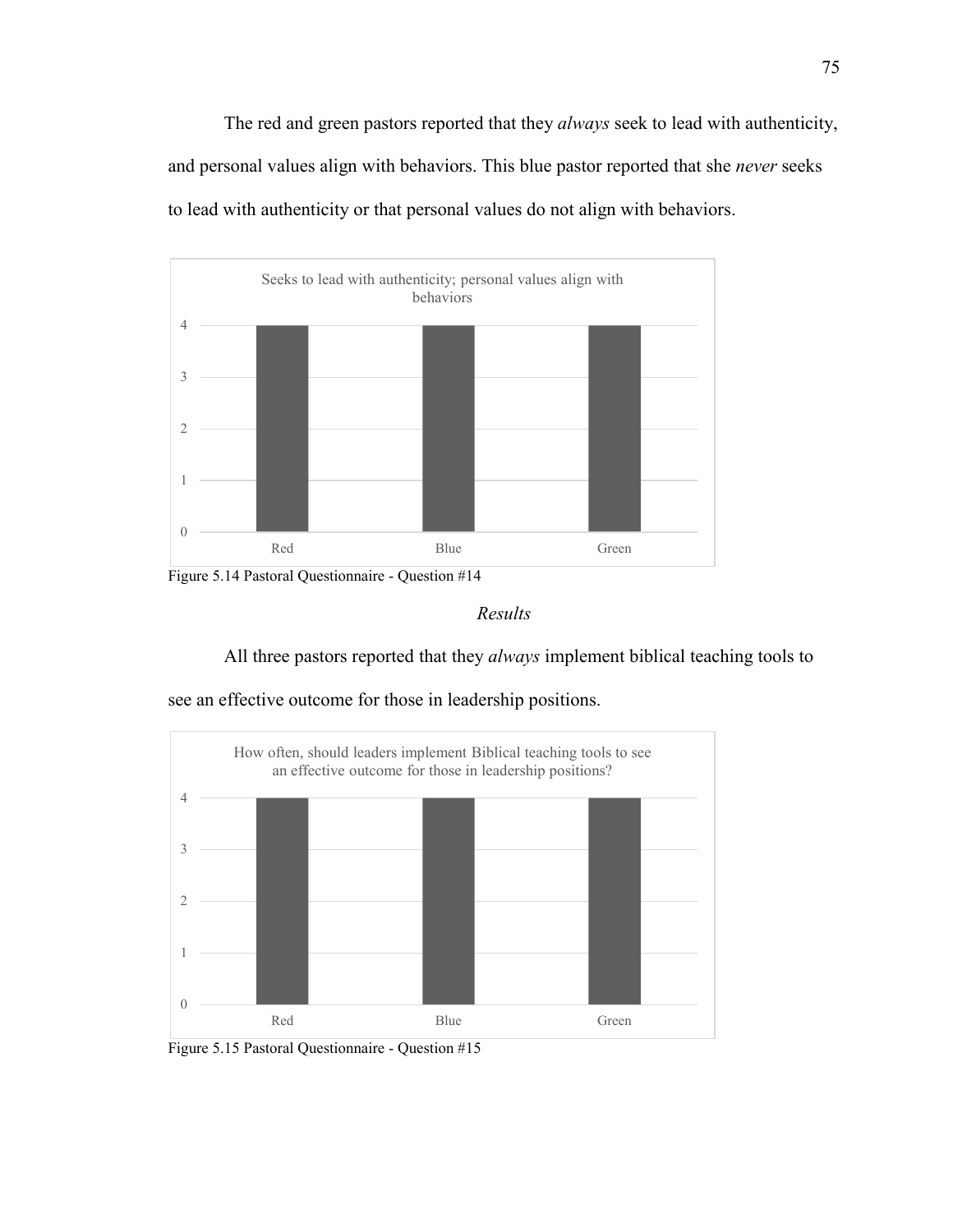The red and green pastors reported that they *always* seek to lead with authenticity, and personal values align with behaviors. This blue pastor reported that she *never* seeks to lead with authenticity or that personal values do not align with behaviors.

| Seeks to lead with authenticity; personal values align with behaviors | |
|---|---|
| Red | 4 |
| Blue | 4 |
| Green | 4 |

Figure 5.14 Pastoral Questionnaire - Question #14

### *Results*

All three pastors reported that they *always* implement biblical teaching tools to see an effective outcome for those in leadership positions.

| How often, should leaders implement Biblical teaching tools to see an effective outcome for those in leadership positions? | |
|---|---|
| Red | 4 |
| Blue | 4 |
| Green | 4 |

Figure 5.15 Pastoral Questionnaire - Question #15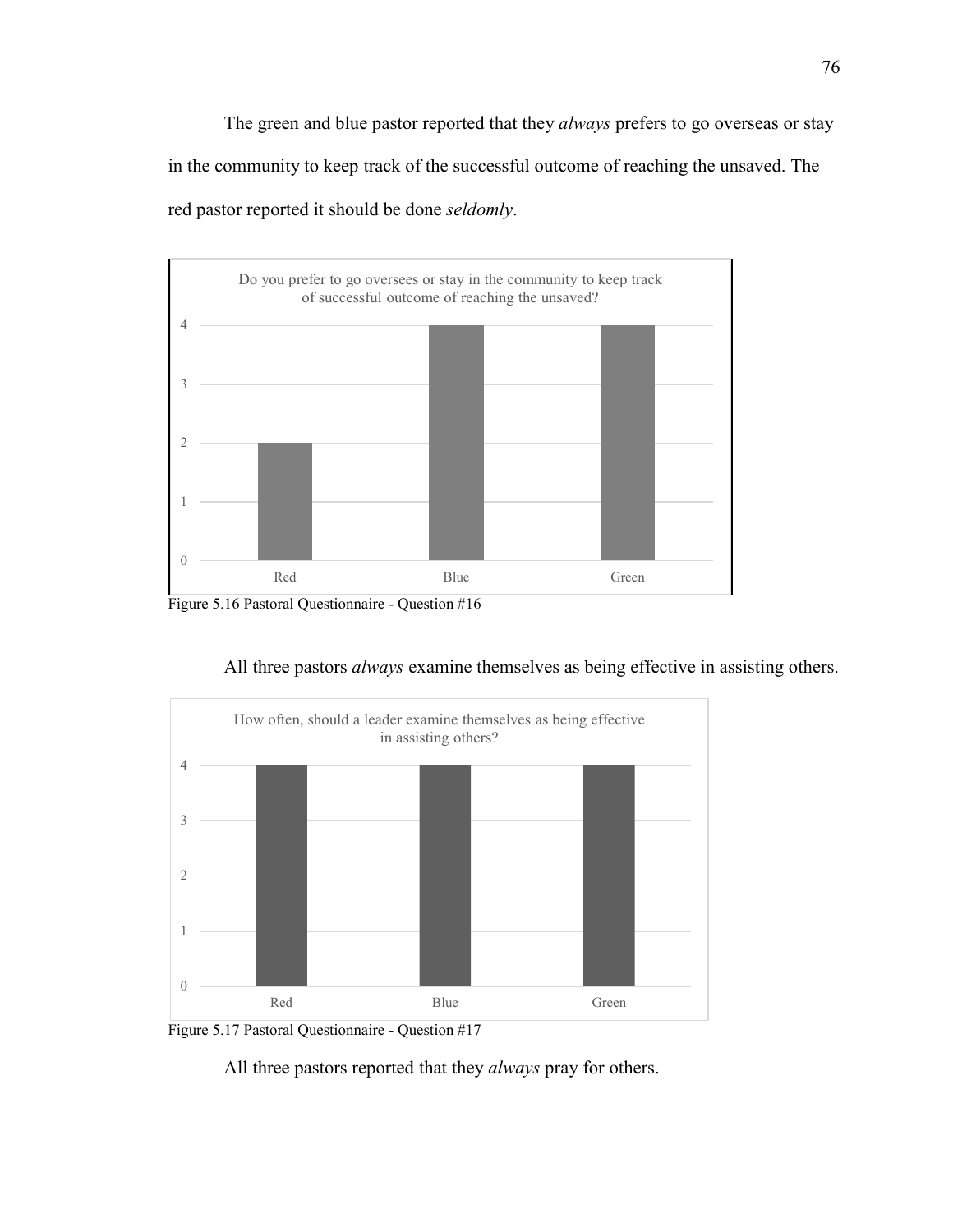The green and blue pastor reported that they *always* prefers to go overseas or stay in the community to keep track of the successful outcome of reaching the unsaved. The red pastor reported it should be done *seldomly*.

Do you prefer to go oversees or stay in the community to keep track of successful outcome of reaching the unsaved?

| | Red | Blue | Green |
|---|---|---|---|
| Value | 2 | 4 | 4 |

Figure 5.16 Pastoral Questionnaire - Question #16

All three pastors *always* examine themselves as being effective in assisting others.

How often, should a leader examine themselves as being effective in assisting others?

| | Red | Blue | Green |
|---|---|---|---|
| Value | 4 | 4 | 4 |

Figure 5.17 Pastoral Questionnaire - Question #17

All three pastors reported that they *always* pray for others.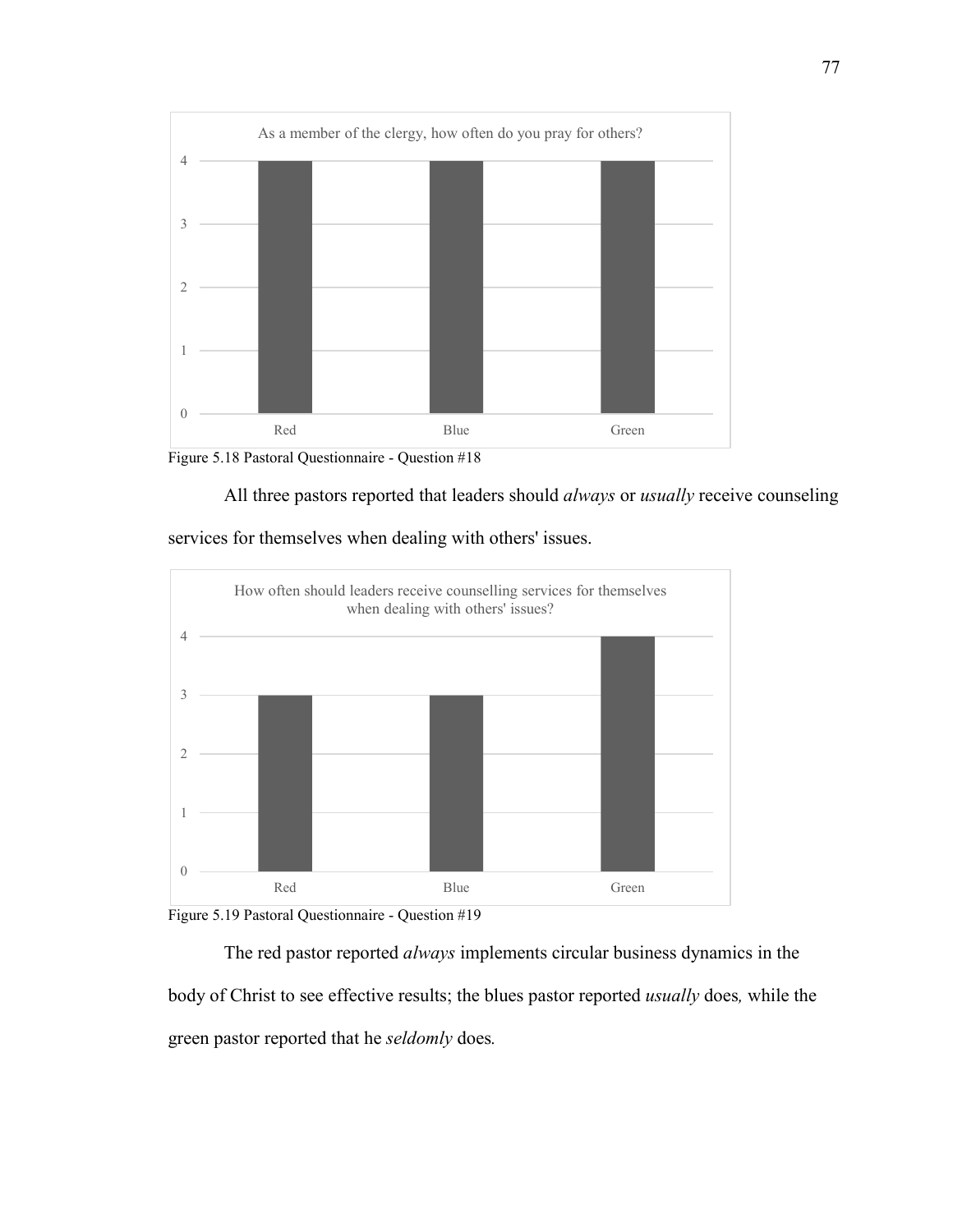As a member of the clergy, how often do you pray for others?

| | Red | Blue | Green |
|---|---|---|---|
| Value | 4 | 4 | 4 |

Figure 5.18 Pastoral Questionnaire - Question #18

All three pastors reported that leaders should *always* or *usually* receive counseling services for themselves when dealing with others' issues.

How often should leaders receive counselling services for themselves when dealing with others' issues?

| | Red | Blue | Green |
|---|---|---|---|
| Value | 3 | 3 | 4 |

Figure 5.19 Pastoral Questionnaire - Question #19

The red pastor reported *always* implements circular business dynamics in the body of Christ to see effective results; the blues pastor reported *usually* does*,* while the green pastor reported that he *seldomly* does*.*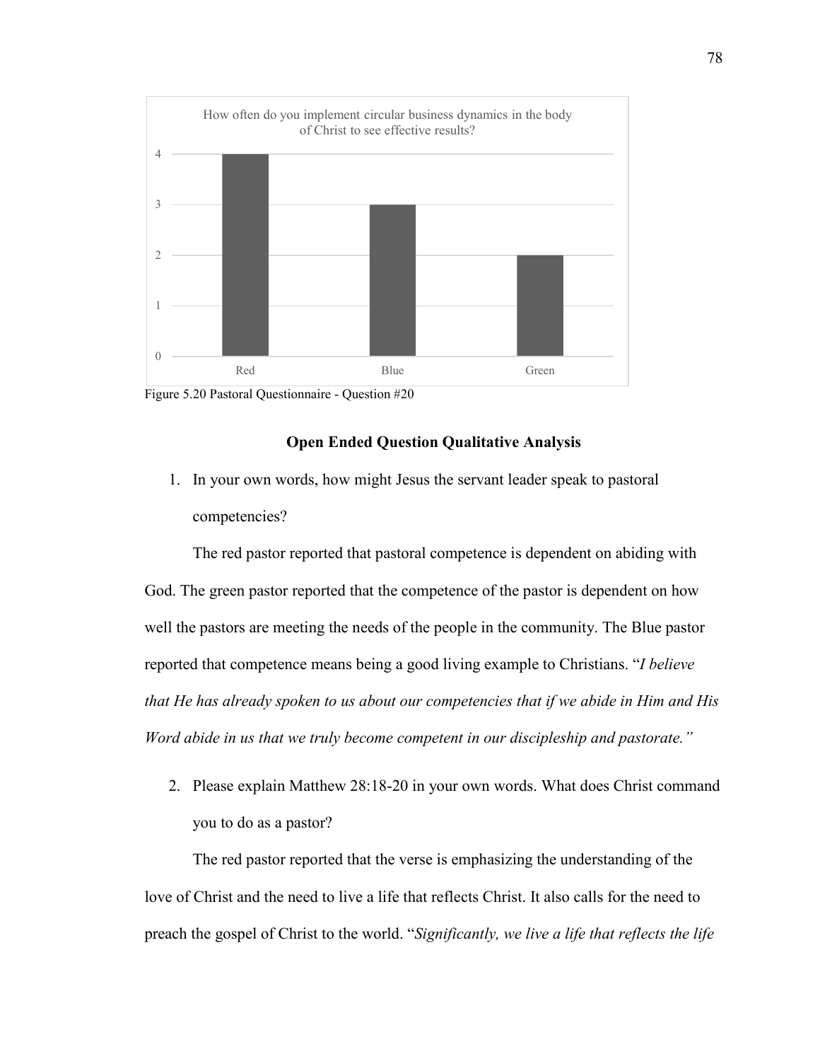Figure 5.20 Pastoral Questionnaire - Question #20

## Open Ended Question Qualitative Analysis

1. In your own words, how might Jesus the servant leader speak to pastoral competencies?

The red pastor reported that pastoral competence is dependent on abiding with God. The green pastor reported that the competence of the pastor is dependent on how well the pastors are meeting the needs of the people in the community. The Blue pastor reported that competence means being a good living example to Christians. "*I believe that He has already spoken to us about our competencies that if we abide in Him and His Word abide in us that we truly become competent in our discipleship and pastorate.*"

2. Please explain Matthew 28:18-20 in your own words. What does Christ command you to do as a pastor?

The red pastor reported that the verse is emphasizing the understanding of the love of Christ and the need to live a life that reflects Christ. It also calls for the need to preach the gospel of Christ to the world. "*Significantly, we live a life that reflects the life*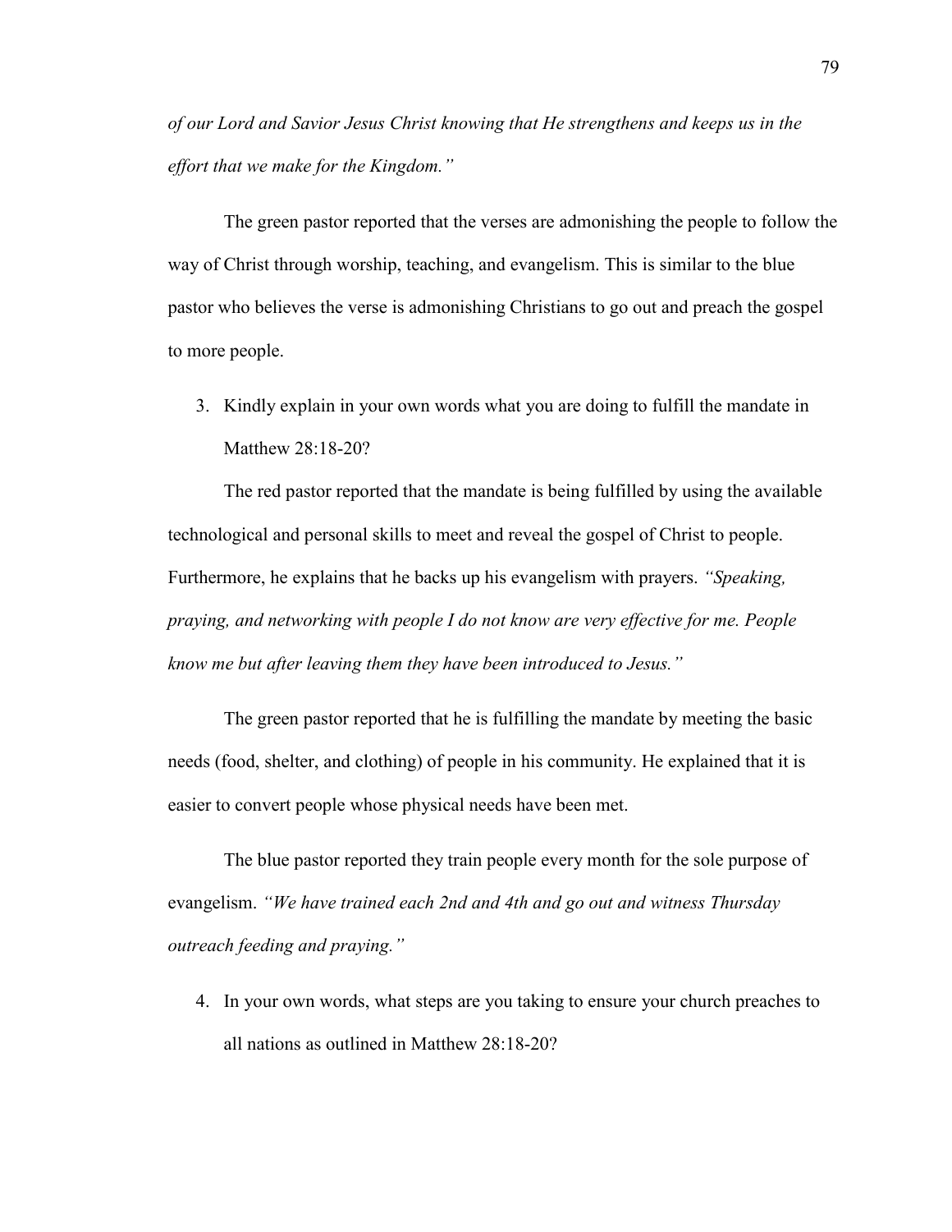*of our Lord and Savior Jesus Christ knowing that He strengthens and keeps us in the effort that we make for the Kingdom."*

The green pastor reported that the verses are admonishing the people to follow the way of Christ through worship, teaching, and evangelism. This is similar to the blue pastor who believes the verse is admonishing Christians to go out and preach the gospel to more people.

3. Kindly explain in your own words what you are doing to fulfill the mandate in Matthew 28:18-20?

The red pastor reported that the mandate is being fulfilled by using the available technological and personal skills to meet and reveal the gospel of Christ to people. Furthermore, he explains that he backs up his evangelism with prayers. *"Speaking, praying, and networking with people I do not know are very effective for me. People know me but after leaving them they have been introduced to Jesus."*

The green pastor reported that he is fulfilling the mandate by meeting the basic needs (food, shelter, and clothing) of people in his community. He explained that it is easier to convert people whose physical needs have been met.

The blue pastor reported they train people every month for the sole purpose of evangelism. *"We have trained each 2nd and 4th and go out and witness Thursday outreach feeding and praying."*

4. In your own words, what steps are you taking to ensure your church preaches to all nations as outlined in Matthew 28:18-20?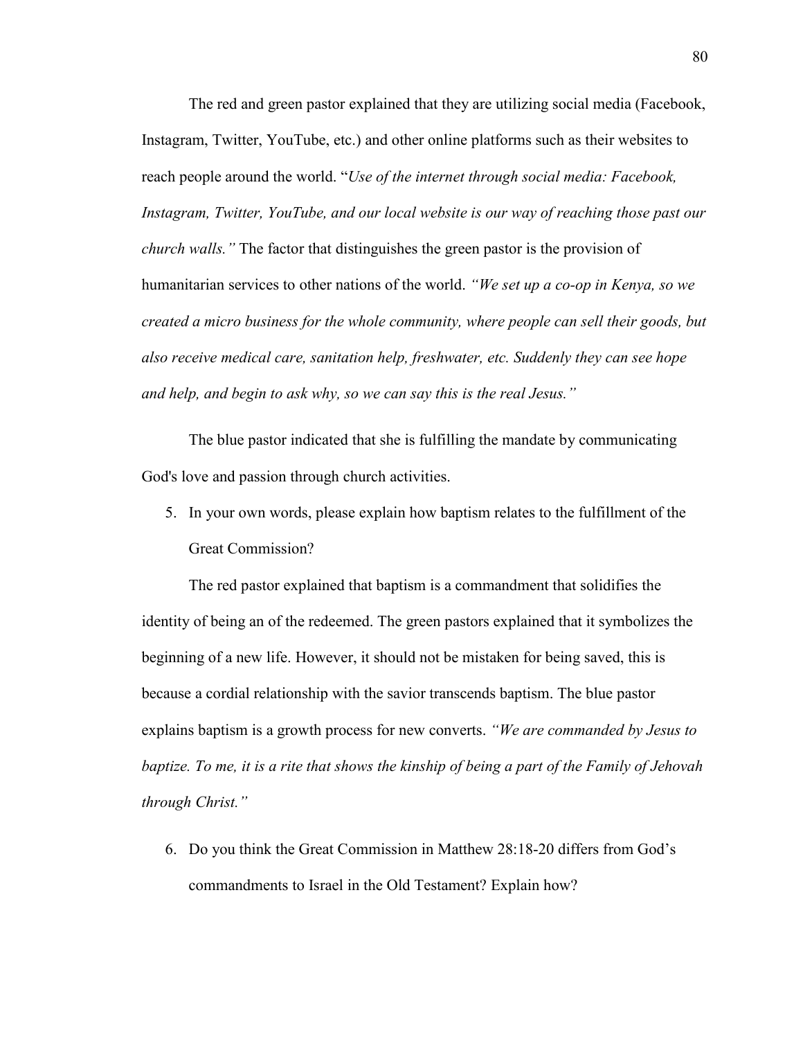The red and green pastor explained that they are utilizing social media (Facebook, Instagram, Twitter, YouTube, etc.) and other online platforms such as their websites to reach people around the world. "*Use of the internet through social media: Facebook, Instagram, Twitter, YouTube, and our local website is our way of reaching those past our church walls.*" The factor that distinguishes the green pastor is the provision of humanitarian services to other nations of the world. *"We set up a co-op in Kenya, so we created a micro business for the whole community, where people can sell their goods, but also receive medical care, sanitation help, freshwater, etc. Suddenly they can see hope and help, and begin to ask why, so we can say this is the real Jesus."*

The blue pastor indicated that she is fulfilling the mandate by communicating God's love and passion through church activities.

5. In your own words, please explain how baptism relates to the fulfillment of the Great Commission?

The red pastor explained that baptism is a commandment that solidifies the identity of being an of the redeemed. The green pastors explained that it symbolizes the beginning of a new life. However, it should not be mistaken for being saved, this is because a cordial relationship with the savior transcends baptism. The blue pastor explains baptism is a growth process for new converts. *"We are commanded by Jesus to baptize. To me, it is a rite that shows the kinship of being a part of the Family of Jehovah through Christ."*

6. Do you think the Great Commission in Matthew 28:18-20 differs from God's commandments to Israel in the Old Testament? Explain how?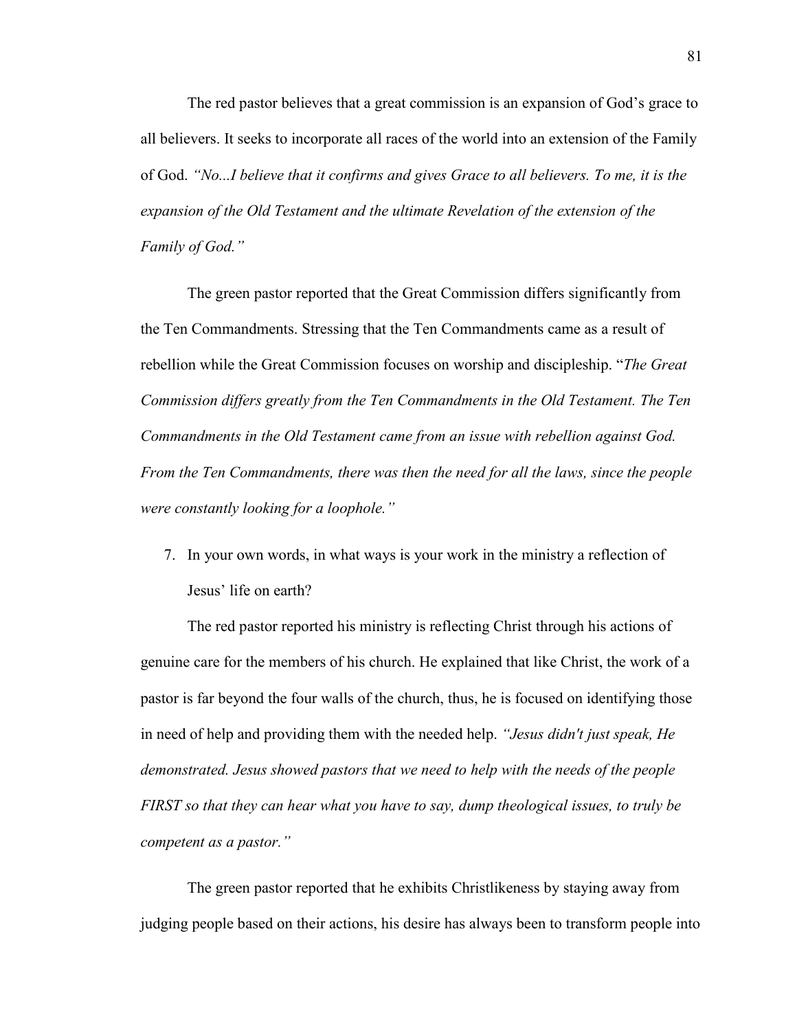The red pastor believes that a great commission is an expansion of God's grace to all believers. It seeks to incorporate all races of the world into an extension of the Family of God. *"No...I believe that it confirms and gives Grace to all believers. To me, it is the expansion of the Old Testament and the ultimate Revelation of the extension of the Family of God."*

The green pastor reported that the Great Commission differs significantly from the Ten Commandments. Stressing that the Ten Commandments came as a result of rebellion while the Great Commission focuses on worship and discipleship. "*The Great Commission differs greatly from the Ten Commandments in the Old Testament. The Ten Commandments in the Old Testament came from an issue with rebellion against God. From the Ten Commandments, there was then the need for all the laws, since the people were constantly looking for a loophole."*

7. In your own words, in what ways is your work in the ministry a reflection of Jesus' life on earth?

The red pastor reported his ministry is reflecting Christ through his actions of genuine care for the members of his church. He explained that like Christ, the work of a pastor is far beyond the four walls of the church, thus, he is focused on identifying those in need of help and providing them with the needed help. *"Jesus didn't just speak, He demonstrated. Jesus showed pastors that we need to help with the needs of the people FIRST so that they can hear what you have to say, dump theological issues, to truly be competent as a pastor."*

The green pastor reported that he exhibits Christlikeness by staying away from judging people based on their actions, his desire has always been to transform people into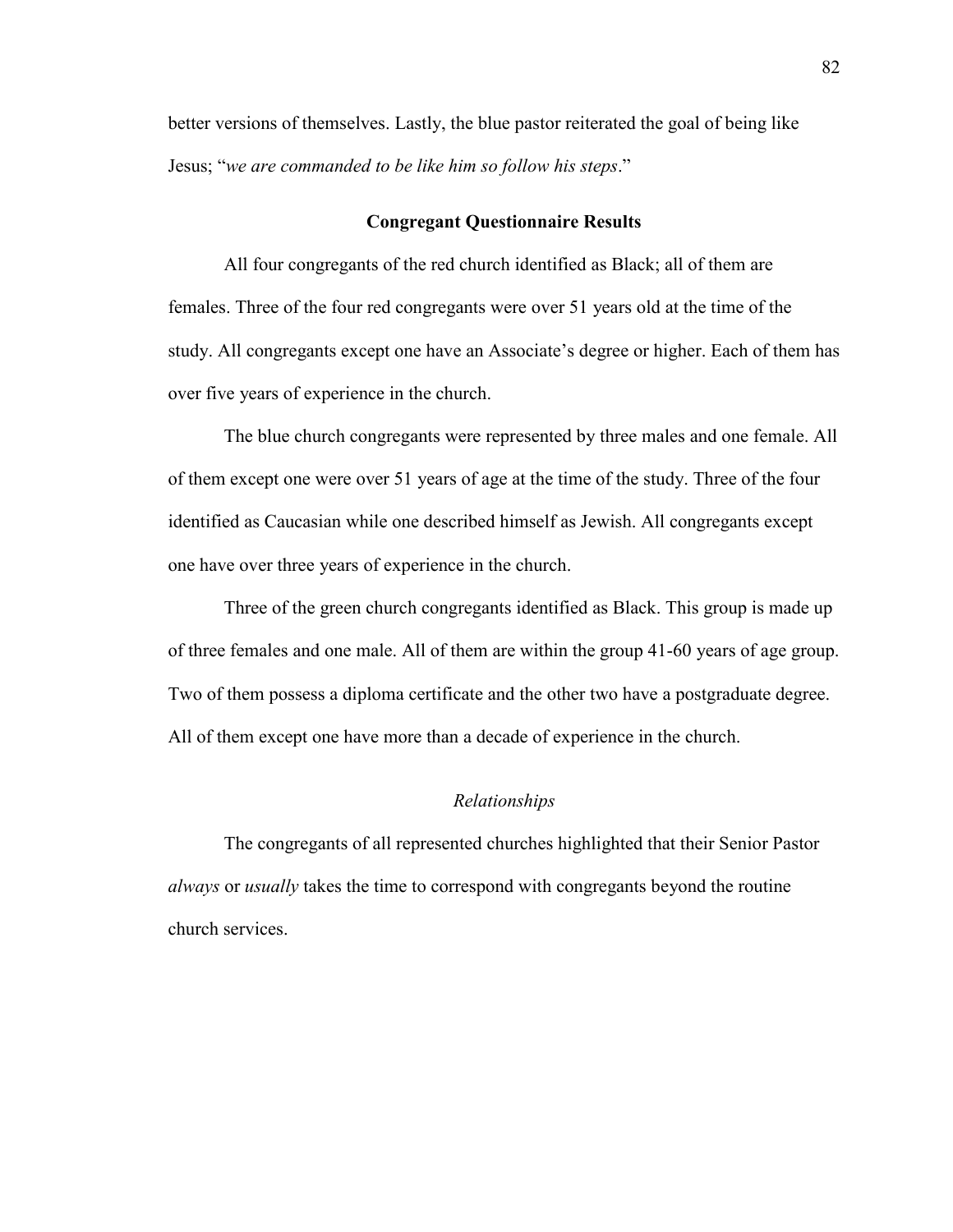better versions of themselves. Lastly, the blue pastor reiterated the goal of being like Jesus; "*we are commanded to be like him so follow his steps*."

## Congregant Questionnaire Results

All four congregants of the red church identified as Black; all of them are females. Three of the four red congregants were over 51 years old at the time of the study. All congregants except one have an Associate's degree or higher. Each of them has over five years of experience in the church.

The blue church congregants were represented by three males and one female. All of them except one were over 51 years of age at the time of the study. Three of the four identified as Caucasian while one described himself as Jewish. All congregants except one have over three years of experience in the church.

Three of the green church congregants identified as Black. This group is made up of three females and one male. All of them are within the group 41-60 years of age group. Two of them possess a diploma certificate and the other two have a postgraduate degree. All of them except one have more than a decade of experience in the church.

### *Relationships*

The congregants of all represented churches highlighted that their Senior Pastor *always* or *usually* takes the time to correspond with congregants beyond the routine church services.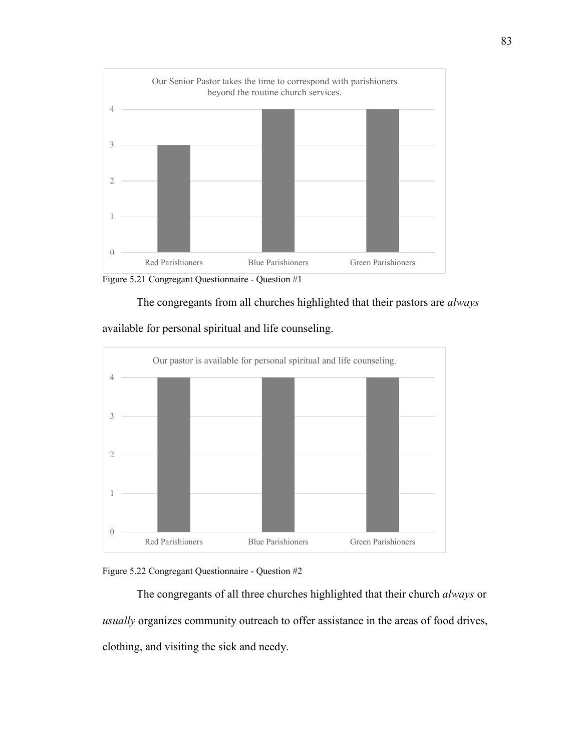Our Senior Pastor takes the time to correspond with parishioners beyond the routine church services.

| Red Parishioners | Blue Parishioners | Green Parishioners |
|---|---|---|
| 3 | 4 | 4 |

Figure 5.21 Congregant Questionnaire - Question #1

The congregants from all churches highlighted that their pastors are *always* available for personal spiritual and life counseling.

Our pastor is available for personal spiritual and life counseling.

| Red Parishioners | Blue Parishioners | Green Parishioners |
|---|---|---|
| 4 | 4 | 4 |

Figure 5.22 Congregant Questionnaire - Question #2

The congregants of all three churches highlighted that their church *always* or *usually* organizes community outreach to offer assistance in the areas of food drives, clothing, and visiting the sick and needy.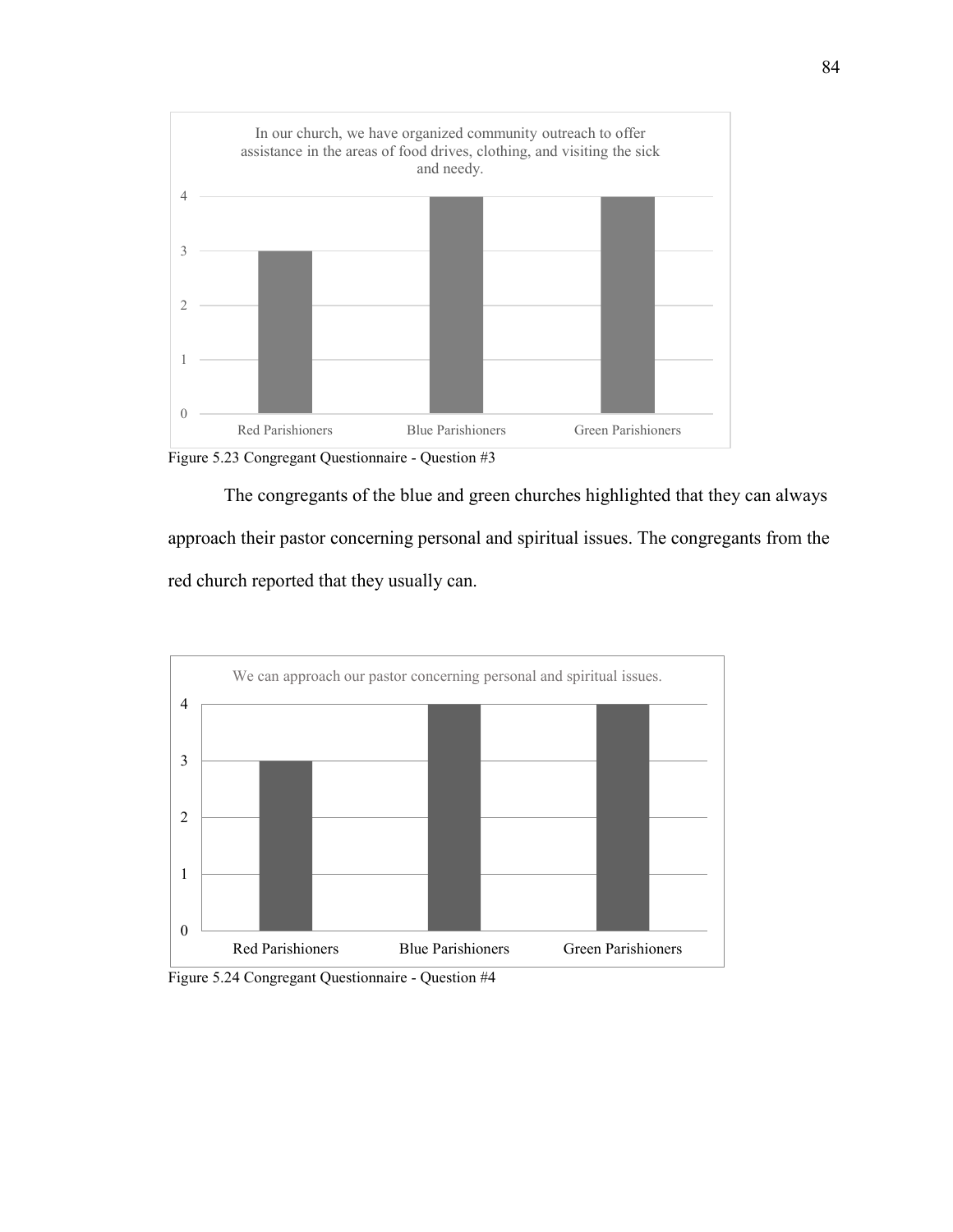In our church, we have organized community outreach to offer assistance in the areas of food drives, clothing, and visiting the sick and needy.

| Red Parishioners | Blue Parishioners | Green Parishioners |
|---|---|---|
| 3 | 4 | 4 |

Figure 5.23 Congregant Questionnaire - Question #3

The congregants of the blue and green churches highlighted that they can always approach their pastor concerning personal and spiritual issues. The congregants from the red church reported that they usually can.

We can approach our pastor concerning personal and spiritual issues.

| Red Parishioners | Blue Parishioners | Green Parishioners |
|---|---|---|
| 3 | 4 | 4 |

Figure 5.24 Congregant Questionnaire - Question #4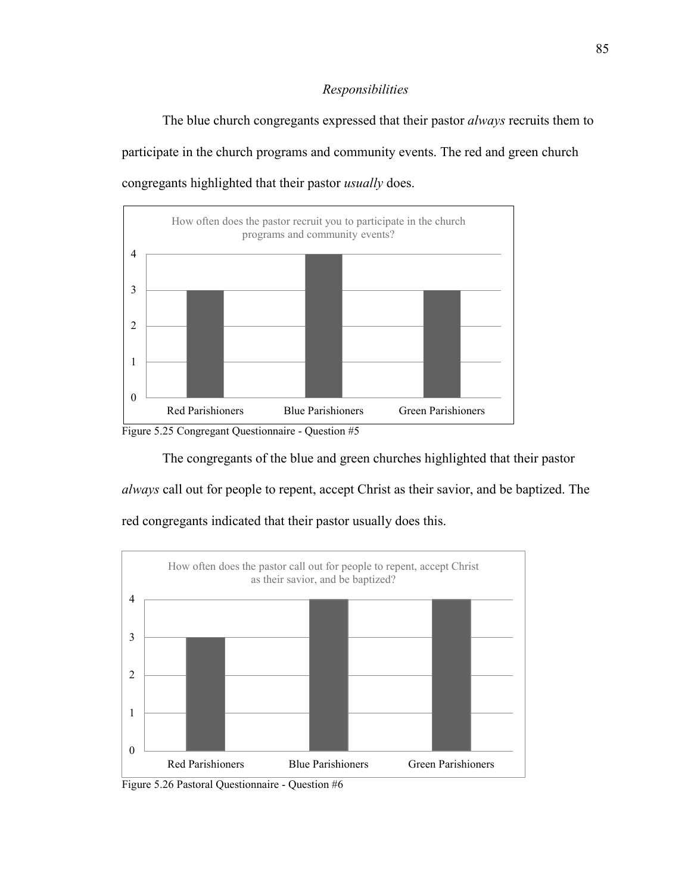*Responsibilities*

The blue church congregants expressed that their pastor *always* recruits them to participate in the church programs and community events. The red and green church congregants highlighted that their pastor *usually* does.

How often does the pastor recruit you to participate in the church programs and community events?

| | Red Parishioners | Blue Parishioners | Green Parishioners |
|---|---|---|---|
| Value | 3 | 4 | 3 |

Figure 5.25 Congregant Questionnaire - Question #5

The congregants of the blue and green churches highlighted that their pastor *always* call out for people to repent, accept Christ as their savior, and be baptized. The red congregants indicated that their pastor usually does this.

How often does the pastor call out for people to repent, accept Christ as their savior, and be baptized?

| | Red Parishioners | Blue Parishioners | Green Parishioners |
|---|---|---|---|
| Value | 3 | 4 | 4 |

Figure 5.26 Pastoral Questionnaire - Question #6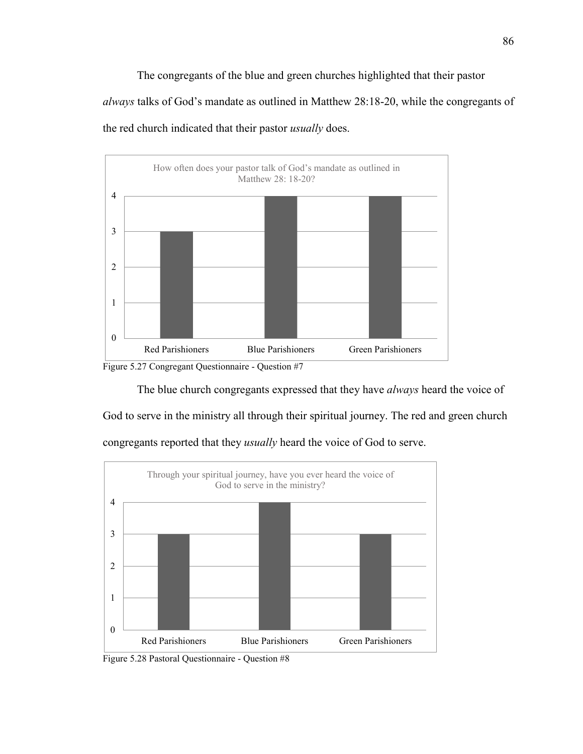The congregants of the blue and green churches highlighted that their pastor *always* talks of God's mandate as outlined in Matthew 28:18-20, while the congregants of the red church indicated that their pastor *usually* does.

| How often does your pastor talk of God's mandate as outlined in Matthew 28: 18-20? | |
|---|---|
| Red Parishioners | 3 |
| Blue Parishioners | 4 |
| Green Parishioners | 4 |

Figure 5.27 Congregant Questionnaire - Question #7

The blue church congregants expressed that they have *always* heard the voice of God to serve in the ministry all through their spiritual journey. The red and green church congregants reported that they *usually* heard the voice of God to serve.

| Through your spiritual journey, have you ever heard the voice of God to serve in the ministry? | |
|---|---|
| Red Parishioners | 3 |
| Blue Parishioners | 4 |
| Green Parishioners | 3 |

Figure 5.28 Pastoral Questionnaire - Question #8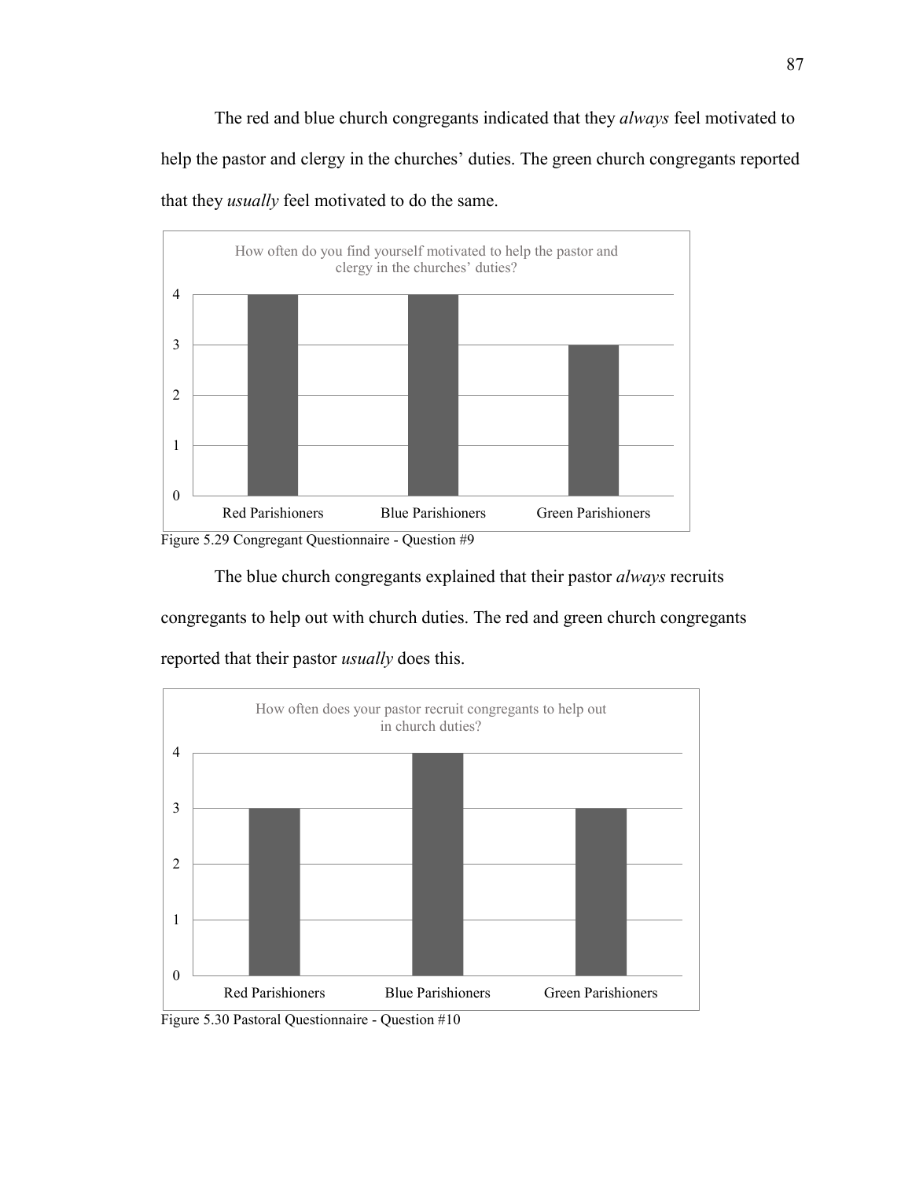The red and blue church congregants indicated that they *always* feel motivated to help the pastor and clergy in the churches' duties. The green church congregants reported that they *usually* feel motivated to do the same.

| How often do you find yourself motivated to help the pastor and clergy in the churches' duties? | Value |
|---|---|
| Red Parishioners | 4 |
| Blue Parishioners | 4 |
| Green Parishioners | 3 |

Figure 5.29 Congregant Questionnaire - Question #9

The blue church congregants explained that their pastor *always* recruits congregants to help out with church duties. The red and green church congregants reported that their pastor *usually* does this.

| How often does your pastor recruit congregants to help out in church duties? | Value |
|---|---|
| Red Parishioners | 3 |
| Blue Parishioners | 4 |
| Green Parishioners | 3 |

Figure 5.30 Pastoral Questionnaire - Question #10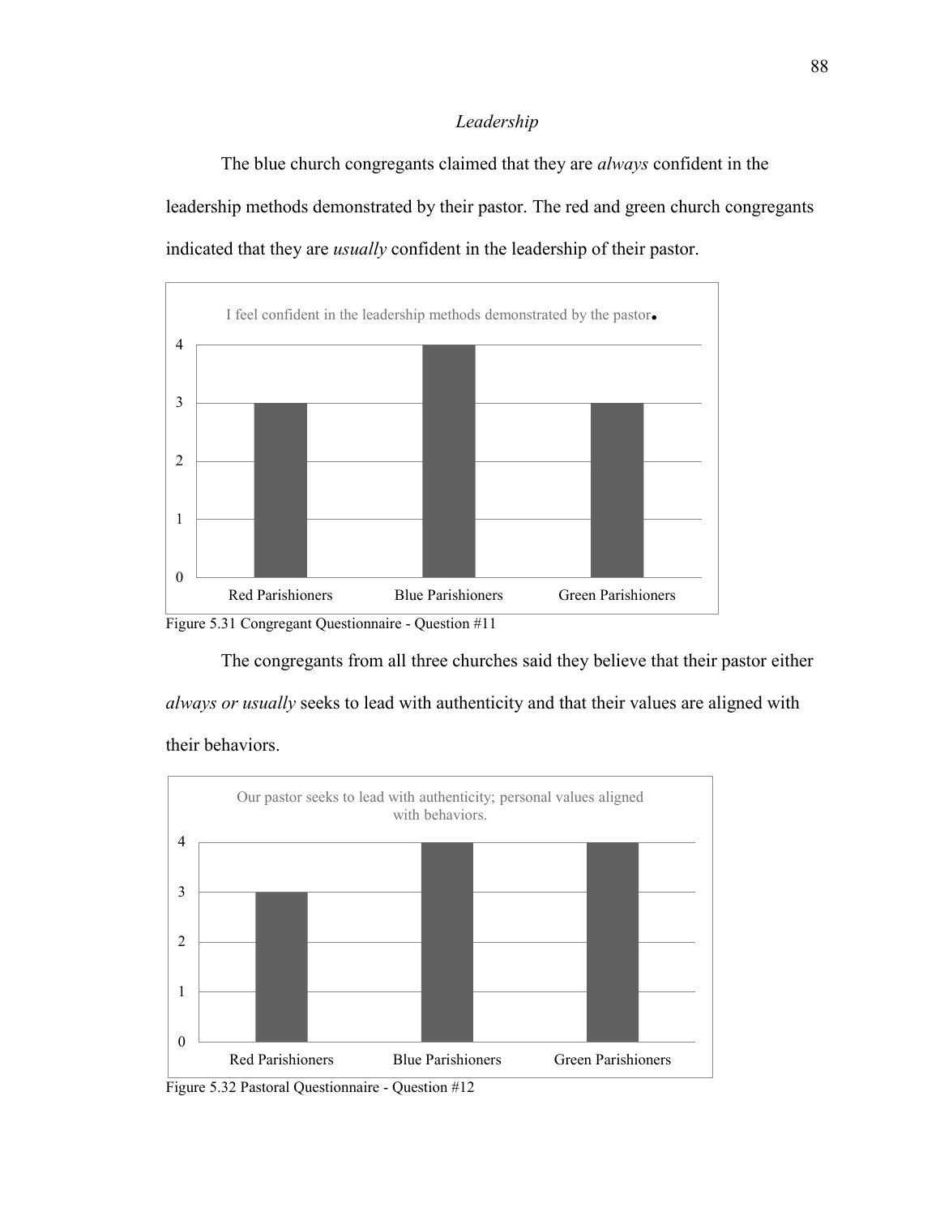*Leadership*

The blue church congregants claimed that they are *always* confident in the leadership methods demonstrated by their pastor. The red and green church congregants indicated that they are *usually* confident in the leadership of their pastor.

Figure 5.31 Congregant Questionnaire - Question #11

The congregants from all three churches said they believe that their pastor either *always or usually* seeks to lead with authenticity and that their values are aligned with their behaviors.

Figure 5.32 Pastoral Questionnaire - Question #12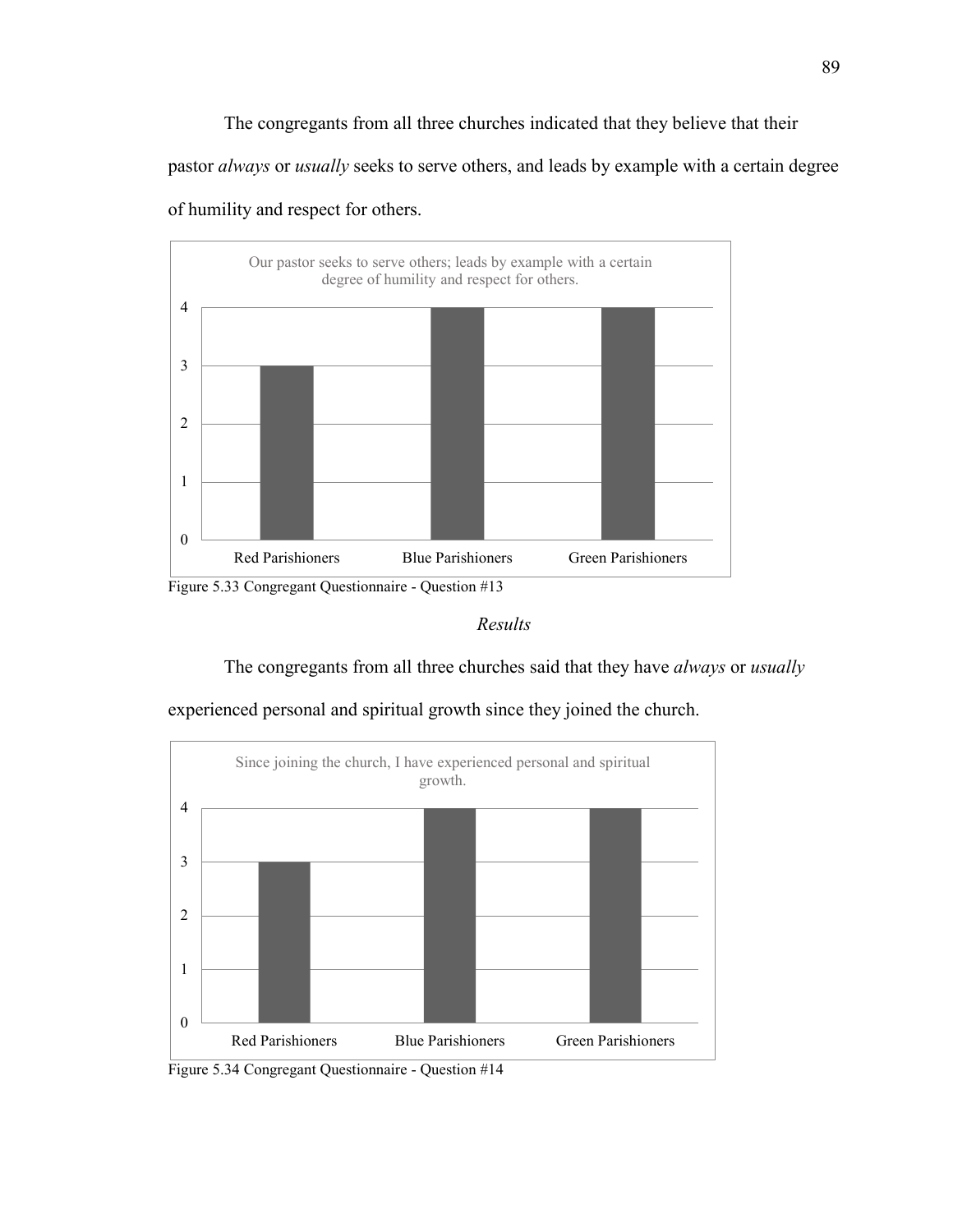The congregants from all three churches indicated that they believe that their pastor *always* or *usually* seeks to serve others, and leads by example with a certain degree of humility and respect for others.

Our pastor seeks to serve others; leads by example with a certain degree of humility and respect for others.

| Red Parishioners | Blue Parishioners | Green Parishioners |
|---|---|---|
| 3 | 4 | 4 |

Figure 5.33 Congregant Questionnaire - Question #13

*Results*

The congregants from all three churches said that they have *always* or *usually* experienced personal and spiritual growth since they joined the church.

Since joining the church, I have experienced personal and spiritual growth.

| Red Parishioners | Blue Parishioners | Green Parishioners |
|---|---|---|
| 3 | 4 | 4 |

Figure 5.34 Congregant Questionnaire - Question #14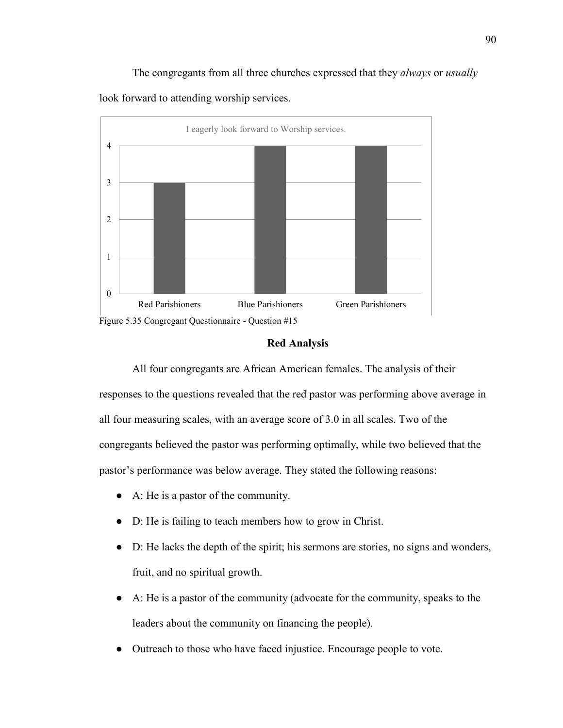The congregants from all three churches expressed that they *always* or *usually* look forward to attending worship services.

| | I eagerly look forward to Worship services. |
|---|---|
| Red Parishioners | 3 |
| Blue Parishioners | 4 |
| Green Parishioners | 4 |

Figure 5.35 Congregant Questionnaire - Question #15

### Red Analysis

All four congregants are African American females. The analysis of their responses to the questions revealed that the red pastor was performing above average in all four measuring scales, with an average score of 3.0 in all scales. Two of the congregants believed the pastor was performing optimally, while two believed that the pastor's performance was below average. They stated the following reasons:

- A: He is a pastor of the community.
- D: He is failing to teach members how to grow in Christ.
- D: He lacks the depth of the spirit; his sermons are stories, no signs and wonders, fruit, and no spiritual growth.
- A: He is a pastor of the community (advocate for the community, speaks to the leaders about the community on financing the people).
- Outreach to those who have faced injustice. Encourage people to vote.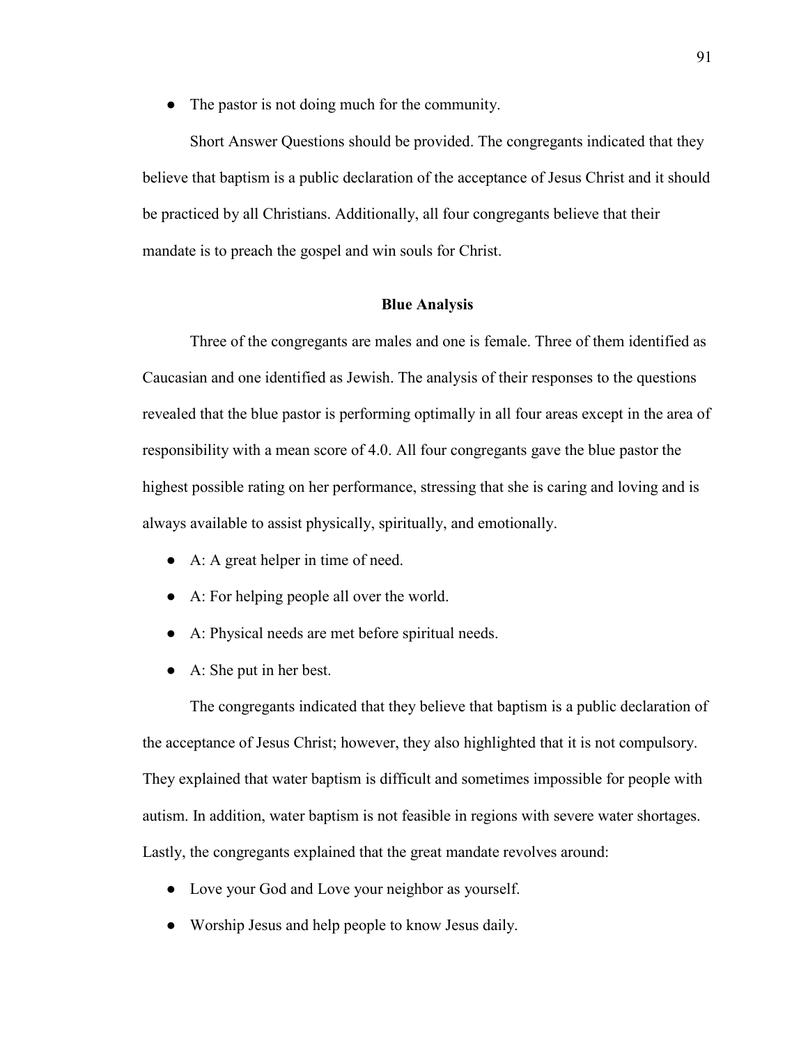- The pastor is not doing much for the community.

Short Answer Questions should be provided. The congregants indicated that they believe that baptism is a public declaration of the acceptance of Jesus Christ and it should be practiced by all Christians. Additionally, all four congregants believe that their mandate is to preach the gospel and win souls for Christ.

**Blue Analysis**

Three of the congregants are males and one is female. Three of them identified as Caucasian and one identified as Jewish. The analysis of their responses to the questions revealed that the blue pastor is performing optimally in all four areas except in the area of responsibility with a mean score of 4.0. All four congregants gave the blue pastor the highest possible rating on her performance, stressing that she is caring and loving and is always available to assist physically, spiritually, and emotionally.

- A: A great helper in time of need.
- A: For helping people all over the world.
- A: Physical needs are met before spiritual needs.
- A: She put in her best.

The congregants indicated that they believe that baptism is a public declaration of the acceptance of Jesus Christ; however, they also highlighted that it is not compulsory. They explained that water baptism is difficult and sometimes impossible for people with autism. In addition, water baptism is not feasible in regions with severe water shortages. Lastly, the congregants explained that the great mandate revolves around:

- Love your God and Love your neighbor as yourself.
- Worship Jesus and help people to know Jesus daily.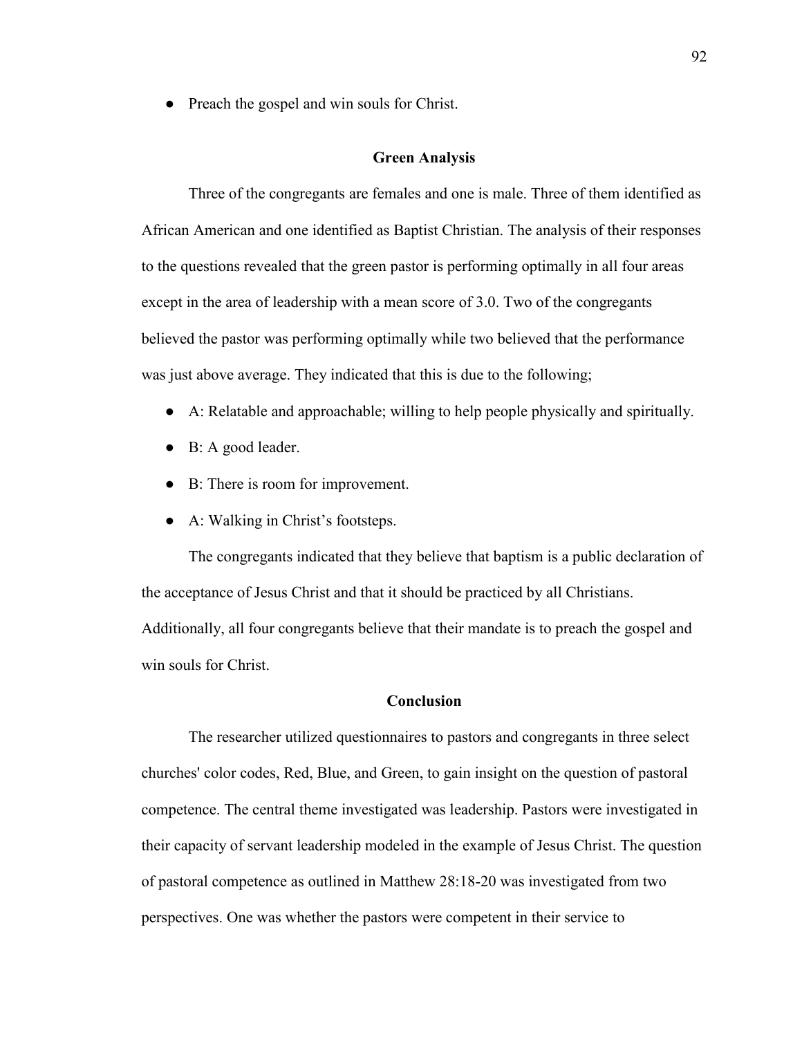- Preach the gospel and win souls for Christ.

## Green Analysis

Three of the congregants are females and one is male. Three of them identified as African American and one identified as Baptist Christian. The analysis of their responses to the questions revealed that the green pastor is performing optimally in all four areas except in the area of leadership with a mean score of 3.0. Two of the congregants believed the pastor was performing optimally while two believed that the performance was just above average. They indicated that this is due to the following;

- A: Relatable and approachable; willing to help people physically and spiritually.
- B: A good leader.
- B: There is room for improvement.
- A: Walking in Christ's footsteps.

The congregants indicated that they believe that baptism is a public declaration of the acceptance of Jesus Christ and that it should be practiced by all Christians. Additionally, all four congregants believe that their mandate is to preach the gospel and win souls for Christ.

## Conclusion

The researcher utilized questionnaires to pastors and congregants in three select churches' color codes, Red, Blue, and Green, to gain insight on the question of pastoral competence. The central theme investigated was leadership. Pastors were investigated in their capacity of servant leadership modeled in the example of Jesus Christ. The question of pastoral competence as outlined in Matthew 28:18-20 was investigated from two perspectives. One was whether the pastors were competent in their service to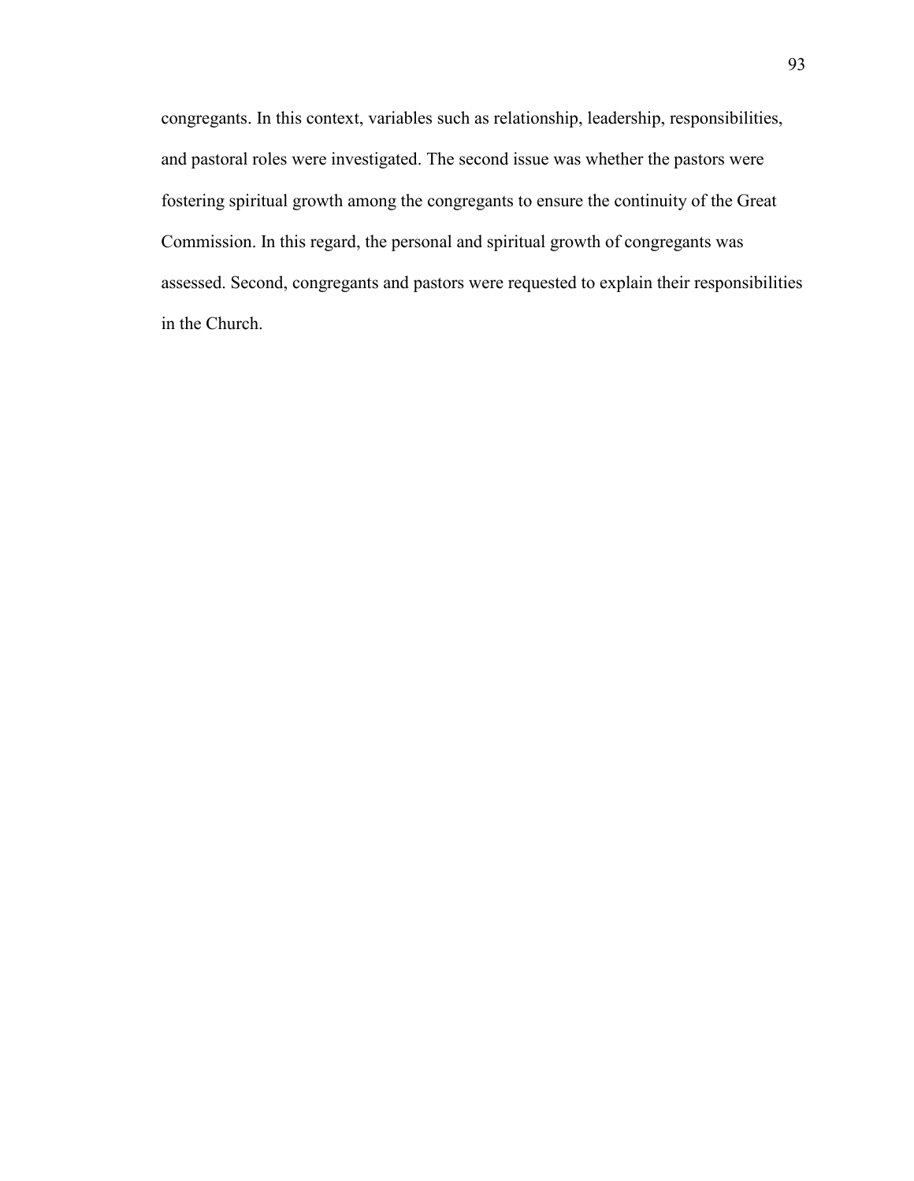congregants. In this context, variables such as relationship, leadership, responsibilities, and pastoral roles were investigated. The second issue was whether the pastors were fostering spiritual growth among the congregants to ensure the continuity of the Great Commission. In this regard, the personal and spiritual growth of congregants was assessed. Second, congregants and pastors were requested to explain their responsibilities in the Church.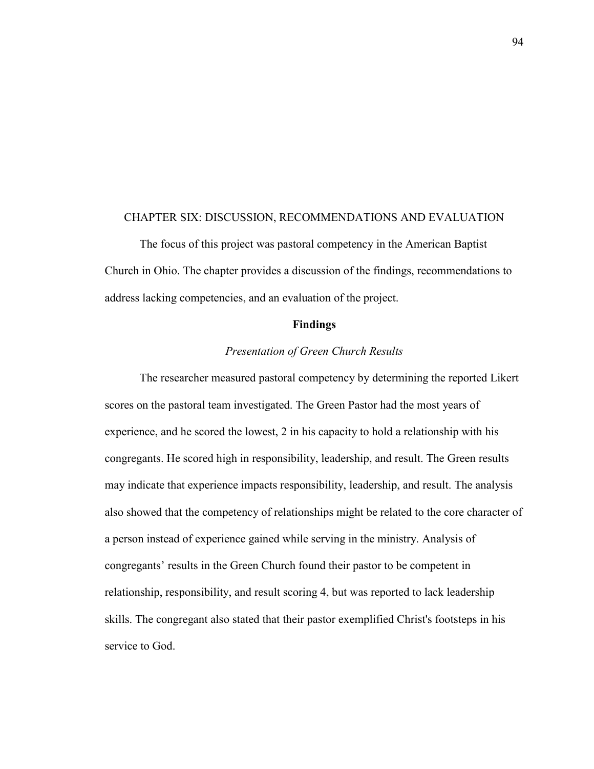# CHAPTER SIX: DISCUSSION, RECOMMENDATIONS AND EVALUATION

The focus of this project was pastoral competency in the American Baptist Church in Ohio. The chapter provides a discussion of the findings, recommendations to address lacking competencies, and an evaluation of the project.

## Findings

### *Presentation of Green Church Results*

The researcher measured pastoral competency by determining the reported Likert scores on the pastoral team investigated. The Green Pastor had the most years of experience, and he scored the lowest, 2 in his capacity to hold a relationship with his congregants. He scored high in responsibility, leadership, and result. The Green results may indicate that experience impacts responsibility, leadership, and result. The analysis also showed that the competency of relationships might be related to the core character of a person instead of experience gained while serving in the ministry. Analysis of congregants' results in the Green Church found their pastor to be competent in relationship, responsibility, and result scoring 4, but was reported to lack leadership skills. The congregant also stated that their pastor exemplified Christ's footsteps in his service to God.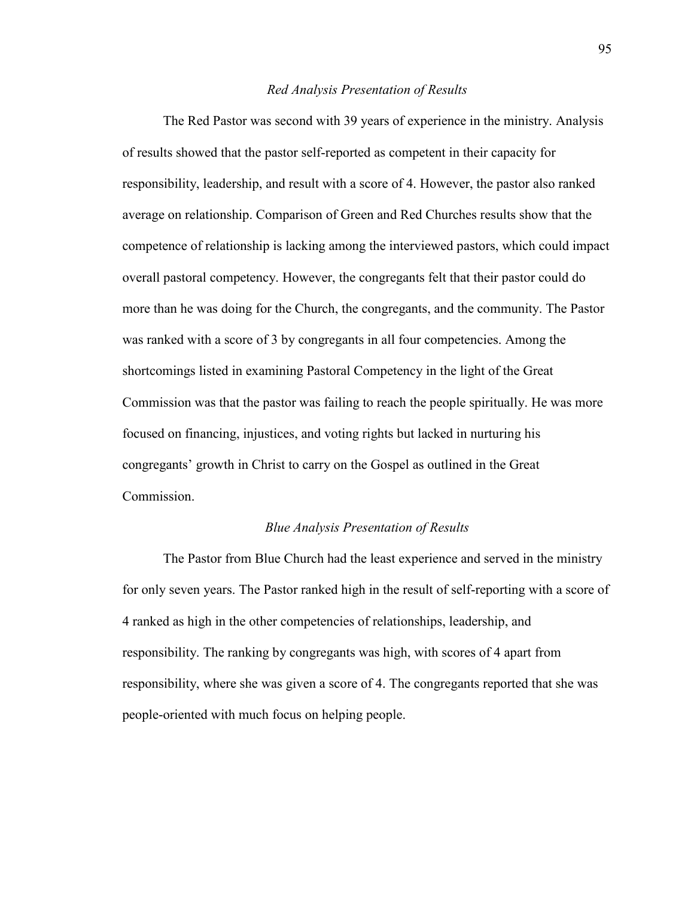### *Red Analysis Presentation of Results*

The Red Pastor was second with 39 years of experience in the ministry. Analysis of results showed that the pastor self-reported as competent in their capacity for responsibility, leadership, and result with a score of 4. However, the pastor also ranked average on relationship. Comparison of Green and Red Churches results show that the competence of relationship is lacking among the interviewed pastors, which could impact overall pastoral competency. However, the congregants felt that their pastor could do more than he was doing for the Church, the congregants, and the community. The Pastor was ranked with a score of 3 by congregants in all four competencies. Among the shortcomings listed in examining Pastoral Competency in the light of the Great Commission was that the pastor was failing to reach the people spiritually. He was more focused on financing, injustices, and voting rights but lacked in nurturing his congregants' growth in Christ to carry on the Gospel as outlined in the Great Commission.

### *Blue Analysis Presentation of Results*

The Pastor from Blue Church had the least experience and served in the ministry for only seven years. The Pastor ranked high in the result of self-reporting with a score of 4 ranked as high in the other competencies of relationships, leadership, and responsibility. The ranking by congregants was high, with scores of 4 apart from responsibility, where she was given a score of 4. The congregants reported that she was people-oriented with much focus on helping people.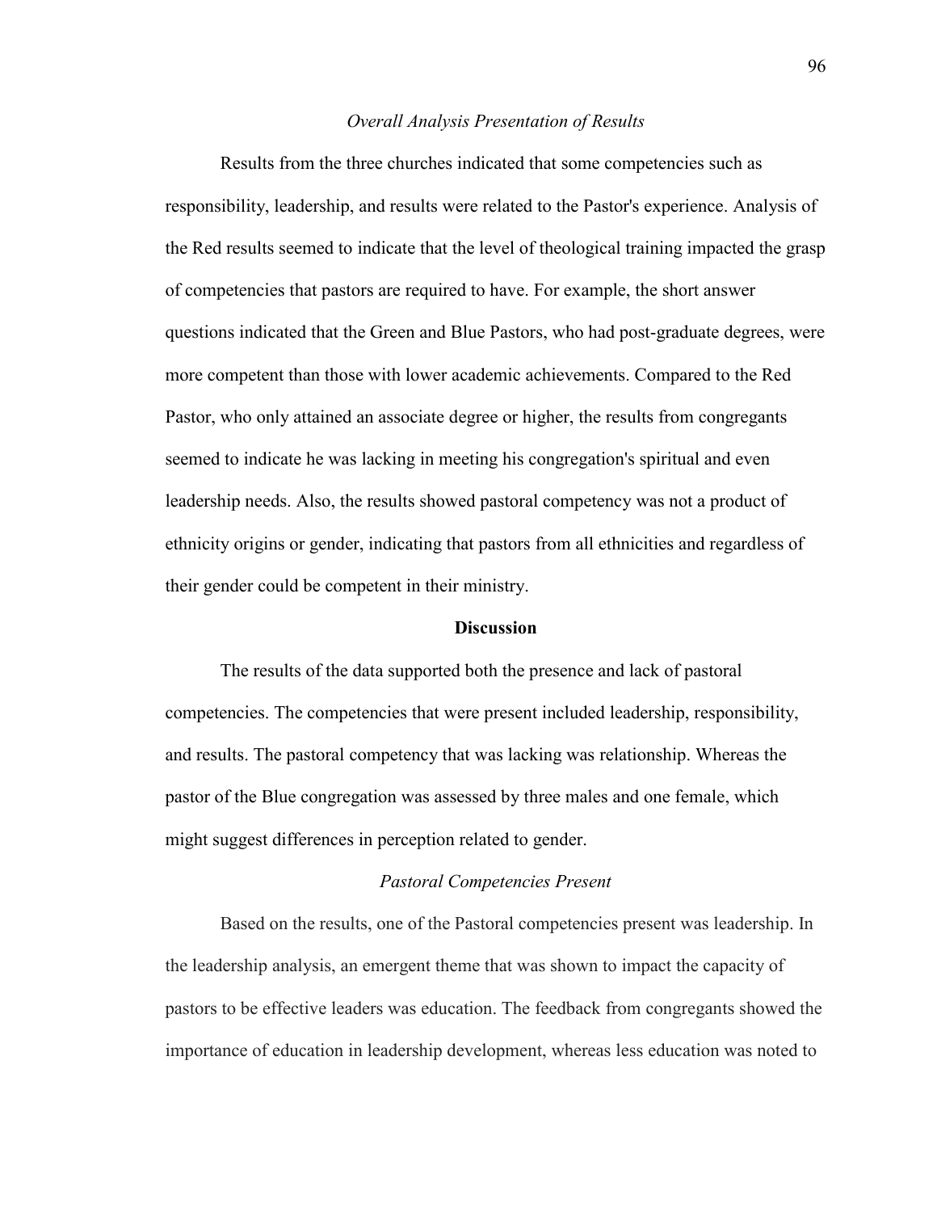*Overall Analysis Presentation of Results*

Results from the three churches indicated that some competencies such as responsibility, leadership, and results were related to the Pastor's experience. Analysis of the Red results seemed to indicate that the level of theological training impacted the grasp of competencies that pastors are required to have. For example, the short answer questions indicated that the Green and Blue Pastors, who had post-graduate degrees, were more competent than those with lower academic achievements. Compared to the Red Pastor, who only attained an associate degree or higher, the results from congregants seemed to indicate he was lacking in meeting his congregation's spiritual and even leadership needs. Also, the results showed pastoral competency was not a product of ethnicity origins or gender, indicating that pastors from all ethnicities and regardless of their gender could be competent in their ministry.

## Discussion

The results of the data supported both the presence and lack of pastoral competencies. The competencies that were present included leadership, responsibility, and results. The pastoral competency that was lacking was relationship. Whereas the pastor of the Blue congregation was assessed by three males and one female, which might suggest differences in perception related to gender.

*Pastoral Competencies Present*

Based on the results, one of the Pastoral competencies present was leadership. In the leadership analysis, an emergent theme that was shown to impact the capacity of pastors to be effective leaders was education. The feedback from congregants showed the importance of education in leadership development, whereas less education was noted to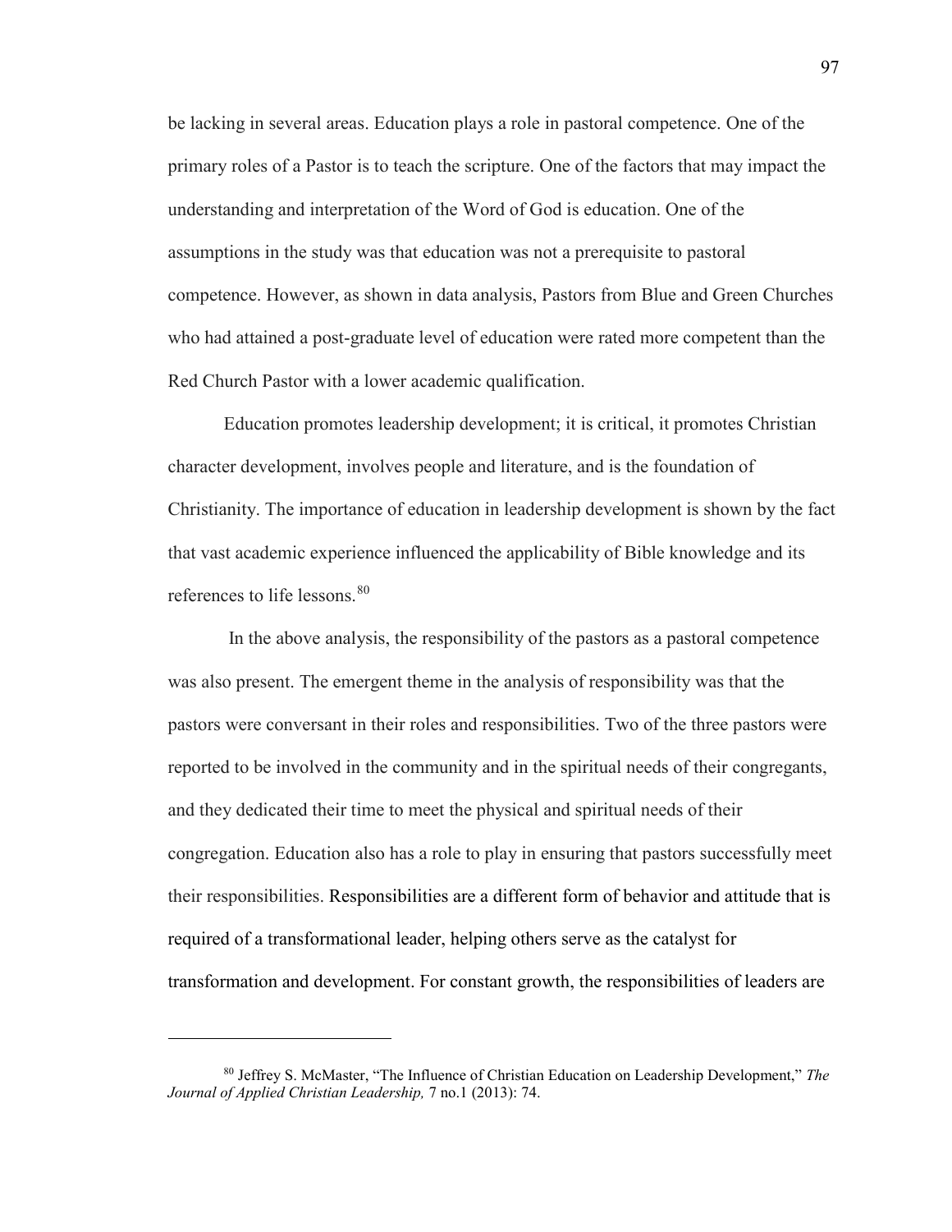be lacking in several areas. Education plays a role in pastoral competence. One of the primary roles of a Pastor is to teach the scripture. One of the factors that may impact the understanding and interpretation of the Word of God is education. One of the assumptions in the study was that education was not a prerequisite to pastoral competence. However, as shown in data analysis, Pastors from Blue and Green Churches who had attained a post-graduate level of education were rated more competent than the Red Church Pastor with a lower academic qualification.

Education promotes leadership development; it is critical, it promotes Christian character development, involves people and literature, and is the foundation of Christianity. The importance of education in leadership development is shown by the fact that vast academic experience influenced the applicability of Bible knowledge and its references to life lessons.[80]

In the above analysis, the responsibility of the pastors as a pastoral competence was also present. The emergent theme in the analysis of responsibility was that the pastors were conversant in their roles and responsibilities. Two of the three pastors were reported to be involved in the community and in the spiritual needs of their congregants, and they dedicated their time to meet the physical and spiritual needs of their congregation. Education also has a role to play in ensuring that pastors successfully meet their responsibilities. Responsibilities are a different form of behavior and attitude that is required of a transformational leader, helping others serve as the catalyst for transformation and development. For constant growth, the responsibilities of leaders are

---

[80] Jeffrey S. McMaster, "The Influence of Christian Education on Leadership Development," *The Journal of Applied Christian Leadership,* 7 no.1 (2013): 74.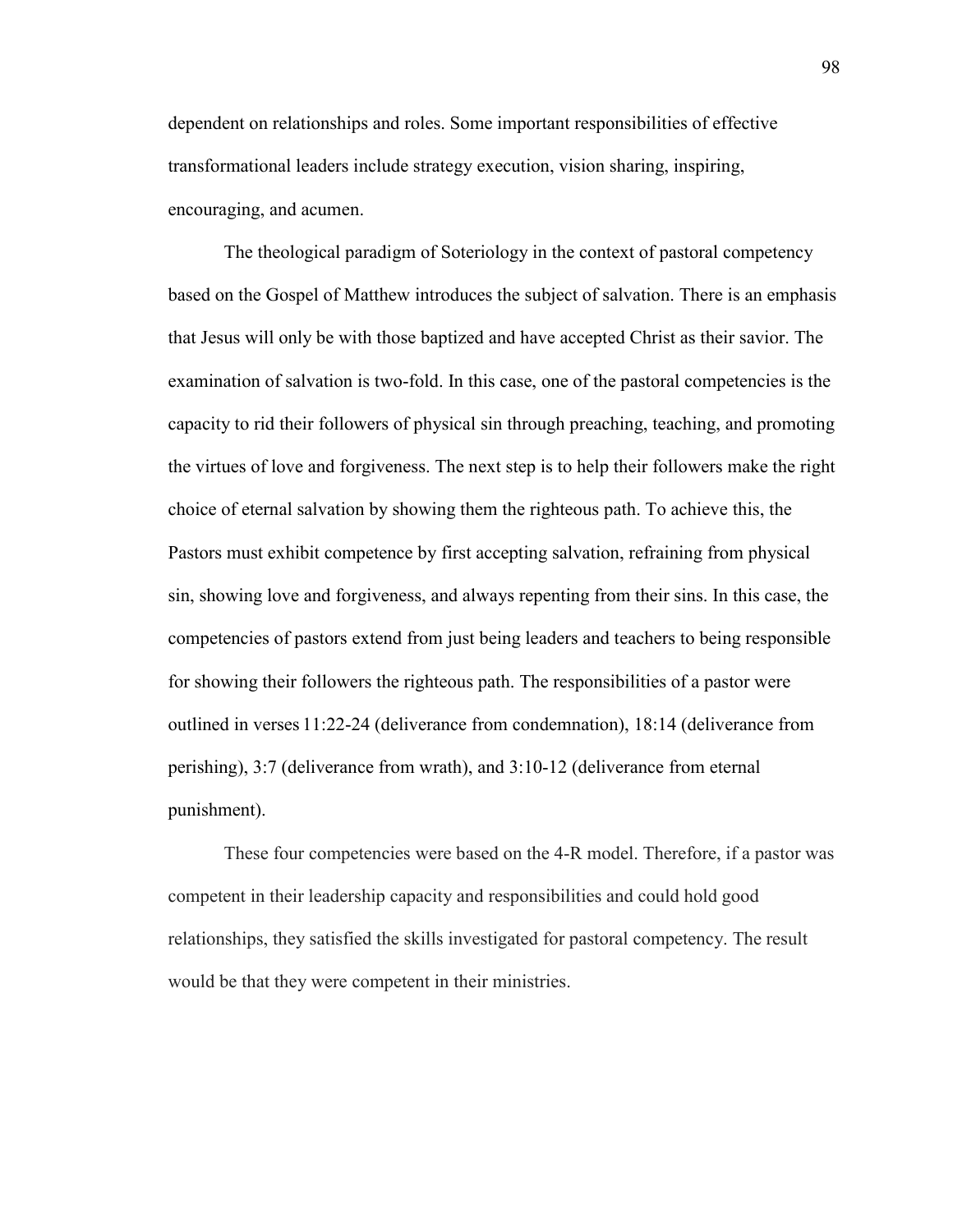dependent on relationships and roles. Some important responsibilities of effective transformational leaders include strategy execution, vision sharing, inspiring, encouraging, and acumen.

The theological paradigm of Soteriology in the context of pastoral competency based on the Gospel of Matthew introduces the subject of salvation. There is an emphasis that Jesus will only be with those baptized and have accepted Christ as their savior. The examination of salvation is two-fold. In this case, one of the pastoral competencies is the capacity to rid their followers of physical sin through preaching, teaching, and promoting the virtues of love and forgiveness. The next step is to help their followers make the right choice of eternal salvation by showing them the righteous path. To achieve this, the Pastors must exhibit competence by first accepting salvation, refraining from physical sin, showing love and forgiveness, and always repenting from their sins. In this case, the competencies of pastors extend from just being leaders and teachers to being responsible for showing their followers the righteous path. The responsibilities of a pastor were outlined in verses 11:22-24 (deliverance from condemnation), 18:14 (deliverance from perishing), 3:7 (deliverance from wrath), and 3:10-12 (deliverance from eternal punishment).

These four competencies were based on the 4-R model. Therefore, if a pastor was competent in their leadership capacity and responsibilities and could hold good relationships, they satisfied the skills investigated for pastoral competency. The result would be that they were competent in their ministries.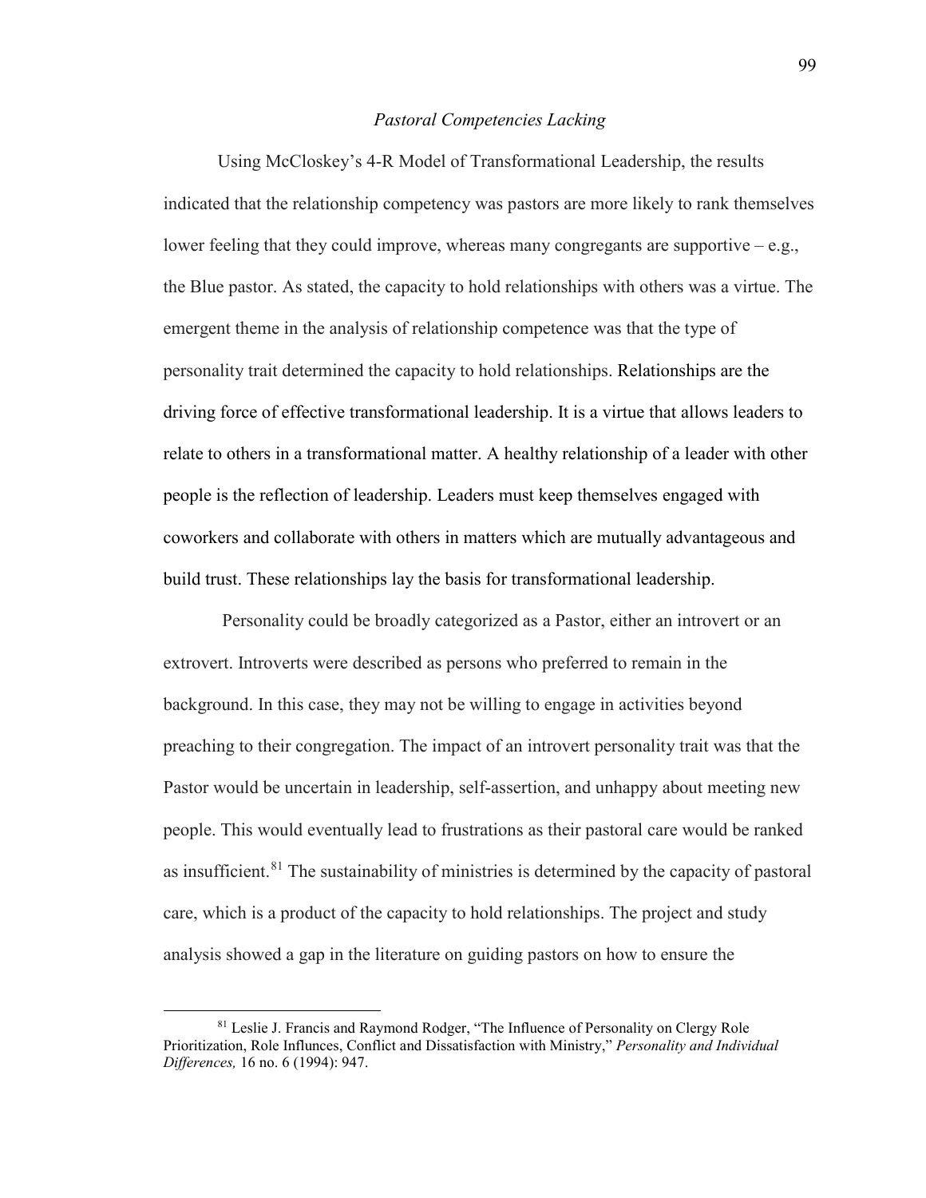*Pastoral Competencies Lacking*

Using McCloskey's 4-R Model of Transformational Leadership, the results indicated that the relationship competency was pastors are more likely to rank themselves lower feeling that they could improve, whereas many congregants are supportive – e.g., the Blue pastor. As stated, the capacity to hold relationships with others was a virtue. The emergent theme in the analysis of relationship competence was that the type of personality trait determined the capacity to hold relationships. Relationships are the driving force of effective transformational leadership. It is a virtue that allows leaders to relate to others in a transformational matter. A healthy relationship of a leader with other people is the reflection of leadership. Leaders must keep themselves engaged with coworkers and collaborate with others in matters which are mutually advantageous and build trust. These relationships lay the basis for transformational leadership.

Personality could be broadly categorized as a Pastor, either an introvert or an extrovert. Introverts were described as persons who preferred to remain in the background. In this case, they may not be willing to engage in activities beyond preaching to their congregation. The impact of an introvert personality trait was that the Pastor would be uncertain in leadership, self-assertion, and unhappy about meeting new people. This would eventually lead to frustrations as their pastoral care would be ranked as insufficient.[81] The sustainability of ministries is determined by the capacity of pastoral care, which is a product of the capacity to hold relationships. The project and study analysis showed a gap in the literature on guiding pastors on how to ensure the

[81] Leslie J. Francis and Raymond Rodger, "The Influence of Personality on Clergy Role Prioritization, Role Influnces, Conflict and Dissatisfaction with Ministry," *Personality and Individual Differences,* 16 no. 6 (1994): 947.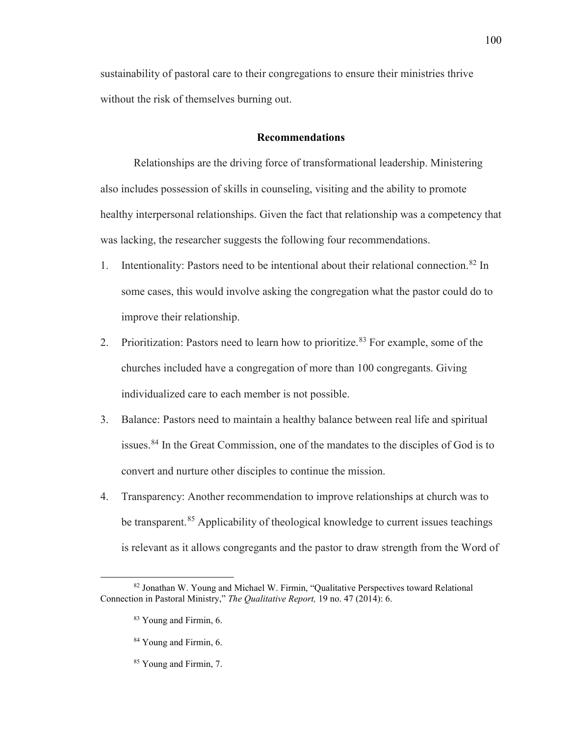sustainability of pastoral care to their congregations to ensure their ministries thrive without the risk of themselves burning out.

## Recommendations

Relationships are the driving force of transformational leadership. Ministering also includes possession of skills in counseling, visiting and the ability to promote healthy interpersonal relationships. Given the fact that relationship was a competency that was lacking, the researcher suggests the following four recommendations.

1. Intentionality: Pastors need to be intentional about their relational connection.[82] In some cases, this would involve asking the congregation what the pastor could do to improve their relationship.
2. Prioritization: Pastors need to learn how to prioritize.[83] For example, some of the churches included have a congregation of more than 100 congregants. Giving individualized care to each member is not possible.
3. Balance: Pastors need to maintain a healthy balance between real life and spiritual issues.[84] In the Great Commission, one of the mandates to the disciples of God is to convert and nurture other disciples to continue the mission.
4. Transparency: Another recommendation to improve relationships at church was to be transparent.[85] Applicability of theological knowledge to current issues teachings is relevant as it allows congregants and the pastor to draw strength from the Word of

---

[82] Jonathan W. Young and Michael W. Firmin, "Qualitative Perspectives toward Relational Connection in Pastoral Ministry," *The Qualitative Report,* 19 no. 47 (2014): 6.

[83] Young and Firmin, 6.

[84] Young and Firmin, 6.

[85] Young and Firmin, 7.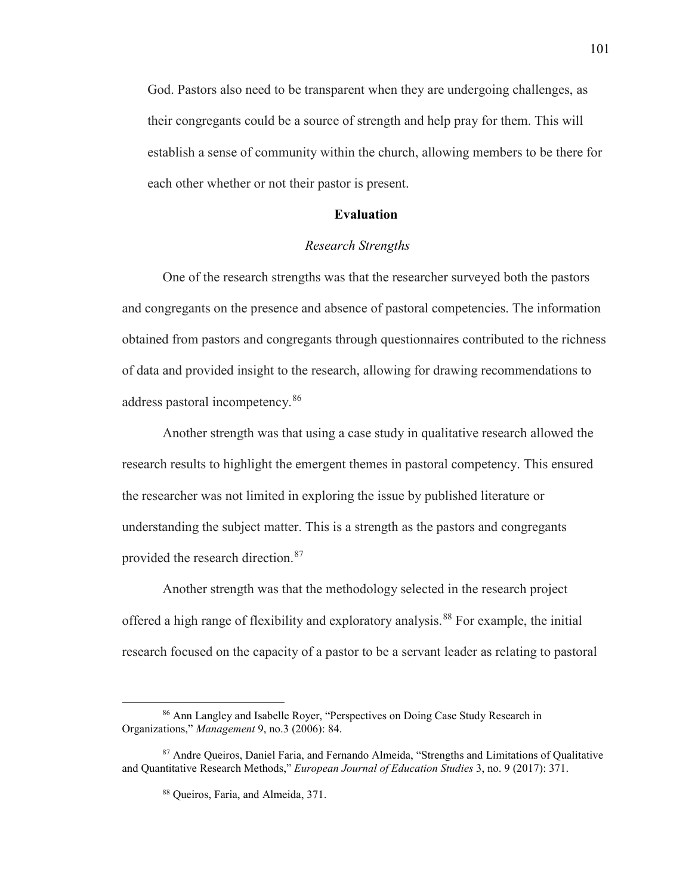God. Pastors also need to be transparent when they are undergoing challenges, as their congregants could be a source of strength and help pray for them. This will establish a sense of community within the church, allowing members to be there for each other whether or not their pastor is present.

## Evaluation

### *Research Strengths*

One of the research strengths was that the researcher surveyed both the pastors and congregants on the presence and absence of pastoral competencies. The information obtained from pastors and congregants through questionnaires contributed to the richness of data and provided insight to the research, allowing for drawing recommendations to address pastoral incompetency.[86]

Another strength was that using a case study in qualitative research allowed the research results to highlight the emergent themes in pastoral competency. This ensured the researcher was not limited in exploring the issue by published literature or understanding the subject matter. This is a strength as the pastors and congregants provided the research direction.[87]

Another strength was that the methodology selected in the research project offered a high range of flexibility and exploratory analysis.[88] For example, the initial research focused on the capacity of a pastor to be a servant leader as relating to pastoral

---

[86] Ann Langley and Isabelle Royer, "Perspectives on Doing Case Study Research in Organizations," *Management* 9, no.3 (2006): 84.

[87] Andre Queiros, Daniel Faria, and Fernando Almeida, "Strengths and Limitations of Qualitative and Quantitative Research Methods," *European Journal of Education Studies* 3, no. 9 (2017): 371.

[88] Queiros, Faria, and Almeida, 371.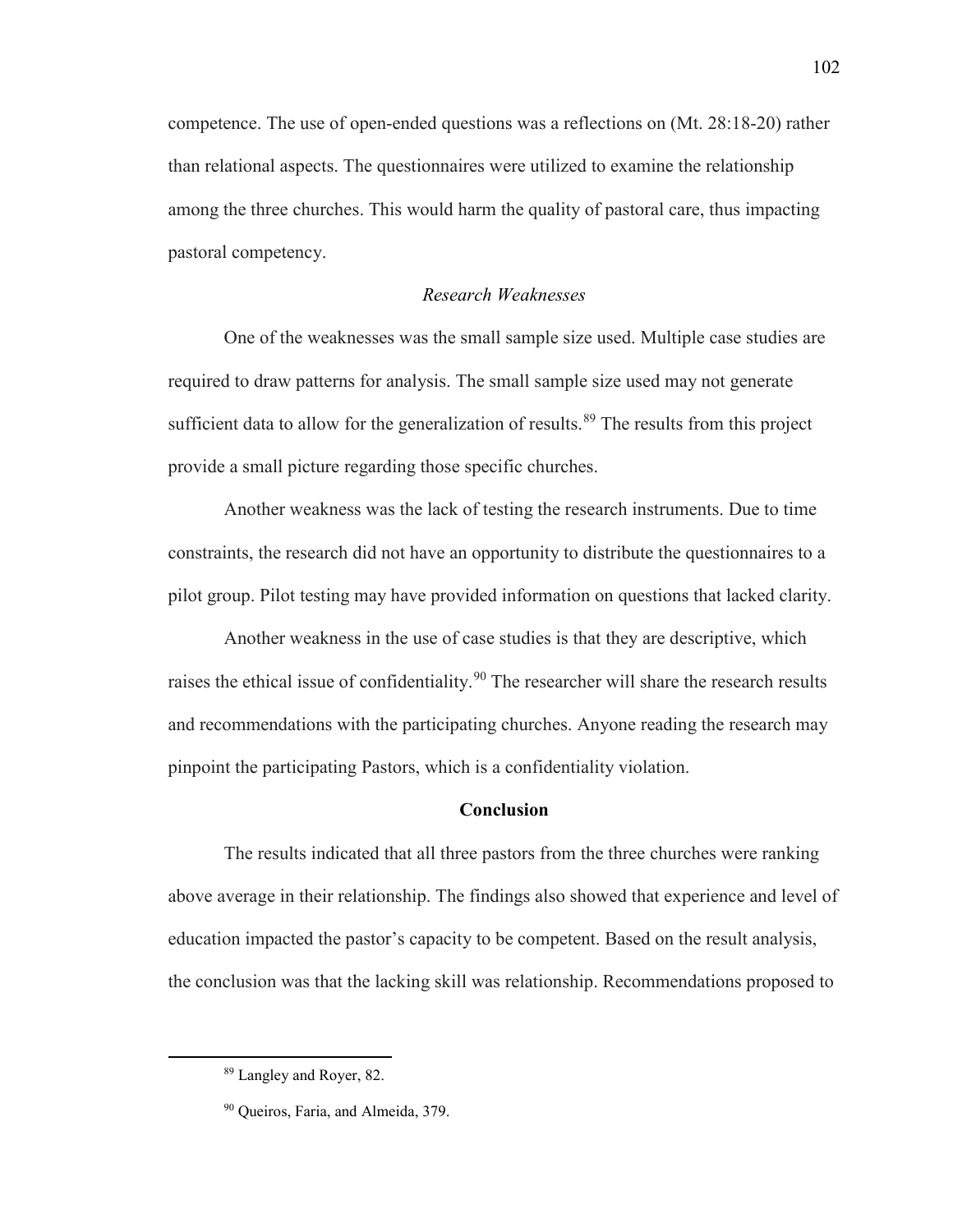competence. The use of open-ended questions was a reflections on (Mt. 28:18-20) rather than relational aspects. The questionnaires were utilized to examine the relationship among the three churches. This would harm the quality of pastoral care, thus impacting pastoral competency.

### *Research Weaknesses*

One of the weaknesses was the small sample size used. Multiple case studies are required to draw patterns for analysis. The small sample size used may not generate sufficient data to allow for the generalization of results.[89] The results from this project provide a small picture regarding those specific churches.

Another weakness was the lack of testing the research instruments. Due to time constraints, the research did not have an opportunity to distribute the questionnaires to a pilot group. Pilot testing may have provided information on questions that lacked clarity.

Another weakness in the use of case studies is that they are descriptive, which raises the ethical issue of confidentiality.[90] The researcher will share the research results and recommendations with the participating churches. Anyone reading the research may pinpoint the participating Pastors, which is a confidentiality violation.

## **Conclusion**

The results indicated that all three pastors from the three churches were ranking above average in their relationship. The findings also showed that experience and level of education impacted the pastor's capacity to be competent. Based on the result analysis, the conclusion was that the lacking skill was relationship. Recommendations proposed to

---

[89] Langley and Royer, 82.

[90] Queiros, Faria, and Almeida, 379.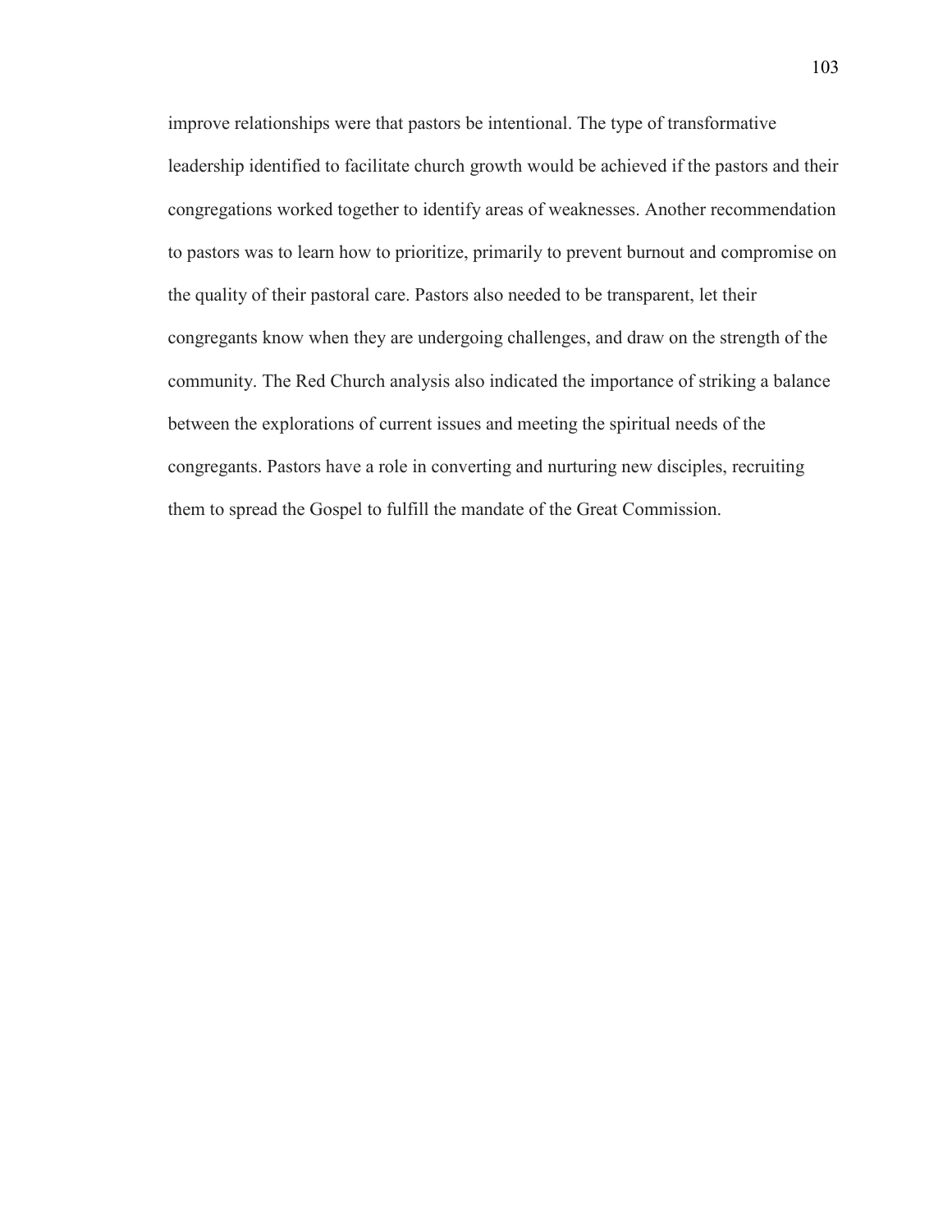improve relationships were that pastors be intentional. The type of transformative leadership identified to facilitate church growth would be achieved if the pastors and their congregations worked together to identify areas of weaknesses. Another recommendation to pastors was to learn how to prioritize, primarily to prevent burnout and compromise on the quality of their pastoral care. Pastors also needed to be transparent, let their congregants know when they are undergoing challenges, and draw on the strength of the community. The Red Church analysis also indicated the importance of striking a balance between the explorations of current issues and meeting the spiritual needs of the congregants. Pastors have a role in converting and nurturing new disciples, recruiting them to spread the Gospel to fulfill the mandate of the Great Commission.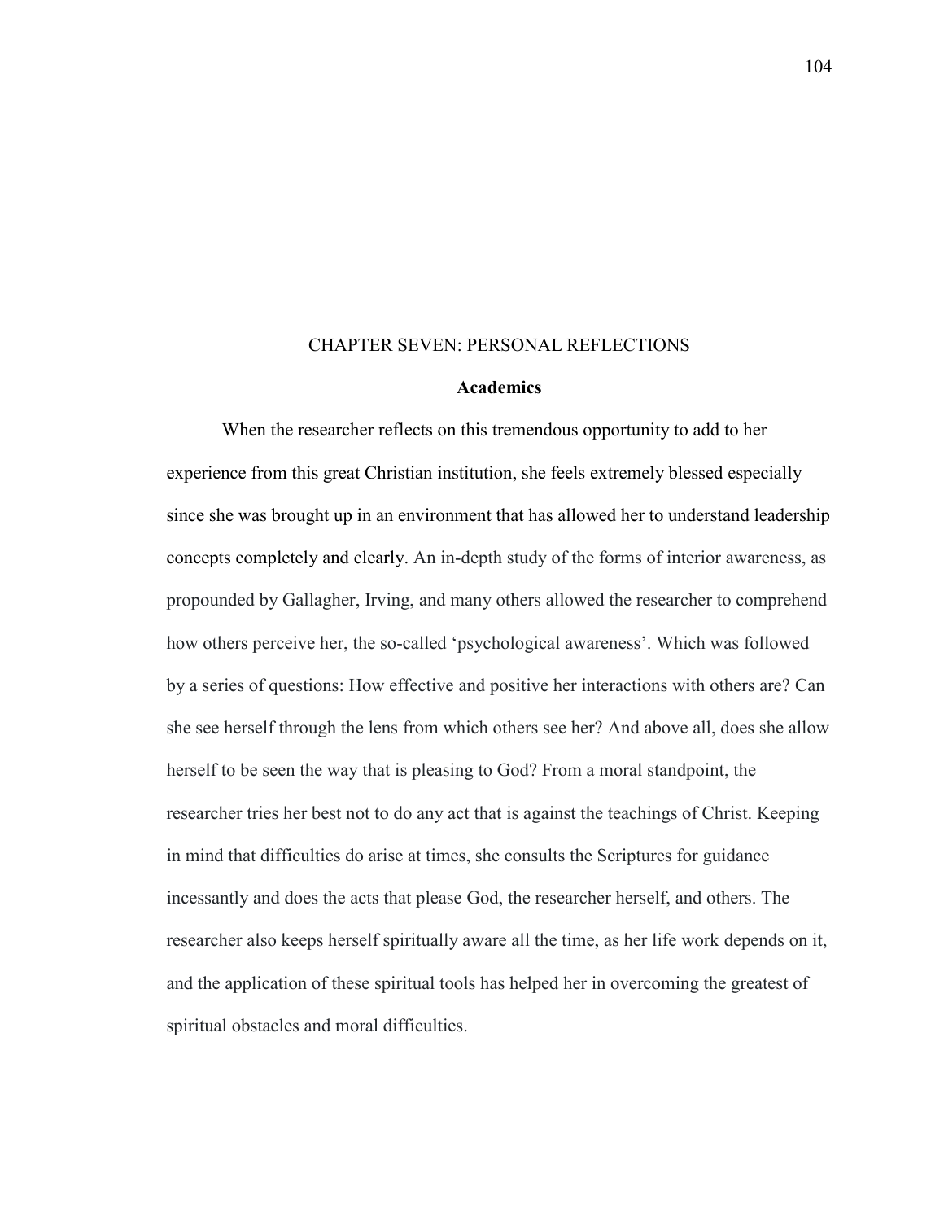# CHAPTER SEVEN: PERSONAL REFLECTIONS

## Academics

When the researcher reflects on this tremendous opportunity to add to her experience from this great Christian institution, she feels extremely blessed especially since she was brought up in an environment that has allowed her to understand leadership concepts completely and clearly. An in-depth study of the forms of interior awareness, as propounded by Gallagher, Irving, and many others allowed the researcher to comprehend how others perceive her, the so-called 'psychological awareness'. Which was followed by a series of questions: How effective and positive her interactions with others are? Can she see herself through the lens from which others see her? And above all, does she allow herself to be seen the way that is pleasing to God? From a moral standpoint, the researcher tries her best not to do any act that is against the teachings of Christ. Keeping in mind that difficulties do arise at times, she consults the Scriptures for guidance incessantly and does the acts that please God, the researcher herself, and others. The researcher also keeps herself spiritually aware all the time, as her life work depends on it, and the application of these spiritual tools has helped her in overcoming the greatest of spiritual obstacles and moral difficulties.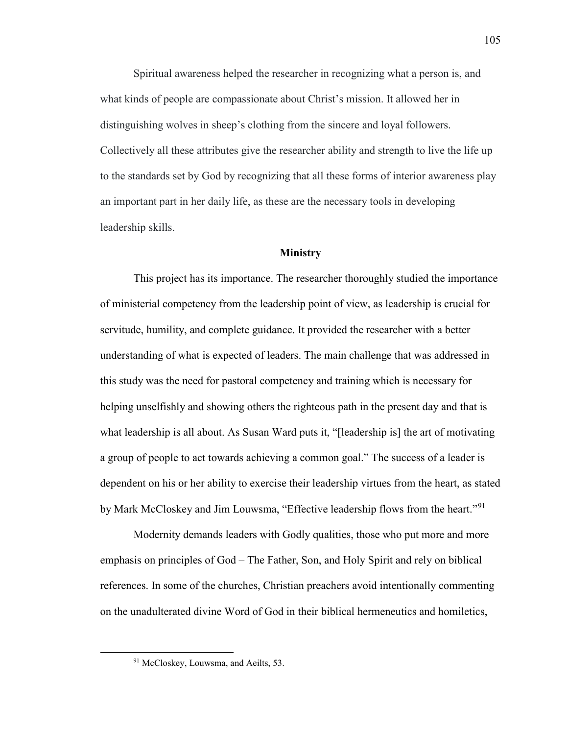Spiritual awareness helped the researcher in recognizing what a person is, and what kinds of people are compassionate about Christ's mission. It allowed her in distinguishing wolves in sheep's clothing from the sincere and loyal followers. Collectively all these attributes give the researcher ability and strength to live the life up to the standards set by God by recognizing that all these forms of interior awareness play an important part in her daily life, as these are the necessary tools in developing leadership skills.

## Ministry

This project has its importance. The researcher thoroughly studied the importance of ministerial competency from the leadership point of view, as leadership is crucial for servitude, humility, and complete guidance. It provided the researcher with a better understanding of what is expected of leaders. The main challenge that was addressed in this study was the need for pastoral competency and training which is necessary for helping unselfishly and showing others the righteous path in the present day and that is what leadership is all about. As Susan Ward puts it, "[leadership is] the art of motivating a group of people to act towards achieving a common goal." The success of a leader is dependent on his or her ability to exercise their leadership virtues from the heart, as stated by Mark McCloskey and Jim Louwsma, "Effective leadership flows from the heart."[91]

Modernity demands leaders with Godly qualities, those who put more and more emphasis on principles of God – The Father, Son, and Holy Spirit and rely on biblical references. In some of the churches, Christian preachers avoid intentionally commenting on the unadulterated divine Word of God in their biblical hermeneutics and homiletics,

[91] McCloskey, Louwsma, and Aeilts, 53.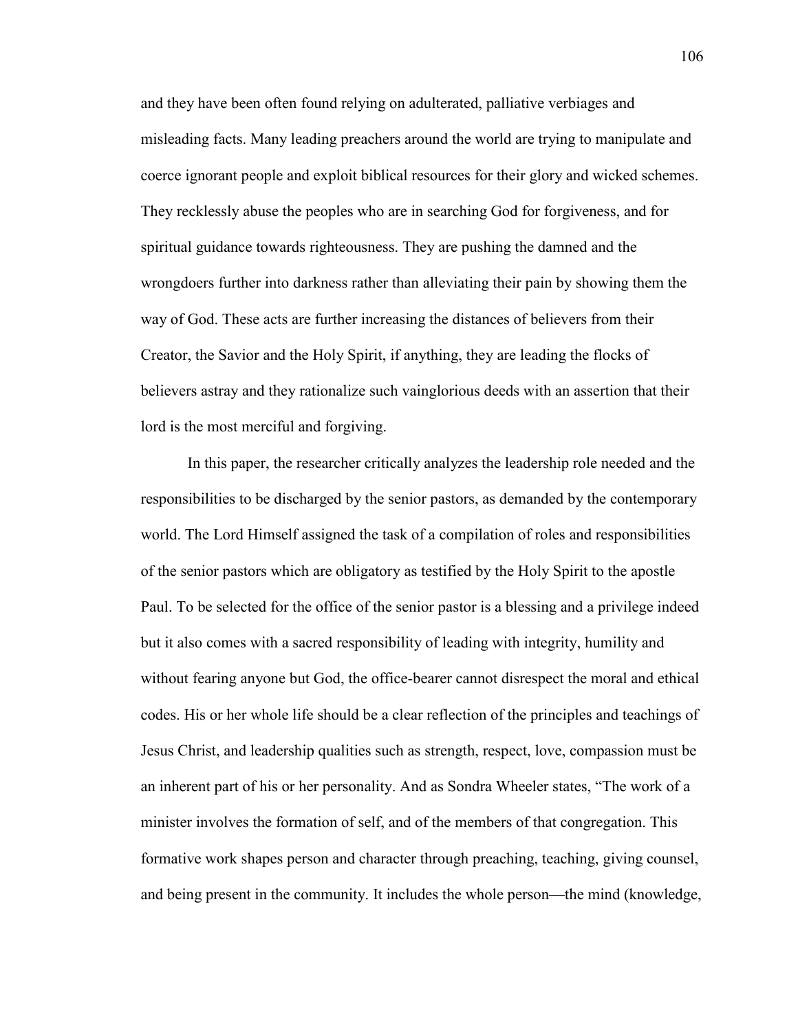and they have been often found relying on adulterated, palliative verbiages and misleading facts. Many leading preachers around the world are trying to manipulate and coerce ignorant people and exploit biblical resources for their glory and wicked schemes. They recklessly abuse the peoples who are in searching God for forgiveness, and for spiritual guidance towards righteousness. They are pushing the damned and the wrongdoers further into darkness rather than alleviating their pain by showing them the way of God. These acts are further increasing the distances of believers from their Creator, the Savior and the Holy Spirit, if anything, they are leading the flocks of believers astray and they rationalize such vainglorious deeds with an assertion that their lord is the most merciful and forgiving.

In this paper, the researcher critically analyzes the leadership role needed and the responsibilities to be discharged by the senior pastors, as demanded by the contemporary world. The Lord Himself assigned the task of a compilation of roles and responsibilities of the senior pastors which are obligatory as testified by the Holy Spirit to the apostle Paul. To be selected for the office of the senior pastor is a blessing and a privilege indeed but it also comes with a sacred responsibility of leading with integrity, humility and without fearing anyone but God, the office-bearer cannot disrespect the moral and ethical codes. His or her whole life should be a clear reflection of the principles and teachings of Jesus Christ, and leadership qualities such as strength, respect, love, compassion must be an inherent part of his or her personality. And as Sondra Wheeler states, "The work of a minister involves the formation of self, and of the members of that congregation. This formative work shapes person and character through preaching, teaching, giving counsel, and being present in the community. It includes the whole person—the mind (knowledge,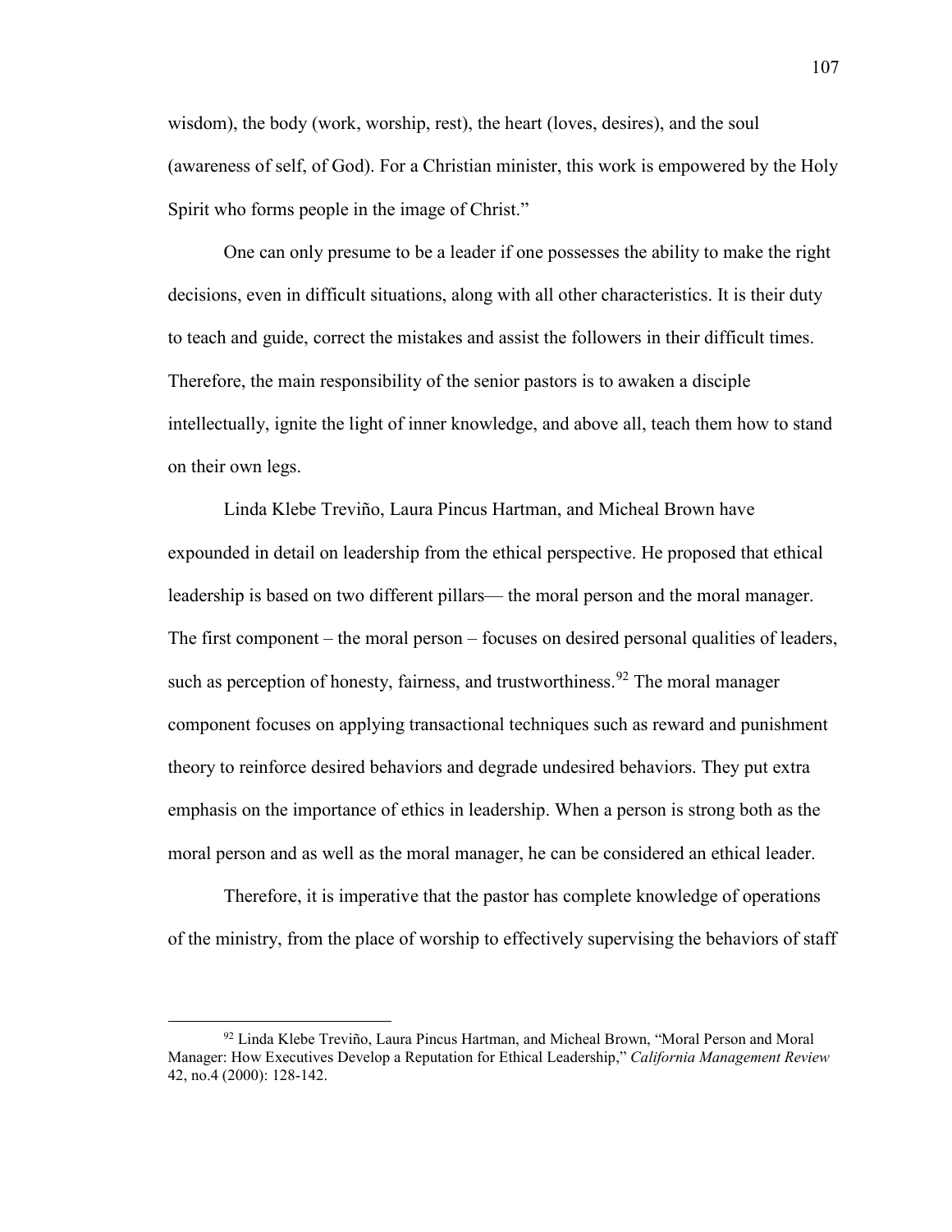wisdom), the body (work, worship, rest), the heart (loves, desires), and the soul (awareness of self, of God). For a Christian minister, this work is empowered by the Holy Spirit who forms people in the image of Christ."

One can only presume to be a leader if one possesses the ability to make the right decisions, even in difficult situations, along with all other characteristics. It is their duty to teach and guide, correct the mistakes and assist the followers in their difficult times. Therefore, the main responsibility of the senior pastors is to awaken a disciple intellectually, ignite the light of inner knowledge, and above all, teach them how to stand on their own legs.

Linda Klebe Treviño, Laura Pincus Hartman, and Micheal Brown have expounded in detail on leadership from the ethical perspective. He proposed that ethical leadership is based on two different pillars— the moral person and the moral manager. The first component – the moral person – focuses on desired personal qualities of leaders, such as perception of honesty, fairness, and trustworthiness.[92] The moral manager component focuses on applying transactional techniques such as reward and punishment theory to reinforce desired behaviors and degrade undesired behaviors. They put extra emphasis on the importance of ethics in leadership. When a person is strong both as the moral person and as well as the moral manager, he can be considered an ethical leader.

Therefore, it is imperative that the pastor has complete knowledge of operations of the ministry, from the place of worship to effectively supervising the behaviors of staff

---

[92] Linda Klebe Treviño, Laura Pincus Hartman, and Micheal Brown, "Moral Person and Moral Manager: How Executives Develop a Reputation for Ethical Leadership," *California Management Review* 42, no.4 (2000): 128-142.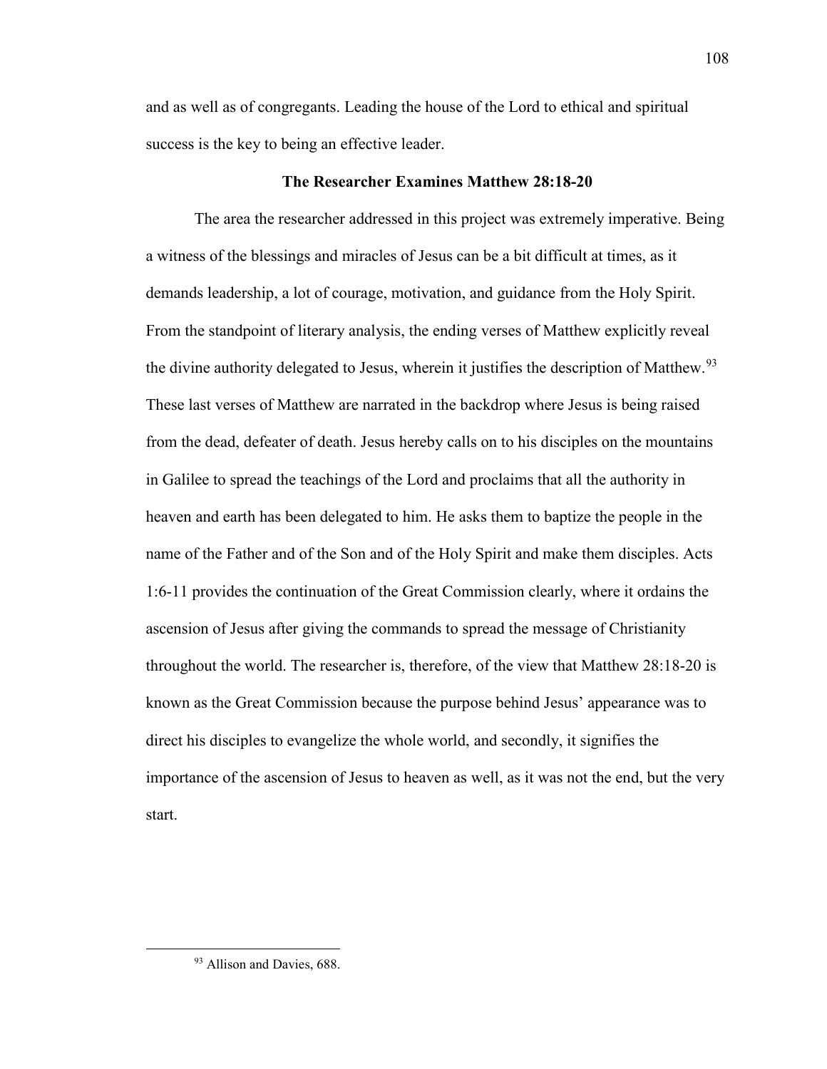and as well as of congregants. Leading the house of the Lord to ethical and spiritual success is the key to being an effective leader.

### The Researcher Examines Matthew 28:18-20

The area the researcher addressed in this project was extremely imperative. Being a witness of the blessings and miracles of Jesus can be a bit difficult at times, as it demands leadership, a lot of courage, motivation, and guidance from the Holy Spirit. From the standpoint of literary analysis, the ending verses of Matthew explicitly reveal the divine authority delegated to Jesus, wherein it justifies the description of Matthew.[93] These last verses of Matthew are narrated in the backdrop where Jesus is being raised from the dead, defeater of death. Jesus hereby calls on to his disciples on the mountains in Galilee to spread the teachings of the Lord and proclaims that all the authority in heaven and earth has been delegated to him. He asks them to baptize the people in the name of the Father and of the Son and of the Holy Spirit and make them disciples. Acts 1:6-11 provides the continuation of the Great Commission clearly, where it ordains the ascension of Jesus after giving the commands to spread the message of Christianity throughout the world. The researcher is, therefore, of the view that Matthew 28:18-20 is known as the Great Commission because the purpose behind Jesus' appearance was to direct his disciples to evangelize the whole world, and secondly, it signifies the importance of the ascension of Jesus to heaven as well, as it was not the end, but the very start.

[93] Allison and Davies, 688.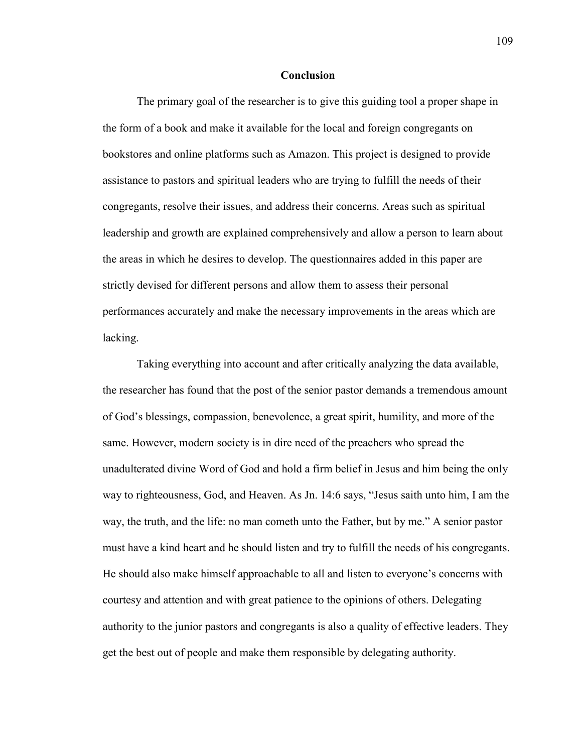## Conclusion

The primary goal of the researcher is to give this guiding tool a proper shape in the form of a book and make it available for the local and foreign congregants on bookstores and online platforms such as Amazon. This project is designed to provide assistance to pastors and spiritual leaders who are trying to fulfill the needs of their congregants, resolve their issues, and address their concerns. Areas such as spiritual leadership and growth are explained comprehensively and allow a person to learn about the areas in which he desires to develop. The questionnaires added in this paper are strictly devised for different persons and allow them to assess their personal performances accurately and make the necessary improvements in the areas which are lacking.

Taking everything into account and after critically analyzing the data available, the researcher has found that the post of the senior pastor demands a tremendous amount of God's blessings, compassion, benevolence, a great spirit, humility, and more of the same. However, modern society is in dire need of the preachers who spread the unadulterated divine Word of God and hold a firm belief in Jesus and him being the only way to righteousness, God, and Heaven. As Jn. 14:6 says, "Jesus saith unto him, I am the way, the truth, and the life: no man cometh unto the Father, but by me." A senior pastor must have a kind heart and he should listen and try to fulfill the needs of his congregants. He should also make himself approachable to all and listen to everyone's concerns with courtesy and attention and with great patience to the opinions of others. Delegating authority to the junior pastors and congregants is also a quality of effective leaders. They get the best out of people and make them responsible by delegating authority.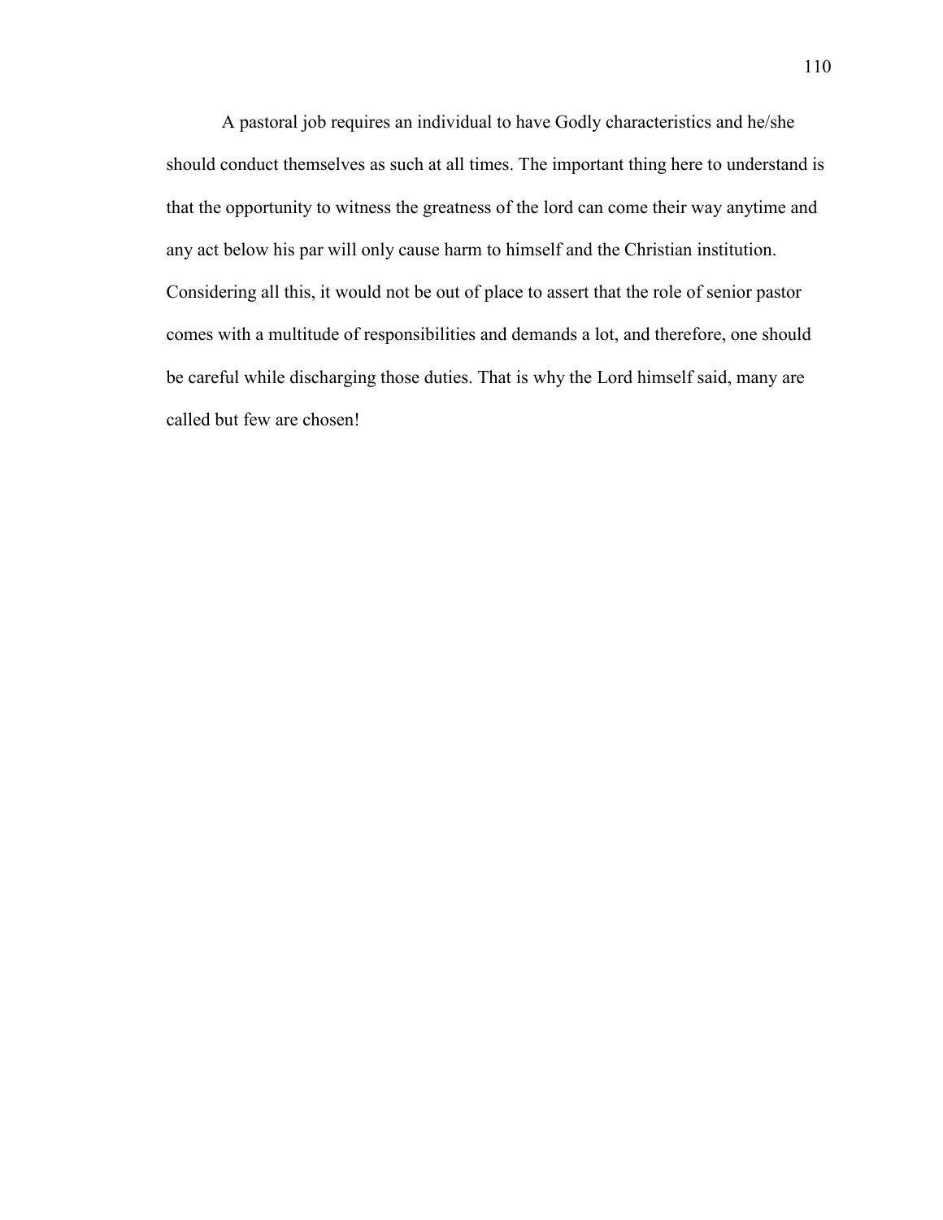A pastoral job requires an individual to have Godly characteristics and he/she should conduct themselves as such at all times. The important thing here to understand is that the opportunity to witness the greatness of the lord can come their way anytime and any act below his par will only cause harm to himself and the Christian institution. Considering all this, it would not be out of place to assert that the role of senior pastor comes with a multitude of responsibilities and demands a lot, and therefore, one should be careful while discharging those duties. That is why the Lord himself said, many are called but few are chosen!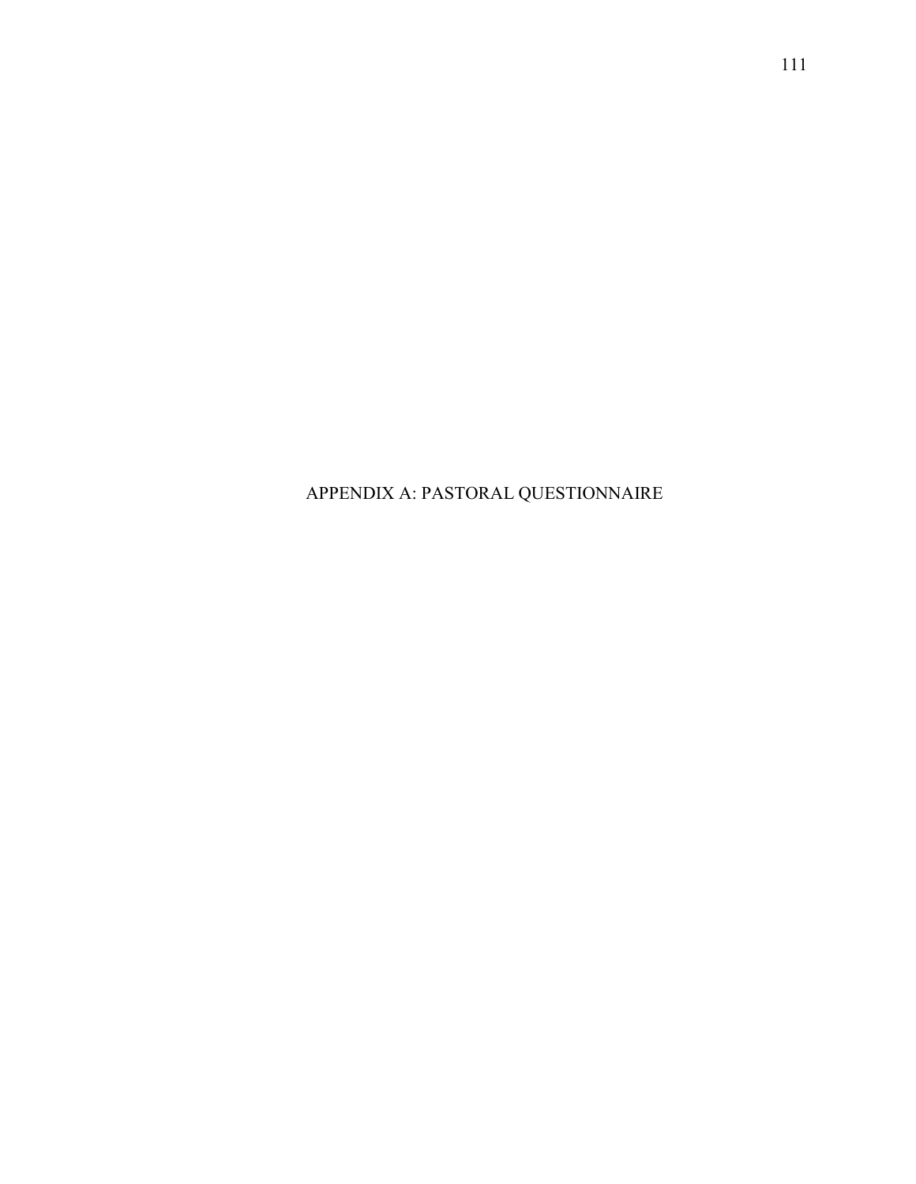# APPENDIX A: PASTORAL QUESTIONNAIRE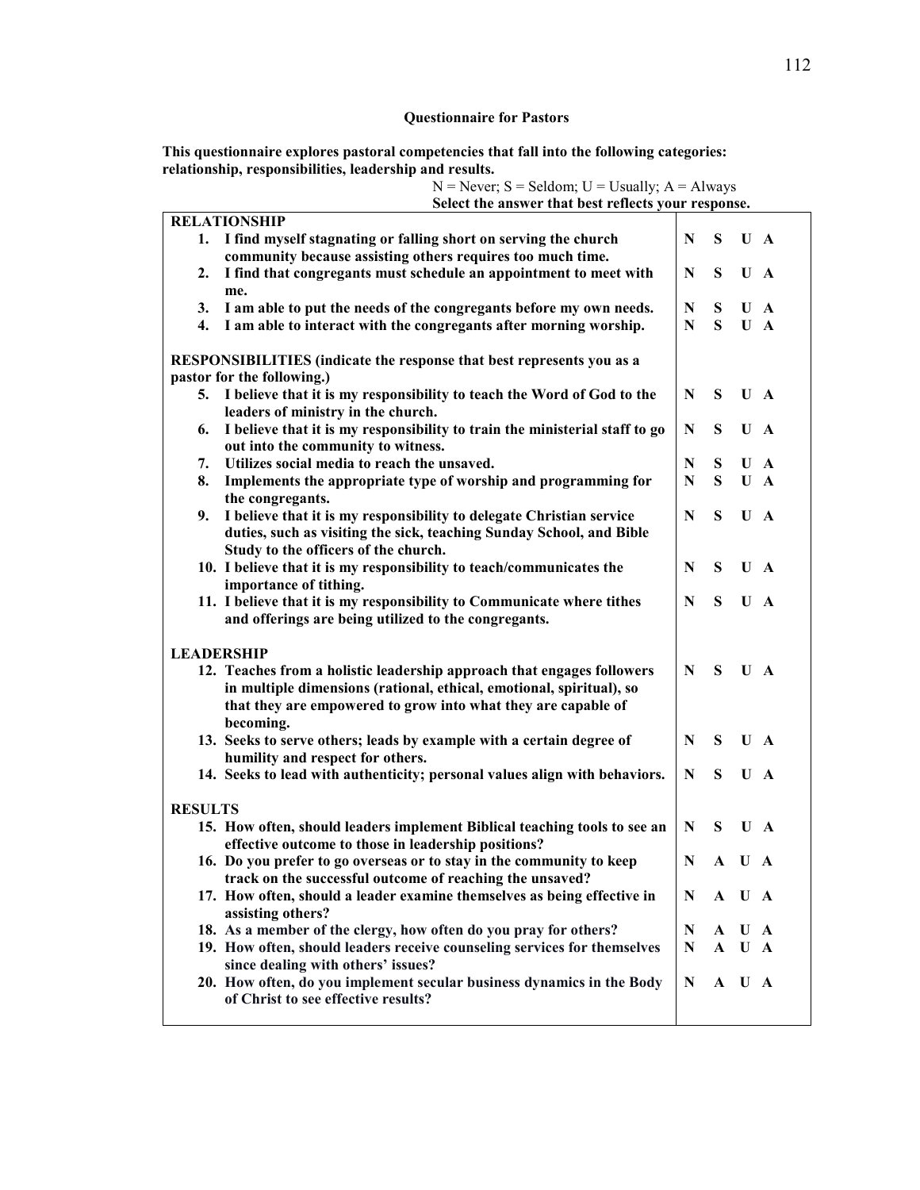**Questionnaire for Pastors**

**This questionnaire explores pastoral competencies that fall into the following categories: relationship, responsibilities, leadership and results.**

N = Never; S = Seldom; U = Usually; A = Always
**Select the answer that best reflects your response.**

| | |
|---|---|
| **RELATIONSHIP** | |
| **1. I find myself stagnating or falling short on serving the church community because assisting others requires too much time.** | **N S U A** |
| **2. I find that congregants must schedule an appointment to meet with me.** | **N S U A** |
| **3. I am able to put the needs of the congregants before my own needs.** | **N S U A** |
| **4. I am able to interact with the congregants after morning worship.** | **N S U A** |
| **RESPONSIBILITIES (indicate the response that best represents you as a pastor for the following.)** | |
| **5. I believe that it is my responsibility to teach the Word of God to the leaders of ministry in the church.** | **N S U A** |
| **6. I believe that it is my responsibility to train the ministerial staff to go out into the community to witness.** | **N S U A** |
| **7. Utilizes social media to reach the unsaved.** | **N S U A** |
| **8. Implements the appropriate type of worship and programming for the congregants.** | **N S U A** |
| **9. I believe that it is my responsibility to delegate Christian service duties, such as visiting the sick, teaching Sunday School, and Bible Study to the officers of the church.** | **N S U A** |
| **10. I believe that it is my responsibility to teach/communicates the importance of tithing.** | **N S U A** |
| **11. I believe that it is my responsibility to Communicate where tithes and offerings are being utilized to the congregants.** | **N S U A** |
| **LEADERSHIP** | |
| **12. Teaches from a holistic leadership approach that engages followers in multiple dimensions (rational, ethical, emotional, spiritual), so that they are empowered to grow into what they are capable of becoming.** | **N S U A** |
| **13. Seeks to serve others; leads by example with a certain degree of humility and respect for others.** | **N S U A** |
| **14. Seeks to lead with authenticity; personal values align with behaviors.** | **N S U A** |
| **RESULTS** | |
| **15. How often, should leaders implement Biblical teaching tools to see an effective outcome to those in leadership positions?** | **N S U A** |
| **16. Do you prefer to go overseas or to stay in the community to keep track on the successful outcome of reaching the unsaved?** | **N A U A** |
| **17. How often, should a leader examine themselves as being effective in assisting others?** | **N A U A** |
| **18. As a member of the clergy, how often do you pray for others?** | **N A U A** |
| **19. How often, should leaders receive counseling services for themselves since dealing with others' issues?** | **N A U A** |
| **20. How often, do you implement secular business dynamics in the Body of Christ to see effective results?** | **N A U A** |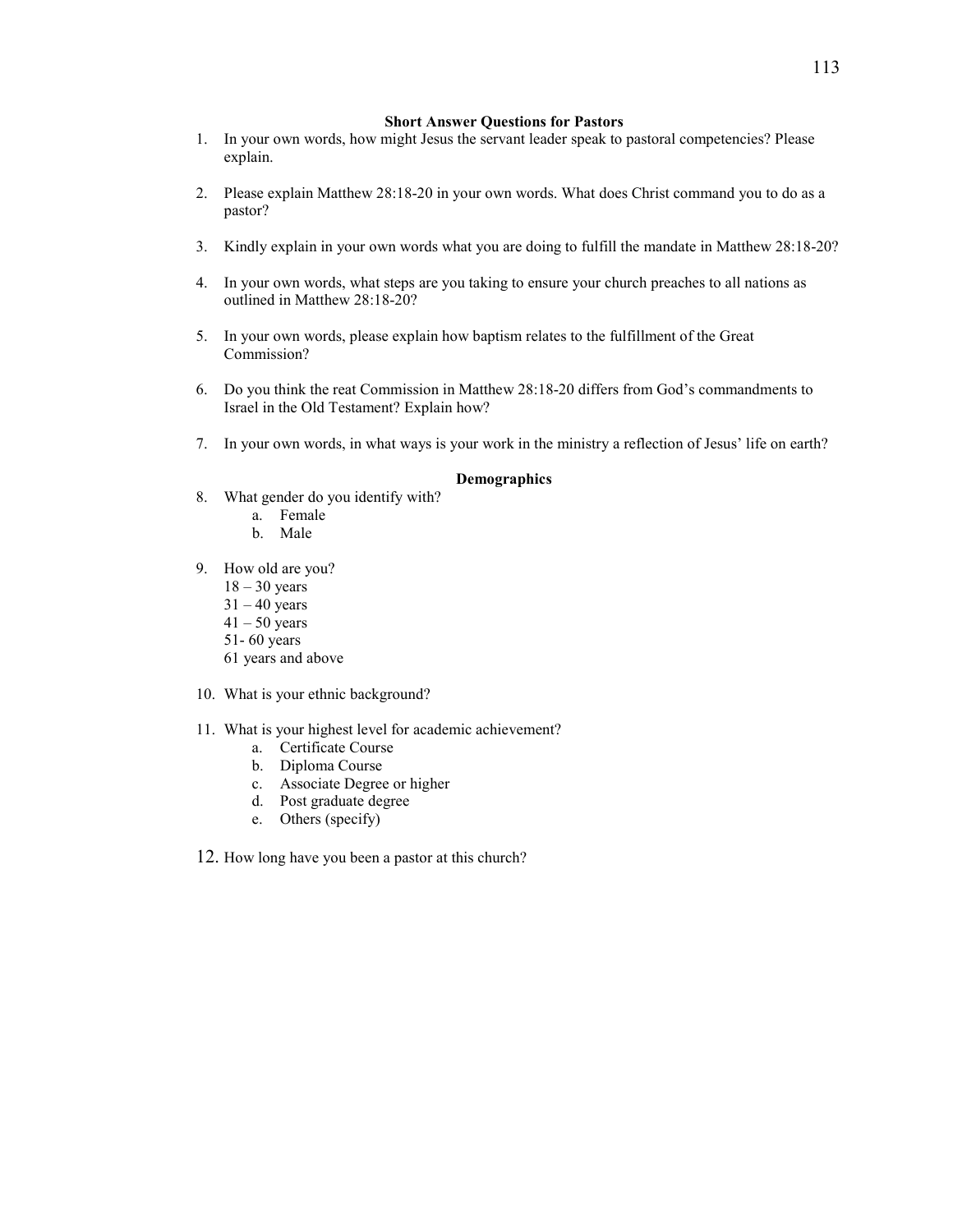**Short Answer Questions for Pastors**

1. In your own words, how might Jesus the servant leader speak to pastoral competencies? Please explain.

2. Please explain Matthew 28:18-20 in your own words. What does Christ command you to do as a pastor?

3. Kindly explain in your own words what you are doing to fulfill the mandate in Matthew 28:18-20?

4. In your own words, what steps are you taking to ensure your church preaches to all nations as outlined in Matthew 28:18-20?

5. In your own words, please explain how baptism relates to the fulfillment of the Great Commission?

6. Do you think the reat Commission in Matthew 28:18-20 differs from God's commandments to Israel in the Old Testament? Explain how?

7. In your own words, in what ways is your work in the ministry a reflection of Jesus' life on earth?

**Demographics**

8. What gender do you identify with?
   a. Female
   b. Male

9. How old are you?
   18 – 30 years
   31 – 40 years
   41 – 50 years
   51- 60 years
   61 years and above

10. What is your ethnic background?

11. What is your highest level for academic achievement?
    a. Certificate Course
    b. Diploma Course
    c. Associate Degree or higher
    d. Post graduate degree
    e. Others (specify)

12. How long have you been a pastor at this church?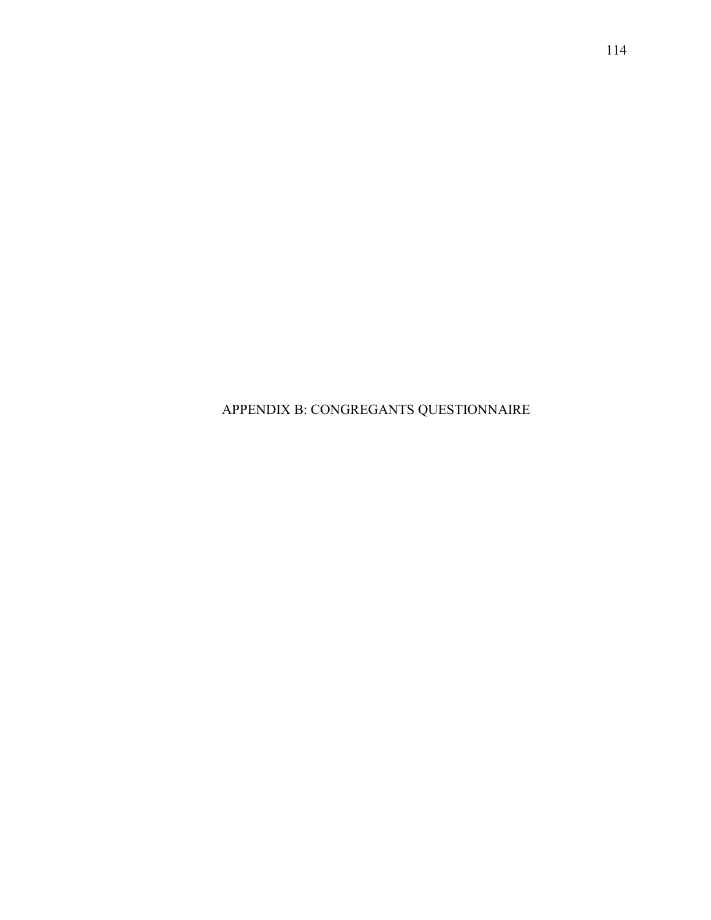# APPENDIX B: CONGREGANTS QUESTIONNAIRE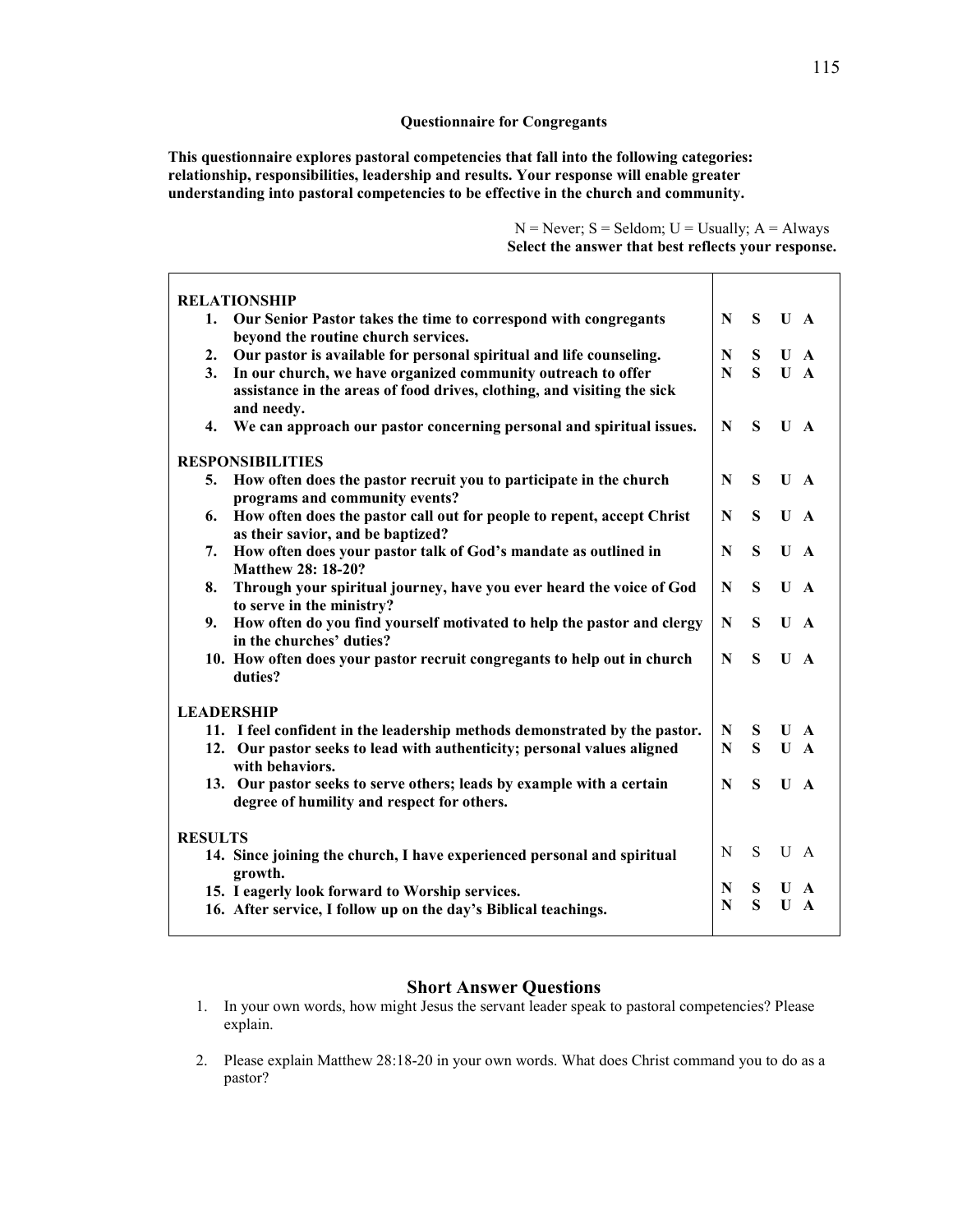### Questionnaire for Congregants

**This questionnaire explores pastoral competencies that fall into the following categories: relationship, responsibilities, leadership and results. Your response will enable greater understanding into pastoral competencies to be effective in the church and community.**

N = Never; S = Seldom; U = Usually; A = Always
**Select the answer that best reflects your response.**

| | |
|---|---|
| **RELATIONSHIP** | |
| **1. Our Senior Pastor takes the time to correspond with congregants beyond the routine church services.** | **N S U A** |
| **2. Our pastor is available for personal spiritual and life counseling.** | **N S U A** |
| **3. In our church, we have organized community outreach to offer assistance in the areas of food drives, clothing, and visiting the sick and needy.** | **N S U A** |
| **4. We can approach our pastor concerning personal and spiritual issues.** | **N S U A** |
| **RESPONSIBILITIES** | |
| **5. How often does the pastor recruit you to participate in the church programs and community events?** | **N S U A** |
| **6. How often does the pastor call out for people to repent, accept Christ as their savior, and be baptized?** | **N S U A** |
| **7. How often does your pastor talk of God's mandate as outlined in Matthew 28: 18-20?** | **N S U A** |
| **8. Through your spiritual journey, have you ever heard the voice of God to serve in the ministry?** | **N S U A** |
| **9. How often do you find yourself motivated to help the pastor and clergy in the churches' duties?** | **N S U A** |
| **10. How often does your pastor recruit congregants to help out in church duties?** | **N S U A** |
| **LEADERSHIP** | |
| **11. I feel confident in the leadership methods demonstrated by the pastor.** | **N S U A** |
| **12. Our pastor seeks to lead with authenticity; personal values aligned with behaviors.** | **N S U A** |
| **13. Our pastor seeks to serve others; leads by example with a certain degree of humility and respect for others.** | **N S U A** |
| **RESULTS** | |
| **14. Since joining the church, I have experienced personal and spiritual growth.** | N S U A |
| **15. I eagerly look forward to Worship services.** | **N S U A** |
| **16. After service, I follow up on the day's Biblical teachings.** | **N S U A** |

## Short Answer Questions

1. In your own words, how might Jesus the servant leader speak to pastoral competencies? Please explain.

2. Please explain Matthew 28:18-20 in your own words. What does Christ command you to do as a pastor?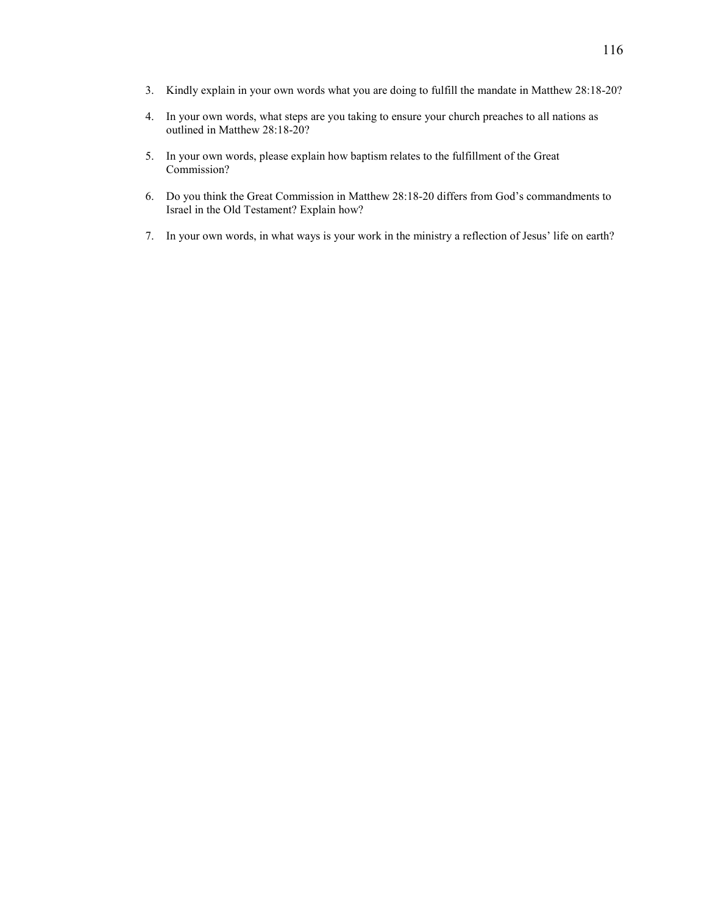3. Kindly explain in your own words what you are doing to fulfill the mandate in Matthew 28:18-20?

4. In your own words, what steps are you taking to ensure your church preaches to all nations as outlined in Matthew 28:18-20?

5. In your own words, please explain how baptism relates to the fulfillment of the Great Commission?

6. Do you think the Great Commission in Matthew 28:18-20 differs from God's commandments to Israel in the Old Testament? Explain how?

7. In your own words, in what ways is your work in the ministry a reflection of Jesus' life on earth?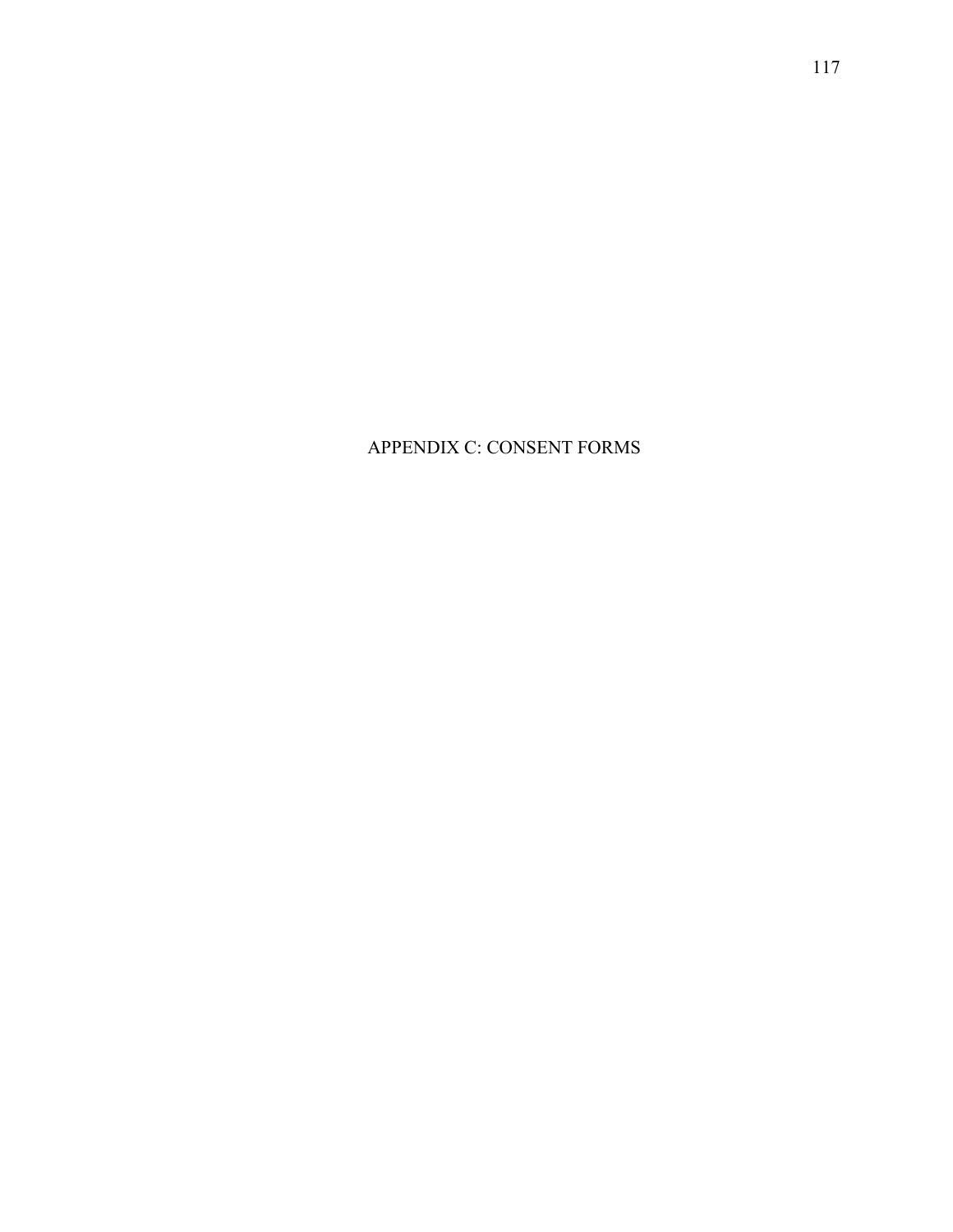# APPENDIX C: CONSENT FORMS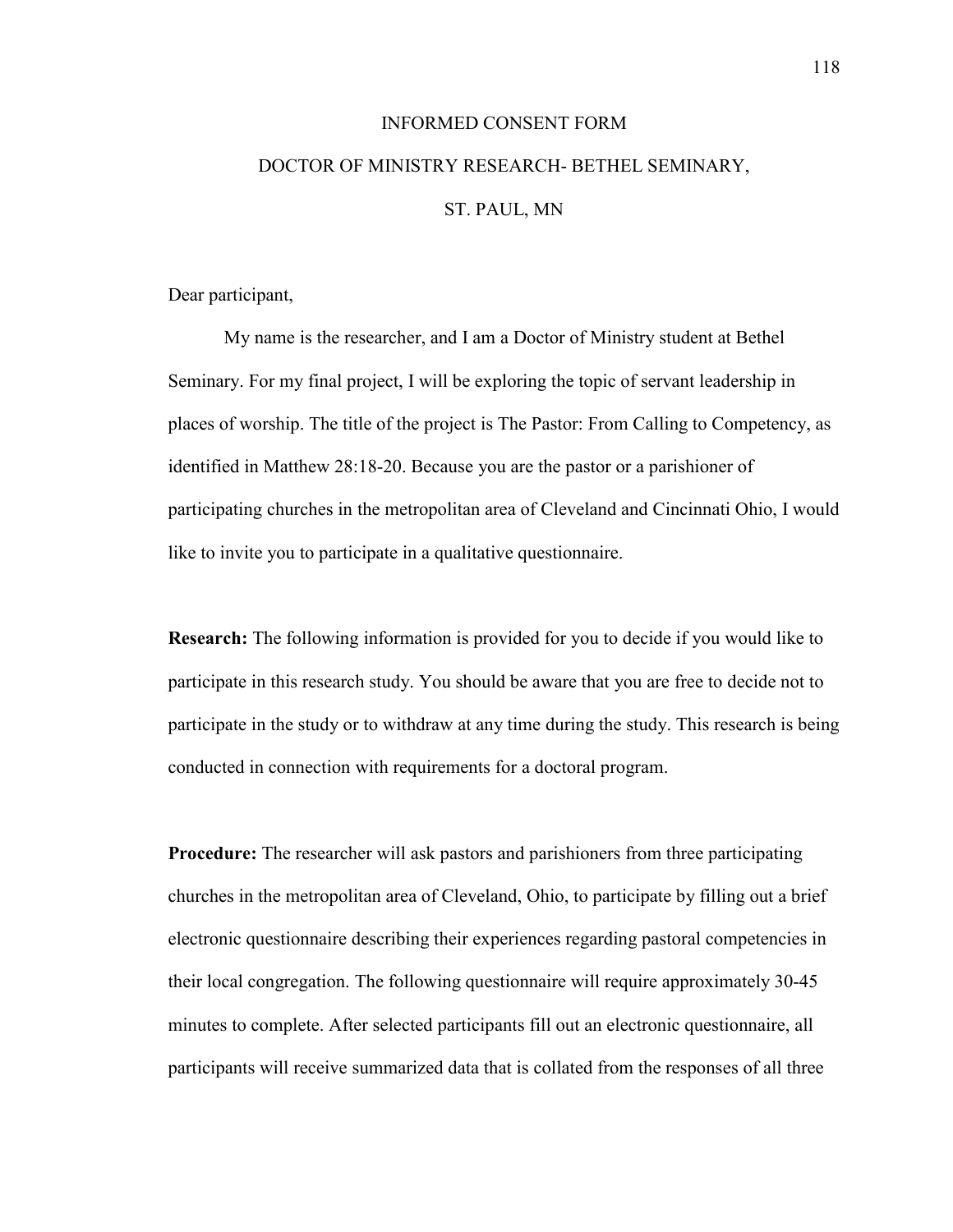# INFORMED CONSENT FORM

## DOCTOR OF MINISTRY RESEARCH- BETHEL SEMINARY, ST. PAUL, MN

Dear participant,

My name is the researcher, and I am a Doctor of Ministry student at Bethel Seminary. For my final project, I will be exploring the topic of servant leadership in places of worship. The title of the project is The Pastor: From Calling to Competency, as identified in Matthew 28:18-20. Because you are the pastor or a parishioner of participating churches in the metropolitan area of Cleveland and Cincinnati Ohio, I would like to invite you to participate in a qualitative questionnaire.

**Research:** The following information is provided for you to decide if you would like to participate in this research study. You should be aware that you are free to decide not to participate in the study or to withdraw at any time during the study. This research is being conducted in connection with requirements for a doctoral program.

**Procedure:** The researcher will ask pastors and parishioners from three participating churches in the metropolitan area of Cleveland, Ohio, to participate by filling out a brief electronic questionnaire describing their experiences regarding pastoral competencies in their local congregation. The following questionnaire will require approximately 30-45 minutes to complete. After selected participants fill out an electronic questionnaire, all participants will receive summarized data that is collated from the responses of all three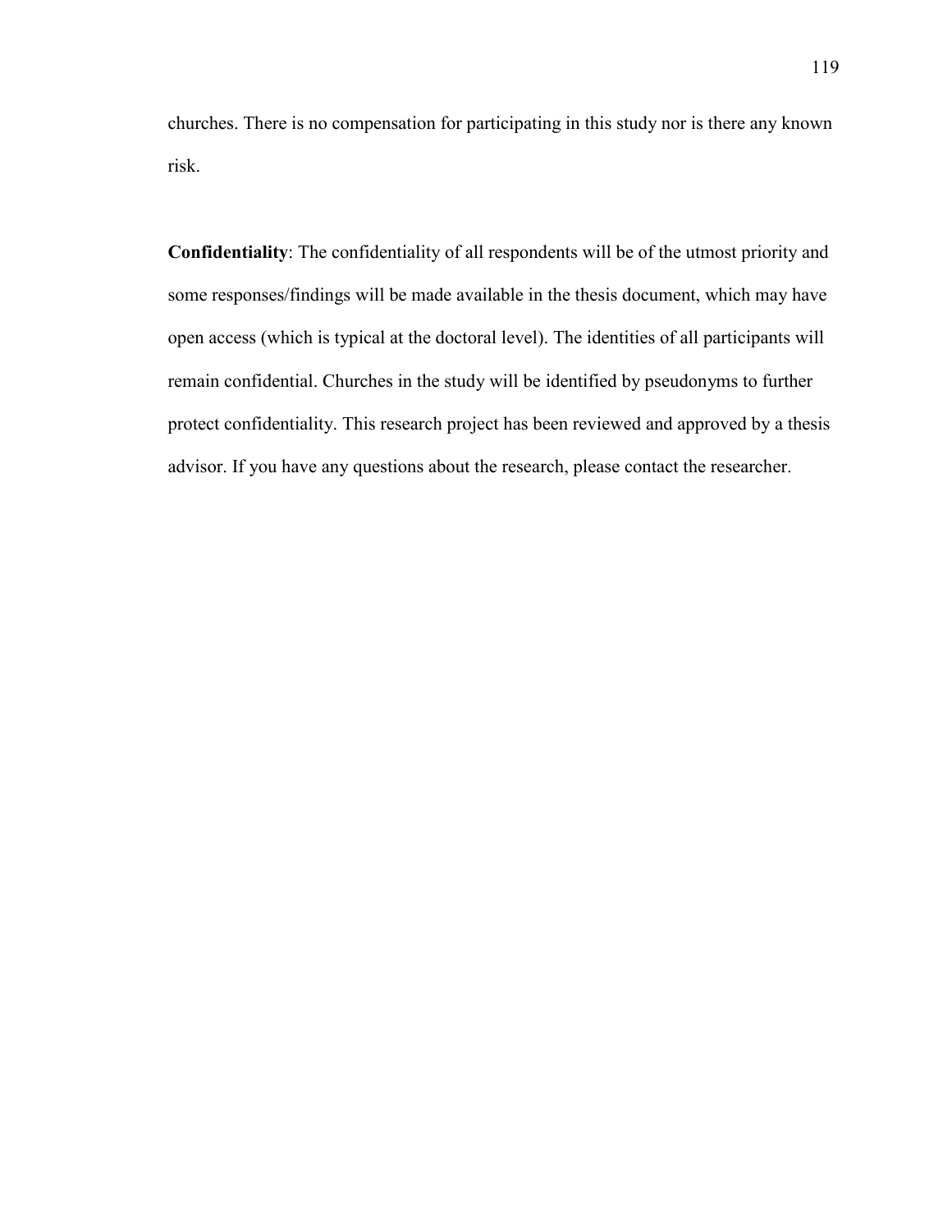churches. There is no compensation for participating in this study nor is there any known risk.

**Confidentiality**: The confidentiality of all respondents will be of the utmost priority and some responses/findings will be made available in the thesis document, which may have open access (which is typical at the doctoral level). The identities of all participants will remain confidential. Churches in the study will be identified by pseudonyms to further protect confidentiality. This research project has been reviewed and approved by a thesis advisor. If you have any questions about the research, please contact the researcher.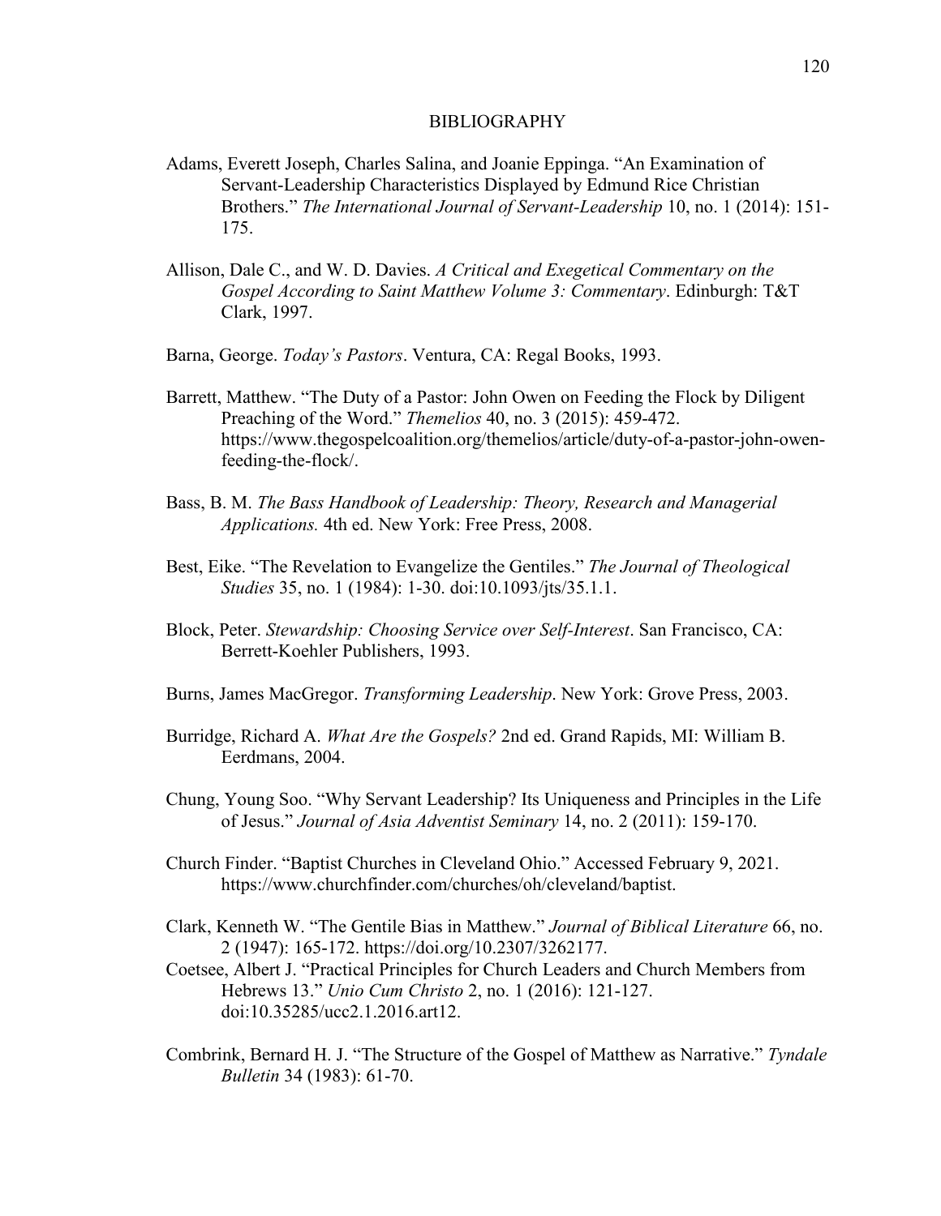# BIBLIOGRAPHY

Adams, Everett Joseph, Charles Salina, and Joanie Eppinga. "An Examination of Servant-Leadership Characteristics Displayed by Edmund Rice Christian Brothers." *The International Journal of Servant-Leadership* 10, no. 1 (2014): 151-175.

Allison, Dale C., and W. D. Davies. *A Critical and Exegetical Commentary on the Gospel According to Saint Matthew Volume 3: Commentary*. Edinburgh: T&T Clark, 1997.

Barna, George. *Today's Pastors*. Ventura, CA: Regal Books, 1993.

Barrett, Matthew. "The Duty of a Pastor: John Owen on Feeding the Flock by Diligent Preaching of the Word." *Themelios* 40, no. 3 (2015): 459-472. https://www.thegospelcoalition.org/themelios/article/duty-of-a-pastor-john-owen-feeding-the-flock/.

Bass, B. M. *The Bass Handbook of Leadership: Theory, Research and Managerial Applications.* 4th ed. New York: Free Press, 2008.

Best, Eike. "The Revelation to Evangelize the Gentiles." *The Journal of Theological Studies* 35, no. 1 (1984): 1-30. doi:10.1093/jts/35.1.1.

Block, Peter. *Stewardship: Choosing Service over Self-Interest*. San Francisco, CA: Berrett-Koehler Publishers, 1993.

Burns, James MacGregor. *Transforming Leadership*. New York: Grove Press, 2003.

Burridge, Richard A. *What Are the Gospels?* 2nd ed. Grand Rapids, MI: William B. Eerdmans, 2004.

Chung, Young Soo. "Why Servant Leadership? Its Uniqueness and Principles in the Life of Jesus." *Journal of Asia Adventist Seminary* 14, no. 2 (2011): 159-170.

Church Finder. "Baptist Churches in Cleveland Ohio." Accessed February 9, 2021. https://www.churchfinder.com/churches/oh/cleveland/baptist.

Clark, Kenneth W. "The Gentile Bias in Matthew." *Journal of Biblical Literature* 66, no. 2 (1947): 165-172. https://doi.org/10.2307/3262177.

Coetsee, Albert J. "Practical Principles for Church Leaders and Church Members from Hebrews 13." *Unio Cum Christo* 2, no. 1 (2016): 121-127. doi:10.35285/ucc2.1.2016.art12.

Combrink, Bernard H. J. "The Structure of the Gospel of Matthew as Narrative." *Tyndale Bulletin* 34 (1983): 61-70.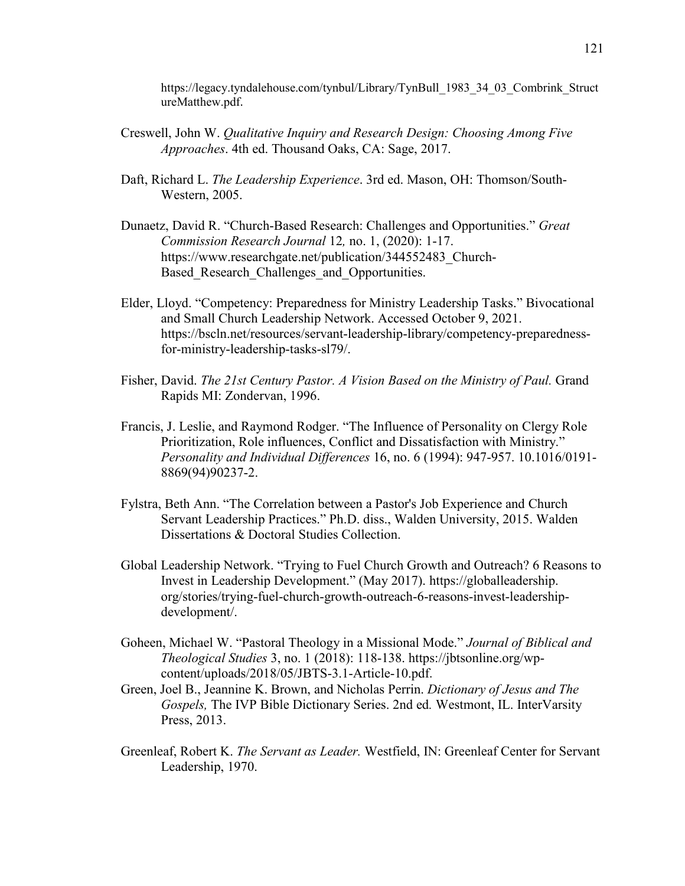https://legacy.tyndalehouse.com/tynbul/Library/TynBull_1983_34_03_Combrink_StructureMatthew.pdf.

Creswell, John W. *Qualitative Inquiry and Research Design: Choosing Among Five Approaches*. 4th ed. Thousand Oaks, CA: Sage, 2017.

Daft, Richard L. *The Leadership Experience*. 3rd ed. Mason, OH: Thomson/South-Western, 2005.

Dunaetz, David R. "Church-Based Research: Challenges and Opportunities." *Great Commission Research Journal* 12*,* no. 1, (2020): 1-17. https://www.researchgate.net/publication/344552483_Church-Based_Research_Challenges_and_Opportunities.

Elder, Lloyd. "Competency: Preparedness for Ministry Leadership Tasks." Bivocational and Small Church Leadership Network. Accessed October 9, 2021. https://bscln.net/resources/servant-leadership-library/competency-preparedness-for-ministry-leadership-tasks-sl79/.

Fisher, David. *The 21st Century Pastor. A Vision Based on the Ministry of Paul.* Grand Rapids MI: Zondervan, 1996.

Francis, J. Leslie, and Raymond Rodger. "The Influence of Personality on Clergy Role Prioritization, Role influences, Conflict and Dissatisfaction with Ministry." *Personality and Individual Differences* 16, no. 6 (1994): 947-957. 10.1016/0191-8869(94)90237-2.

Fylstra, Beth Ann. "The Correlation between a Pastor's Job Experience and Church Servant Leadership Practices." Ph.D. diss., Walden University, 2015. Walden Dissertations & Doctoral Studies Collection.

Global Leadership Network. "Trying to Fuel Church Growth and Outreach? 6 Reasons to Invest in Leadership Development." (May 2017). https://globalleadership.org/stories/trying-fuel-church-growth-outreach-6-reasons-invest-leadership-development/.

Goheen, Michael W. "Pastoral Theology in a Missional Mode." *Journal of Biblical and Theological Studies* 3, no. 1 (2018): 118-138. https://jbtsonline.org/wp-content/uploads/2018/05/JBTS-3.1-Article-10.pdf.

Green, Joel B., Jeannine K. Brown, and Nicholas Perrin. *Dictionary of Jesus and The Gospels,* The IVP Bible Dictionary Series. 2nd ed*.* Westmont, IL. InterVarsity Press, 2013.

Greenleaf, Robert K. *The Servant as Leader.* Westfield, IN: Greenleaf Center for Servant Leadership, 1970.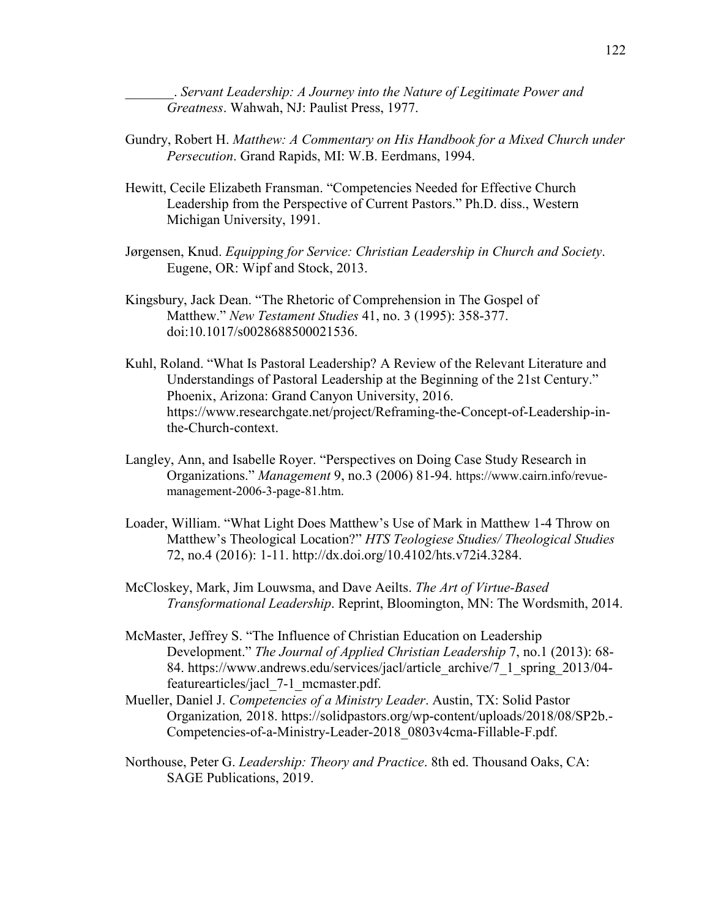_______. *Servant Leadership: A Journey into the Nature of Legitimate Power and Greatness*. Wahwah, NJ: Paulist Press, 1977.

Gundry, Robert H. *Matthew: A Commentary on His Handbook for a Mixed Church under Persecution*. Grand Rapids, MI: W.B. Eerdmans, 1994.

Hewitt, Cecile Elizabeth Fransman. "Competencies Needed for Effective Church Leadership from the Perspective of Current Pastors." Ph.D. diss., Western Michigan University, 1991.

Jørgensen, Knud. *Equipping for Service: Christian Leadership in Church and Society*. Eugene, OR: Wipf and Stock, 2013.

Kingsbury, Jack Dean. "The Rhetoric of Comprehension in The Gospel of Matthew." *New Testament Studies* 41, no. 3 (1995): 358-377. doi:10.1017/s0028688500021536.

Kuhl, Roland. "What Is Pastoral Leadership? A Review of the Relevant Literature and Understandings of Pastoral Leadership at the Beginning of the 21st Century." Phoenix, Arizona: Grand Canyon University, 2016. https://www.researchgate.net/project/Reframing-the-Concept-of-Leadership-in-the-Church-context.

Langley, Ann, and Isabelle Royer. "Perspectives on Doing Case Study Research in Organizations." *Management* 9, no.3 (2006) 81-94. https://www.cairn.info/revue-management-2006-3-page-81.htm.

Loader, William. "What Light Does Matthew's Use of Mark in Matthew 1-4 Throw on Matthew's Theological Location?" *HTS Teologiese Studies/ Theological Studies* 72, no.4 (2016): 1-11. http://dx.doi.org/10.4102/hts.v72i4.3284.

McCloskey, Mark, Jim Louwsma, and Dave Aeilts. *The Art of Virtue-Based Transformational Leadership*. Reprint, Bloomington, MN: The Wordsmith, 2014.

McMaster, Jeffrey S. "The Influence of Christian Education on Leadership Development." *The Journal of Applied Christian Leadership* 7, no.1 (2013): 68-84. https://www.andrews.edu/services/jacl/article_archive/7_1_spring_2013/04-featurearticles/jacl_7-1_mcmaster.pdf.

Mueller, Daniel J. *Competencies of a Ministry Leader*. Austin, TX: Solid Pastor Organization*,* 2018. https://solidpastors.org/wp-content/uploads/2018/08/SP2b.-Competencies-of-a-Ministry-Leader-2018_0803v4cma-Fillable-F.pdf.

Northouse, Peter G. *Leadership: Theory and Practice*. 8th ed. Thousand Oaks, CA: SAGE Publications, 2019.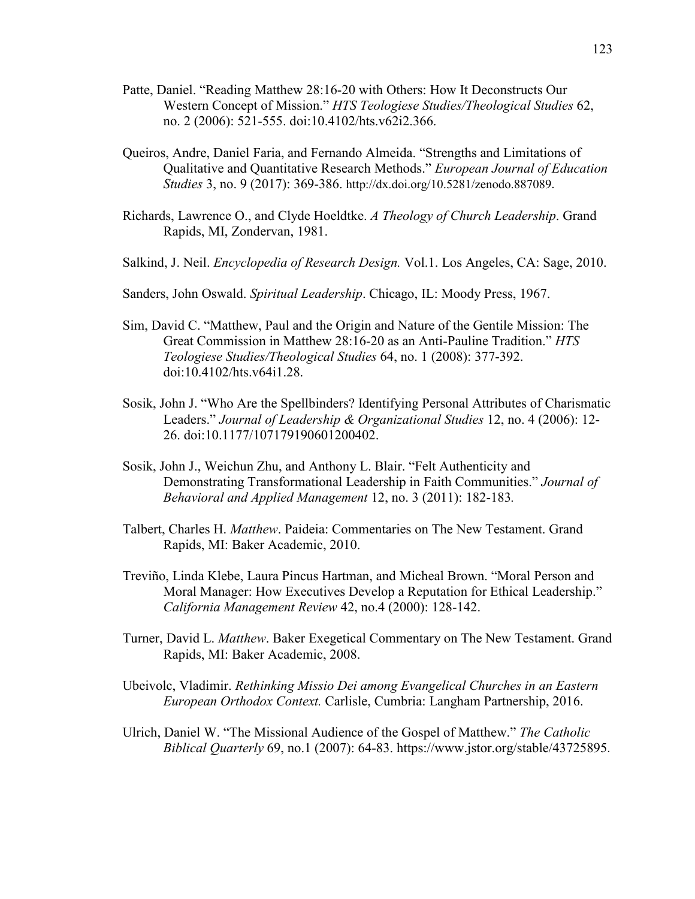Patte, Daniel. "Reading Matthew 28:16-20 with Others: How It Deconstructs Our Western Concept of Mission." *HTS Teologiese Studies/Theological Studies* 62, no. 2 (2006): 521-555. doi:10.4102/hts.v62i2.366.

Queiros, Andre, Daniel Faria, and Fernando Almeida. "Strengths and Limitations of Qualitative and Quantitative Research Methods." *European Journal of Education Studies* 3, no. 9 (2017): 369-386. http://dx.doi.org/10.5281/zenodo.887089.

Richards, Lawrence O., and Clyde Hoeldtke. *A Theology of Church Leadership*. Grand Rapids, MI, Zondervan, 1981.

Salkind, J. Neil. *Encyclopedia of Research Design.* Vol.1. Los Angeles, CA: Sage, 2010.

Sanders, John Oswald. *Spiritual Leadership*. Chicago, IL: Moody Press, 1967.

Sim, David C. "Matthew, Paul and the Origin and Nature of the Gentile Mission: The Great Commission in Matthew 28:16-20 as an Anti-Pauline Tradition." *HTS Teologiese Studies/Theological Studies* 64, no. 1 (2008): 377-392. doi:10.4102/hts.v64i1.28.

Sosik, John J. "Who Are the Spellbinders? Identifying Personal Attributes of Charismatic Leaders." *Journal of Leadership & Organizational Studies* 12, no. 4 (2006): 12-26. doi:10.1177/107179190601200402.

Sosik, John J., Weichun Zhu, and Anthony L. Blair. "Felt Authenticity and Demonstrating Transformational Leadership in Faith Communities." *Journal of Behavioral and Applied Management* 12, no. 3 (2011): 182-183.

Talbert, Charles H. *Matthew*. Paideia: Commentaries on The New Testament. Grand Rapids, MI: Baker Academic, 2010.

Treviño, Linda Klebe, Laura Pincus Hartman, and Micheal Brown. "Moral Person and Moral Manager: How Executives Develop a Reputation for Ethical Leadership." *California Management Review* 42, no.4 (2000): 128-142.

Turner, David L. *Matthew*. Baker Exegetical Commentary on The New Testament. Grand Rapids, MI: Baker Academic, 2008.

Ubeivolc, Vladimir. *Rethinking Missio Dei among Evangelical Churches in an Eastern European Orthodox Context.* Carlisle, Cumbria: Langham Partnership, 2016.

Ulrich, Daniel W. "The Missional Audience of the Gospel of Matthew." *The Catholic Biblical Quarterly* 69, no.1 (2007): 64-83. https://www.jstor.org/stable/43725895.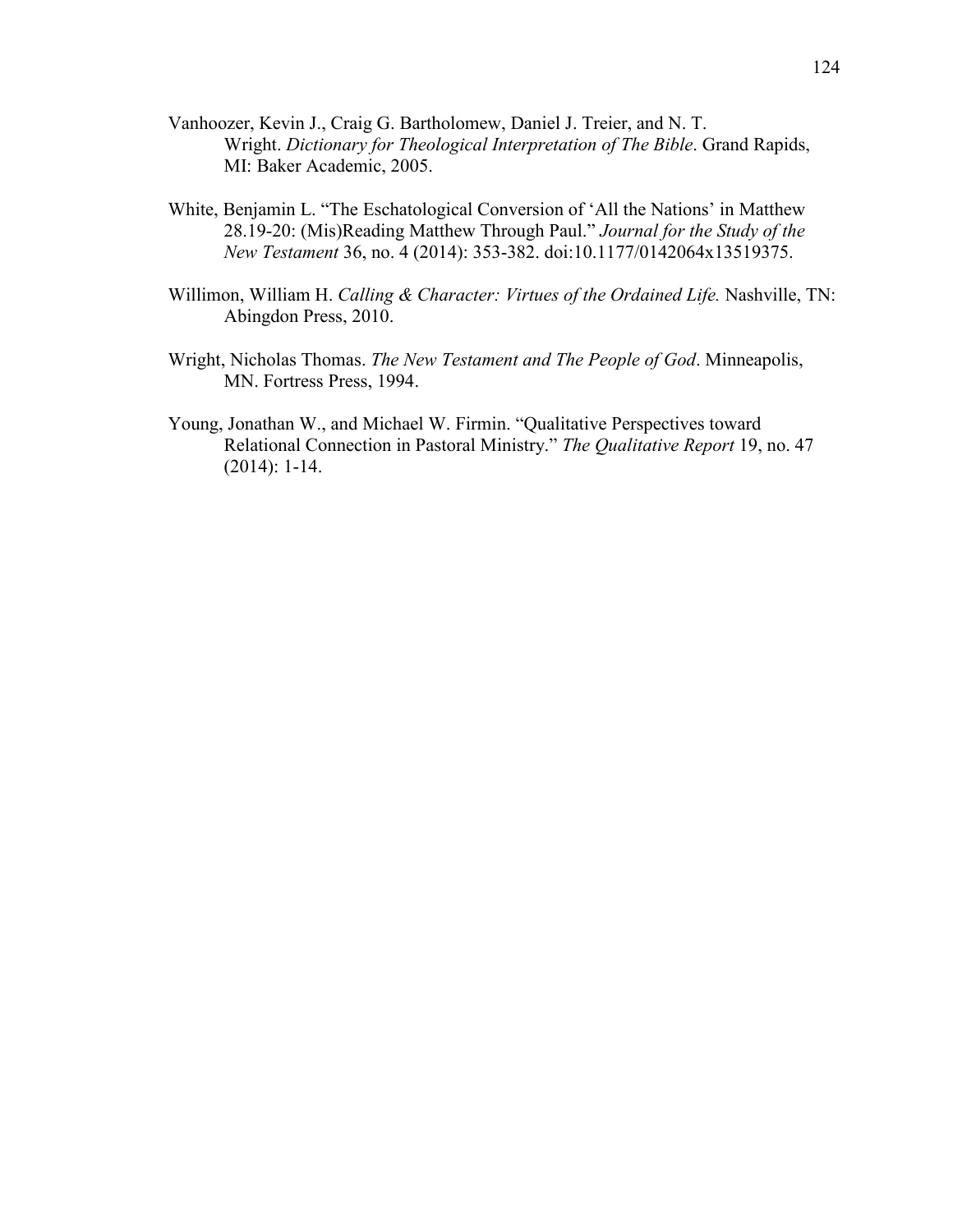Vanhoozer, Kevin J., Craig G. Bartholomew, Daniel J. Treier, and N. T. Wright. *Dictionary for Theological Interpretation of The Bible*. Grand Rapids, MI: Baker Academic, 2005.

White, Benjamin L. "The Eschatological Conversion of 'All the Nations' in Matthew 28.19-20: (Mis)Reading Matthew Through Paul." *Journal for the Study of the New Testament* 36, no. 4 (2014): 353-382. doi:10.1177/0142064x13519375.

Willimon, William H. *Calling & Character: Virtues of the Ordained Life.* Nashville, TN: Abingdon Press, 2010.

Wright, Nicholas Thomas. *The New Testament and The People of God*. Minneapolis, MN. Fortress Press, 1994.

Young, Jonathan W., and Michael W. Firmin. "Qualitative Perspectives toward Relational Connection in Pastoral Ministry." *The Qualitative Report* 19, no. 47 (2014): 1-14.